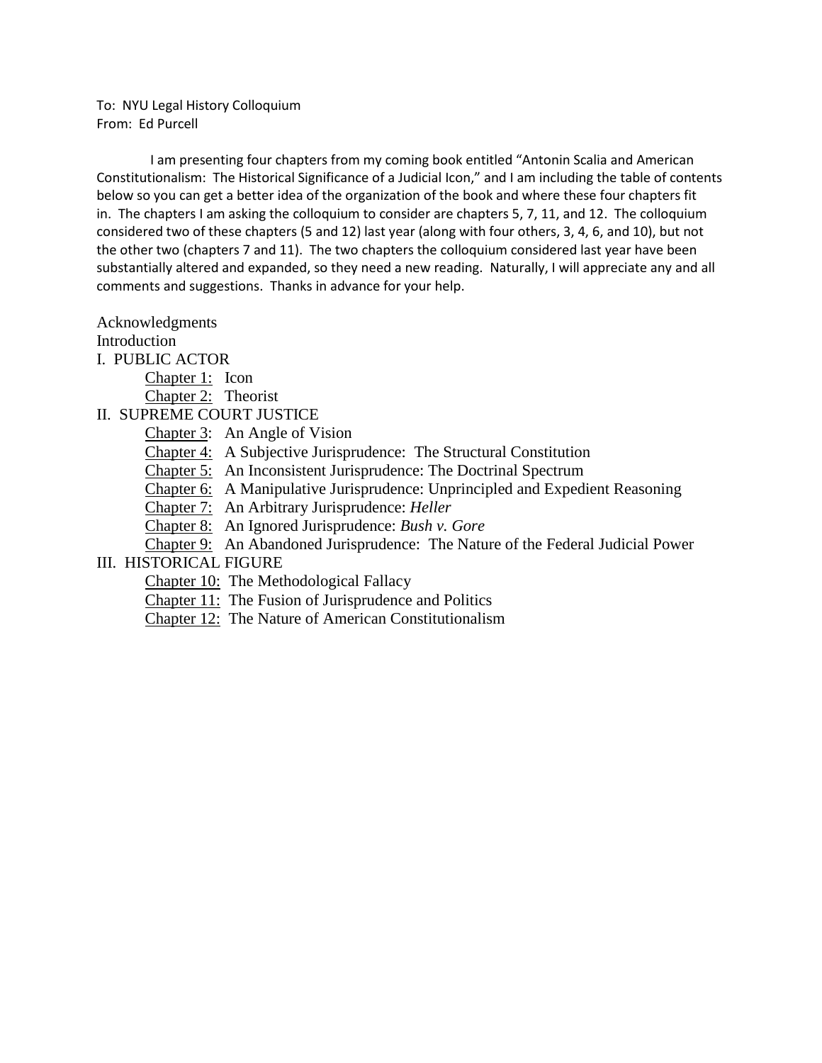To: NYU Legal History Colloquium
From: Ed Purcell

I am presenting four chapters from my coming book entitled "Antonin Scalia and American Constitutionalism: The Historical Significance of a Judicial Icon," and I am including the table of contents below so you can get a better idea of the organization of the book and where these four chapters fit in. The chapters I am asking the colloquium to consider are chapters 5, 7, 11, and 12. The colloquium considered two of these chapters (5 and 12) last year (along with four others, 3, 4, 6, and 10), but not the other two (chapters 7 and 11). The two chapters the colloquium considered last year have been substantially altered and expanded, so they need a new reading. Naturally, I will appreciate any and all comments and suggestions. Thanks in advance for your help.

Acknowledgments
Introduction
I. PUBLIC ACTOR
- Chapter 1: Icon
- Chapter 2: Theorist

II. SUPREME COURT JUSTICE
- Chapter 3: An Angle of Vision
- Chapter 4: A Subjective Jurisprudence: The Structural Constitution
- Chapter 5: An Inconsistent Jurisprudence: The Doctrinal Spectrum
- Chapter 6: A Manipulative Jurisprudence: Unprincipled and Expedient Reasoning
- Chapter 7: An Arbitrary Jurisprudence: *Heller*
- Chapter 8: An Ignored Jurisprudence: *Bush v. Gore*
- Chapter 9: An Abandoned Jurisprudence: The Nature of the Federal Judicial Power

III. HISTORICAL FIGURE
- Chapter 10: The Methodological Fallacy
- Chapter 11: The Fusion of Jurisprudence and Politics
- Chapter 12: The Nature of American Constitutionalism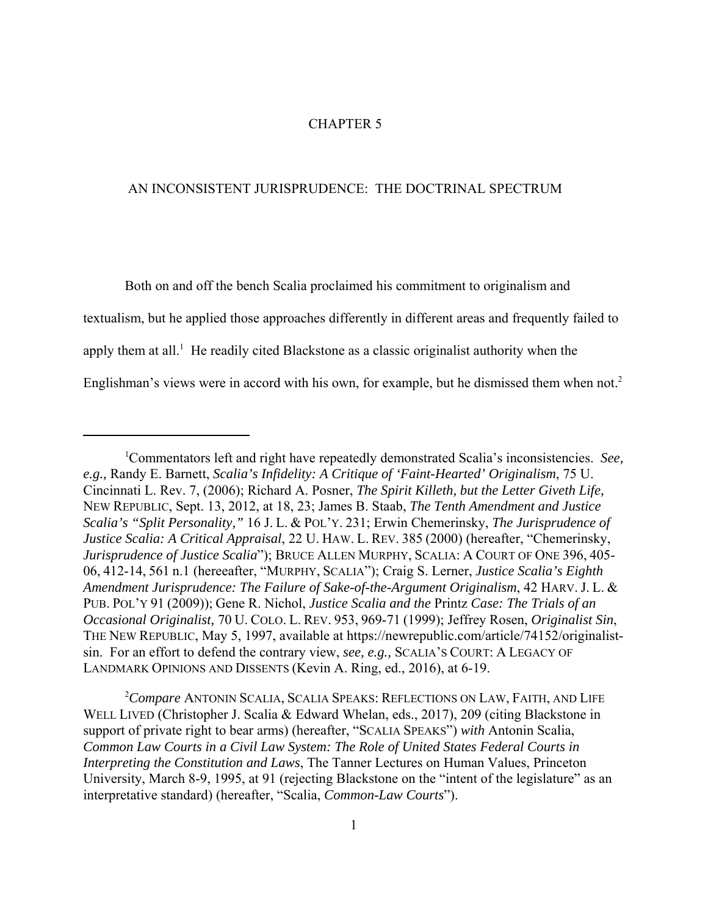# CHAPTER 5

## AN INCONSISTENT JURISPRUDENCE: THE DOCTRINAL SPECTRUM

Both on and off the bench Scalia proclaimed his commitment to originalism and textualism, but he applied those approaches differently in different areas and frequently failed to apply them at all.[1] He readily cited Blackstone as a classic originalist authority when the Englishman's views were in accord with his own, for example, but he dismissed them when not.[2]

---

[1]Commentators left and right have repeatedly demonstrated Scalia's inconsistencies. *See, e.g.,* Randy E. Barnett, *Scalia's Infidelity: A Critique of 'Faint-Hearted' Originalism*, 75 U. Cincinnati L. Rev. 7, (2006); Richard A. Posner, *The Spirit Killeth, but the Letter Giveth Life,* NEW REPUBLIC, Sept. 13, 2012, at 18, 23; James B. Staab, *The Tenth Amendment and Justice Scalia's "Split Personality,"* 16 J. L. & POL'Y. 231; Erwin Chemerinsky, *The Jurisprudence of Justice Scalia: A Critical Appraisal*, 22 U. HAW. L. REV. 385 (2000) (hereafter, "Chemerinsky, *Jurisprudence of Justice Scalia*"); BRUCE ALLEN MURPHY, SCALIA: A COURT OF ONE 396, 405-06, 412-14, 561 n.1 (hereeafter, "MURPHY, SCALIA"); Craig S. Lerner, *Justice Scalia's Eighth Amendment Jurisprudence: The Failure of Sake-of-the-Argument Originalism*, 42 HARV. J. L. & PUB. POL'Y 91 (2009)); Gene R. Nichol, *Justice Scalia and the* Printz *Case: The Trials of an Occasional Originalist,* 70 U. COLO. L. REV. 953, 969-71 (1999); Jeffrey Rosen, *Originalist Sin*, THE NEW REPUBLIC, May 5, 1997, available at https://newrepublic.com/article/74152/originalist-sin. For an effort to defend the contrary view, *see, e.g.,* SCALIA'S COURT: A LEGACY OF LANDMARK OPINIONS AND DISSENTS (Kevin A. Ring, ed., 2016), at 6-19.

[2]*Compare* ANTONIN SCALIA, SCALIA SPEAKS: REFLECTIONS ON LAW, FAITH, AND LIFE WELL LIVED (Christopher J. Scalia & Edward Whelan, eds., 2017), 209 (citing Blackstone in support of private right to bear arms) (hereafter, "SCALIA SPEAKS") *with* Antonin Scalia, *Common Law Courts in a Civil Law System: The Role of United States Federal Courts in Interpreting the Constitution and Laws*, The Tanner Lectures on Human Values, Princeton University, March 8-9, 1995, at 91 (rejecting Blackstone on the "intent of the legislature" as an interpretative standard) (hereafter, "Scalia, *Common-Law Courts*").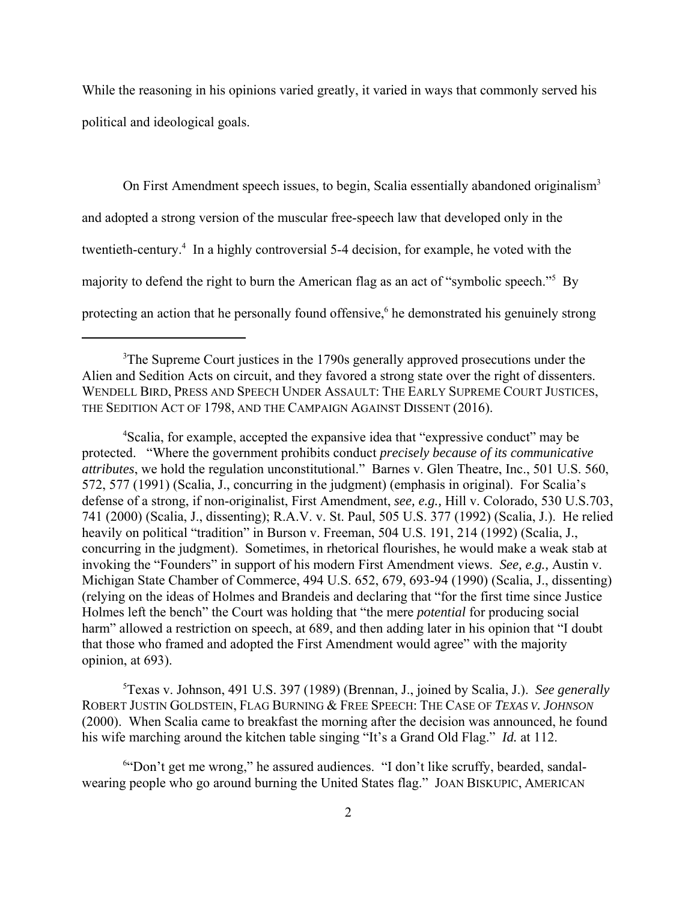While the reasoning in his opinions varied greatly, it varied in ways that commonly served his political and ideological goals.

On First Amendment speech issues, to begin, Scalia essentially abandoned originalism[3] and adopted a strong version of the muscular free-speech law that developed only in the twentieth-century.[4] In a highly controversial 5-4 decision, for example, he voted with the majority to defend the right to burn the American flag as an act of "symbolic speech."[5] By protecting an action that he personally found offensive,[6] he demonstrated his genuinely strong

---

[3]The Supreme Court justices in the 1790s generally approved prosecutions under the Alien and Sedition Acts on circuit, and they favored a strong state over the right of dissenters. WENDELL BIRD, PRESS AND SPEECH UNDER ASSAULT: THE EARLY SUPREME COURT JUSTICES, THE SEDITION ACT OF 1798, AND THE CAMPAIGN AGAINST DISSENT (2016).

[4]Scalia, for example, accepted the expansive idea that "expressive conduct" may be protected. "Where the government prohibits conduct *precisely because of its communicative attributes*, we hold the regulation unconstitutional." Barnes v. Glen Theatre, Inc., 501 U.S. 560, 572, 577 (1991) (Scalia, J., concurring in the judgment) (emphasis in original). For Scalia's defense of a strong, if non-originalist, First Amendment, *see, e.g.,* Hill v. Colorado, 530 U.S.703, 741 (2000) (Scalia, J., dissenting); R.A.V. v. St. Paul, 505 U.S. 377 (1992) (Scalia, J.). He relied heavily on political "tradition" in Burson v. Freeman, 504 U.S. 191, 214 (1992) (Scalia, J., concurring in the judgment). Sometimes, in rhetorical flourishes, he would make a weak stab at invoking the "Founders" in support of his modern First Amendment views. *See, e.g.,* Austin v. Michigan State Chamber of Commerce, 494 U.S. 652, 679, 693-94 (1990) (Scalia, J., dissenting) (relying on the ideas of Holmes and Brandeis and declaring that "for the first time since Justice Holmes left the bench" the Court was holding that "the mere *potential* for producing social harm" allowed a restriction on speech, at 689, and then adding later in his opinion that "I doubt that those who framed and adopted the First Amendment would agree" with the majority opinion, at 693).

[5]Texas v. Johnson, 491 U.S. 397 (1989) (Brennan, J., joined by Scalia, J.). *See generally* ROBERT JUSTIN GOLDSTEIN, FLAG BURNING & FREE SPEECH: THE CASE OF *TEXAS V. JOHNSON* (2000). When Scalia came to breakfast the morning after the decision was announced, he found his wife marching around the kitchen table singing "It's a Grand Old Flag." *Id.* at 112.

[6]"Don't get me wrong," he assured audiences. "I don't like scruffy, bearded, sandal-wearing people who go around burning the United States flag." JOAN BISKUPIC, AMERICAN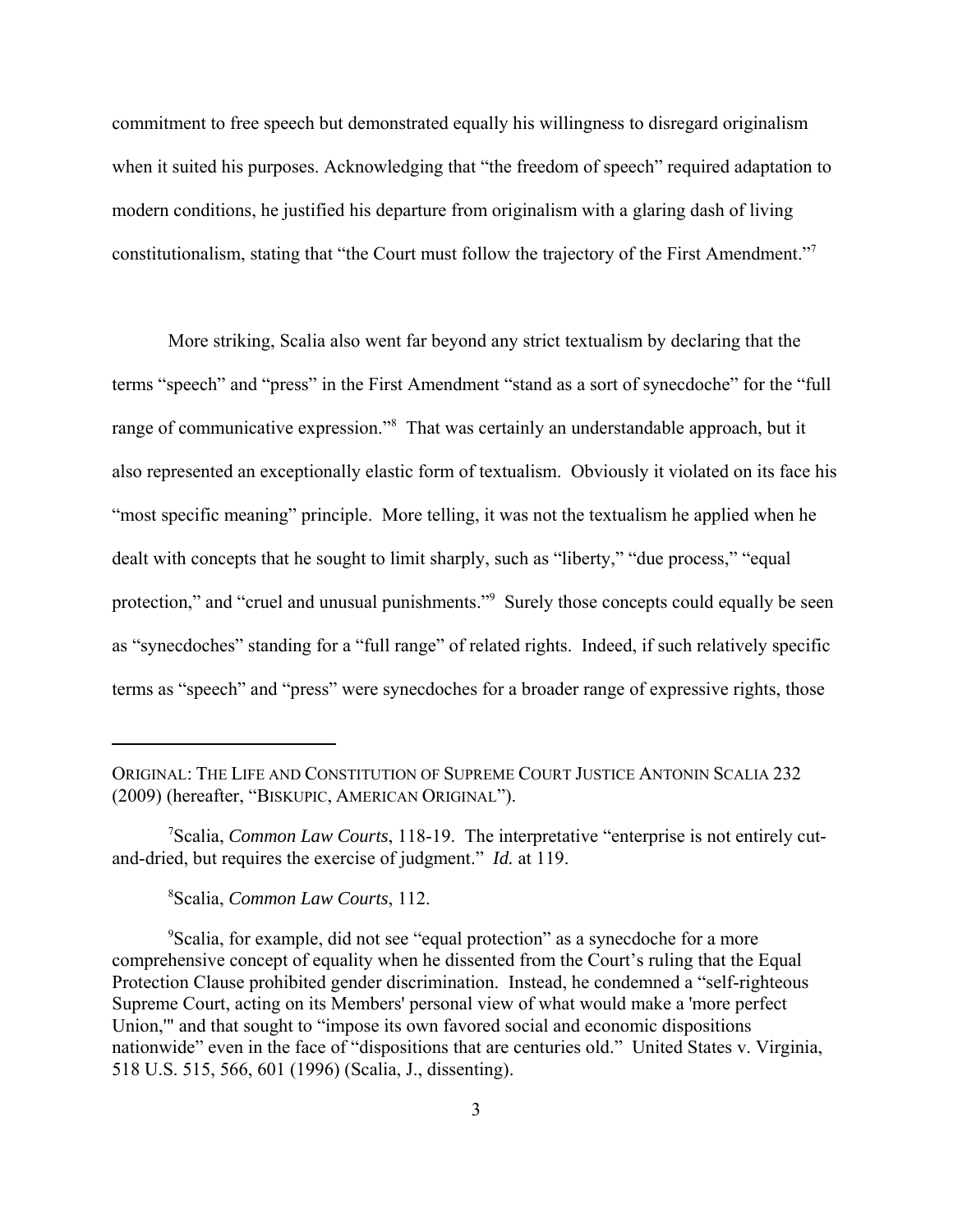commitment to free speech but demonstrated equally his willingness to disregard originalism when it suited his purposes. Acknowledging that "the freedom of speech" required adaptation to modern conditions, he justified his departure from originalism with a glaring dash of living constitutionalism, stating that "the Court must follow the trajectory of the First Amendment."[7]

More striking, Scalia also went far beyond any strict textualism by declaring that the terms "speech" and "press" in the First Amendment "stand as a sort of synecdoche" for the "full range of communicative expression."[8] That was certainly an understandable approach, but it also represented an exceptionally elastic form of textualism. Obviously it violated on its face his "most specific meaning" principle. More telling, it was not the textualism he applied when he dealt with concepts that he sought to limit sharply, such as "liberty," "due process," "equal protection," and "cruel and unusual punishments."[9] Surely those concepts could equally be seen as "synecdoches" standing for a "full range" of related rights. Indeed, if such relatively specific terms as "speech" and "press" were synecdoches for a broader range of expressive rights, those

---

ORIGINAL: THE LIFE AND CONSTITUTION OF SUPREME COURT JUSTICE ANTONIN SCALIA 232 (2009) (hereafter, "BISKUPIC, AMERICAN ORIGINAL").

[7]Scalia, *Common Law Courts*, 118-19. The interpretative "enterprise is not entirely cut-and-dried, but requires the exercise of judgment." *Id.* at 119.

[8]Scalia, *Common Law Courts*, 112.

[9]Scalia, for example, did not see "equal protection" as a synecdoche for a more comprehensive concept of equality when he dissented from the Court's ruling that the Equal Protection Clause prohibited gender discrimination. Instead, he condemned a "self-righteous Supreme Court, acting on its Members' personal view of what would make a 'more perfect Union,'" and that sought to "impose its own favored social and economic dispositions nationwide" even in the face of "dispositions that are centuries old." United States v. Virginia, 518 U.S. 515, 566, 601 (1996) (Scalia, J., dissenting).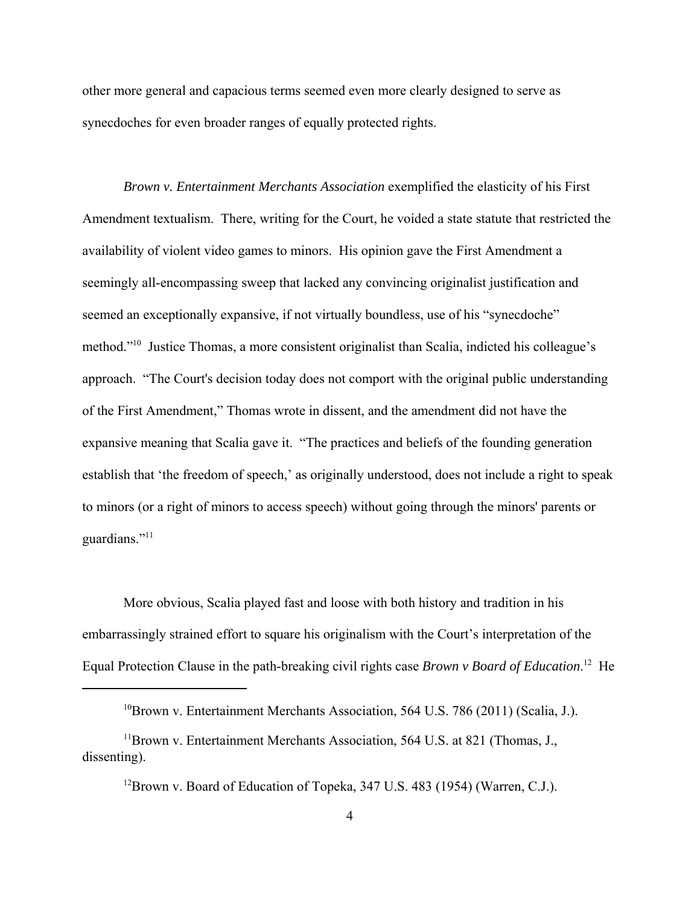other more general and capacious terms seemed even more clearly designed to serve as synecdoches for even broader ranges of equally protected rights.

*Brown v. Entertainment Merchants Association* exemplified the elasticity of his First Amendment textualism. There, writing for the Court, he voided a state statute that restricted the availability of violent video games to minors. His opinion gave the First Amendment a seemingly all-encompassing sweep that lacked any convincing originalist justification and seemed an exceptionally expansive, if not virtually boundless, use of his "synecdoche" method."[10] Justice Thomas, a more consistent originalist than Scalia, indicted his colleague's approach. "The Court's decision today does not comport with the original public understanding of the First Amendment," Thomas wrote in dissent, and the amendment did not have the expansive meaning that Scalia gave it. "The practices and beliefs of the founding generation establish that 'the freedom of speech,' as originally understood, does not include a right to speak to minors (or a right of minors to access speech) without going through the minors' parents or guardians."[11]

More obvious, Scalia played fast and loose with both history and tradition in his embarrassingly strained effort to square his originalism with the Court's interpretation of the Equal Protection Clause in the path-breaking civil rights case *Brown v Board of Education*.[12] He

---

[10]Brown v. Entertainment Merchants Association, 564 U.S. 786 (2011) (Scalia, J.).

[11]Brown v. Entertainment Merchants Association, 564 U.S. at 821 (Thomas, J., dissenting).

[12]Brown v. Board of Education of Topeka, 347 U.S. 483 (1954) (Warren, C.J.).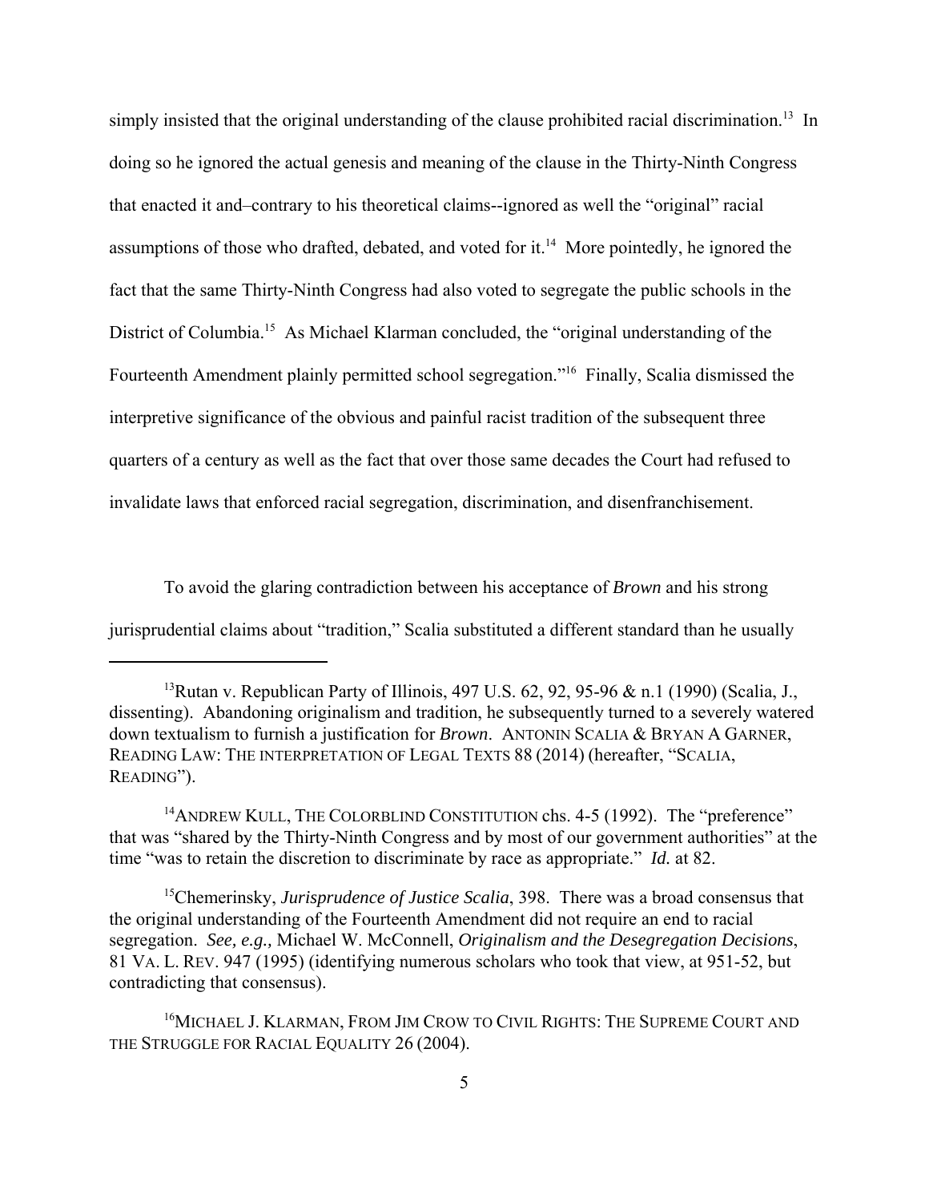simply insisted that the original understanding of the clause prohibited racial discrimination.[13] In doing so he ignored the actual genesis and meaning of the clause in the Thirty-Ninth Congress that enacted it and–contrary to his theoretical claims--ignored as well the "original" racial assumptions of those who drafted, debated, and voted for it.[14] More pointedly, he ignored the fact that the same Thirty-Ninth Congress had also voted to segregate the public schools in the District of Columbia.[15] As Michael Klarman concluded, the "original understanding of the Fourteenth Amendment plainly permitted school segregation."[16] Finally, Scalia dismissed the interpretive significance of the obvious and painful racist tradition of the subsequent three quarters of a century as well as the fact that over those same decades the Court had refused to invalidate laws that enforced racial segregation, discrimination, and disenfranchisement.

To avoid the glaring contradiction between his acceptance of *Brown* and his strong jurisprudential claims about "tradition," Scalia substituted a different standard than he usually

---

[13] Rutan v. Republican Party of Illinois, 497 U.S. 62, 92, 95-96 & n.1 (1990) (Scalia, J., dissenting). Abandoning originalism and tradition, he subsequently turned to a severely watered down textualism to furnish a justification for *Brown*. ANTONIN SCALIA & BRYAN A GARNER, READING LAW: THE INTERPRETATION OF LEGAL TEXTS 88 (2014) (hereafter, "SCALIA, READING").

[14] ANDREW KULL, THE COLORBLIND CONSTITUTION chs. 4-5 (1992). The "preference" that was "shared by the Thirty-Ninth Congress and by most of our government authorities" at the time "was to retain the discretion to discriminate by race as appropriate." *Id.* at 82.

[15] Chemerinsky, *Jurisprudence of Justice Scalia*, 398. There was a broad consensus that the original understanding of the Fourteenth Amendment did not require an end to racial segregation. *See, e.g.,* Michael W. McConnell, *Originalism and the Desegregation Decisions*, 81 VA. L. REV. 947 (1995) (identifying numerous scholars who took that view, at 951-52, but contradicting that consensus).

[16] MICHAEL J. KLARMAN, FROM JIM CROW TO CIVIL RIGHTS: THE SUPREME COURT AND THE STRUGGLE FOR RACIAL EQUALITY 26 (2004).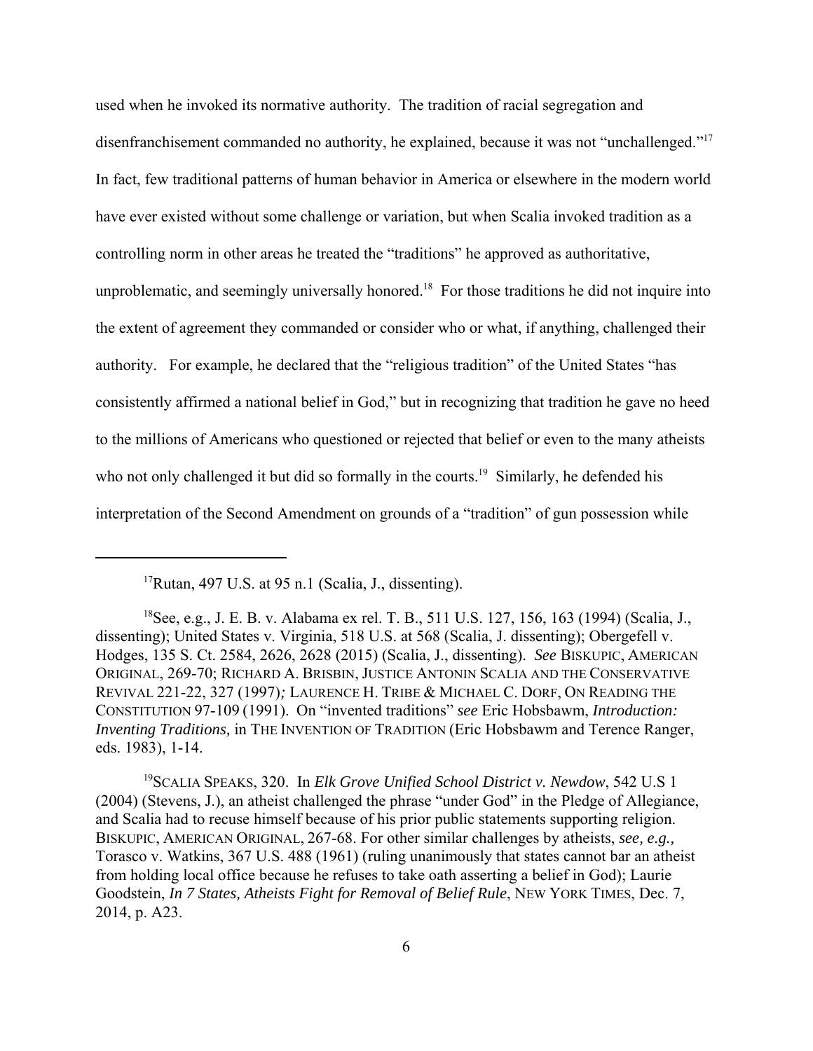used when he invoked its normative authority. The tradition of racial segregation and disenfranchisement commanded no authority, he explained, because it was not "unchallenged."[17] In fact, few traditional patterns of human behavior in America or elsewhere in the modern world have ever existed without some challenge or variation, but when Scalia invoked tradition as a controlling norm in other areas he treated the "traditions" he approved as authoritative, unproblematic, and seemingly universally honored.[18] For those traditions he did not inquire into the extent of agreement they commanded or consider who or what, if anything, challenged their authority. For example, he declared that the "religious tradition" of the United States "has consistently affirmed a national belief in God," but in recognizing that tradition he gave no heed to the millions of Americans who questioned or rejected that belief or even to the many atheists who not only challenged it but did so formally in the courts.[19] Similarly, he defended his interpretation of the Second Amendment on grounds of a "tradition" of gun possession while

---

[17]Rutan, 497 U.S. at 95 n.1 (Scalia, J., dissenting).

[18]See, e.g., J. E. B. v. Alabama ex rel. T. B., 511 U.S. 127, 156, 163 (1994) (Scalia, J., dissenting); United States v. Virginia, 518 U.S. at 568 (Scalia, J. dissenting); Obergefell v. Hodges, 135 S. Ct. 2584, 2626, 2628 (2015) (Scalia, J., dissenting). *See* BISKUPIC, AMERICAN ORIGINAL, 269-70; RICHARD A. BRISBIN, JUSTICE ANTONIN SCALIA AND THE CONSERVATIVE REVIVAL 221-22, 327 (1997)*;* LAURENCE H. TRIBE & MICHAEL C. DORF, ON READING THE CONSTITUTION 97-109 (1991). On "invented traditions" *see* Eric Hobsbawm, *Introduction: Inventing Traditions,* in THE INVENTION OF TRADITION (Eric Hobsbawm and Terence Ranger, eds. 1983), 1-14.

[19]SCALIA SPEAKS, 320. In *Elk Grove Unified School District v. Newdow*, 542 U.S 1 (2004) (Stevens, J.), an atheist challenged the phrase "under God" in the Pledge of Allegiance, and Scalia had to recuse himself because of his prior public statements supporting religion. BISKUPIC, AMERICAN ORIGINAL, 267-68. For other similar challenges by atheists, *see, e.g.,* Torasco v. Watkins, 367 U.S. 488 (1961) (ruling unanimously that states cannot bar an atheist from holding local office because he refuses to take oath asserting a belief in God); Laurie Goodstein, *In 7 States, Atheists Fight for Removal of Belief Rule*, NEW YORK TIMES, Dec. 7, 2014, p. A23.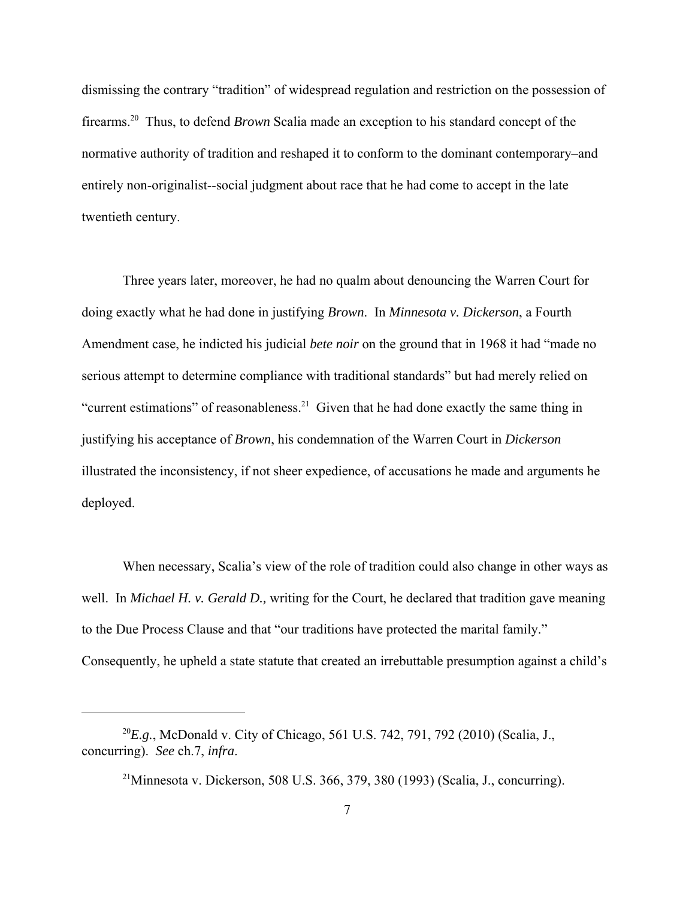dismissing the contrary "tradition" of widespread regulation and restriction on the possession of firearms.[20] Thus, to defend *Brown* Scalia made an exception to his standard concept of the normative authority of tradition and reshaped it to conform to the dominant contemporary–and entirely non-originalist--social judgment about race that he had come to accept in the late twentieth century.

Three years later, moreover, he had no qualm about denouncing the Warren Court for doing exactly what he had done in justifying *Brown*. In *Minnesota v. Dickerson*, a Fourth Amendment case, he indicted his judicial *bete noir* on the ground that in 1968 it had "made no serious attempt to determine compliance with traditional standards" but had merely relied on "current estimations" of reasonableness.[21] Given that he had done exactly the same thing in justifying his acceptance of *Brown*, his condemnation of the Warren Court in *Dickerson* illustrated the inconsistency, if not sheer expedience, of accusations he made and arguments he deployed.

When necessary, Scalia's view of the role of tradition could also change in other ways as well. In *Michael H. v. Gerald D.,* writing for the Court, he declared that tradition gave meaning to the Due Process Clause and that "our traditions have protected the marital family." Consequently, he upheld a state statute that created an irrebuttable presumption against a child's

---

[20] *E.g.*, McDonald v. City of Chicago, 561 U.S. 742, 791, 792 (2010) (Scalia, J., concurring). *See* ch.7, *infra*.

[21] Minnesota v. Dickerson, 508 U.S. 366, 379, 380 (1993) (Scalia, J., concurring).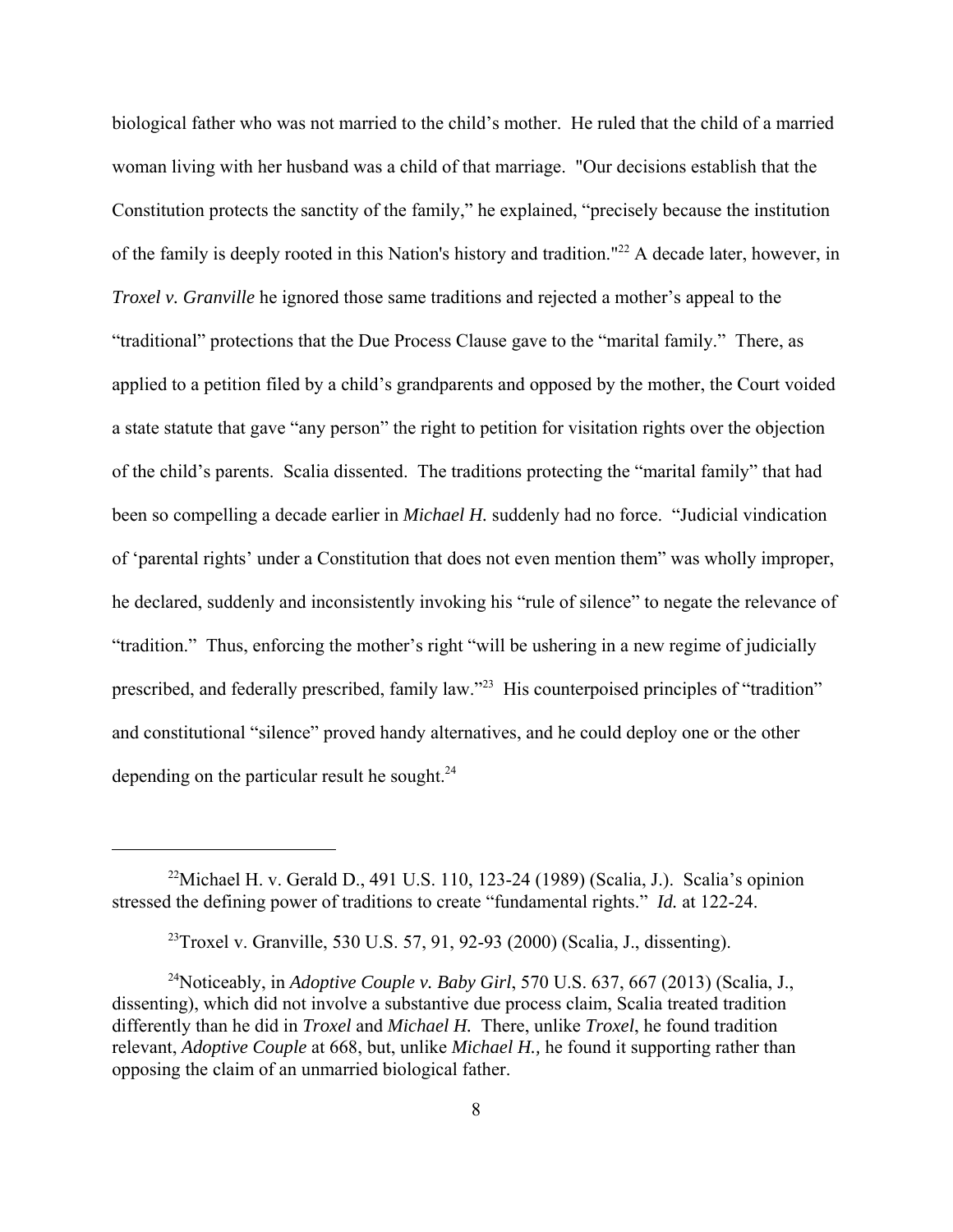biological father who was not married to the child's mother. He ruled that the child of a married woman living with her husband was a child of that marriage. "Our decisions establish that the Constitution protects the sanctity of the family," he explained, "precisely because the institution of the family is deeply rooted in this Nation's history and tradition."[22] A decade later, however, in *Troxel v. Granville* he ignored those same traditions and rejected a mother's appeal to the "traditional" protections that the Due Process Clause gave to the "marital family." There, as applied to a petition filed by a child's grandparents and opposed by the mother, the Court voided a state statute that gave "any person" the right to petition for visitation rights over the objection of the child's parents. Scalia dissented. The traditions protecting the "marital family" that had been so compelling a decade earlier in *Michael H.* suddenly had no force. "Judicial vindication of 'parental rights' under a Constitution that does not even mention them" was wholly improper, he declared, suddenly and inconsistently invoking his "rule of silence" to negate the relevance of "tradition." Thus, enforcing the mother's right "will be ushering in a new regime of judicially prescribed, and federally prescribed, family law."[23] His counterpoised principles of "tradition" and constitutional "silence" proved handy alternatives, and he could deploy one or the other depending on the particular result he sought.[24]

---

[22] Michael H. v. Gerald D., 491 U.S. 110, 123-24 (1989) (Scalia, J.). Scalia's opinion stressed the defining power of traditions to create "fundamental rights." *Id.* at 122-24.

[23] Troxel v. Granville, 530 U.S. 57, 91, 92-93 (2000) (Scalia, J., dissenting).

[24] Noticeably, in *Adoptive Couple v. Baby Girl*, 570 U.S. 637, 667 (2013) (Scalia, J., dissenting), which did not involve a substantive due process claim, Scalia treated tradition differently than he did in *Troxel* and *Michael H.* There, unlike *Troxel*, he found tradition relevant, *Adoptive Couple* at 668, but, unlike *Michael H.,* he found it supporting rather than opposing the claim of an unmarried biological father.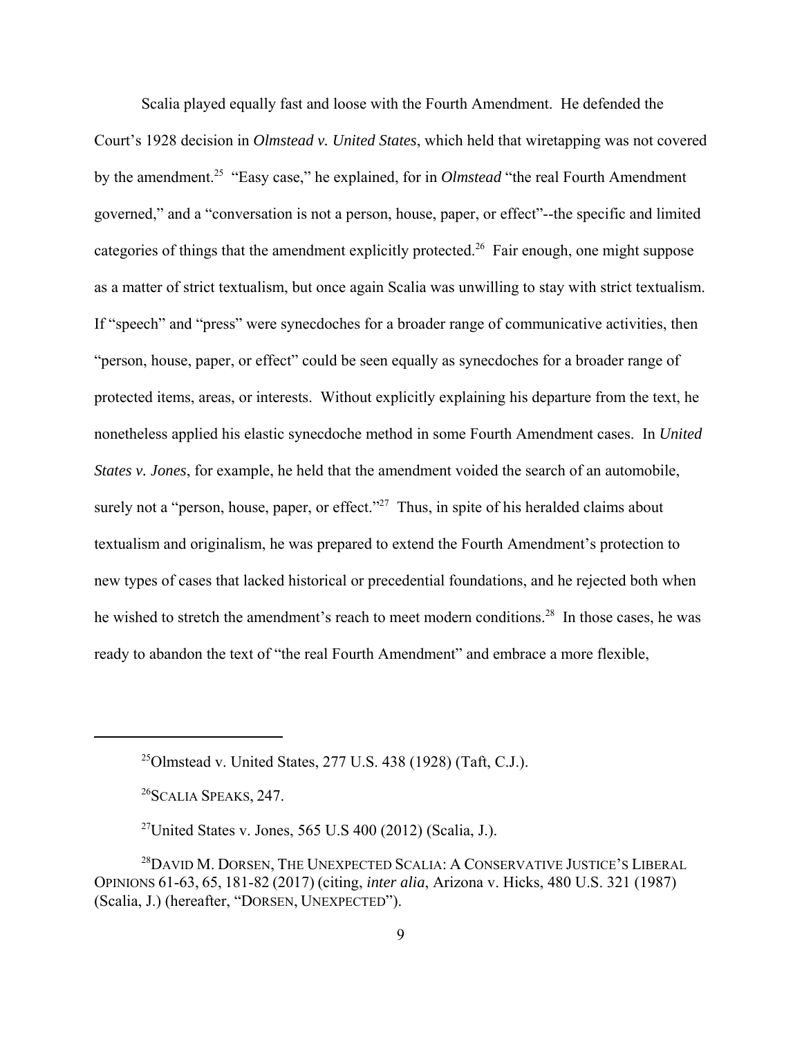Scalia played equally fast and loose with the Fourth Amendment. He defended the Court's 1928 decision in *Olmstead v. United States*, which held that wiretapping was not covered by the amendment.[25] "Easy case," he explained, for in *Olmstead* "the real Fourth Amendment governed," and a "conversation is not a person, house, paper, or effect"--the specific and limited categories of things that the amendment explicitly protected.[26] Fair enough, one might suppose as a matter of strict textualism, but once again Scalia was unwilling to stay with strict textualism. If "speech" and "press" were synecdoches for a broader range of communicative activities, then "person, house, paper, or effect" could be seen equally as synecdoches for a broader range of protected items, areas, or interests. Without explicitly explaining his departure from the text, he nonetheless applied his elastic synecdoche method in some Fourth Amendment cases. In *United States v. Jones*, for example, he held that the amendment voided the search of an automobile, surely not a "person, house, paper, or effect."[27] Thus, in spite of his heralded claims about textualism and originalism, he was prepared to extend the Fourth Amendment's protection to new types of cases that lacked historical or precedential foundations, and he rejected both when he wished to stretch the amendment's reach to meet modern conditions.[28] In those cases, he was ready to abandon the text of "the real Fourth Amendment" and embrace a more flexible,

---

[25] Olmstead v. United States, 277 U.S. 438 (1928) (Taft, C.J.).

[26] SCALIA SPEAKS, 247.

[27] United States v. Jones, 565 U.S 400 (2012) (Scalia, J.).

[28] DAVID M. DORSEN, THE UNEXPECTED SCALIA: A CONSERVATIVE JUSTICE'S LIBERAL OPINIONS 61-63, 65, 181-82 (2017) (citing, *inter alia*, Arizona v. Hicks, 480 U.S. 321 (1987) (Scalia, J.) (hereafter, "DORSEN, UNEXPECTED").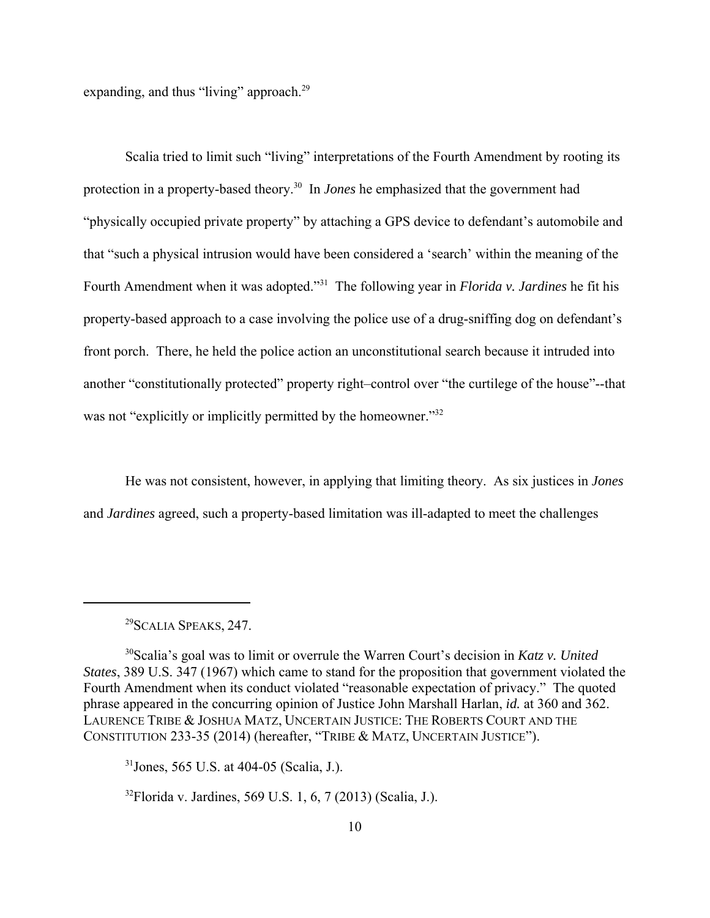expanding, and thus "living" approach.[29]

Scalia tried to limit such "living" interpretations of the Fourth Amendment by rooting its protection in a property-based theory.[30] In *Jones* he emphasized that the government had "physically occupied private property" by attaching a GPS device to defendant's automobile and that "such a physical intrusion would have been considered a 'search' within the meaning of the Fourth Amendment when it was adopted."[31] The following year in ***Florida v. Jardines*** he fit his property-based approach to a case involving the police use of a drug-sniffing dog on defendant's front porch. There, he held the police action an unconstitutional search because it intruded into another "constitutionally protected" property right–control over "the curtilege of the house"--that was not "explicitly or implicitly permitted by the homeowner."[32]

He was not consistent, however, in applying that limiting theory. As six justices in *Jones* and *Jardines* agreed, such a property-based limitation was ill-adapted to meet the challenges

---

[29]SCALIA SPEAKS, 247.

[30]Scalia's goal was to limit or overrule the Warren Court's decision in *Katz v. United States*, 389 U.S. 347 (1967) which came to stand for the proposition that government violated the Fourth Amendment when its conduct violated "reasonable expectation of privacy." The quoted phrase appeared in the concurring opinion of Justice John Marshall Harlan, *id.* at 360 and 362. LAURENCE TRIBE & JOSHUA MATZ, UNCERTAIN JUSTICE: THE ROBERTS COURT AND THE CONSTITUTION 233-35 (2014) (hereafter, "TRIBE & MATZ, UNCERTAIN JUSTICE").

[31]Jones, 565 U.S. at 404-05 (Scalia, J.).

[32]Florida v. Jardines, 569 U.S. 1, 6, 7 (2013) (Scalia, J.).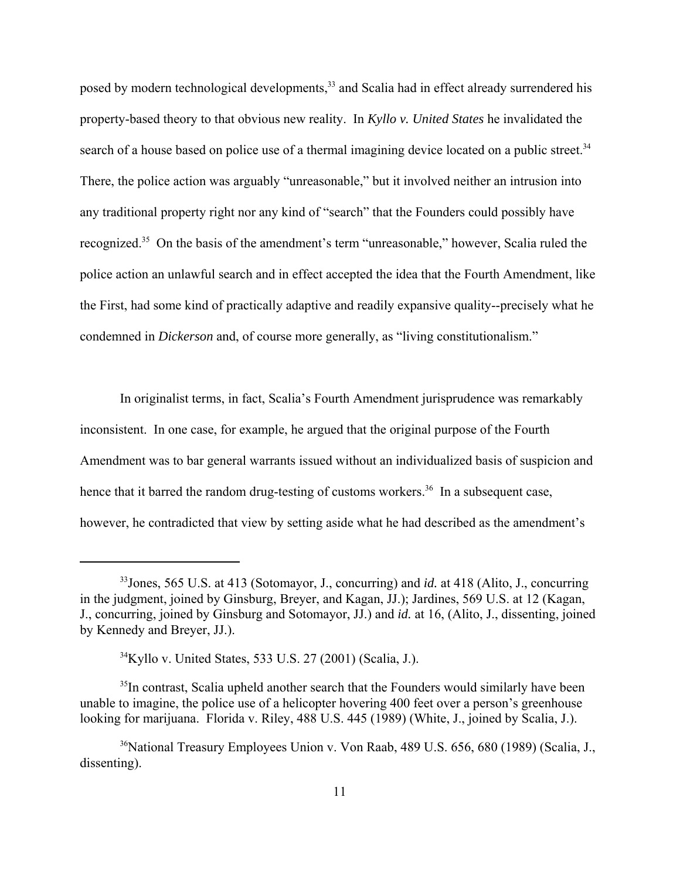posed by modern technological developments,[33] and Scalia had in effect already surrendered his property-based theory to that obvious new reality. In *Kyllo v. United States* he invalidated the search of a house based on police use of a thermal imagining device located on a public street.[34] There, the police action was arguably "unreasonable," but it involved neither an intrusion into any traditional property right nor any kind of "search" that the Founders could possibly have recognized.[35] On the basis of the amendment's term "unreasonable," however, Scalia ruled the police action an unlawful search and in effect accepted the idea that the Fourth Amendment, like the First, had some kind of practically adaptive and readily expansive quality--precisely what he condemned in *Dickerson* and, of course more generally, as "living constitutionalism."

In originalist terms, in fact, Scalia's Fourth Amendment jurisprudence was remarkably inconsistent. In one case, for example, he argued that the original purpose of the Fourth Amendment was to bar general warrants issued without an individualized basis of suspicion and hence that it barred the random drug-testing of customs workers.[36] In a subsequent case, however, he contradicted that view by setting aside what he had described as the amendment's

---

[33] Jones, 565 U.S. at 413 (Sotomayor, J., concurring) and *id.* at 418 (Alito, J., concurring in the judgment, joined by Ginsburg, Breyer, and Kagan, JJ.); Jardines, 569 U.S. at 12 (Kagan, J., concurring, joined by Ginsburg and Sotomayor, JJ.) and *id.* at 16, (Alito, J., dissenting, joined by Kennedy and Breyer, JJ.).

[34] Kyllo v. United States, 533 U.S. 27 (2001) (Scalia, J.).

[35] In contrast, Scalia upheld another search that the Founders would similarly have been unable to imagine, the police use of a helicopter hovering 400 feet over a person's greenhouse looking for marijuana. Florida v. Riley, 488 U.S. 445 (1989) (White, J., joined by Scalia, J.).

[36] National Treasury Employees Union v. Von Raab, 489 U.S. 656, 680 (1989) (Scalia, J., dissenting).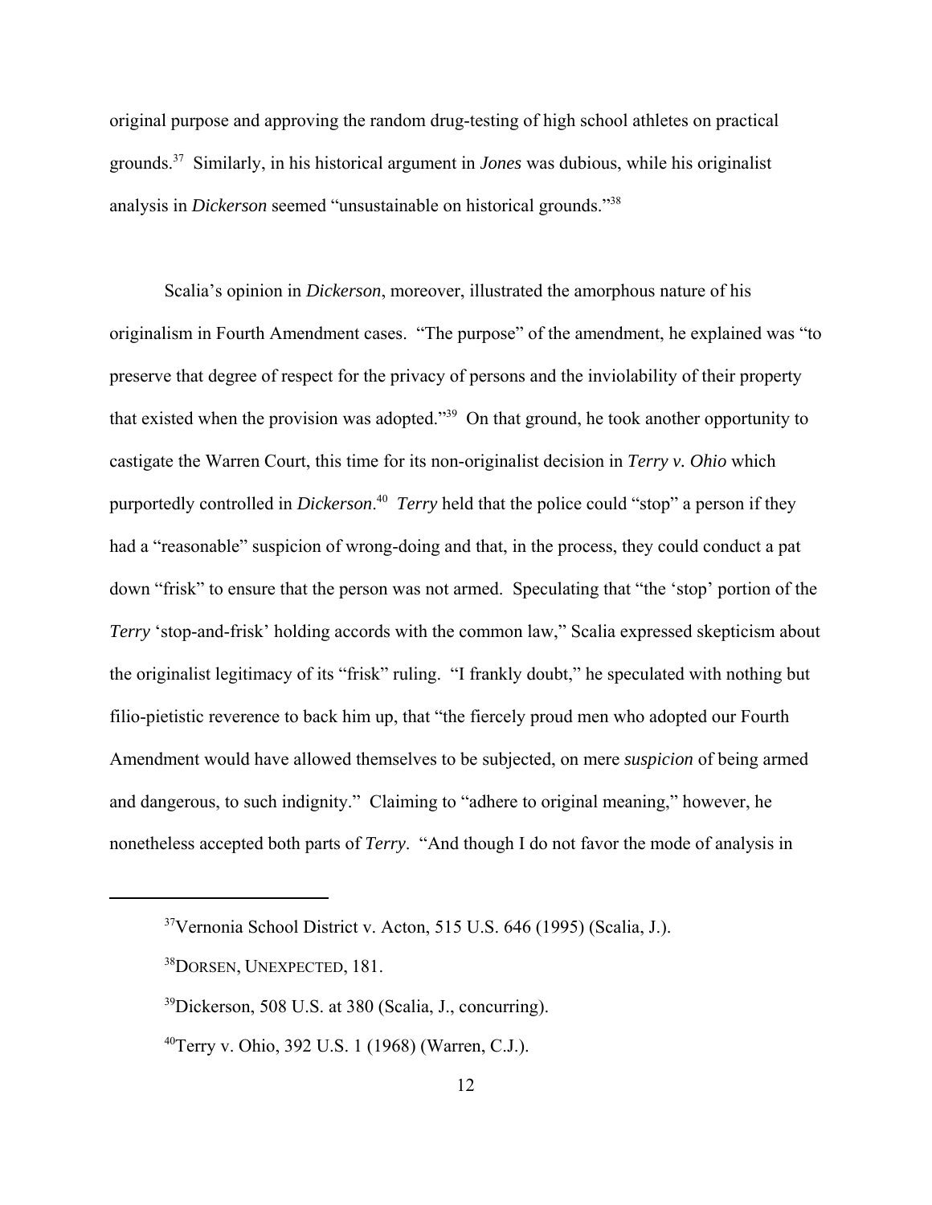original purpose and approving the random drug-testing of high school athletes on practical grounds.[37] Similarly, in his historical argument in *Jones* was dubious, while his originalist analysis in *Dickerson* seemed "unsustainable on historical grounds."[38]

Scalia's opinion in *Dickerson*, moreover, illustrated the amorphous nature of his originalism in Fourth Amendment cases. "The purpose" of the amendment, he explained was "to preserve that degree of respect for the privacy of persons and the inviolability of their property that existed when the provision was adopted."[39] On that ground, he took another opportunity to castigate the Warren Court, this time for its non-originalist decision in *Terry v. Ohio* which purportedly controlled in *Dickerson*.[40] *Terry* held that the police could "stop" a person if they had a "reasonable" suspicion of wrong-doing and that, in the process, they could conduct a pat down "frisk" to ensure that the person was not armed. Speculating that "the 'stop' portion of the *Terry* 'stop-and-frisk' holding accords with the common law," Scalia expressed skepticism about the originalist legitimacy of its "frisk" ruling. "I frankly doubt," he speculated with nothing but filio-pietistic reverence to back him up, that "the fiercely proud men who adopted our Fourth Amendment would have allowed themselves to be subjected, on mere *suspicion* of being armed and dangerous, to such indignity." Claiming to "adhere to original meaning," however, he nonetheless accepted both parts of *Terry*. "And though I do not favor the mode of analysis in

---

[37] Vernonia School District v. Acton, 515 U.S. 646 (1995) (Scalia, J.).

[38] DORSEN, UNEXPECTED, 181.

[39] Dickerson, 508 U.S. at 380 (Scalia, J., concurring).

[40] Terry v. Ohio, 392 U.S. 1 (1968) (Warren, C.J.).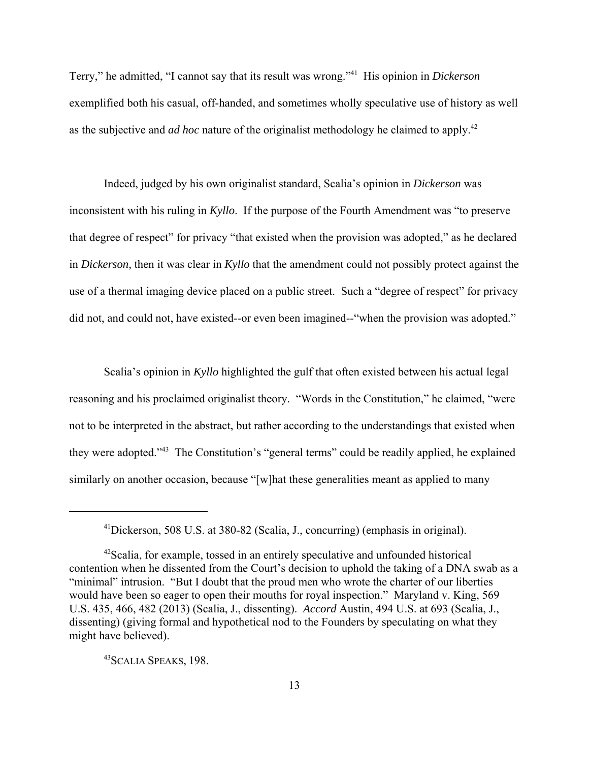Terry," he admitted, "I cannot say that its result was wrong."[41] His opinion in *Dickerson* exemplified both his casual, off-handed, and sometimes wholly speculative use of history as well as the subjective and *ad hoc* nature of the originalist methodology he claimed to apply.[42]

Indeed, judged by his own originalist standard, Scalia's opinion in *Dickerson* was inconsistent with his ruling in *Kyllo*. If the purpose of the Fourth Amendment was "to preserve that degree of respect" for privacy "that existed when the provision was adopted," as he declared in *Dickerson,* then it was clear in *Kyllo* that the amendment could not possibly protect against the use of a thermal imaging device placed on a public street. Such a "degree of respect" for privacy did not, and could not, have existed--or even been imagined--"when the provision was adopted."

Scalia's opinion in *Kyllo* highlighted the gulf that often existed between his actual legal reasoning and his proclaimed originalist theory. "Words in the Constitution," he claimed, "were not to be interpreted in the abstract, but rather according to the understandings that existed when they were adopted."[43] The Constitution's "general terms" could be readily applied, he explained similarly on another occasion, because "[w]hat these generalities meant as applied to many

---

[41]Dickerson, 508 U.S. at 380-82 (Scalia, J., concurring) (emphasis in original).

[42]Scalia, for example, tossed in an entirely speculative and unfounded historical contention when he dissented from the Court's decision to uphold the taking of a DNA swab as a "minimal" intrusion. "But I doubt that the proud men who wrote the charter of our liberties would have been so eager to open their mouths for royal inspection." Maryland v. King, 569 U.S. 435, 466, 482 (2013) (Scalia, J., dissenting). *Accord* Austin, 494 U.S. at 693 (Scalia, J., dissenting) (giving formal and hypothetical nod to the Founders by speculating on what they might have believed).

[43]SCALIA SPEAKS, 198.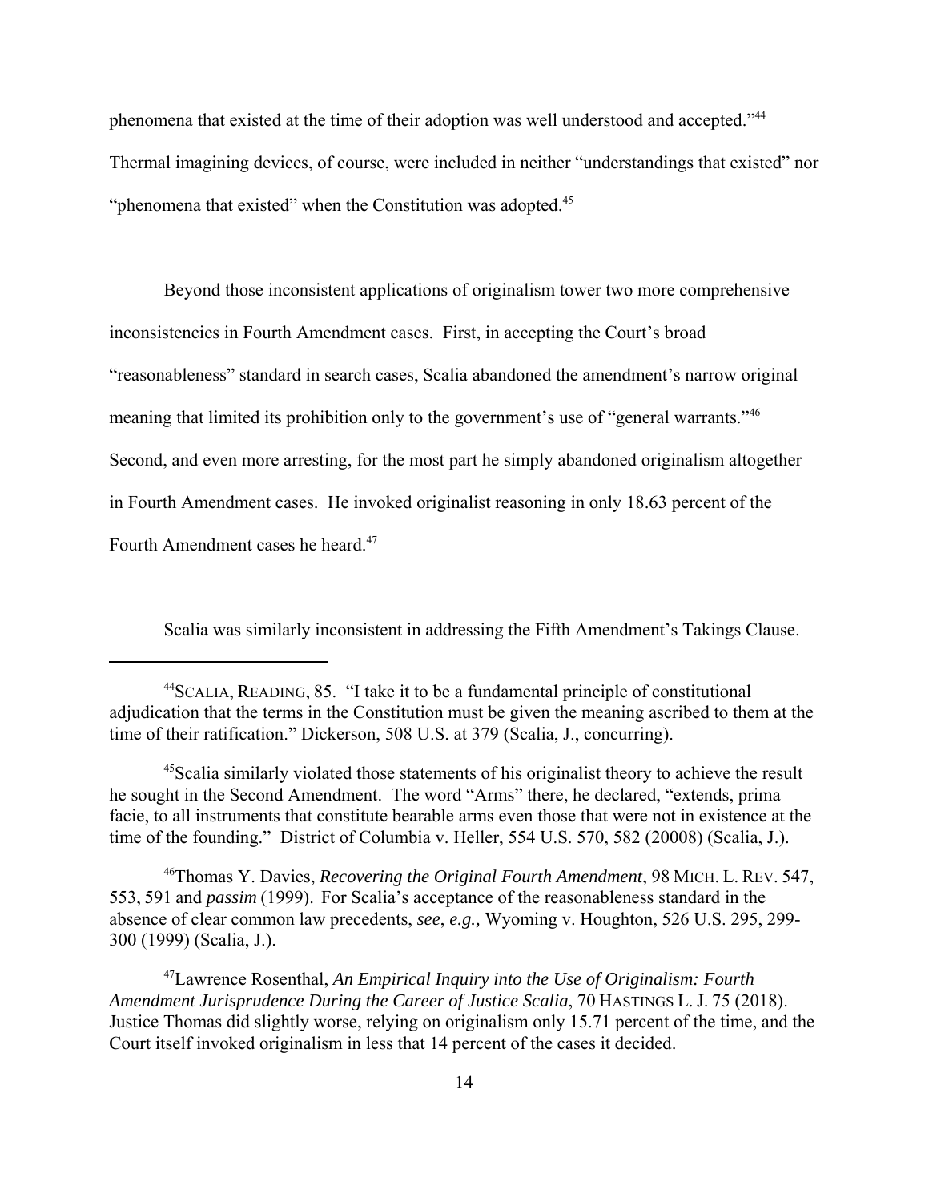phenomena that existed at the time of their adoption was well understood and accepted."[44] Thermal imagining devices, of course, were included in neither "understandings that existed" nor "phenomena that existed" when the Constitution was adopted.[45]

Beyond those inconsistent applications of originalism tower two more comprehensive inconsistencies in Fourth Amendment cases. First, in accepting the Court's broad "reasonableness" standard in search cases, Scalia abandoned the amendment's narrow original meaning that limited its prohibition only to the government's use of "general warrants."[46] Second, and even more arresting, for the most part he simply abandoned originalism altogether in Fourth Amendment cases. He invoked originalist reasoning in only 18.63 percent of the Fourth Amendment cases he heard.[47]

Scalia was similarly inconsistent in addressing the Fifth Amendment's Takings Clause.

---

[44]SCALIA, READING, 85. "I take it to be a fundamental principle of constitutional adjudication that the terms in the Constitution must be given the meaning ascribed to them at the time of their ratification." Dickerson, 508 U.S. at 379 (Scalia, J., concurring).

[45]Scalia similarly violated those statements of his originalist theory to achieve the result he sought in the Second Amendment. The word "Arms" there, he declared, "extends, prima facie, to all instruments that constitute bearable arms even those that were not in existence at the time of the founding." District of Columbia v. Heller, 554 U.S. 570, 582 (20008) (Scalia, J.).

[46]Thomas Y. Davies, *Recovering the Original Fourth Amendment*, 98 MICH. L. REV. 547, 553, 591 and *passim* (1999). For Scalia's acceptance of the reasonableness standard in the absence of clear common law precedents, *see*, *e.g.,* Wyoming v. Houghton, 526 U.S. 295, 299-300 (1999) (Scalia, J.).

[47]Lawrence Rosenthal, *An Empirical Inquiry into the Use of Originalism: Fourth Amendment Jurisprudence During the Career of Justice Scalia*, 70 HASTINGS L. J. 75 (2018). Justice Thomas did slightly worse, relying on originalism only 15.71 percent of the time, and the Court itself invoked originalism in less that 14 percent of the cases it decided.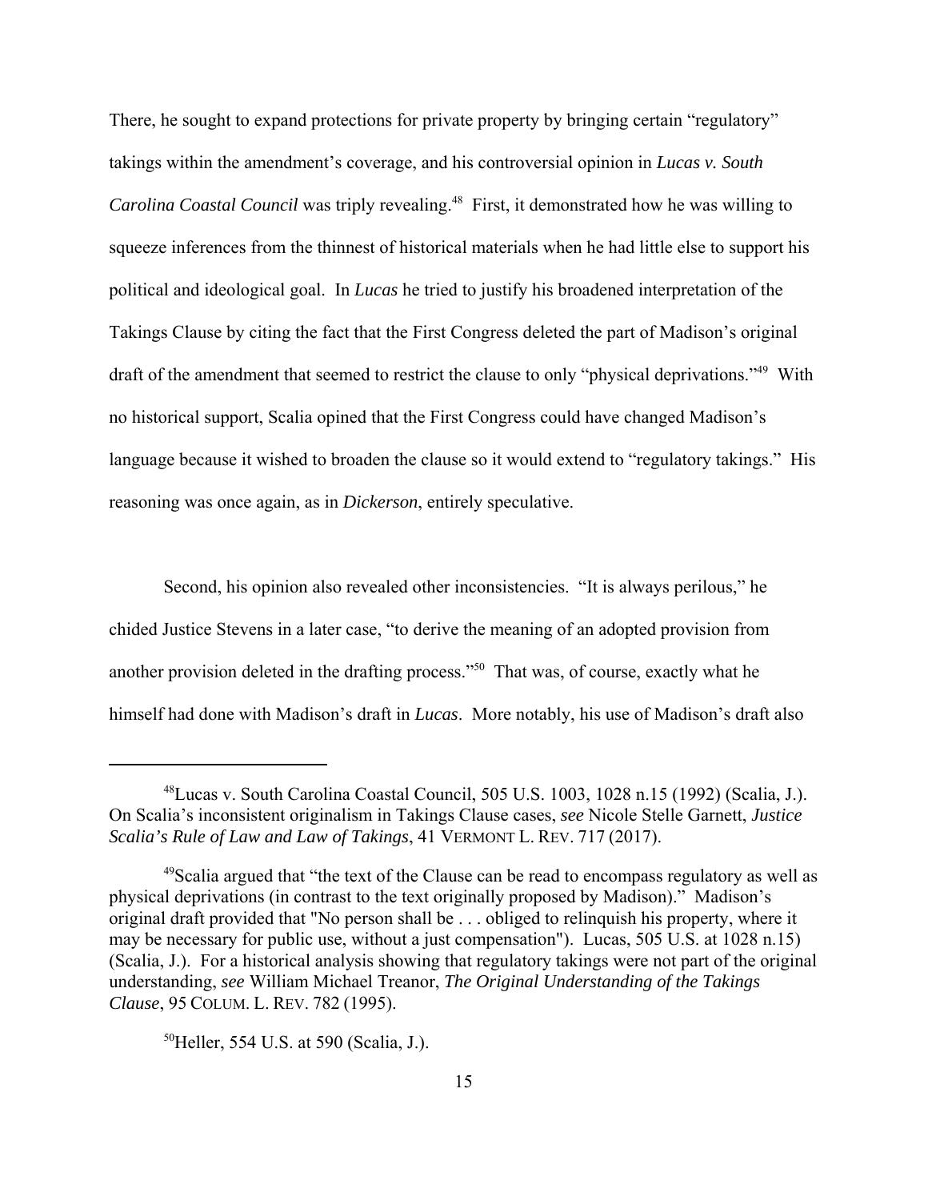There, he sought to expand protections for private property by bringing certain "regulatory" takings within the amendment's coverage, and his controversial opinion in *Lucas v. South Carolina Coastal Council* was triply revealing.[48] First, it demonstrated how he was willing to squeeze inferences from the thinnest of historical materials when he had little else to support his political and ideological goal. In *Lucas* he tried to justify his broadened interpretation of the Takings Clause by citing the fact that the First Congress deleted the part of Madison's original draft of the amendment that seemed to restrict the clause to only "physical deprivations."[49] With no historical support, Scalia opined that the First Congress could have changed Madison's language because it wished to broaden the clause so it would extend to "regulatory takings." His reasoning was once again, as in *Dickerson*, entirely speculative.

Second, his opinion also revealed other inconsistencies. "It is always perilous," he chided Justice Stevens in a later case, "to derive the meaning of an adopted provision from another provision deleted in the drafting process."[50] That was, of course, exactly what he himself had done with Madison's draft in *Lucas*. More notably, his use of Madison's draft also

---

[48]Lucas v. South Carolina Coastal Council, 505 U.S. 1003, 1028 n.15 (1992) (Scalia, J.). On Scalia's inconsistent originalism in Takings Clause cases, *see* Nicole Stelle Garnett, *Justice Scalia's Rule of Law and Law of Takings*, 41 VERMONT L. REV. 717 (2017).

[49]Scalia argued that "the text of the Clause can be read to encompass regulatory as well as physical deprivations (in contrast to the text originally proposed by Madison)." Madison's original draft provided that "No person shall be . . . obliged to relinquish his property, where it may be necessary for public use, without a just compensation"). Lucas, 505 U.S. at 1028 n.15) (Scalia, J.). For a historical analysis showing that regulatory takings were not part of the original understanding, *see* William Michael Treanor, *The Original Understanding of the Takings Clause*, 95 COLUM. L. REV. 782 (1995).

[50]Heller, 554 U.S. at 590 (Scalia, J.).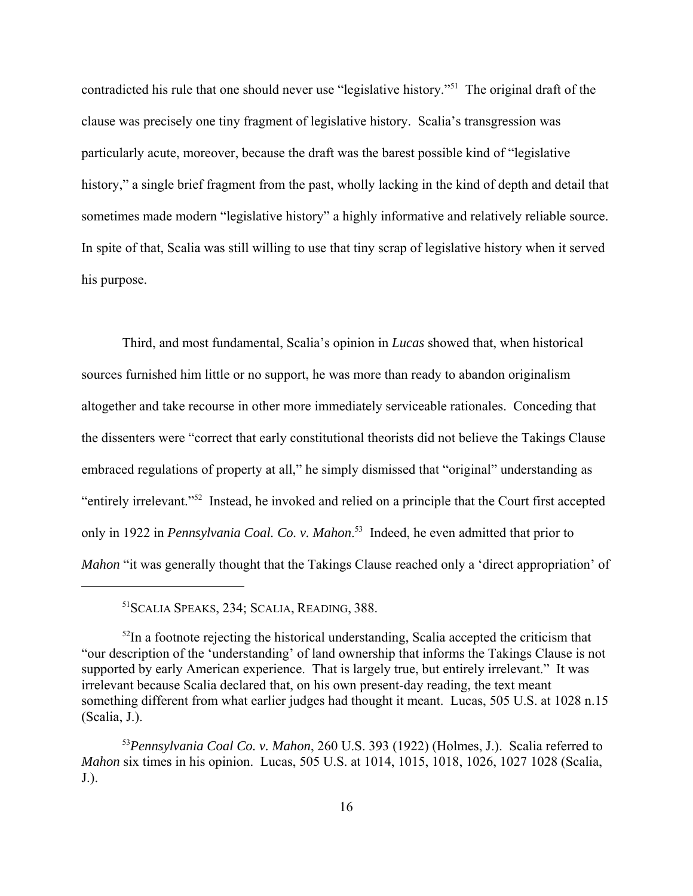contradicted his rule that one should never use "legislative history."[51] The original draft of the clause was precisely one tiny fragment of legislative history. Scalia's transgression was particularly acute, moreover, because the draft was the barest possible kind of "legislative history," a single brief fragment from the past, wholly lacking in the kind of depth and detail that sometimes made modern "legislative history" a highly informative and relatively reliable source. In spite of that, Scalia was still willing to use that tiny scrap of legislative history when it served his purpose.

Third, and most fundamental, Scalia's opinion in *Lucas* showed that, when historical sources furnished him little or no support, he was more than ready to abandon originalism altogether and take recourse in other more immediately serviceable rationales. Conceding that the dissenters were "correct that early constitutional theorists did not believe the Takings Clause embraced regulations of property at all," he simply dismissed that "original" understanding as "entirely irrelevant."[52] Instead, he invoked and relied on a principle that the Court first accepted only in 1922 in *Pennsylvania Coal. Co. v. Mahon*.[53] Indeed, he even admitted that prior to *Mahon* "it was generally thought that the Takings Clause reached only a 'direct appropriation' of

---

[51] SCALIA SPEAKS, 234; SCALIA, READING, 388.

[52] In a footnote rejecting the historical understanding, Scalia accepted the criticism that "our description of the 'understanding' of land ownership that informs the Takings Clause is not supported by early American experience. That is largely true, but entirely irrelevant." It was irrelevant because Scalia declared that, on his own present-day reading, the text meant something different from what earlier judges had thought it meant. Lucas, 505 U.S. at 1028 n.15 (Scalia, J.).

[53] *Pennsylvania Coal Co. v. Mahon*, 260 U.S. 393 (1922) (Holmes, J.). Scalia referred to *Mahon* six times in his opinion. Lucas, 505 U.S. at 1014, 1015, 1018, 1026, 1027 1028 (Scalia, J.).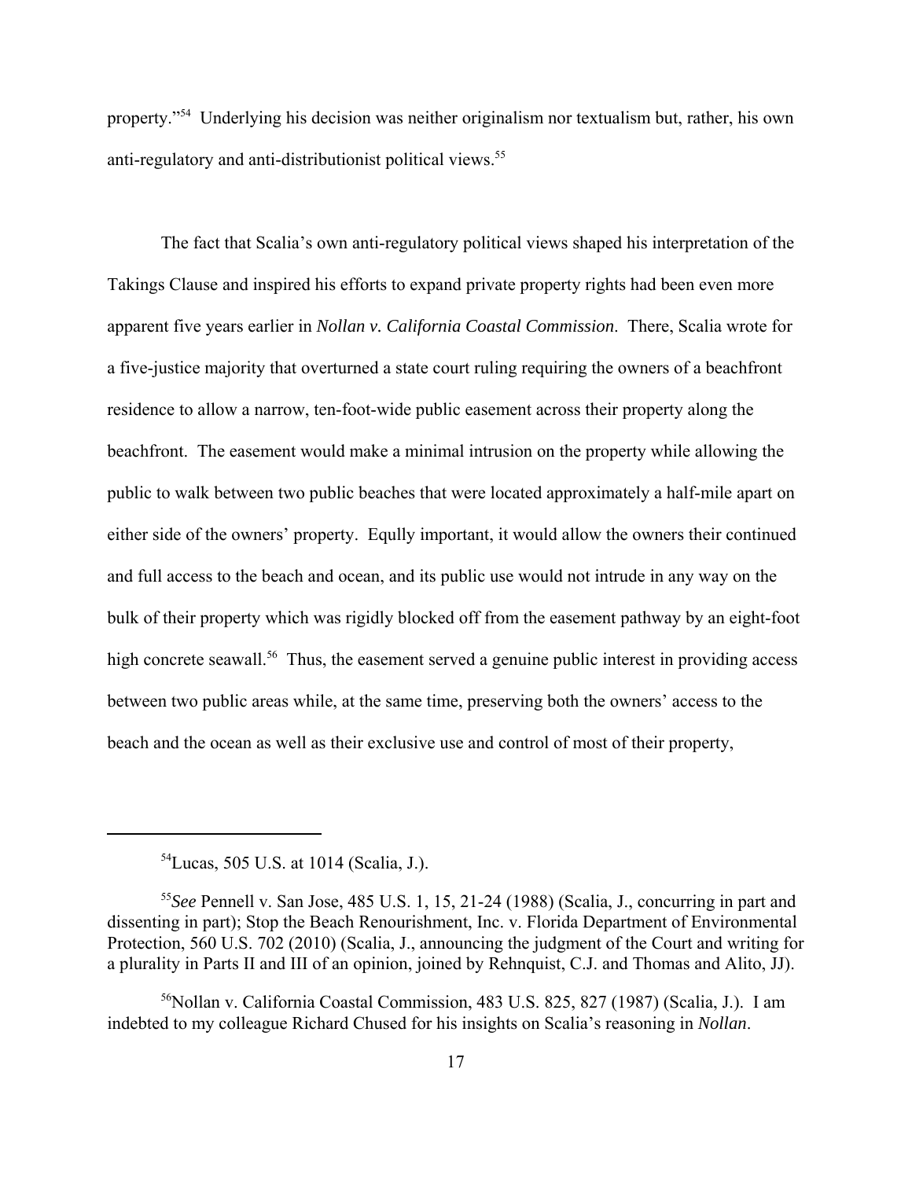property."[54] Underlying his decision was neither originalism nor textualism but, rather, his own anti-regulatory and anti-distributionist political views.[55]

The fact that Scalia's own anti-regulatory political views shaped his interpretation of the Takings Clause and inspired his efforts to expand private property rights had been even more apparent five years earlier in *Nollan v. California Coastal Commission*. There, Scalia wrote for a five-justice majority that overturned a state court ruling requiring the owners of a beachfront residence to allow a narrow, ten-foot-wide public easement across their property along the beachfront. The easement would make a minimal intrusion on the property while allowing the public to walk between two public beaches that were located approximately a half-mile apart on either side of the owners' property. Eqully important, it would allow the owners their continued and full access to the beach and ocean, and its public use would not intrude in any way on the bulk of their property which was rigidly blocked off from the easement pathway by an eight-foot high concrete seawall.[56] Thus, the easement served a genuine public interest in providing access between two public areas while, at the same time, preserving both the owners' access to the beach and the ocean as well as their exclusive use and control of most of their property,

---

[54] Lucas, 505 U.S. at 1014 (Scalia, J.).

[55] *See* Pennell v. San Jose, 485 U.S. 1, 15, 21-24 (1988) (Scalia, J., concurring in part and dissenting in part); Stop the Beach Renourishment, Inc. v. Florida Department of Environmental Protection, 560 U.S. 702 (2010) (Scalia, J., announcing the judgment of the Court and writing for a plurality in Parts II and III of an opinion, joined by Rehnquist, C.J. and Thomas and Alito, JJ).

[56] Nollan v. California Coastal Commission, 483 U.S. 825, 827 (1987) (Scalia, J.). I am indebted to my colleague Richard Chused for his insights on Scalia's reasoning in *Nollan*.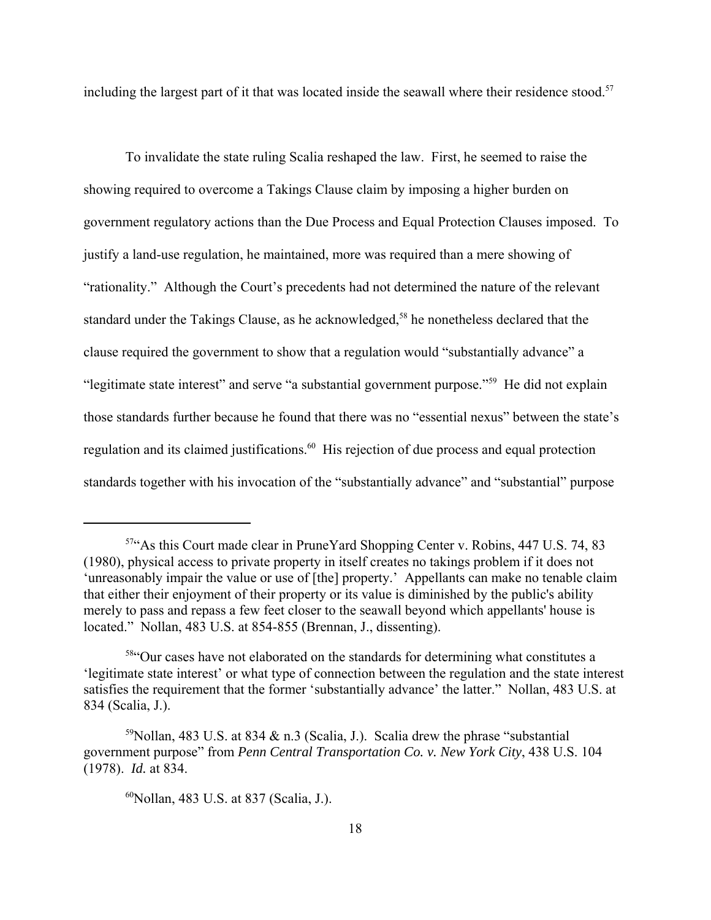including the largest part of it that was located inside the seawall where their residence stood.[57]

To invalidate the state ruling Scalia reshaped the law. First, he seemed to raise the showing required to overcome a Takings Clause claim by imposing a higher burden on government regulatory actions than the Due Process and Equal Protection Clauses imposed. To justify a land-use regulation, he maintained, more was required than a mere showing of "rationality." Although the Court's precedents had not determined the nature of the relevant standard under the Takings Clause, as he acknowledged,[58] he nonetheless declared that the clause required the government to show that a regulation would "substantially advance" a "legitimate state interest" and serve "a substantial government purpose."[59] He did not explain those standards further because he found that there was no "essential nexus" between the state's regulation and its claimed justifications.[60] His rejection of due process and equal protection standards together with his invocation of the "substantially advance" and "substantial" purpose

---

[57] "As this Court made clear in PruneYard Shopping Center v. Robins, 447 U.S. 74, 83 (1980), physical access to private property in itself creates no takings problem if it does not 'unreasonably impair the value or use of [the] property.' Appellants can make no tenable claim that either their enjoyment of their property or its value is diminished by the public's ability merely to pass and repass a few feet closer to the seawall beyond which appellants' house is located." Nollan, 483 U.S. at 854-855 (Brennan, J., dissenting).

[58] "Our cases have not elaborated on the standards for determining what constitutes a 'legitimate state interest' or what type of connection between the regulation and the state interest satisfies the requirement that the former 'substantially advance' the latter." Nollan, 483 U.S. at 834 (Scalia, J.).

[59] Nollan, 483 U.S. at 834 & n.3 (Scalia, J.). Scalia drew the phrase "substantial government purpose" from *Penn Central Transportation Co. v. New York City*, 438 U.S. 104 (1978). *Id.* at 834.

[60] Nollan, 483 U.S. at 837 (Scalia, J.).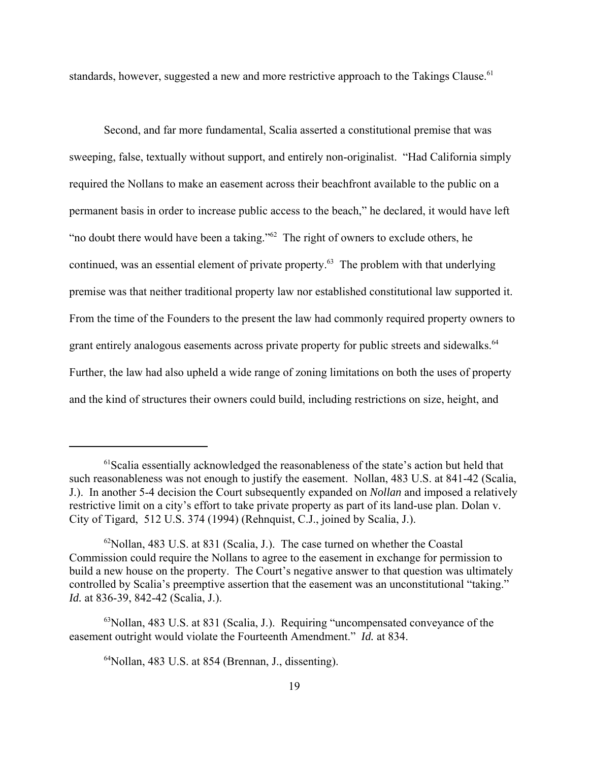standards, however, suggested a new and more restrictive approach to the Takings Clause.[61]

Second, and far more fundamental, Scalia asserted a constitutional premise that was sweeping, false, textually without support, and entirely non-originalist. "Had California simply required the Nollans to make an easement across their beachfront available to the public on a permanent basis in order to increase public access to the beach," he declared, it would have left "no doubt there would have been a taking."[62] The right of owners to exclude others, he continued, was an essential element of private property.[63] The problem with that underlying premise was that neither traditional property law nor established constitutional law supported it. From the time of the Founders to the present the law had commonly required property owners to grant entirely analogous easements across private property for public streets and sidewalks.[64] Further, the law had also upheld a wide range of zoning limitations on both the uses of property and the kind of structures their owners could build, including restrictions on size, height, and

---

[61]Scalia essentially acknowledged the reasonableness of the state's action but held that such reasonableness was not enough to justify the easement. Nollan, 483 U.S. at 841-42 (Scalia, J.). In another 5-4 decision the Court subsequently expanded on *Nollan* and imposed a relatively restrictive limit on a city's effort to take private property as part of its land-use plan. Dolan v. City of Tigard, 512 U.S. 374 (1994) (Rehnquist, C.J., joined by Scalia, J.).

[62]Nollan, 483 U.S. at 831 (Scalia, J.). The case turned on whether the Coastal Commission could require the Nollans to agree to the easement in exchange for permission to build a new house on the property. The Court's negative answer to that question was ultimately controlled by Scalia's preemptive assertion that the easement was an unconstitutional "taking." *Id.* at 836-39, 842-42 (Scalia, J.).

[63]Nollan, 483 U.S. at 831 (Scalia, J.). Requiring "uncompensated conveyance of the easement outright would violate the Fourteenth Amendment." *Id.* at 834.

[64]Nollan, 483 U.S. at 854 (Brennan, J., dissenting).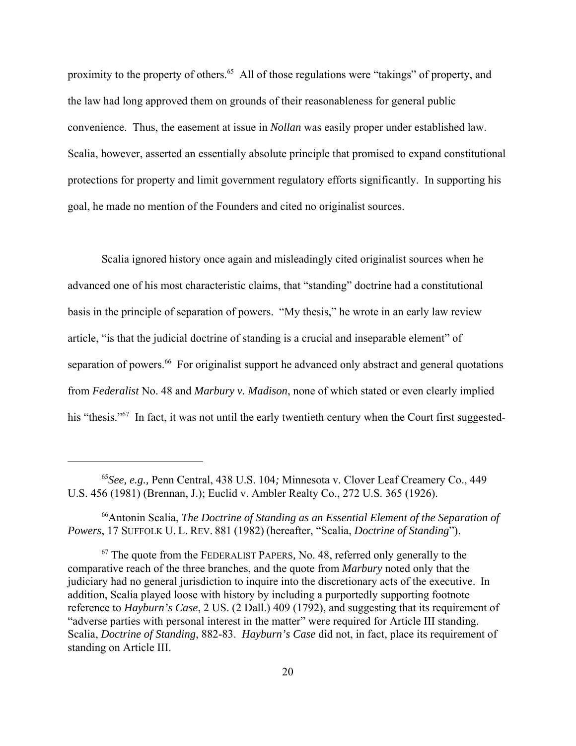proximity to the property of others.[65] All of those regulations were "takings" of property, and the law had long approved them on grounds of their reasonableness for general public convenience. Thus, the easement at issue in *Nollan* was easily proper under established law. Scalia, however, asserted an essentially absolute principle that promised to expand constitutional protections for property and limit government regulatory efforts significantly. In supporting his goal, he made no mention of the Founders and cited no originalist sources.

Scalia ignored history once again and misleadingly cited originalist sources when he advanced one of his most characteristic claims, that "standing" doctrine had a constitutional basis in the principle of separation of powers. "My thesis," he wrote in an early law review article, "is that the judicial doctrine of standing is a crucial and inseparable element" of separation of powers.[66] For originalist support he advanced only abstract and general quotations from *Federalist* No. 48 and *Marbury v. Madison*, none of which stated or even clearly implied his "thesis."[67] In fact, it was not until the early twentieth century when the Court first suggested-

---

[65] *See, e.g.,* Penn Central, 438 U.S. 104*;* Minnesota v. Clover Leaf Creamery Co., 449 U.S. 456 (1981) (Brennan, J.); Euclid v. Ambler Realty Co., 272 U.S. 365 (1926).

[66] Antonin Scalia, *The Doctrine of Standing as an Essential Element of the Separation of Powers*, 17 SUFFOLK U. L. REV. 881 (1982) (hereafter, "Scalia, *Doctrine of Standing*").

[67] The quote from the FEDERALIST PAPERS*,* No. 48, referred only generally to the comparative reach of the three branches, and the quote from *Marbury* noted only that the judiciary had no general jurisdiction to inquire into the discretionary acts of the executive. In addition, Scalia played loose with history by including a purportedly supporting footnote reference to *Hayburn's Case*, 2 US. (2 Dall.) 409 (1792), and suggesting that its requirement of "adverse parties with personal interest in the matter" were required for Article III standing. Scalia, *Doctrine of Standing*, 882-83. *Hayburn's Case* did not, in fact, place its requirement of standing on Article III.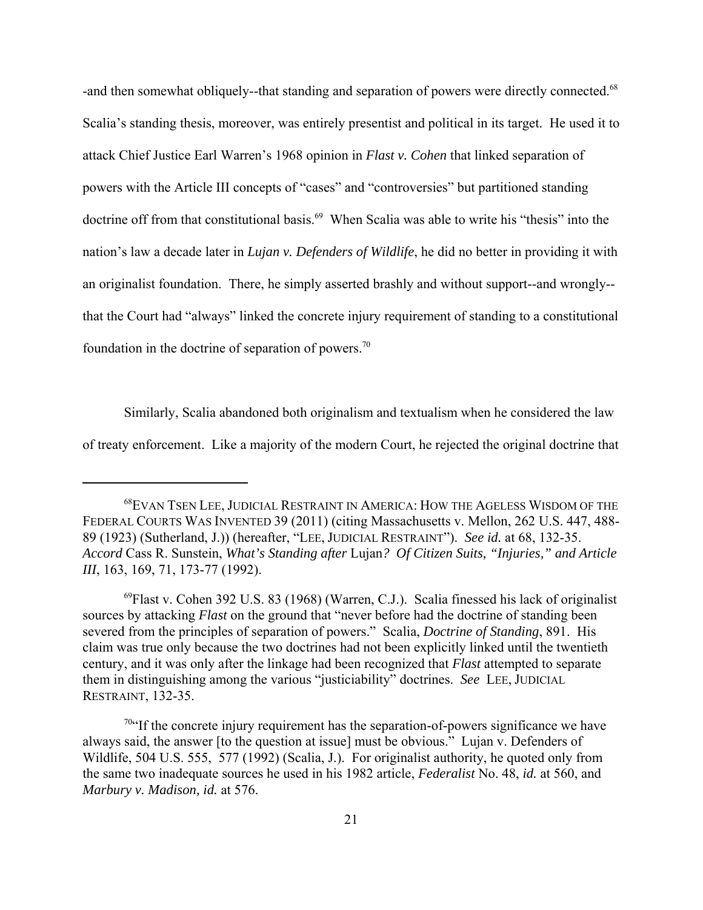-and then somewhat obliquely--that standing and separation of powers were directly connected.[68] Scalia's standing thesis, moreover, was entirely presentist and political in its target. He used it to attack Chief Justice Earl Warren's 1968 opinion in *Flast v. Cohen* that linked separation of powers with the Article III concepts of "cases" and "controversies" but partitioned standing doctrine off from that constitutional basis.[69] When Scalia was able to write his "thesis" into the nation's law a decade later in *Lujan v. Defenders of Wildlife*, he did no better in providing it with an originalist foundation. There, he simply asserted brashly and without support--and wrongly--that the Court had "always" linked the concrete injury requirement of standing to a constitutional foundation in the doctrine of separation of powers.[70]

Similarly, Scalia abandoned both originalism and textualism when he considered the law of treaty enforcement. Like a majority of the modern Court, he rejected the original doctrine that

---

[68]EVAN TSEN LEE, JUDICIAL RESTRAINT IN AMERICA: HOW THE AGELESS WISDOM OF THE FEDERAL COURTS WAS INVENTED 39 (2011) (citing Massachusetts v. Mellon, 262 U.S. 447, 488-89 (1923) (Sutherland, J.)) (hereafter, "LEE, JUDICIAL RESTRAINT"). *See id.* at 68, 132-35. *Accord* Cass R. Sunstein, *What's Standing after* Lujan*? Of Citizen Suits, "Injuries," and Article III*, 163, 169, 71, 173-77 (1992).

[69]Flast v. Cohen 392 U.S. 83 (1968) (Warren, C.J.). Scalia finessed his lack of originalist sources by attacking *Flast* on the ground that "never before had the doctrine of standing been severed from the principles of separation of powers." Scalia, *Doctrine of Standing*, 891. His claim was true only because the two doctrines had not been explicitly linked until the twentieth century, and it was only after the linkage had been recognized that *Flast* attempted to separate them in distinguishing among the various "justiciability" doctrines. *See* LEE, JUDICIAL RESTRAINT, 132-35.

[70]"If the concrete injury requirement has the separation-of-powers significance we have always said, the answer [to the question at issue] must be obvious." Lujan v. Defenders of Wildlife, 504 U.S. 555, 577 (1992) (Scalia, J.). For originalist authority, he quoted only from the same two inadequate sources he used in his 1982 article, *Federalist* No. 48, *id.* at 560, and *Marbury v. Madison, id.* at 576.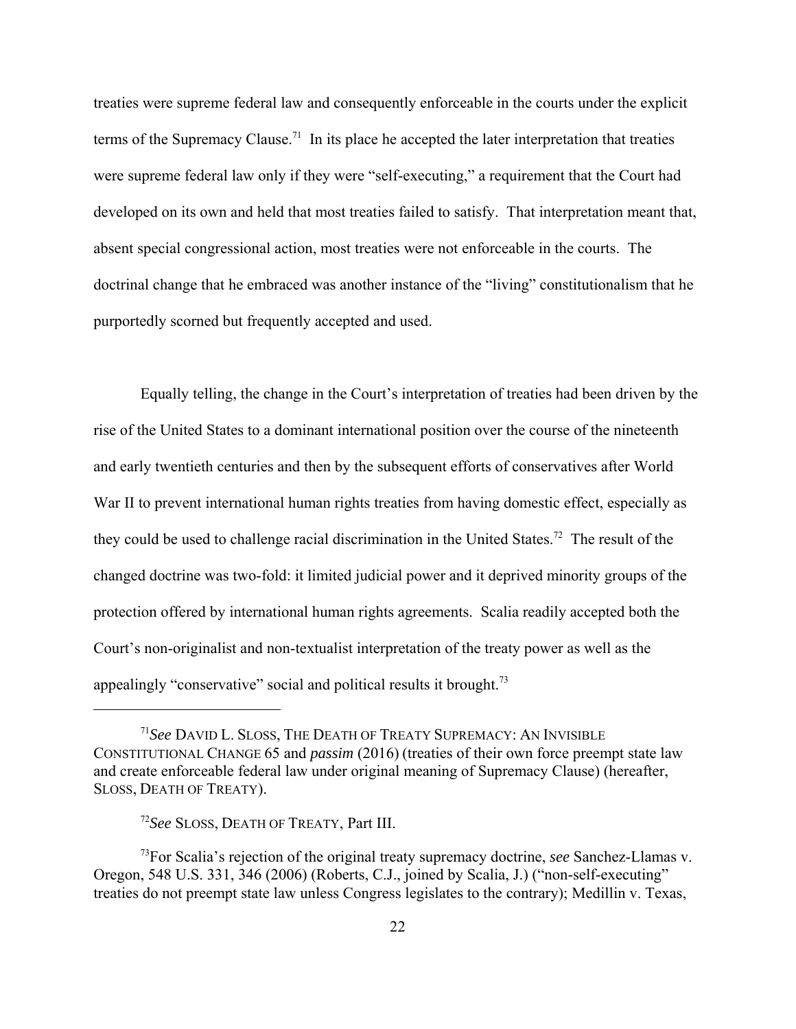treaties were supreme federal law and consequently enforceable in the courts under the explicit terms of the Supremacy Clause.[71] In its place he accepted the later interpretation that treaties were supreme federal law only if they were "self-executing," a requirement that the Court had developed on its own and held that most treaties failed to satisfy. That interpretation meant that, absent special congressional action, most treaties were not enforceable in the courts. The doctrinal change that he embraced was another instance of the "living" constitutionalism that he purportedly scorned but frequently accepted and used.

Equally telling, the change in the Court's interpretation of treaties had been driven by the rise of the United States to a dominant international position over the course of the nineteenth and early twentieth centuries and then by the subsequent efforts of conservatives after World War II to prevent international human rights treaties from having domestic effect, especially as they could be used to challenge racial discrimination in the United States.[72] The result of the changed doctrine was two-fold: it limited judicial power and it deprived minority groups of the protection offered by international human rights agreements. Scalia readily accepted both the Court's non-originalist and non-textualist interpretation of the treaty power as well as the appealingly "conservative" social and political results it brought.[73]

---

[71]*See* DAVID L. SLOSS, THE DEATH OF TREATY SUPREMACY: AN INVISIBLE CONSTITUTIONAL CHANGE 65 and *passim* (2016) (treaties of their own force preempt state law and create enforceable federal law under original meaning of Supremacy Clause) (hereafter, SLOSS, DEATH OF TREATY).

[72]*See* SLOSS, DEATH OF TREATY, Part III.

[73]For Scalia's rejection of the original treaty supremacy doctrine, *see* Sanchez-Llamas v. Oregon, 548 U.S. 331, 346 (2006) (Roberts, C.J., joined by Scalia, J.) ("non-self-executing" treaties do not preempt state law unless Congress legislates to the contrary); Medillin v. Texas,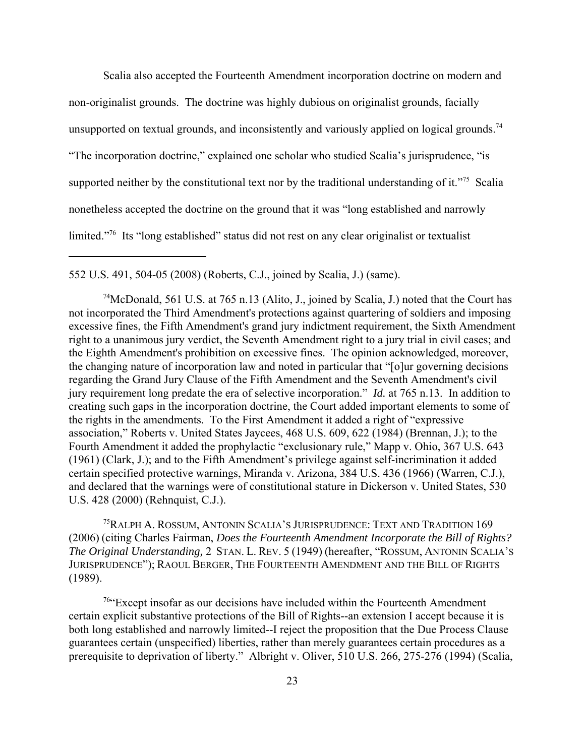Scalia also accepted the Fourteenth Amendment incorporation doctrine on modern and non-originalist grounds. The doctrine was highly dubious on originalist grounds, facially unsupported on textual grounds, and inconsistently and variously applied on logical grounds.[74] "The incorporation doctrine," explained one scholar who studied Scalia's jurisprudence, "is supported neither by the constitutional text nor by the traditional understanding of it."[75] Scalia nonetheless accepted the doctrine on the ground that it was "long established and narrowly limited."[76] Its "long established" status did not rest on any clear originalist or textualist

---

552 U.S. 491, 504-05 (2008) (Roberts, C.J., joined by Scalia, J.) (same).

[74]McDonald, 561 U.S. at 765 n.13 (Alito, J., joined by Scalia, J.) noted that the Court has not incorporated the Third Amendment's protections against quartering of soldiers and imposing excessive fines, the Fifth Amendment's grand jury indictment requirement, the Sixth Amendment right to a unanimous jury verdict, the Seventh Amendment right to a jury trial in civil cases; and the Eighth Amendment's prohibition on excessive fines. The opinion acknowledged, moreover, the changing nature of incorporation law and noted in particular that "[o]ur governing decisions regarding the Grand Jury Clause of the Fifth Amendment and the Seventh Amendment's civil jury requirement long predate the era of selective incorporation." *Id.* at 765 n.13. In addition to creating such gaps in the incorporation doctrine, the Court added important elements to some of the rights in the amendments. To the First Amendment it added a right of "expressive association," Roberts v. United States Jaycees, 468 U.S. 609, 622 (1984) (Brennan, J.); to the Fourth Amendment it added the prophylactic "exclusionary rule," Mapp v. Ohio, 367 U.S. 643 (1961) (Clark, J.); and to the Fifth Amendment's privilege against self-incrimination it added certain specified protective warnings, Miranda v. Arizona, 384 U.S. 436 (1966) (Warren, C.J.), and declared that the warnings were of constitutional stature in Dickerson v. United States, 530 U.S. 428 (2000) (Rehnquist, C.J.).

[75]RALPH A. ROSSUM, ANTONIN SCALIA'S JURISPRUDENCE: TEXT AND TRADITION 169 (2006) (citing Charles Fairman, *Does the Fourteenth Amendment Incorporate the Bill of Rights? The Original Understanding,* 2 STAN. L. REV. 5 (1949) (hereafter, "ROSSUM, ANTONIN SCALIA'S JURISPRUDENCE"); RAOUL BERGER, THE FOURTEENTH AMENDMENT AND THE BILL OF RIGHTS (1989).

[76]"Except insofar as our decisions have included within the Fourteenth Amendment certain explicit substantive protections of the Bill of Rights--an extension I accept because it is both long established and narrowly limited--I reject the proposition that the Due Process Clause guarantees certain (unspecified) liberties, rather than merely guarantees certain procedures as a prerequisite to deprivation of liberty." Albright v. Oliver, 510 U.S. 266, 275-276 (1994) (Scalia,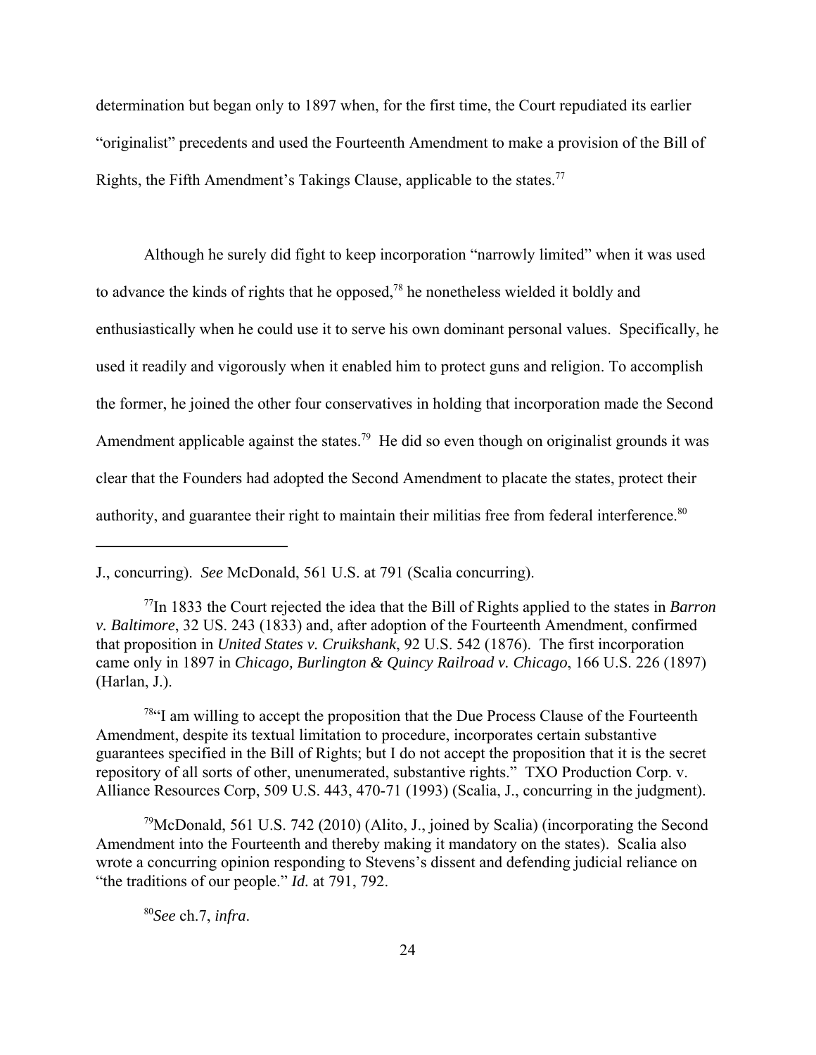determination but began only to 1897 when, for the first time, the Court repudiated its earlier "originalist" precedents and used the Fourteenth Amendment to make a provision of the Bill of Rights, the Fifth Amendment's Takings Clause, applicable to the states.[77]

Although he surely did fight to keep incorporation "narrowly limited" when it was used to advance the kinds of rights that he opposed,[78] he nonetheless wielded it boldly and enthusiastically when he could use it to serve his own dominant personal values. Specifically, he used it readily and vigorously when it enabled him to protect guns and religion. To accomplish the former, he joined the other four conservatives in holding that incorporation made the Second Amendment applicable against the states.[79] He did so even though on originalist grounds it was clear that the Founders had adopted the Second Amendment to placate the states, protect their authority, and guarantee their right to maintain their militias free from federal interference.[80]

---

J., concurring). *See* McDonald, 561 U.S. at 791 (Scalia concurring).

[77]In 1833 the Court rejected the idea that the Bill of Rights applied to the states in *Barron v. Baltimore*, 32 US. 243 (1833) and, after adoption of the Fourteenth Amendment, confirmed that proposition in *United States v. Cruikshank*, 92 U.S. 542 (1876). The first incorporation came only in 1897 in *Chicago, Burlington & Quincy Railroad v. Chicago*, 166 U.S. 226 (1897) (Harlan, J.).

[78]"I am willing to accept the proposition that the Due Process Clause of the Fourteenth Amendment, despite its textual limitation to procedure, incorporates certain substantive guarantees specified in the Bill of Rights; but I do not accept the proposition that it is the secret repository of all sorts of other, unenumerated, substantive rights." TXO Production Corp. v. Alliance Resources Corp, 509 U.S. 443, 470-71 (1993) (Scalia, J., concurring in the judgment).

[79]McDonald, 561 U.S. 742 (2010) (Alito, J., joined by Scalia) (incorporating the Second Amendment into the Fourteenth and thereby making it mandatory on the states). Scalia also wrote a concurring opinion responding to Stevens's dissent and defending judicial reliance on "the traditions of our people." *Id.* at 791, 792.

[80]*See* ch.7, *infra*.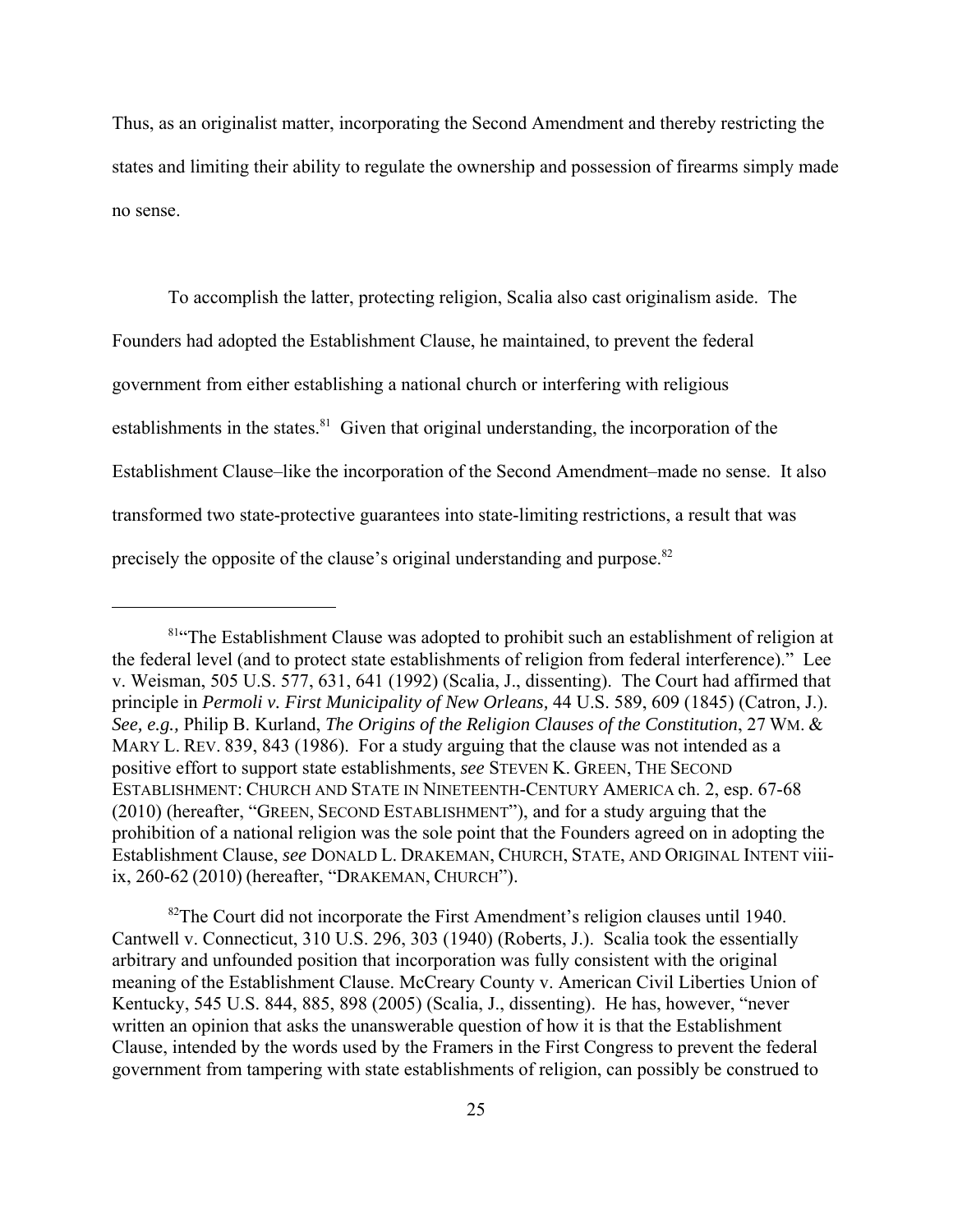Thus, as an originalist matter, incorporating the Second Amendment and thereby restricting the states and limiting their ability to regulate the ownership and possession of firearms simply made no sense.

To accomplish the latter, protecting religion, Scalia also cast originalism aside. The Founders had adopted the Establishment Clause, he maintained, to prevent the federal government from either establishing a national church or interfering with religious establishments in the states.[81] Given that original understanding, the incorporation of the Establishment Clause–like the incorporation of the Second Amendment–made no sense. It also transformed two state-protective guarantees into state-limiting restrictions, a result that was precisely the opposite of the clause's original understanding and purpose.[82]

---

[81]"The Establishment Clause was adopted to prohibit such an establishment of religion at the federal level (and to protect state establishments of religion from federal interference)." Lee v. Weisman, 505 U.S. 577, 631, 641 (1992) (Scalia, J., dissenting). The Court had affirmed that principle in *Permoli v. First Municipality of New Orleans,* 44 U.S. 589, 609 (1845) (Catron, J.). *See, e.g.,* Philip B. Kurland, *The Origins of the Religion Clauses of the Constitution*, 27 WM. & MARY L. REV. 839, 843 (1986). For a study arguing that the clause was not intended as a positive effort to support state establishments, *see* STEVEN K. GREEN, THE SECOND ESTABLISHMENT: CHURCH AND STATE IN NINETEENTH-CENTURY AMERICA ch. 2, esp. 67-68 (2010) (hereafter, "GREEN, SECOND ESTABLISHMENT"), and for a study arguing that the prohibition of a national religion was the sole point that the Founders agreed on in adopting the Establishment Clause, *see* DONALD L. DRAKEMAN, CHURCH, STATE, AND ORIGINAL INTENT viii-ix, 260-62 (2010) (hereafter, "DRAKEMAN, CHURCH").

[82]The Court did not incorporate the First Amendment's religion clauses until 1940. Cantwell v. Connecticut, 310 U.S. 296, 303 (1940) (Roberts, J.). Scalia took the essentially arbitrary and unfounded position that incorporation was fully consistent with the original meaning of the Establishment Clause. McCreary County v. American Civil Liberties Union of Kentucky, 545 U.S. 844, 885, 898 (2005) (Scalia, J., dissenting). He has, however, "never written an opinion that asks the unanswerable question of how it is that the Establishment Clause, intended by the words used by the Framers in the First Congress to prevent the federal government from tampering with state establishments of religion, can possibly be construed to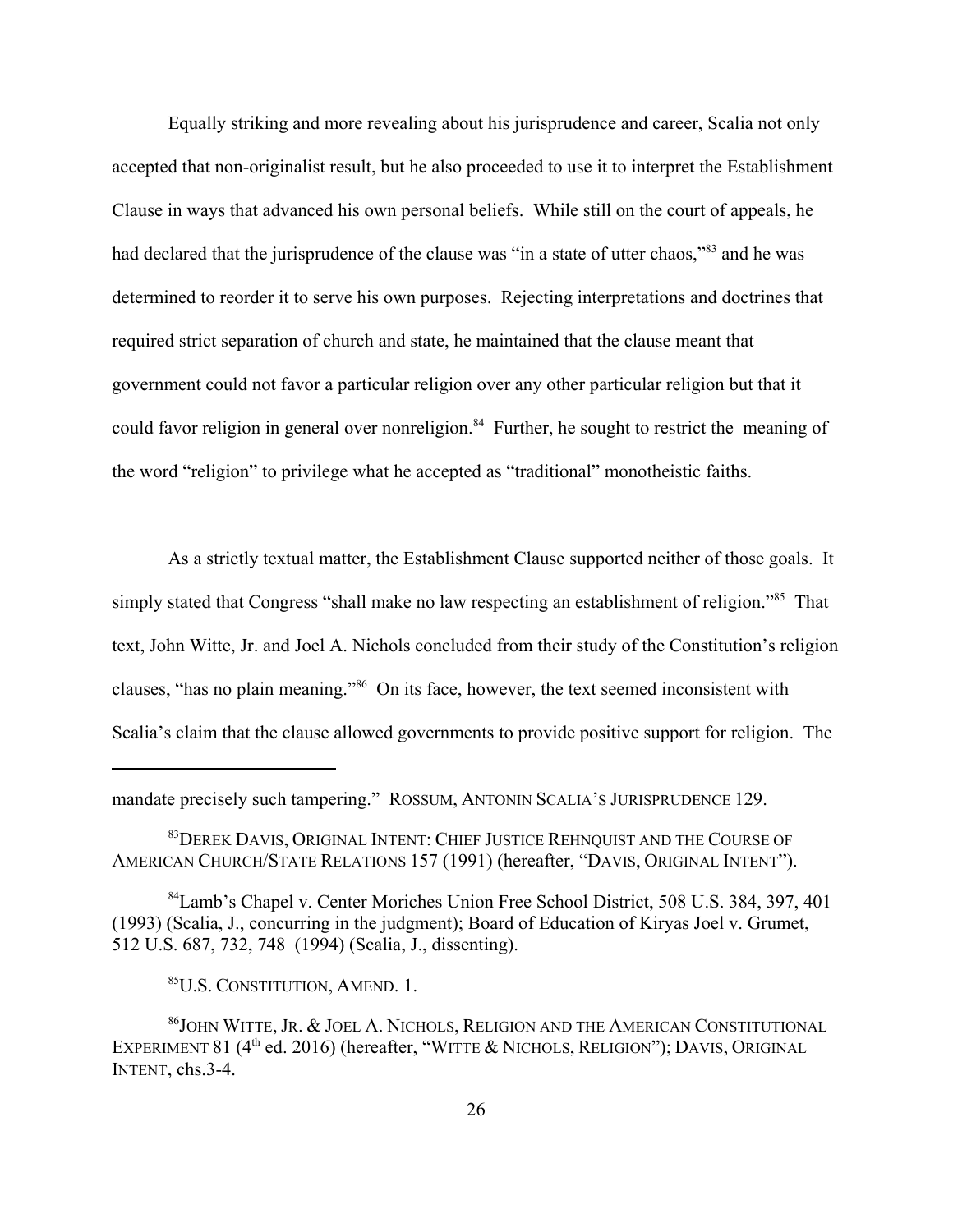Equally striking and more revealing about his jurisprudence and career, Scalia not only accepted that non-originalist result, but he also proceeded to use it to interpret the Establishment Clause in ways that advanced his own personal beliefs. While still on the court of appeals, he had declared that the jurisprudence of the clause was "in a state of utter chaos,"[83] and he was determined to reorder it to serve his own purposes. Rejecting interpretations and doctrines that required strict separation of church and state, he maintained that the clause meant that government could not favor a particular religion over any other particular religion but that it could favor religion in general over nonreligion.[84] Further, he sought to restrict the meaning of the word "religion" to privilege what he accepted as "traditional" monotheistic faiths.

As a strictly textual matter, the Establishment Clause supported neither of those goals. It simply stated that Congress "shall make no law respecting an establishment of religion."[85] That text, John Witte, Jr. and Joel A. Nichols concluded from their study of the Constitution's religion clauses, "has no plain meaning."[86] On its face, however, the text seemed inconsistent with Scalia's claim that the clause allowed governments to provide positive support for religion. The

---

mandate precisely such tampering." ROSSUM, ANTONIN SCALIA'S JURISPRUDENCE 129.

[83] DEREK DAVIS, ORIGINAL INTENT: CHIEF JUSTICE REHNQUIST AND THE COURSE OF AMERICAN CHURCH/STATE RELATIONS 157 (1991) (hereafter, "DAVIS, ORIGINAL INTENT").

[84] Lamb's Chapel v. Center Moriches Union Free School District, 508 U.S. 384, 397, 401 (1993) (Scalia, J., concurring in the judgment); Board of Education of Kiryas Joel v. Grumet, 512 U.S. 687, 732, 748 (1994) (Scalia, J., dissenting).

[85] U.S. CONSTITUTION, AMEND. 1.

[86] JOHN WITTE, JR. & JOEL A. NICHOLS, RELIGION AND THE AMERICAN CONSTITUTIONAL EXPERIMENT 81 (4th ed. 2016) (hereafter, "WITTE & NICHOLS, RELIGION"); DAVIS, ORIGINAL INTENT, chs.3-4.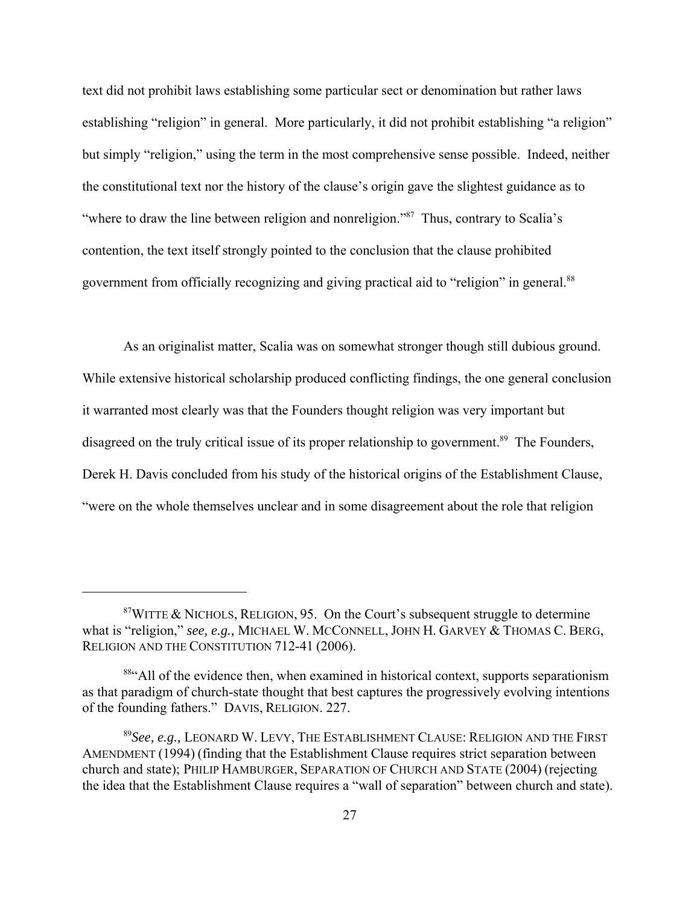text did not prohibit laws establishing some particular sect or denomination but rather laws establishing "religion" in general. More particularly, it did not prohibit establishing "a religion" but simply "religion," using the term in the most comprehensive sense possible. Indeed, neither the constitutional text nor the history of the clause's origin gave the slightest guidance as to "where to draw the line between religion and nonreligion."[87] Thus, contrary to Scalia's contention, the text itself strongly pointed to the conclusion that the clause prohibited government from officially recognizing and giving practical aid to "religion" in general.[88]

As an originalist matter, Scalia was on somewhat stronger though still dubious ground. While extensive historical scholarship produced conflicting findings, the one general conclusion it warranted most clearly was that the Founders thought religion was very important but disagreed on the truly critical issue of its proper relationship to government.[89] The Founders, Derek H. Davis concluded from his study of the historical origins of the Establishment Clause, "were on the whole themselves unclear and in some disagreement about the role that religion

---

[87] WITTE & NICHOLS, RELIGION, 95. On the Court's subsequent struggle to determine what is "religion," *see, e.g.,* MICHAEL W. MCCONNELL, JOHN H. GARVEY & THOMAS C. BERG, RELIGION AND THE CONSTITUTION 712-41 (2006).

[88] "All of the evidence then, when examined in historical context, supports separationism as that paradigm of church-state thought that best captures the progressively evolving intentions of the founding fathers." DAVIS, RELIGION. 227.

[89] *See, e.g.,* LEONARD W. LEVY, THE ESTABLISHMENT CLAUSE: RELIGION AND THE FIRST AMENDMENT (1994) (finding that the Establishment Clause requires strict separation between church and state); PHILIP HAMBURGER, SEPARATION OF CHURCH AND STATE (2004) (rejecting the idea that the Establishment Clause requires a "wall of separation" between church and state).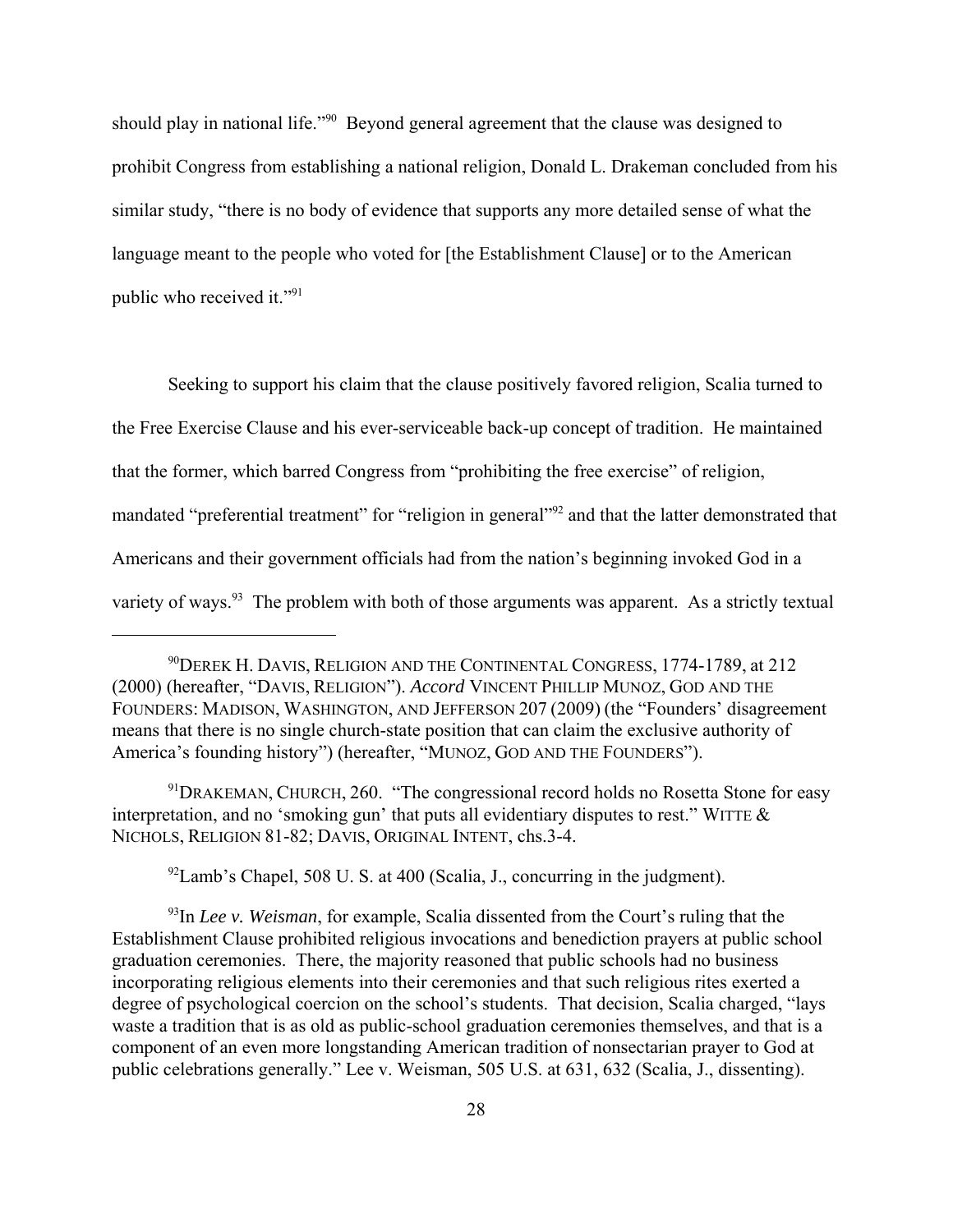should play in national life."[90] Beyond general agreement that the clause was designed to prohibit Congress from establishing a national religion, Donald L. Drakeman concluded from his similar study, "there is no body of evidence that supports any more detailed sense of what the language meant to the people who voted for [the Establishment Clause] or to the American public who received it."[91]

Seeking to support his claim that the clause positively favored religion, Scalia turned to the Free Exercise Clause and his ever-serviceable back-up concept of tradition. He maintained that the former, which barred Congress from "prohibiting the free exercise" of religion, mandated "preferential treatment" for "religion in general"[92] and that the latter demonstrated that Americans and their government officials had from the nation's beginning invoked God in a variety of ways.[93] The problem with both of those arguments was apparent. As a strictly textual

---

[90]DEREK H. DAVIS, RELIGION AND THE CONTINENTAL CONGRESS, 1774-1789, at 212 (2000) (hereafter, "DAVIS, RELIGION"). *Accord* VINCENT PHILLIP MUNOZ, GOD AND THE FOUNDERS: MADISON, WASHINGTON, AND JEFFERSON 207 (2009) (the "Founders' disagreement means that there is no single church-state position that can claim the exclusive authority of America's founding history") (hereafter, "MUNOZ, GOD AND THE FOUNDERS").

[91]DRAKEMAN, CHURCH, 260. "The congressional record holds no Rosetta Stone for easy interpretation, and no 'smoking gun' that puts all evidentiary disputes to rest." WITTE & NICHOLS, RELIGION 81-82; DAVIS, ORIGINAL INTENT, chs.3-4.

[92]Lamb's Chapel, 508 U. S. at 400 (Scalia, J., concurring in the judgment).

[93]In *Lee v. Weisman*, for example, Scalia dissented from the Court's ruling that the Establishment Clause prohibited religious invocations and benediction prayers at public school graduation ceremonies. There, the majority reasoned that public schools had no business incorporating religious elements into their ceremonies and that such religious rites exerted a degree of psychological coercion on the school's students. That decision, Scalia charged, "lays waste a tradition that is as old as public-school graduation ceremonies themselves, and that is a component of an even more longstanding American tradition of nonsectarian prayer to God at public celebrations generally." Lee v. Weisman, 505 U.S. at 631, 632 (Scalia, J., dissenting).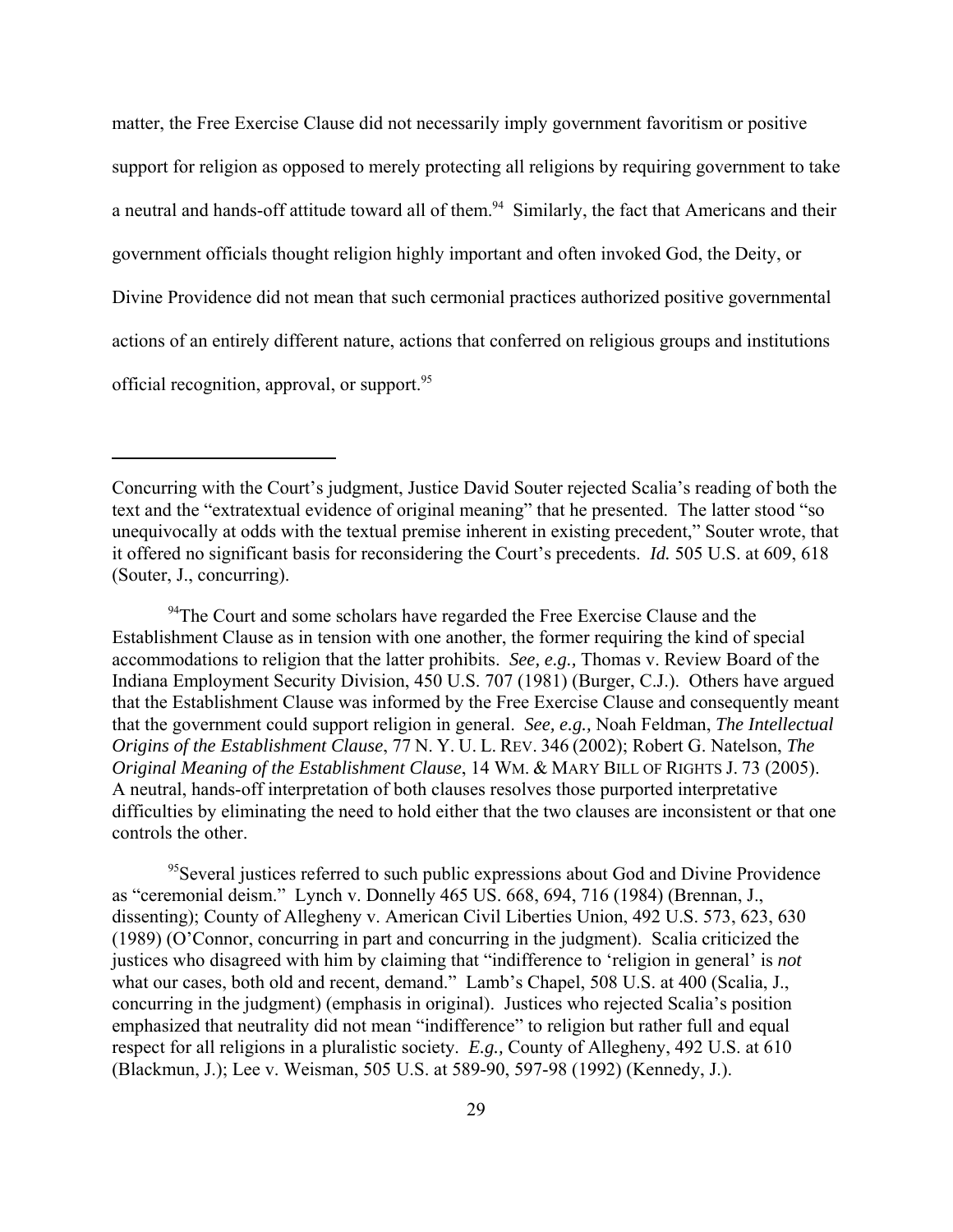matter, the Free Exercise Clause did not necessarily imply government favoritism or positive support for religion as opposed to merely protecting all religions by requiring government to take a neutral and hands-off attitude toward all of them.[94] Similarly, the fact that Americans and their government officials thought religion highly important and often invoked God, the Deity, or Divine Providence did not mean that such cermonial practices authorized positive governmental actions of an entirely different nature, actions that conferred on religious groups and institutions official recognition, approval, or support.[95]

---

Concurring with the Court's judgment, Justice David Souter rejected Scalia's reading of both the text and the "extratextual evidence of original meaning" that he presented. The latter stood "so unequivocally at odds with the textual premise inherent in existing precedent," Souter wrote, that it offered no significant basis for reconsidering the Court's precedents. *Id.* 505 U.S. at 609, 618 (Souter, J., concurring).

[94]The Court and some scholars have regarded the Free Exercise Clause and the Establishment Clause as in tension with one another, the former requiring the kind of special accommodations to religion that the latter prohibits. *See, e.g.,* Thomas v. Review Board of the Indiana Employment Security Division, 450 U.S. 707 (1981) (Burger, C.J.). Others have argued that the Establishment Clause was informed by the Free Exercise Clause and consequently meant that the government could support religion in general. *See, e.g.,* Noah Feldman, *The Intellectual Origins of the Establishment Clause*, 77 N. Y. U. L. REV. 346 (2002); Robert G. Natelson, *The Original Meaning of the Establishment Clause*, 14 WM. & MARY BILL OF RIGHTS J. 73 (2005). A neutral, hands-off interpretation of both clauses resolves those purported interpretative difficulties by eliminating the need to hold either that the two clauses are inconsistent or that one controls the other.

[95]Several justices referred to such public expressions about God and Divine Providence as "ceremonial deism." Lynch v. Donnelly 465 US. 668, 694, 716 (1984) (Brennan, J., dissenting); County of Allegheny v. American Civil Liberties Union, 492 U.S. 573, 623, 630 (1989) (O'Connor, concurring in part and concurring in the judgment). Scalia criticized the justices who disagreed with him by claiming that "indifference to 'religion in general' is *not* what our cases, both old and recent, demand." Lamb's Chapel, 508 U.S. at 400 (Scalia, J., concurring in the judgment) (emphasis in original). Justices who rejected Scalia's position emphasized that neutrality did not mean "indifference" to religion but rather full and equal respect for all religions in a pluralistic society. *E.g.,* County of Allegheny, 492 U.S. at 610 (Blackmun, J.); Lee v. Weisman, 505 U.S. at 589-90, 597-98 (1992) (Kennedy, J.).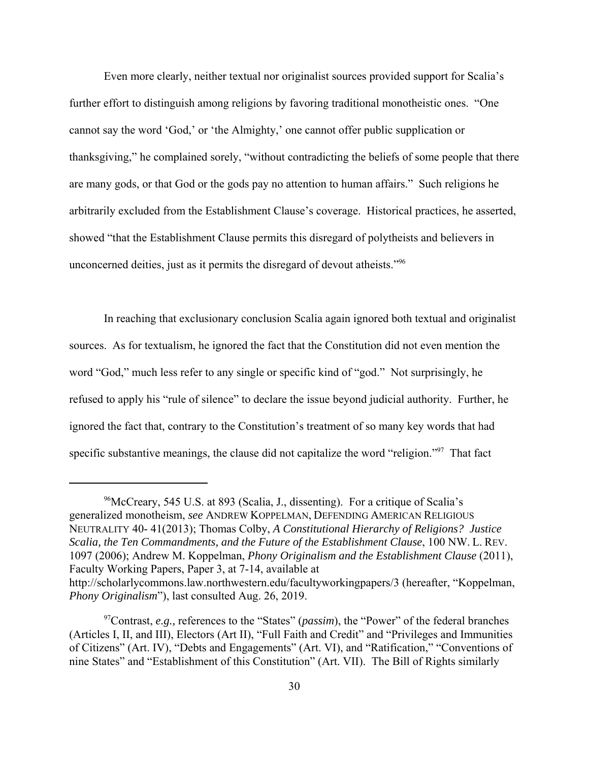Even more clearly, neither textual nor originalist sources provided support for Scalia's further effort to distinguish among religions by favoring traditional monotheistic ones. "One cannot say the word 'God,' or 'the Almighty,' one cannot offer public supplication or thanksgiving," he complained sorely, "without contradicting the beliefs of some people that there are many gods, or that God or the gods pay no attention to human affairs." Such religions he arbitrarily excluded from the Establishment Clause's coverage. Historical practices, he asserted, showed "that the Establishment Clause permits this disregard of polytheists and believers in unconcerned deities, just as it permits the disregard of devout atheists."[96]

In reaching that exclusionary conclusion Scalia again ignored both textual and originalist sources. As for textualism, he ignored the fact that the Constitution did not even mention the word "God," much less refer to any single or specific kind of "god." Not surprisingly, he refused to apply his "rule of silence" to declare the issue beyond judicial authority. Further, he ignored the fact that, contrary to the Constitution's treatment of so many key words that had specific substantive meanings, the clause did not capitalize the word "religion."[97] That fact

---

[96]McCreary, 545 U.S. at 893 (Scalia, J., dissenting). For a critique of Scalia's generalized monotheism, *see* ANDREW KOPPELMAN, DEFENDING AMERICAN RELIGIOUS NEUTRALITY 40- 41(2013); Thomas Colby, *A Constitutional Hierarchy of Religions? Justice Scalia, the Ten Commandments, and the Future of the Establishment Clause*, 100 NW. L. REV. 1097 (2006); Andrew M. Koppelman, *Phony Originalism and the Establishment Clause* (2011), Faculty Working Papers, Paper 3, at 7-14, available at http://scholarlycommons.law.northwestern.edu/facultyworkingpapers/3 (hereafter, "Koppelman, *Phony Originalism*"), last consulted Aug. 26, 2019.

[97]Contrast, *e.g.,* references to the "States" (*passim*), the "Power" of the federal branches (Articles I, II, and III), Electors (Art II), "Full Faith and Credit" and "Privileges and Immunities of Citizens" (Art. IV), "Debts and Engagements" (Art. VI), and "Ratification," "Conventions of nine States" and "Establishment of this Constitution" (Art. VII). The Bill of Rights similarly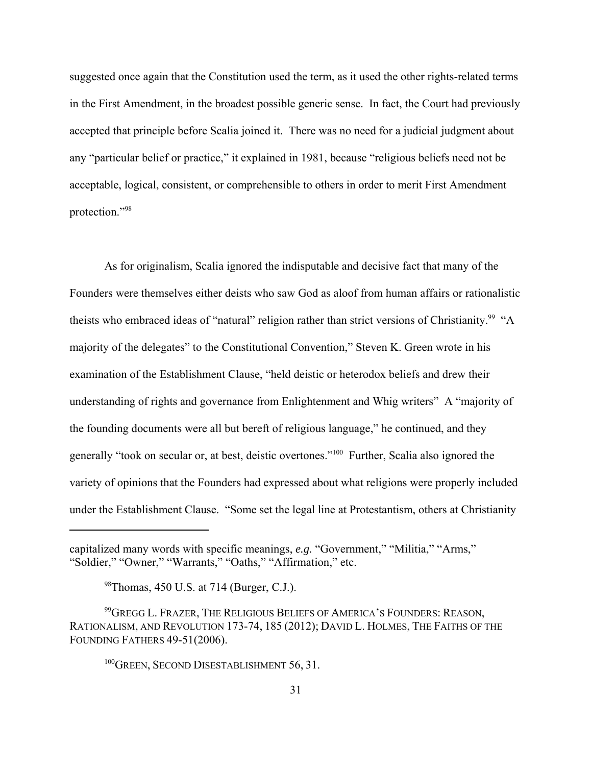suggested once again that the Constitution used the term, as it used the other rights-related terms in the First Amendment, in the broadest possible generic sense. In fact, the Court had previously accepted that principle before Scalia joined it. There was no need for a judicial judgment about any "particular belief or practice," it explained in 1981, because "religious beliefs need not be acceptable, logical, consistent, or comprehensible to others in order to merit First Amendment protection."[98]

As for originalism, Scalia ignored the indisputable and decisive fact that many of the Founders were themselves either deists who saw God as aloof from human affairs or rationalistic theists who embraced ideas of "natural" religion rather than strict versions of Christianity.[99] "A majority of the delegates" to the Constitutional Convention," Steven K. Green wrote in his examination of the Establishment Clause, "held deistic or heterodox beliefs and drew their understanding of rights and governance from Enlightenment and Whig writers" A "majority of the founding documents were all but bereft of religious language," he continued, and they generally "took on secular or, at best, deistic overtones."[100] Further, Scalia also ignored the variety of opinions that the Founders had expressed about what religions were properly included under the Establishment Clause. "Some set the legal line at Protestantism, others at Christianity

---

capitalized many words with specific meanings, *e.g.* "Government," "Militia," "Arms," "Soldier," "Owner," "Warrants," "Oaths," "Affirmation," etc.

[98] Thomas, 450 U.S. at 714 (Burger, C.J.).

[99] GREGG L. FRAZER, THE RELIGIOUS BELIEFS OF AMERICA'S FOUNDERS: REASON, RATIONALISM, AND REVOLUTION 173-74, 185 (2012); DAVID L. HOLMES, THE FAITHS OF THE FOUNDING FATHERS 49-51(2006).

[100] GREEN, SECOND DISESTABLISHMENT 56, 31.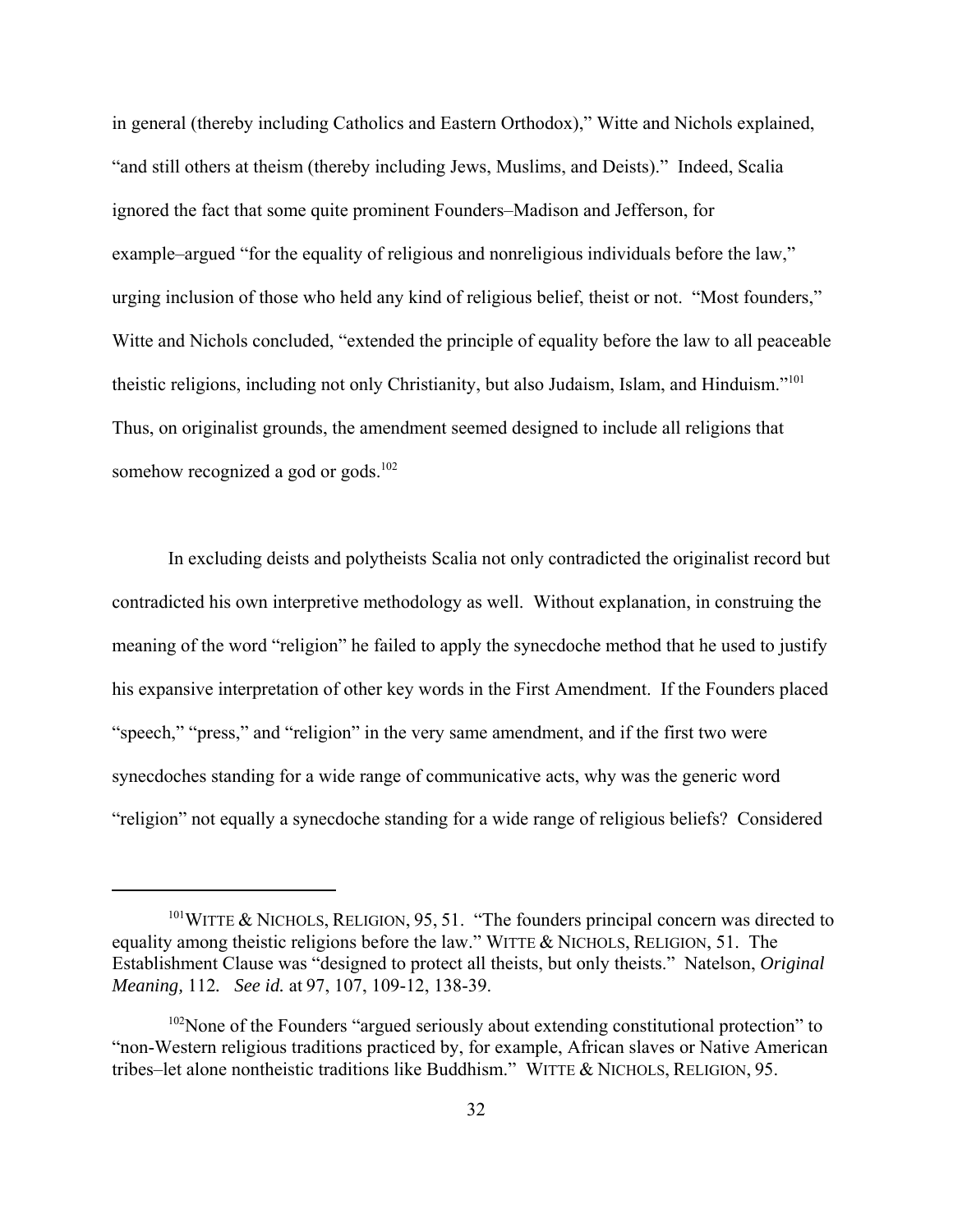in general (thereby including Catholics and Eastern Orthodox)," Witte and Nichols explained, "and still others at theism (thereby including Jews, Muslims, and Deists)." Indeed, Scalia ignored the fact that some quite prominent Founders–Madison and Jefferson, for example–argued "for the equality of religious and nonreligious individuals before the law," urging inclusion of those who held any kind of religious belief, theist or not. "Most founders," Witte and Nichols concluded, "extended the principle of equality before the law to all peaceable theistic religions, including not only Christianity, but also Judaism, Islam, and Hinduism."[101] Thus, on originalist grounds, the amendment seemed designed to include all religions that somehow recognized a god or gods.[102]

In excluding deists and polytheists Scalia not only contradicted the originalist record but contradicted his own interpretive methodology as well. Without explanation, in construing the meaning of the word "religion" he failed to apply the synecdoche method that he used to justify his expansive interpretation of other key words in the First Amendment. If the Founders placed "speech," "press," and "religion" in the very same amendment, and if the first two were synecdoches standing for a wide range of communicative acts, why was the generic word "religion" not equally a synecdoche standing for a wide range of religious beliefs? Considered

---

[101] WITTE & NICHOLS, RELIGION, 95, 51. "The founders principal concern was directed to equality among theistic religions before the law." WITTE & NICHOLS, RELIGION, 51. The Establishment Clause was "designed to protect all theists, but only theists." Natelson, *Original Meaning,* 112. *See id.* at 97, 107, 109-12, 138-39.

[102] None of the Founders "argued seriously about extending constitutional protection" to "non-Western religious traditions practiced by, for example, African slaves or Native American tribes–let alone nontheistic traditions like Buddhism." WITTE & NICHOLS, RELIGION, 95.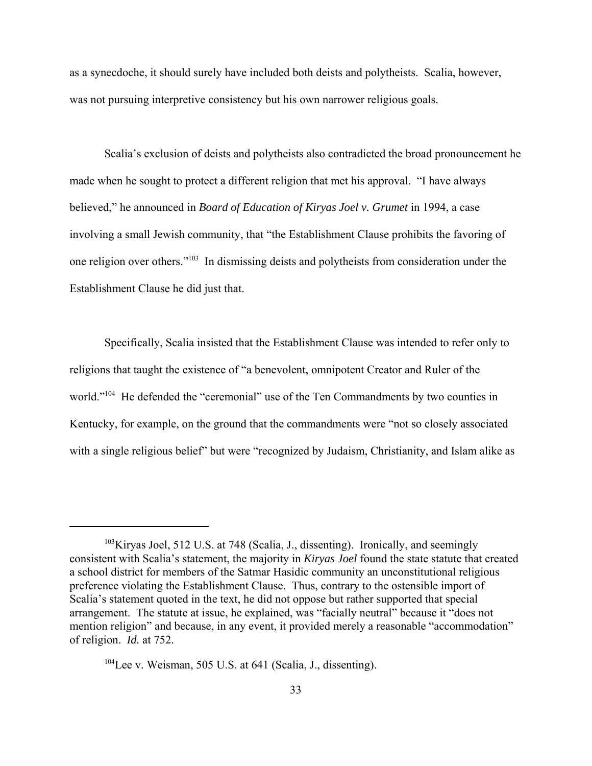as a synecdoche, it should surely have included both deists and polytheists. Scalia, however, was not pursuing interpretive consistency but his own narrower religious goals.

Scalia's exclusion of deists and polytheists also contradicted the broad pronouncement he made when he sought to protect a different religion that met his approval. "I have always believed," he announced in *Board of Education of Kiryas Joel v. Grumet* in 1994, a case involving a small Jewish community, that "the Establishment Clause prohibits the favoring of one religion over others."[103] In dismissing deists and polytheists from consideration under the Establishment Clause he did just that.

Specifically, Scalia insisted that the Establishment Clause was intended to refer only to religions that taught the existence of "a benevolent, omnipotent Creator and Ruler of the world."[104] He defended the "ceremonial" use of the Ten Commandments by two counties in Kentucky, for example, on the ground that the commandments were "not so closely associated with a single religious belief" but were "recognized by Judaism, Christianity, and Islam alike as

---

[103] Kiryas Joel, 512 U.S. at 748 (Scalia, J., dissenting). Ironically, and seemingly consistent with Scalia's statement, the majority in *Kiryas Joel* found the state statute that created a school district for members of the Satmar Hasidic community an unconstitutional religious preference violating the Establishment Clause. Thus, contrary to the ostensible import of Scalia's statement quoted in the text, he did not oppose but rather supported that special arrangement. The statute at issue, he explained, was "facially neutral" because it "does not mention religion" and because, in any event, it provided merely a reasonable "accommodation" of religion. *Id.* at 752.

[104] Lee v. Weisman, 505 U.S. at 641 (Scalia, J., dissenting).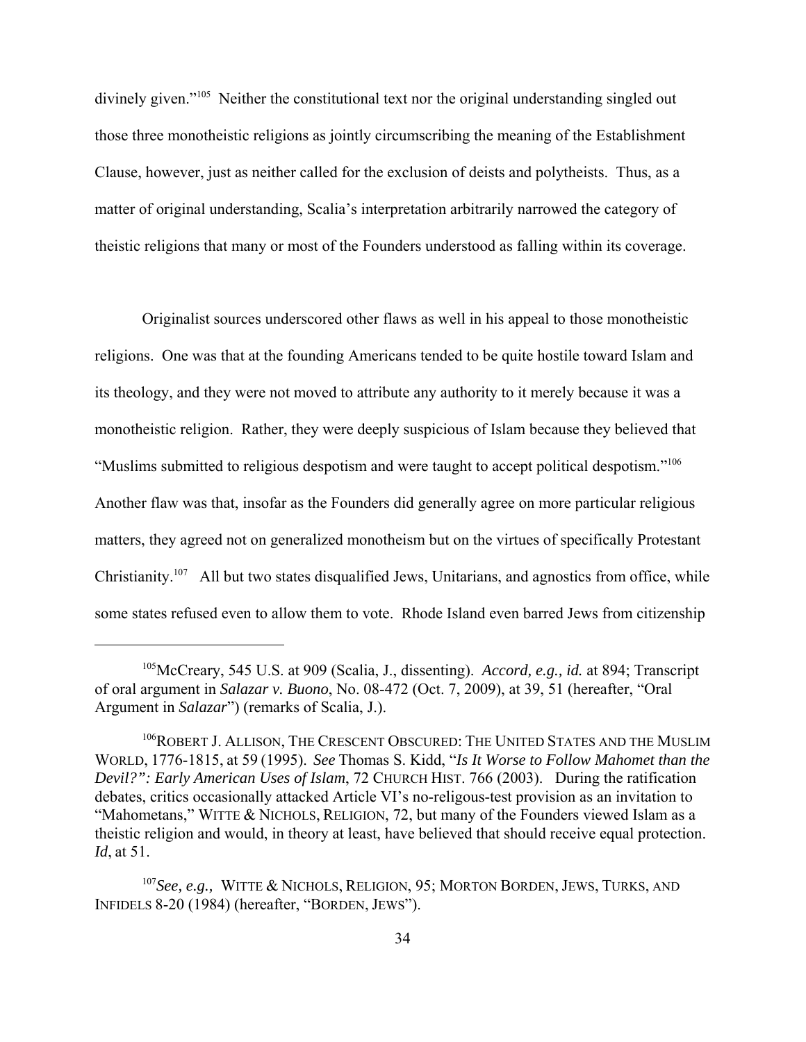divinely given."[105] Neither the constitutional text nor the original understanding singled out those three monotheistic religions as jointly circumscribing the meaning of the Establishment Clause, however, just as neither called for the exclusion of deists and polytheists. Thus, as a matter of original understanding, Scalia's interpretation arbitrarily narrowed the category of theistic religions that many or most of the Founders understood as falling within its coverage.

Originalist sources underscored other flaws as well in his appeal to those monotheistic religions. One was that at the founding Americans tended to be quite hostile toward Islam and its theology, and they were not moved to attribute any authority to it merely because it was a monotheistic religion. Rather, they were deeply suspicious of Islam because they believed that "Muslims submitted to religious despotism and were taught to accept political despotism."[106] Another flaw was that, insofar as the Founders did generally agree on more particular religious matters, they agreed not on generalized monotheism but on the virtues of specifically Protestant Christianity.[107] All but two states disqualified Jews, Unitarians, and agnostics from office, while some states refused even to allow them to vote. Rhode Island even barred Jews from citizenship

---

[105] McCreary, 545 U.S. at 909 (Scalia, J., dissenting). *Accord, e.g., id.* at 894; Transcript of oral argument in *Salazar v. Buono*, No. 08-472 (Oct. 7, 2009), at 39, 51 (hereafter, "Oral Argument in *Salazar*") (remarks of Scalia, J.).

[106] ROBERT J. ALLISON, THE CRESCENT OBSCURED: THE UNITED STATES AND THE MUSLIM WORLD, 1776-1815, at 59 (1995). *See* Thomas S. Kidd, "*Is It Worse to Follow Mahomet than the Devil?": Early American Uses of Islam*, 72 CHURCH HIST. 766 (2003). During the ratification debates, critics occasionally attacked Article VI's no-religous-test provision as an invitation to "Mahometans," WITTE & NICHOLS, RELIGION, 72, but many of the Founders viewed Islam as a theistic religion and would, in theory at least, have believed that should receive equal protection. *Id*, at 51.

[107] *See, e.g.,* WITTE & NICHOLS, RELIGION, 95; MORTON BORDEN, JEWS, TURKS, AND INFIDELS 8-20 (1984) (hereafter, "BORDEN, JEWS").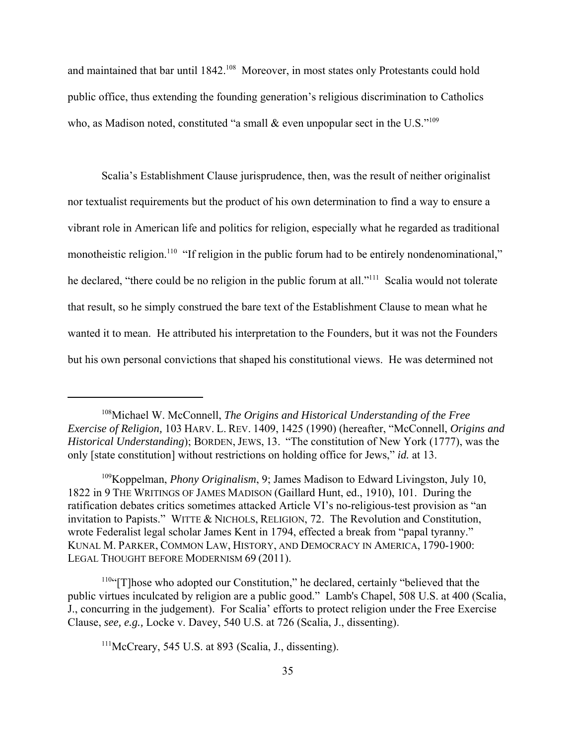and maintained that bar until 1842.[108] Moreover, in most states only Protestants could hold public office, thus extending the founding generation's religious discrimination to Catholics who, as Madison noted, constituted "a small & even unpopular sect in the U.S."[109]

Scalia's Establishment Clause jurisprudence, then, was the result of neither originalist nor textualist requirements but the product of his own determination to find a way to ensure a vibrant role in American life and politics for religion, especially what he regarded as traditional monotheistic religion.[110] "If religion in the public forum had to be entirely nondenominational," he declared, "there could be no religion in the public forum at all."[111] Scalia would not tolerate that result, so he simply construed the bare text of the Establishment Clause to mean what he wanted it to mean. He attributed his interpretation to the Founders, but it was not the Founders but his own personal convictions that shaped his constitutional views. He was determined not

---

[108]Michael W. McConnell, *The Origins and Historical Understanding of the Free Exercise of Religion,* 103 HARV. L. REV. 1409, 1425 (1990) (hereafter, "McConnell, *Origins and Historical Understanding*); BORDEN, JEWS, 13. "The constitution of New York (1777), was the only [state constitution] without restrictions on holding office for Jews," *id.* at 13.

[109]Koppelman, *Phony Originalism*, 9; James Madison to Edward Livingston, July 10, 1822 in 9 THE WRITINGS OF JAMES MADISON (Gaillard Hunt, ed., 1910), 101. During the ratification debates critics sometimes attacked Article VI's no-religious-test provision as "an invitation to Papists." WITTE & NICHOLS, RELIGION, 72. The Revolution and Constitution, wrote Federalist legal scholar James Kent in 1794, effected a break from "papal tyranny." KUNAL M. PARKER, COMMON LAW, HISTORY, AND DEMOCRACY IN AMERICA, 1790-1900: LEGAL THOUGHT BEFORE MODERNISM 69 (2011).

[110]"[T]hose who adopted our Constitution," he declared, certainly "believed that the public virtues inculcated by religion are a public good." Lamb's Chapel, 508 U.S. at 400 (Scalia, J., concurring in the judgement). For Scalia' efforts to protect religion under the Free Exercise Clause, *see, e.g.,* Locke v. Davey, 540 U.S. at 726 (Scalia, J., dissenting).

[111]McCreary, 545 U.S. at 893 (Scalia, J., dissenting).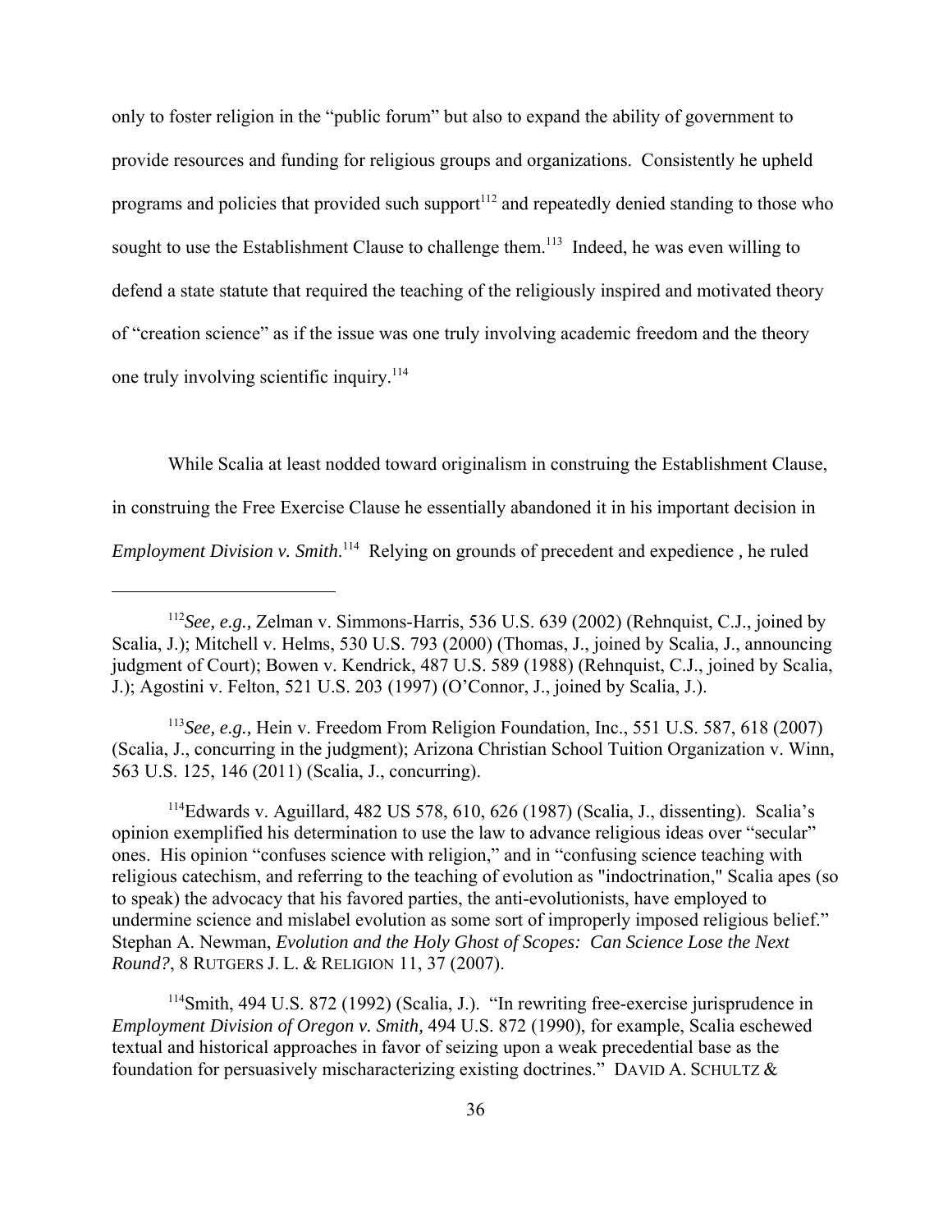only to foster religion in the "public forum" but also to expand the ability of government to provide resources and funding for religious groups and organizations. Consistently he upheld programs and policies that provided such support[112] and repeatedly denied standing to those who sought to use the Establishment Clause to challenge them.[113] Indeed, he was even willing to defend a state statute that required the teaching of the religiously inspired and motivated theory of "creation science" as if the issue was one truly involving academic freedom and the theory one truly involving scientific inquiry.[114]

While Scalia at least nodded toward originalism in construing the Establishment Clause, in construing the Free Exercise Clause he essentially abandoned it in his important decision in *Employment Division v. Smith*.[114] Relying on grounds of precedent and expedience , he ruled

---

[112]*See, e.g.,* Zelman v. Simmons-Harris, 536 U.S. 639 (2002) (Rehnquist, C.J., joined by Scalia, J.); Mitchell v. Helms, 530 U.S. 793 (2000) (Thomas, J., joined by Scalia, J., announcing judgment of Court); Bowen v. Kendrick, 487 U.S. 589 (1988) (Rehnquist, C.J., joined by Scalia, J.); Agostini v. Felton, 521 U.S. 203 (1997) (O'Connor, J., joined by Scalia, J.).

[113]*See, e.g.,* Hein v. Freedom From Religion Foundation, Inc., 551 U.S. 587, 618 (2007) (Scalia, J., concurring in the judgment); Arizona Christian School Tuition Organization v. Winn, 563 U.S. 125, 146 (2011) (Scalia, J., concurring).

[114]Edwards v. Aguillard, 482 US 578, 610, 626 (1987) (Scalia, J., dissenting). Scalia's opinion exemplified his determination to use the law to advance religious ideas over "secular" ones. His opinion "confuses science with religion," and in "confusing science teaching with religious catechism, and referring to the teaching of evolution as "indoctrination," Scalia apes (so to speak) the advocacy that his favored parties, the anti-evolutionists, have employed to undermine science and mislabel evolution as some sort of improperly imposed religious belief." Stephan A. Newman, *Evolution and the Holy Ghost of Scopes: Can Science Lose the Next Round?*, 8 RUTGERS J. L. & RELIGION 11, 37 (2007).

[114]Smith, 494 U.S. 872 (1992) (Scalia, J.). "In rewriting free-exercise jurisprudence in *Employment Division of Oregon v. Smith,* 494 U.S. 872 (1990), for example, Scalia eschewed textual and historical approaches in favor of seizing upon a weak precedential base as the foundation for persuasively mischaracterizing existing doctrines." DAVID A. SCHULTZ &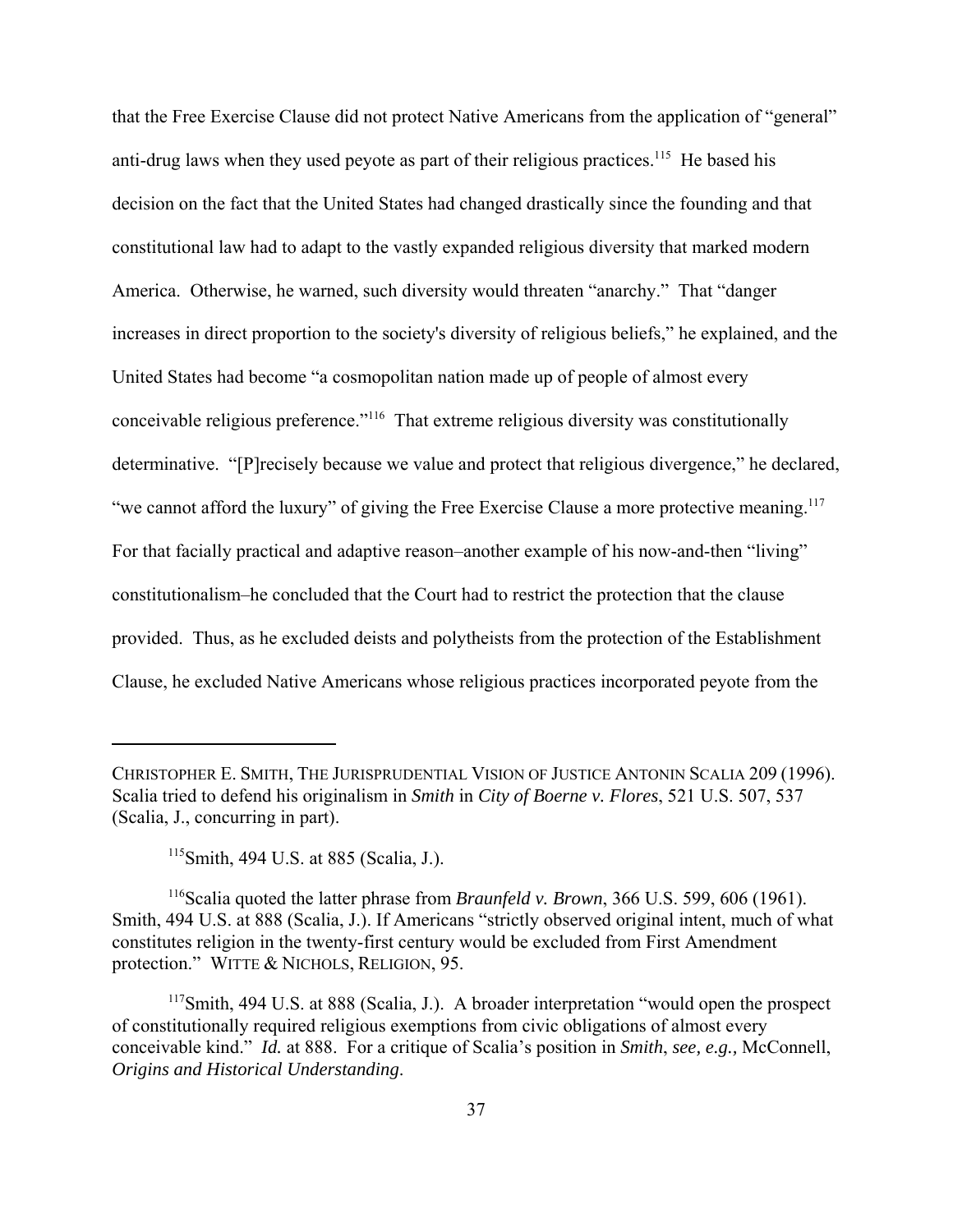that the Free Exercise Clause did not protect Native Americans from the application of "general" anti-drug laws when they used peyote as part of their religious practices.[115] He based his decision on the fact that the United States had changed drastically since the founding and that constitutional law had to adapt to the vastly expanded religious diversity that marked modern America. Otherwise, he warned, such diversity would threaten "anarchy." That "danger increases in direct proportion to the society's diversity of religious beliefs," he explained, and the United States had become "a cosmopolitan nation made up of people of almost every conceivable religious preference."[116] That extreme religious diversity was constitutionally determinative. "[P]recisely because we value and protect that religious divergence," he declared, "we cannot afford the luxury" of giving the Free Exercise Clause a more protective meaning.[117] For that facially practical and adaptive reason–another example of his now-and-then "living" constitutionalism–he concluded that the Court had to restrict the protection that the clause provided. Thus, as he excluded deists and polytheists from the protection of the Establishment Clause, he excluded Native Americans whose religious practices incorporated peyote from the

---

CHRISTOPHER E. SMITH, THE JURISPRUDENTIAL VISION OF JUSTICE ANTONIN SCALIA 209 (1996). Scalia tried to defend his originalism in *Smith* in *City of Boerne v. Flores*, 521 U.S. 507, 537 (Scalia, J., concurring in part).

[115] Smith, 494 U.S. at 885 (Scalia, J.).

[116] Scalia quoted the latter phrase from *Braunfeld v. Brown*, 366 U.S. 599, 606 (1961). Smith, 494 U.S. at 888 (Scalia, J.). If Americans "strictly observed original intent, much of what constitutes religion in the twenty-first century would be excluded from First Amendment protection." WITTE & NICHOLS, RELIGION, 95.

[117] Smith, 494 U.S. at 888 (Scalia, J.). A broader interpretation "would open the prospect of constitutionally required religious exemptions from civic obligations of almost every conceivable kind." *Id.* at 888. For a critique of Scalia's position in *Smith*, *see, e.g.,* McConnell, *Origins and Historical Understanding*.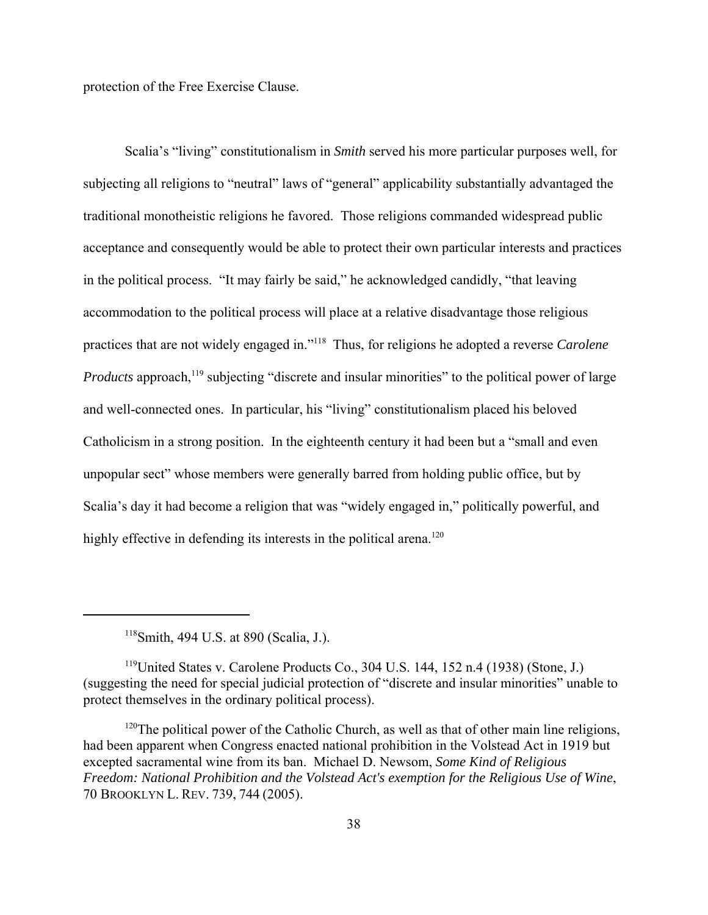protection of the Free Exercise Clause.

Scalia's "living" constitutionalism in *Smith* served his more particular purposes well, for subjecting all religions to "neutral" laws of "general" applicability substantially advantaged the traditional monotheistic religions he favored. Those religions commanded widespread public acceptance and consequently would be able to protect their own particular interests and practices in the political process. "It may fairly be said," he acknowledged candidly, "that leaving accommodation to the political process will place at a relative disadvantage those religious practices that are not widely engaged in."[118] Thus, for religions he adopted a reverse *Carolene Products* approach,[119] subjecting "discrete and insular minorities" to the political power of large and well-connected ones. In particular, his "living" constitutionalism placed his beloved Catholicism in a strong position. In the eighteenth century it had been but a "small and even unpopular sect" whose members were generally barred from holding public office, but by Scalia's day it had become a religion that was "widely engaged in," politically powerful, and highly effective in defending its interests in the political arena.[120]

---

[118]Smith, 494 U.S. at 890 (Scalia, J.).

[119]United States v. Carolene Products Co., 304 U.S. 144, 152 n.4 (1938) (Stone, J.) (suggesting the need for special judicial protection of "discrete and insular minorities" unable to protect themselves in the ordinary political process).

[120]The political power of the Catholic Church, as well as that of other main line religions, had been apparent when Congress enacted national prohibition in the Volstead Act in 1919 but excepted sacramental wine from its ban. Michael D. Newsom, *Some Kind of Religious Freedom: National Prohibition and the Volstead Act's exemption for the Religious Use of Wine*, 70 BROOKLYN L. REV. 739, 744 (2005).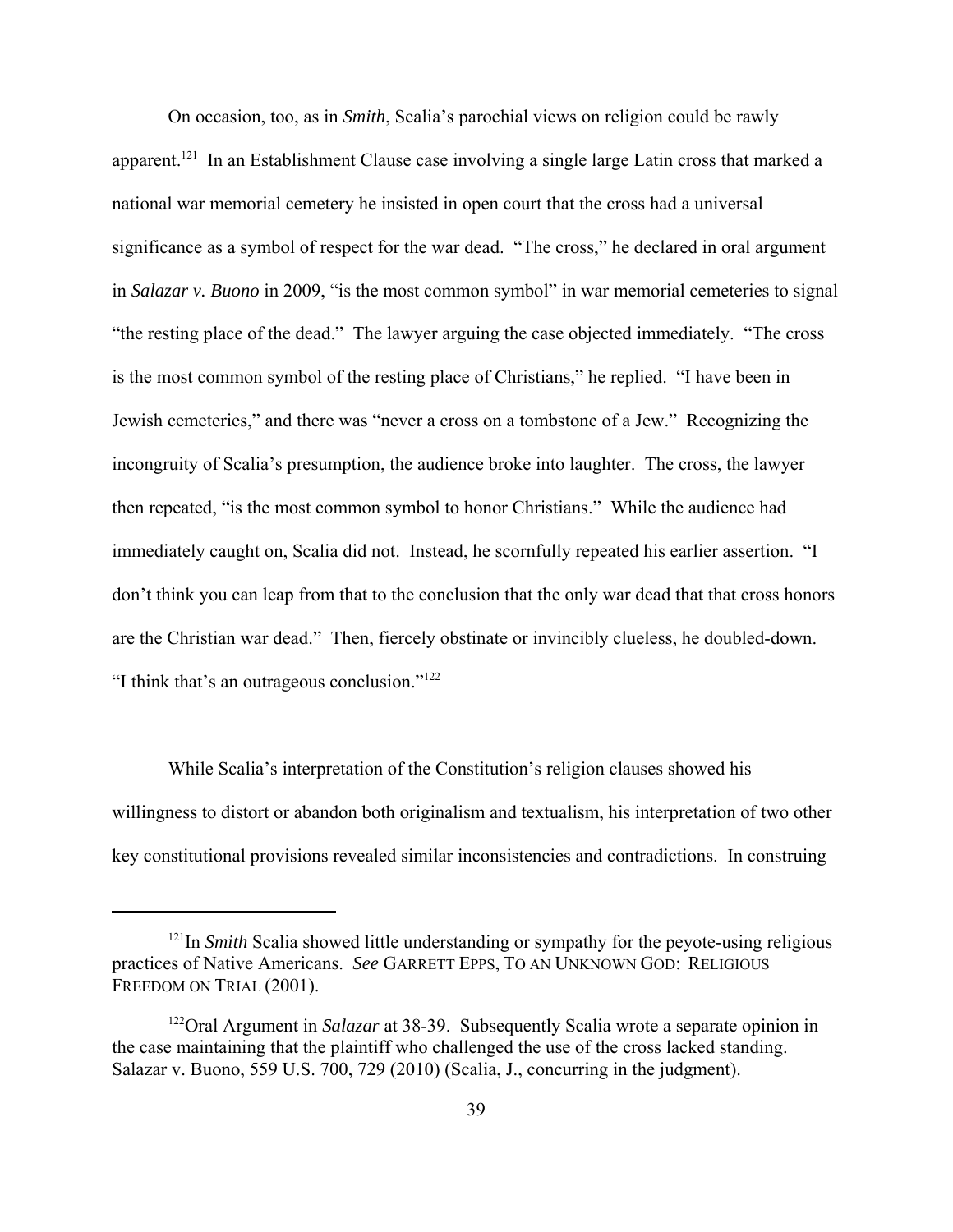On occasion, too, as in *Smith*, Scalia's parochial views on religion could be rawly apparent.[121] In an Establishment Clause case involving a single large Latin cross that marked a national war memorial cemetery he insisted in open court that the cross had a universal significance as a symbol of respect for the war dead. "The cross," he declared in oral argument in *Salazar v. Buono* in 2009, "is the most common symbol" in war memorial cemeteries to signal "the resting place of the dead." The lawyer arguing the case objected immediately. "The cross is the most common symbol of the resting place of Christians," he replied. "I have been in Jewish cemeteries," and there was "never a cross on a tombstone of a Jew." Recognizing the incongruity of Scalia's presumption, the audience broke into laughter. The cross, the lawyer then repeated, "is the most common symbol to honor Christians." While the audience had immediately caught on, Scalia did not. Instead, he scornfully repeated his earlier assertion. "I don't think you can leap from that to the conclusion that the only war dead that that cross honors are the Christian war dead." Then, fiercely obstinate or invincibly clueless, he doubled-down. "I think that's an outrageous conclusion."[122]

While Scalia's interpretation of the Constitution's religion clauses showed his willingness to distort or abandon both originalism and textualism, his interpretation of two other key constitutional provisions revealed similar inconsistencies and contradictions. In construing

---

[121] In *Smith* Scalia showed little understanding or sympathy for the peyote-using religious practices of Native Americans. *See* GARRETT EPPS, TO AN UNKNOWN GOD: RELIGIOUS FREEDOM ON TRIAL (2001).

[122] Oral Argument in *Salazar* at 38-39. Subsequently Scalia wrote a separate opinion in the case maintaining that the plaintiff who challenged the use of the cross lacked standing. Salazar v. Buono, 559 U.S. 700, 729 (2010) (Scalia, J., concurring in the judgment).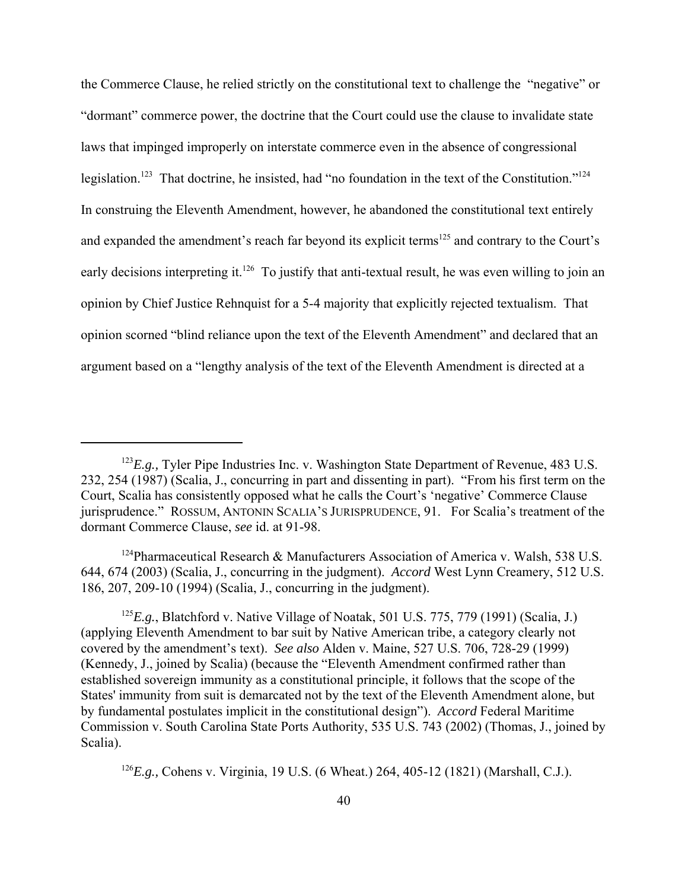the Commerce Clause, he relied strictly on the constitutional text to challenge the "negative" or "dormant" commerce power, the doctrine that the Court could use the clause to invalidate state laws that impinged improperly on interstate commerce even in the absence of congressional legislation.[123] That doctrine, he insisted, had "no foundation in the text of the Constitution."[124] In construing the Eleventh Amendment, however, he abandoned the constitutional text entirely and expanded the amendment's reach far beyond its explicit terms[125] and contrary to the Court's early decisions interpreting it.[126] To justify that anti-textual result, he was even willing to join an opinion by Chief Justice Rehnquist for a 5-4 majority that explicitly rejected textualism. That opinion scorned "blind reliance upon the text of the Eleventh Amendment" and declared that an argument based on a "lengthy analysis of the text of the Eleventh Amendment is directed at a

---

[123] *E.g.,* Tyler Pipe Industries Inc. v. Washington State Department of Revenue, 483 U.S. 232, 254 (1987) (Scalia, J., concurring in part and dissenting in part). "From his first term on the Court, Scalia has consistently opposed what he calls the Court's 'negative' Commerce Clause jurisprudence." ROSSUM, ANTONIN SCALIA'S JURISPRUDENCE, 91. For Scalia's treatment of the dormant Commerce Clause, *see* id. at 91-98.

[124] Pharmaceutical Research & Manufacturers Association of America v. Walsh, 538 U.S. 644, 674 (2003) (Scalia, J., concurring in the judgment). *Accord* West Lynn Creamery, 512 U.S. 186, 207, 209-10 (1994) (Scalia, J., concurring in the judgment).

[125] *E.g.*, Blatchford v. Native Village of Noatak, 501 U.S. 775, 779 (1991) (Scalia, J.) (applying Eleventh Amendment to bar suit by Native American tribe, a category clearly not covered by the amendment's text). *See also* Alden v. Maine, 527 U.S. 706, 728-29 (1999) (Kennedy, J., joined by Scalia) (because the "Eleventh Amendment confirmed rather than established sovereign immunity as a constitutional principle, it follows that the scope of the States' immunity from suit is demarcated not by the text of the Eleventh Amendment alone, but by fundamental postulates implicit in the constitutional design"). *Accord* Federal Maritime Commission v. South Carolina State Ports Authority, 535 U.S. 743 (2002) (Thomas, J., joined by Scalia).

[126] *E.g.,* Cohens v. Virginia, 19 U.S. (6 Wheat.) 264, 405-12 (1821) (Marshall, C.J.).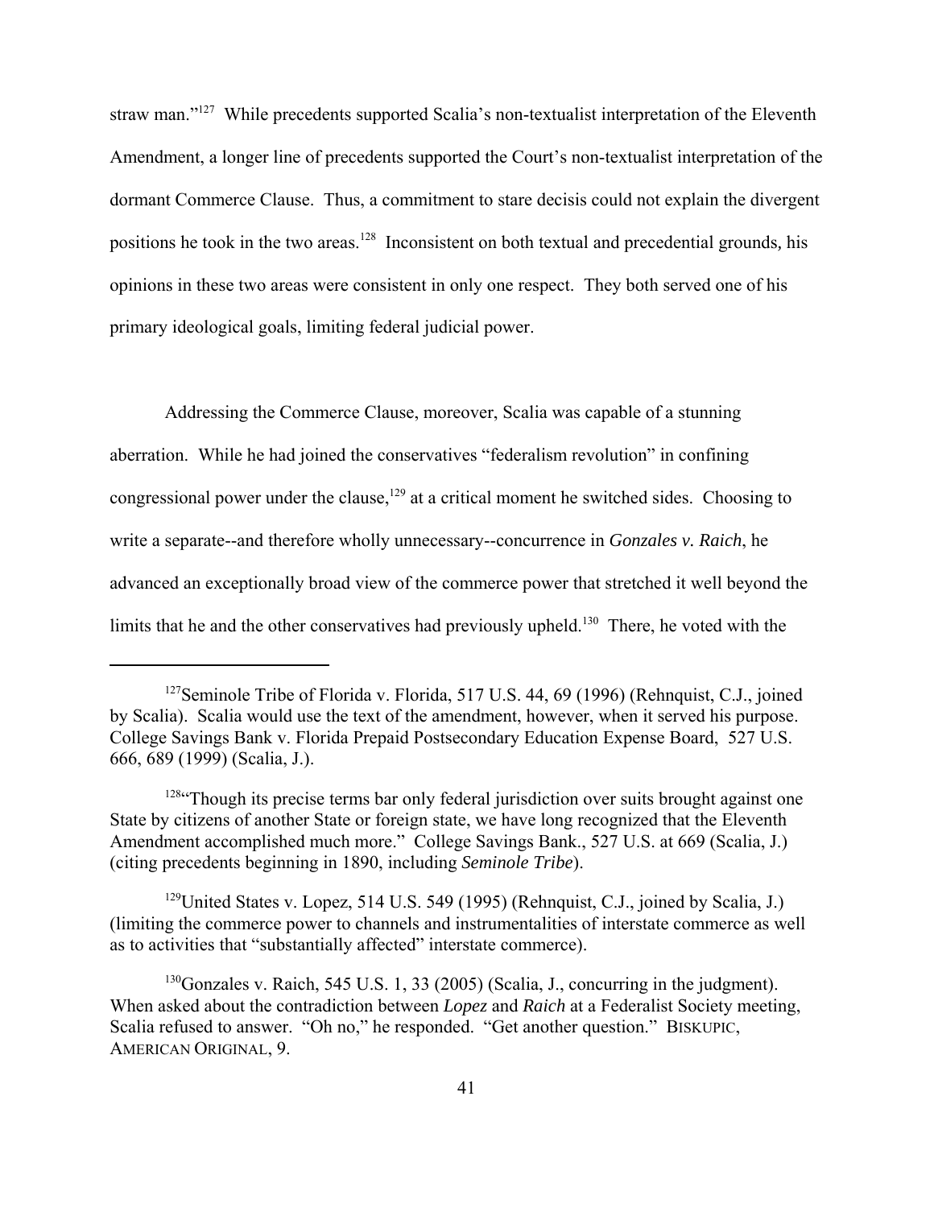straw man."[127] While precedents supported Scalia's non-textualist interpretation of the Eleventh Amendment, a longer line of precedents supported the Court's non-textualist interpretation of the dormant Commerce Clause. Thus, a commitment to stare decisis could not explain the divergent positions he took in the two areas.[128] Inconsistent on both textual and precedential grounds, his opinions in these two areas were consistent in only one respect. They both served one of his primary ideological goals, limiting federal judicial power.

Addressing the Commerce Clause, moreover, Scalia was capable of a stunning aberration. While he had joined the conservatives "federalism revolution" in confining congressional power under the clause,[129] at a critical moment he switched sides. Choosing to write a separate--and therefore wholly unnecessary--concurrence in *Gonzales v. Raich*, he advanced an exceptionally broad view of the commerce power that stretched it well beyond the limits that he and the other conservatives had previously upheld.[130] There, he voted with the

---

[127] Seminole Tribe of Florida v. Florida, 517 U.S. 44, 69 (1996) (Rehnquist, C.J., joined by Scalia). Scalia would use the text of the amendment, however, when it served his purpose. College Savings Bank v. Florida Prepaid Postsecondary Education Expense Board, 527 U.S. 666, 689 (1999) (Scalia, J.).

[128] "Though its precise terms bar only federal jurisdiction over suits brought against one State by citizens of another State or foreign state, we have long recognized that the Eleventh Amendment accomplished much more." College Savings Bank., 527 U.S. at 669 (Scalia, J.) (citing precedents beginning in 1890, including *Seminole Tribe*).

[129] United States v. Lopez, 514 U.S. 549 (1995) (Rehnquist, C.J., joined by Scalia, J.) (limiting the commerce power to channels and instrumentalities of interstate commerce as well as to activities that "substantially affected" interstate commerce).

[130] Gonzales v. Raich, 545 U.S. 1, 33 (2005) (Scalia, J., concurring in the judgment). When asked about the contradiction between *Lopez* and *Raich* at a Federalist Society meeting, Scalia refused to answer. "Oh no," he responded. "Get another question." BISKUPIC, AMERICAN ORIGINAL, 9.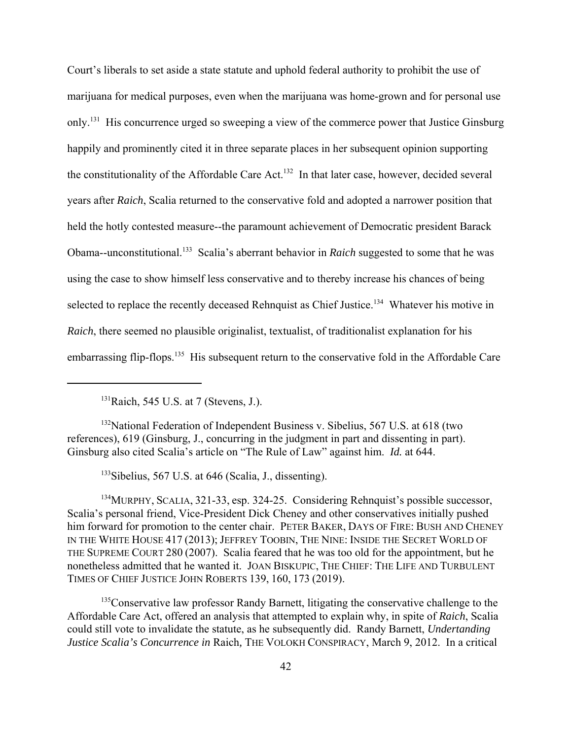Court's liberals to set aside a state statute and uphold federal authority to prohibit the use of marijuana for medical purposes, even when the marijuana was home-grown and for personal use only.[131] His concurrence urged so sweeping a view of the commerce power that Justice Ginsburg happily and prominently cited it in three separate places in her subsequent opinion supporting the constitutionality of the Affordable Care Act.[132] In that later case, however, decided several years after *Raich*, Scalia returned to the conservative fold and adopted a narrower position that held the hotly contested measure--the paramount achievement of Democratic president Barack Obama--unconstitutional.[133] Scalia's aberrant behavior in *Raich* suggested to some that he was using the case to show himself less conservative and to thereby increase his chances of being selected to replace the recently deceased Rehnquist as Chief Justice.[134] Whatever his motive in *Raich*, there seemed no plausible originalist, textualist, of traditionalist explanation for his embarrassing flip-flops.[135] His subsequent return to the conservative fold in the Affordable Care

---

[131]Raich, 545 U.S. at 7 (Stevens, J.).

[132]National Federation of Independent Business v. Sibelius, 567 U.S. at 618 (two references), 619 (Ginsburg, J., concurring in the judgment in part and dissenting in part). Ginsburg also cited Scalia's article on "The Rule of Law" against him. *Id.* at 644.

[133]Sibelius, 567 U.S. at 646 (Scalia, J., dissenting).

[134]MURPHY, SCALIA, 321-33, esp. 324-25. Considering Rehnquist's possible successor, Scalia's personal friend, Vice-President Dick Cheney and other conservatives initially pushed him forward for promotion to the center chair. PETER BAKER, DAYS OF FIRE: BUSH AND CHENEY IN THE WHITE HOUSE 417 (2013); JEFFREY TOOBIN, THE NINE: INSIDE THE SECRET WORLD OF THE SUPREME COURT 280 (2007). Scalia feared that he was too old for the appointment, but he nonetheless admitted that he wanted it. JOAN BISKUPIC, THE CHIEF: THE LIFE AND TURBULENT TIMES OF CHIEF JUSTICE JOHN ROBERTS 139, 160, 173 (2019).

[135]Conservative law professor Randy Barnett, litigating the conservative challenge to the Affordable Care Act, offered an analysis that attempted to explain why, in spite of *Raich*, Scalia could still vote to invalidate the statute, as he subsequently did. Randy Barnett, *Undertanding Justice Scalia's Concurrence in* Raich*,* THE VOLOKH CONSPIRACY, March 9, 2012. In a critical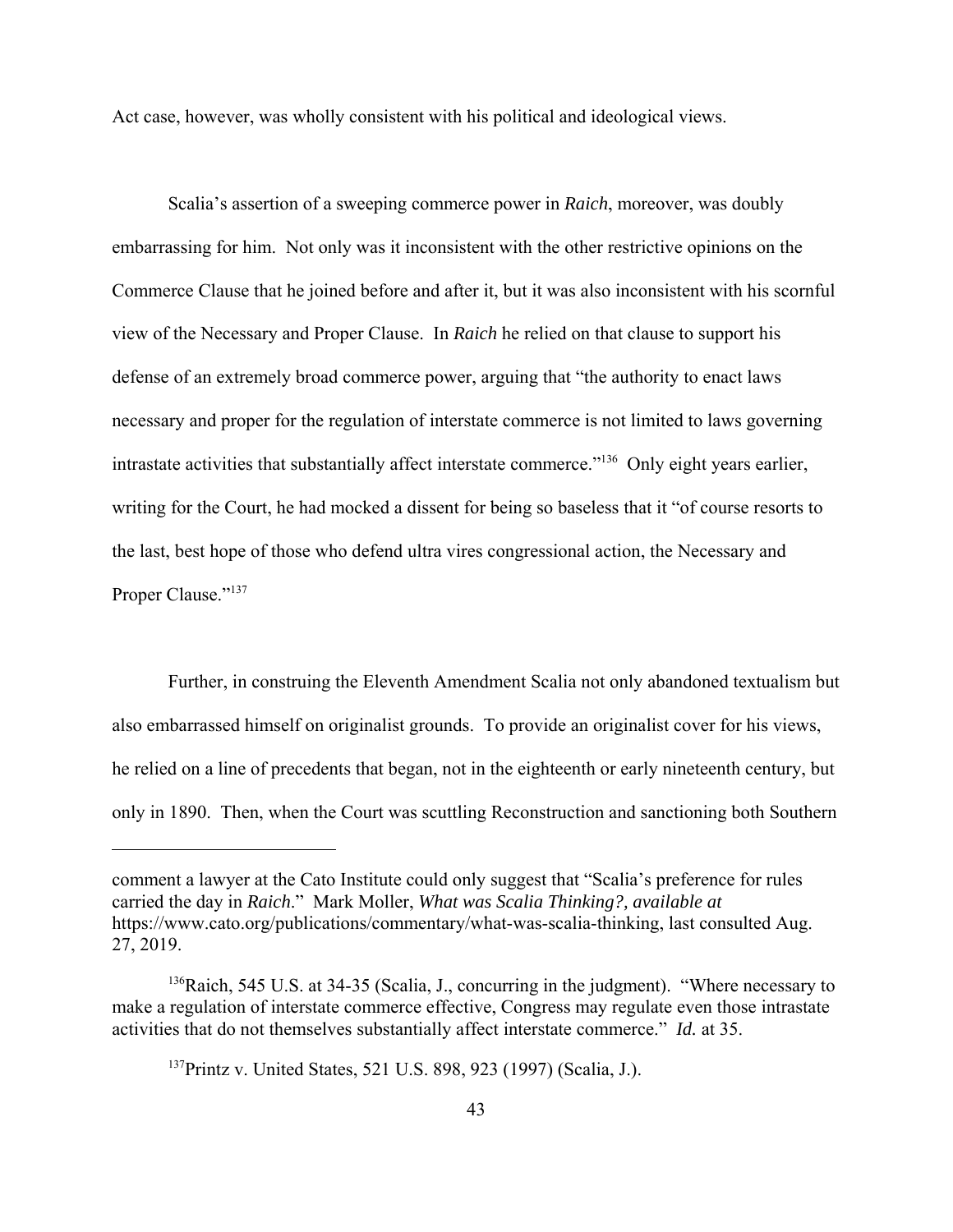Act case, however, was wholly consistent with his political and ideological views.

Scalia's assertion of a sweeping commerce power in *Raich*, moreover, was doubly embarrassing for him. Not only was it inconsistent with the other restrictive opinions on the Commerce Clause that he joined before and after it, but it was also inconsistent with his scornful view of the Necessary and Proper Clause. In *Raich* he relied on that clause to support his defense of an extremely broad commerce power, arguing that "the authority to enact laws necessary and proper for the regulation of interstate commerce is not limited to laws governing intrastate activities that substantially affect interstate commerce."[136] Only eight years earlier, writing for the Court, he had mocked a dissent for being so baseless that it "of course resorts to the last, best hope of those who defend ultra vires congressional action, the Necessary and Proper Clause."[137]

Further, in construing the Eleventh Amendment Scalia not only abandoned textualism but also embarrassed himself on originalist grounds. To provide an originalist cover for his views, he relied on a line of precedents that began, not in the eighteenth or early nineteenth century, but only in 1890. Then, when the Court was scuttling Reconstruction and sanctioning both Southern

---

comment a lawyer at the Cato Institute could only suggest that "Scalia's preference for rules carried the day in *Raich*." Mark Moller, *What was Scalia Thinking?, available at* https://www.cato.org/publications/commentary/what-was-scalia-thinking, last consulted Aug. 27, 2019.

[136] Raich, 545 U.S. at 34-35 (Scalia, J., concurring in the judgment). "Where necessary to make a regulation of interstate commerce effective, Congress may regulate even those intrastate activities that do not themselves substantially affect interstate commerce." *Id.* at 35.

[137] Printz v. United States, 521 U.S. 898, 923 (1997) (Scalia, J.).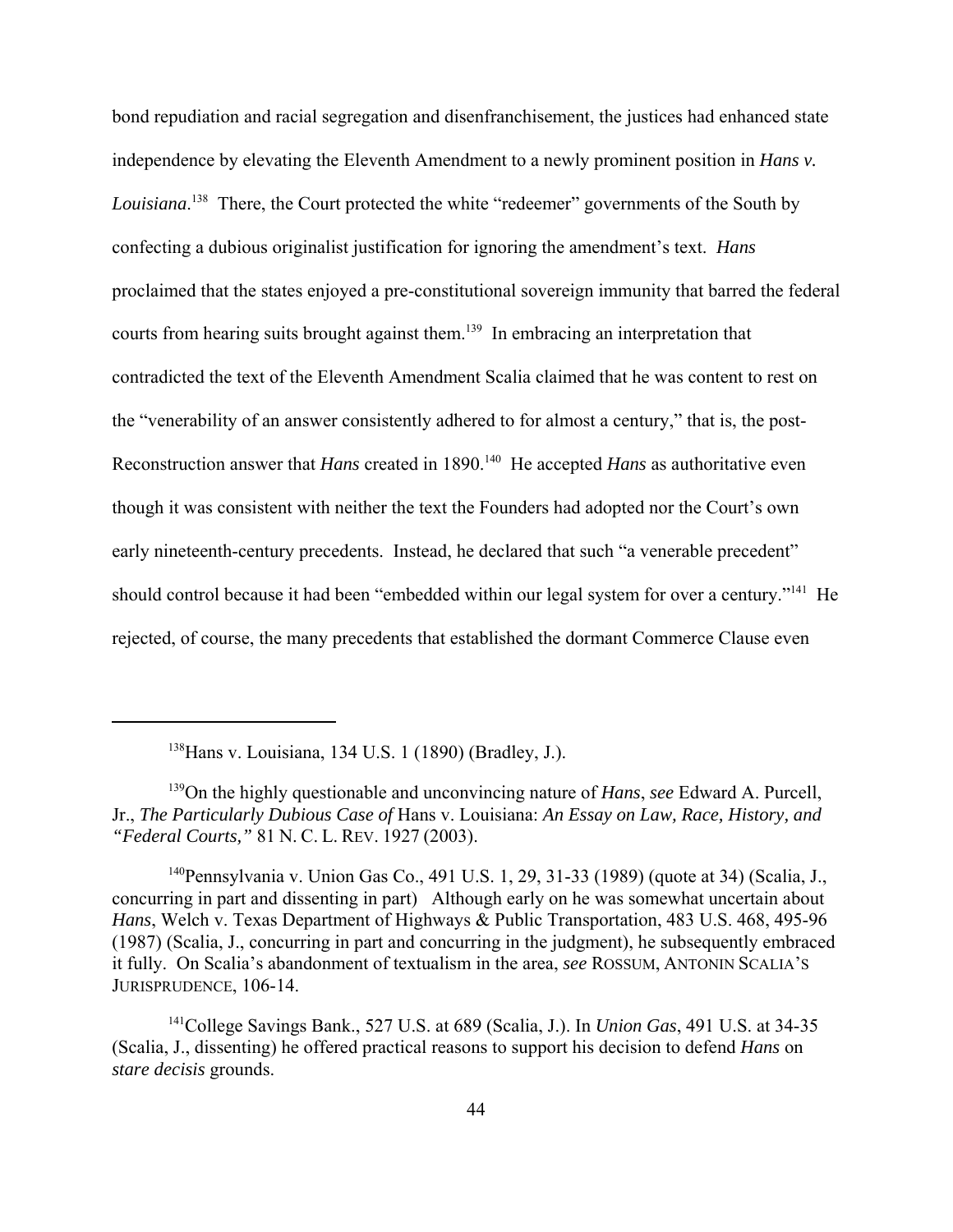bond repudiation and racial segregation and disenfranchisement, the justices had enhanced state independence by elevating the Eleventh Amendment to a newly prominent position in *Hans v. Louisiana*.[138] There, the Court protected the white "redeemer" governments of the South by confecting a dubious originalist justification for ignoring the amendment's text. *Hans* proclaimed that the states enjoyed a pre-constitutional sovereign immunity that barred the federal courts from hearing suits brought against them.[139] In embracing an interpretation that contradicted the text of the Eleventh Amendment Scalia claimed that he was content to rest on the "venerability of an answer consistently adhered to for almost a century," that is, the post-Reconstruction answer that *Hans* created in 1890.[140] He accepted *Hans* as authoritative even though it was consistent with neither the text the Founders had adopted nor the Court's own early nineteenth-century precedents. Instead, he declared that such "a venerable precedent" should control because it had been "embedded within our legal system for over a century."[141] He rejected, of course, the many precedents that established the dormant Commerce Clause even

---

[138] Hans v. Louisiana, 134 U.S. 1 (1890) (Bradley, J.).

[139] On the highly questionable and unconvincing nature of *Hans*, *see* Edward A. Purcell, Jr., *The Particularly Dubious Case of* Hans v. Louisiana: *An Essay on Law, Race, History, and "Federal Courts,"* 81 N. C. L. REV. 1927 (2003).

[140] Pennsylvania v. Union Gas Co., 491 U.S. 1, 29, 31-33 (1989) (quote at 34) (Scalia, J., concurring in part and dissenting in part) Although early on he was somewhat uncertain about *Hans*, Welch v. Texas Department of Highways & Public Transportation, 483 U.S. 468, 495-96 (1987) (Scalia, J., concurring in part and concurring in the judgment), he subsequently embraced it fully. On Scalia's abandonment of textualism in the area, *see* ROSSUM, ANTONIN SCALIA'S JURISPRUDENCE, 106-14.

[141] College Savings Bank., 527 U.S. at 689 (Scalia, J.). In *Union Gas*, 491 U.S. at 34-35 (Scalia, J., dissenting) he offered practical reasons to support his decision to defend *Hans* on *stare decisis* grounds.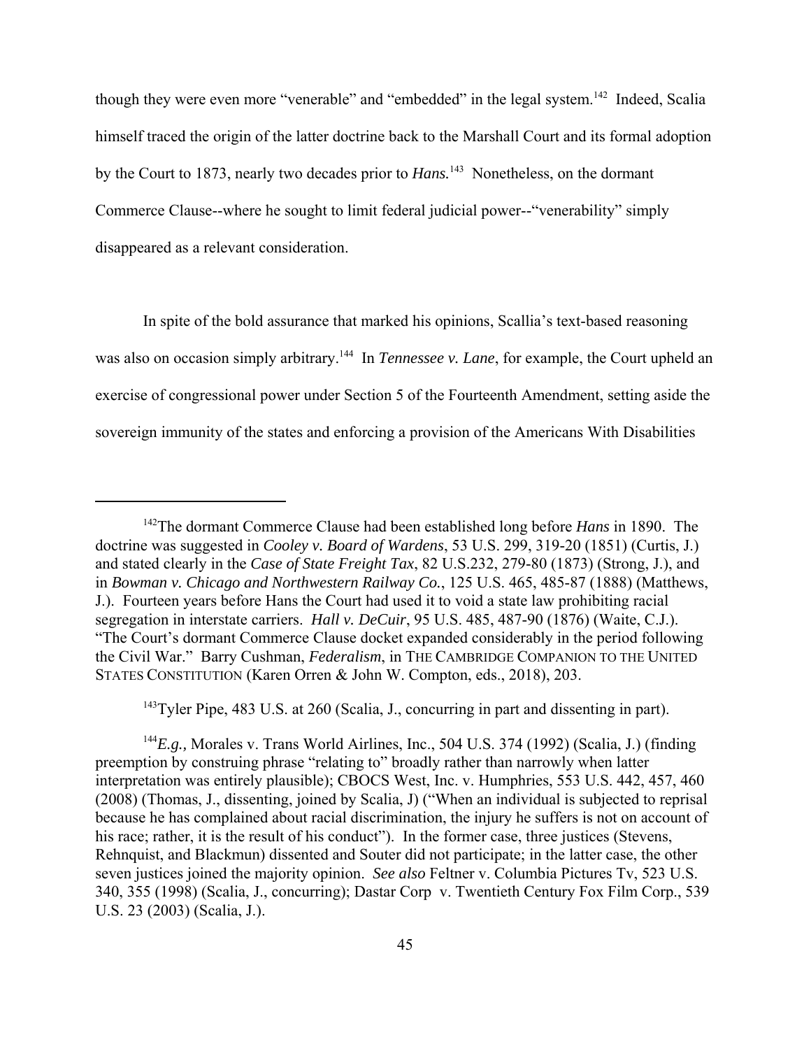though they were even more "venerable" and "embedded" in the legal system.[142] Indeed, Scalia himself traced the origin of the latter doctrine back to the Marshall Court and its formal adoption by the Court to 1873, nearly two decades prior to *Hans.*[143] Nonetheless, on the dormant Commerce Clause--where he sought to limit federal judicial power--"venerability" simply disappeared as a relevant consideration.

In spite of the bold assurance that marked his opinions, Scallia's text-based reasoning was also on occasion simply arbitrary.[144] In *Tennessee v. Lane*, for example, the Court upheld an exercise of congressional power under Section 5 of the Fourteenth Amendment, setting aside the sovereign immunity of the states and enforcing a provision of the Americans With Disabilities

---

[142]The dormant Commerce Clause had been established long before *Hans* in 1890. The doctrine was suggested in *Cooley v. Board of Wardens*, 53 U.S. 299, 319-20 (1851) (Curtis, J.) and stated clearly in the *Case of State Freight Tax*, 82 U.S.232, 279-80 (1873) (Strong, J.), and in *Bowman v. Chicago and Northwestern Railway Co.*, 125 U.S. 465, 485-87 (1888) (Matthews, J.). Fourteen years before Hans the Court had used it to void a state law prohibiting racial segregation in interstate carriers. *Hall v. DeCuir*, 95 U.S. 485, 487-90 (1876) (Waite, C.J.). "The Court's dormant Commerce Clause docket expanded considerably in the period following the Civil War." Barry Cushman, *Federalism*, in THE CAMBRIDGE COMPANION TO THE UNITED STATES CONSTITUTION (Karen Orren & John W. Compton, eds., 2018), 203.

[143]Tyler Pipe, 483 U.S. at 260 (Scalia, J., concurring in part and dissenting in part).

[144]*E.g.,* Morales v. Trans World Airlines, Inc., 504 U.S. 374 (1992) (Scalia, J.) (finding preemption by construing phrase "relating to" broadly rather than narrowly when latter interpretation was entirely plausible); CBOCS West, Inc. v. Humphries, 553 U.S. 442, 457, 460 (2008) (Thomas, J., dissenting, joined by Scalia, J) ("When an individual is subjected to reprisal because he has complained about racial discrimination, the injury he suffers is not on account of his race; rather, it is the result of his conduct"). In the former case, three justices (Stevens, Rehnquist, and Blackmun) dissented and Souter did not participate; in the latter case, the other seven justices joined the majority opinion. *See also* Feltner v. Columbia Pictures Tv, 523 U.S. 340, 355 (1998) (Scalia, J., concurring); Dastar Corp v. Twentieth Century Fox Film Corp., 539 U.S. 23 (2003) (Scalia, J.).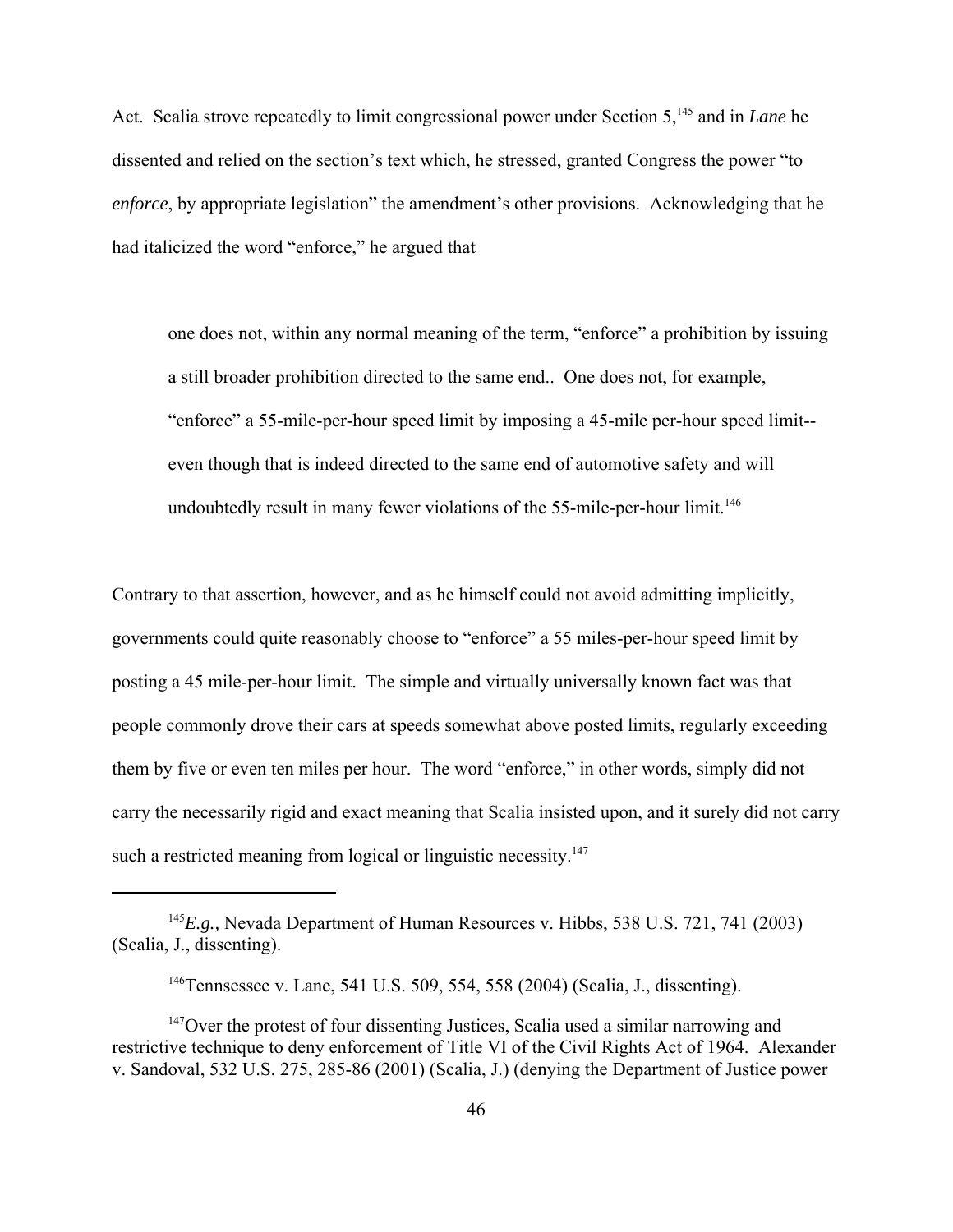Act. Scalia strove repeatedly to limit congressional power under Section 5,[145] and in *Lane* he dissented and relied on the section's text which, he stressed, granted Congress the power "to *enforce*, by appropriate legislation" the amendment's other provisions. Acknowledging that he had italicized the word "enforce," he argued that

> one does not, within any normal meaning of the term, "enforce" a prohibition by issuing a still broader prohibition directed to the same end.. One does not, for example, "enforce" a 55-mile-per-hour speed limit by imposing a 45-mile per-hour speed limit--even though that is indeed directed to the same end of automotive safety and will undoubtedly result in many fewer violations of the 55-mile-per-hour limit.[146]

Contrary to that assertion, however, and as he himself could not avoid admitting implicitly, governments could quite reasonably choose to "enforce" a 55 miles-per-hour speed limit by posting a 45 mile-per-hour limit. The simple and virtually universally known fact was that people commonly drove their cars at speeds somewhat above posted limits, regularly exceeding them by five or even ten miles per hour. The word "enforce," in other words, simply did not carry the necessarily rigid and exact meaning that Scalia insisted upon, and it surely did not carry such a restricted meaning from logical or linguistic necessity.[147]

---

[145]*E.g.,* Nevada Department of Human Resources v. Hibbs, 538 U.S. 721, 741 (2003) (Scalia, J., dissenting).

[146]Tennsessee v. Lane, 541 U.S. 509, 554, 558 (2004) (Scalia, J., dissenting).

[147]Over the protest of four dissenting Justices, Scalia used a similar narrowing and restrictive technique to deny enforcement of Title VI of the Civil Rights Act of 1964. Alexander v. Sandoval, 532 U.S. 275, 285-86 (2001) (Scalia, J.) (denying the Department of Justice power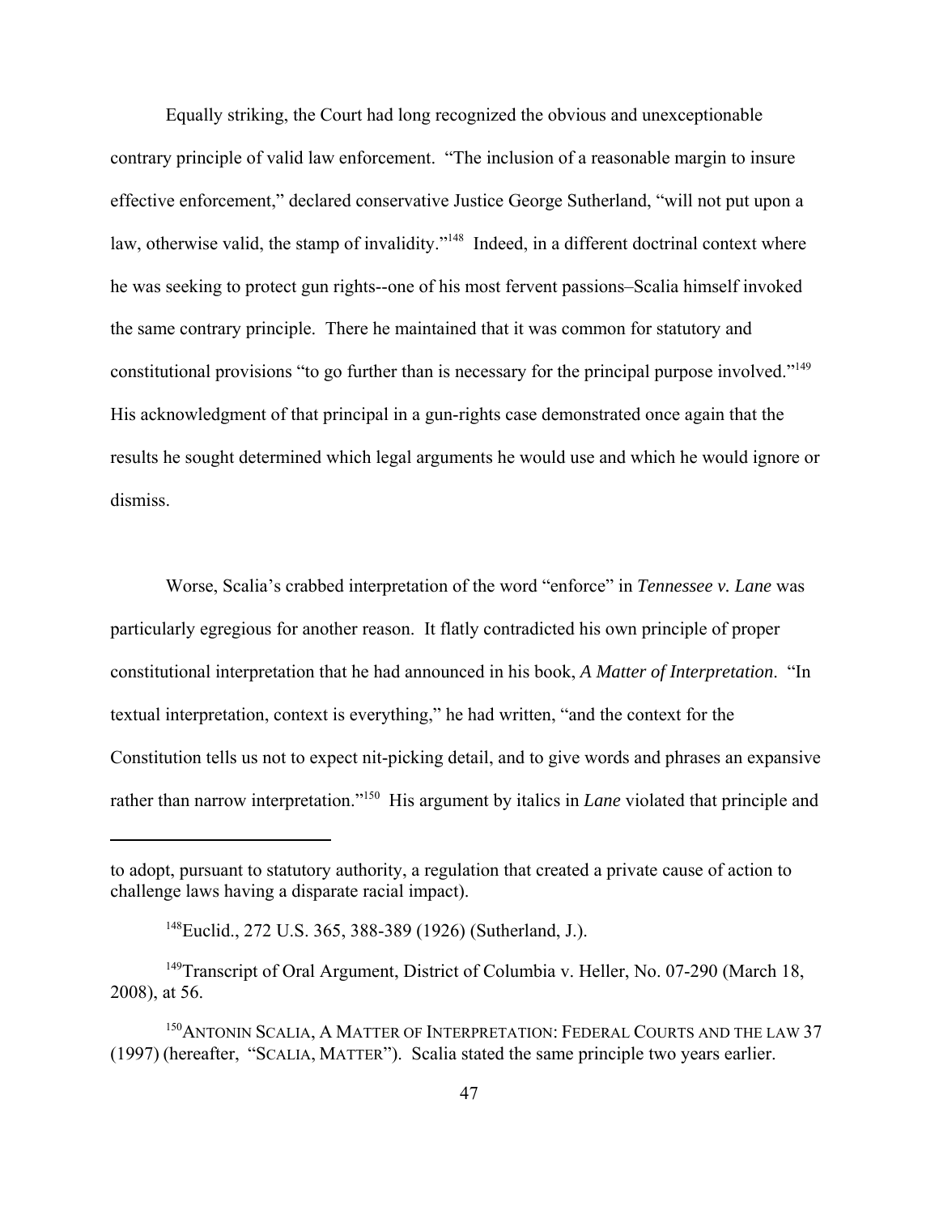Equally striking, the Court had long recognized the obvious and unexceptionable contrary principle of valid law enforcement. "The inclusion of a reasonable margin to insure effective enforcement," declared conservative Justice George Sutherland, "will not put upon a law, otherwise valid, the stamp of invalidity."[148] Indeed, in a different doctrinal context where he was seeking to protect gun rights--one of his most fervent passions–Scalia himself invoked the same contrary principle. There he maintained that it was common for statutory and constitutional provisions "to go further than is necessary for the principal purpose involved."[149] His acknowledgment of that principal in a gun-rights case demonstrated once again that the results he sought determined which legal arguments he would use and which he would ignore or dismiss.

Worse, Scalia's crabbed interpretation of the word "enforce" in *Tennessee v. Lane* was particularly egregious for another reason. It flatly contradicted his own principle of proper constitutional interpretation that he had announced in his book, *A Matter of Interpretation*. "In textual interpretation, context is everything," he had written, "and the context for the Constitution tells us not to expect nit-picking detail, and to give words and phrases an expansive rather than narrow interpretation."[150] His argument by italics in *Lane* violated that principle and

---

to adopt, pursuant to statutory authority, a regulation that created a private cause of action to challenge laws having a disparate racial impact).

[148] Euclid., 272 U.S. 365, 388-389 (1926) (Sutherland, J.).

[149] Transcript of Oral Argument, District of Columbia v. Heller, No. 07-290 (March 18, 2008), at 56.

[150] ANTONIN SCALIA, A MATTER OF INTERPRETATION: FEDERAL COURTS AND THE LAW 37 (1997) (hereafter, "SCALIA, MATTER"). Scalia stated the same principle two years earlier.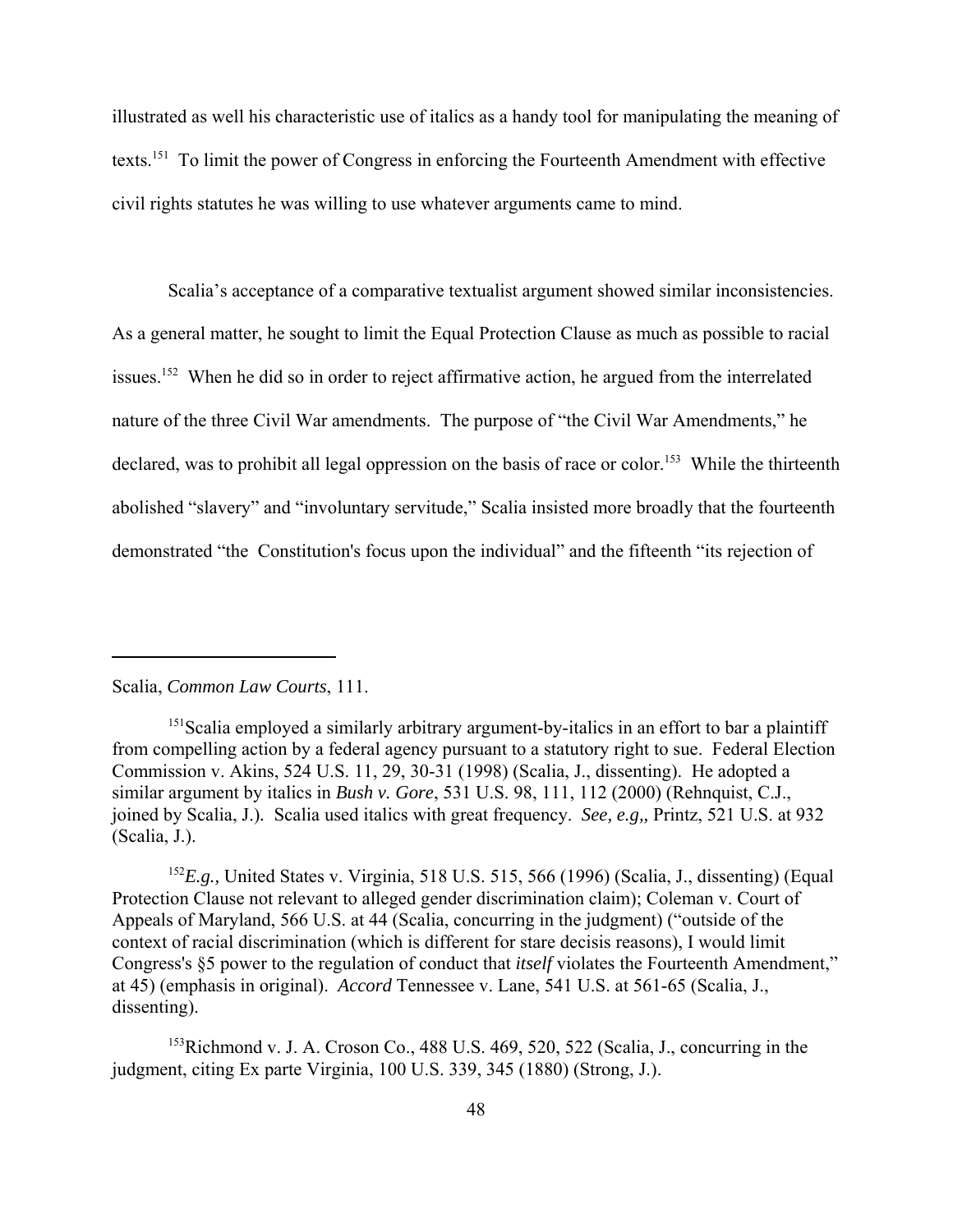illustrated as well his characteristic use of italics as a handy tool for manipulating the meaning of texts.[151] To limit the power of Congress in enforcing the Fourteenth Amendment with effective civil rights statutes he was willing to use whatever arguments came to mind.

Scalia's acceptance of a comparative textualist argument showed similar inconsistencies. As a general matter, he sought to limit the Equal Protection Clause as much as possible to racial issues.[152] When he did so in order to reject affirmative action, he argued from the interrelated nature of the three Civil War amendments. The purpose of "the Civil War Amendments," he declared, was to prohibit all legal oppression on the basis of race or color.[153] While the thirteenth abolished "slavery" and "involuntary servitude," Scalia insisted more broadly that the fourteenth demonstrated "the Constitution's focus upon the individual" and the fifteenth "its rejection of

---

Scalia, *Common Law Courts*, 111.

[151]Scalia employed a similarly arbitrary argument-by-italics in an effort to bar a plaintiff from compelling action by a federal agency pursuant to a statutory right to sue. Federal Election Commission v. Akins, 524 U.S. 11, 29, 30-31 (1998) (Scalia, J., dissenting). He adopted a similar argument by italics in *Bush v. Gore*, 531 U.S. 98, 111, 112 (2000) (Rehnquist, C.J., joined by Scalia, J.). Scalia used italics with great frequency. *See, e.g,,* Printz, 521 U.S. at 932 (Scalia, J.).

[152]*E.g.,* United States v. Virginia, 518 U.S. 515, 566 (1996) (Scalia, J., dissenting) (Equal Protection Clause not relevant to alleged gender discrimination claim); Coleman v. Court of Appeals of Maryland, 566 U.S. at 44 (Scalia, concurring in the judgment) ("outside of the context of racial discrimination (which is different for stare decisis reasons), I would limit Congress's §5 power to the regulation of conduct that *itself* violates the Fourteenth Amendment," at 45) (emphasis in original). *Accord* Tennessee v. Lane, 541 U.S. at 561-65 (Scalia, J., dissenting).

[153]Richmond v. J. A. Croson Co., 488 U.S. 469, 520, 522 (Scalia, J., concurring in the judgment, citing Ex parte Virginia, 100 U.S. 339, 345 (1880) (Strong, J.).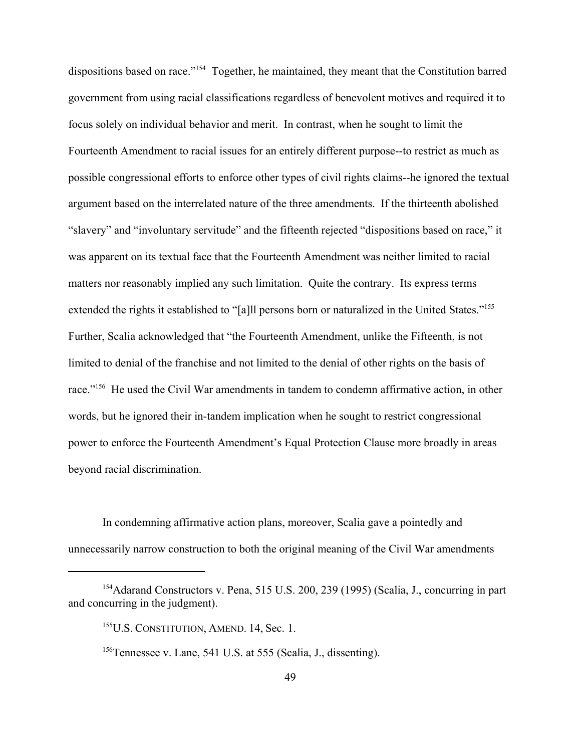dispositions based on race."[154] Together, he maintained, they meant that the Constitution barred government from using racial classifications regardless of benevolent motives and required it to focus solely on individual behavior and merit. In contrast, when he sought to limit the Fourteenth Amendment to racial issues for an entirely different purpose--to restrict as much as possible congressional efforts to enforce other types of civil rights claims--he ignored the textual argument based on the interrelated nature of the three amendments. If the thirteenth abolished "slavery" and "involuntary servitude" and the fifteenth rejected "dispositions based on race," it was apparent on its textual face that the Fourteenth Amendment was neither limited to racial matters nor reasonably implied any such limitation. Quite the contrary. Its express terms extended the rights it established to "[a]ll persons born or naturalized in the United States."[155] Further, Scalia acknowledged that "the Fourteenth Amendment, unlike the Fifteenth, is not limited to denial of the franchise and not limited to the denial of other rights on the basis of race."[156] He used the Civil War amendments in tandem to condemn affirmative action, in other words, but he ignored their in-tandem implication when he sought to restrict congressional power to enforce the Fourteenth Amendment's Equal Protection Clause more broadly in areas beyond racial discrimination.

In condemning affirmative action plans, moreover, Scalia gave a pointedly and unnecessarily narrow construction to both the original meaning of the Civil War amendments

---

[154] Adarand Constructors v. Pena, 515 U.S. 200, 239 (1995) (Scalia, J., concurring in part and concurring in the judgment).

[155] U.S. CONSTITUTION, AMEND. 14, Sec. 1.

[156] Tennessee v. Lane, 541 U.S. at 555 (Scalia, J., dissenting).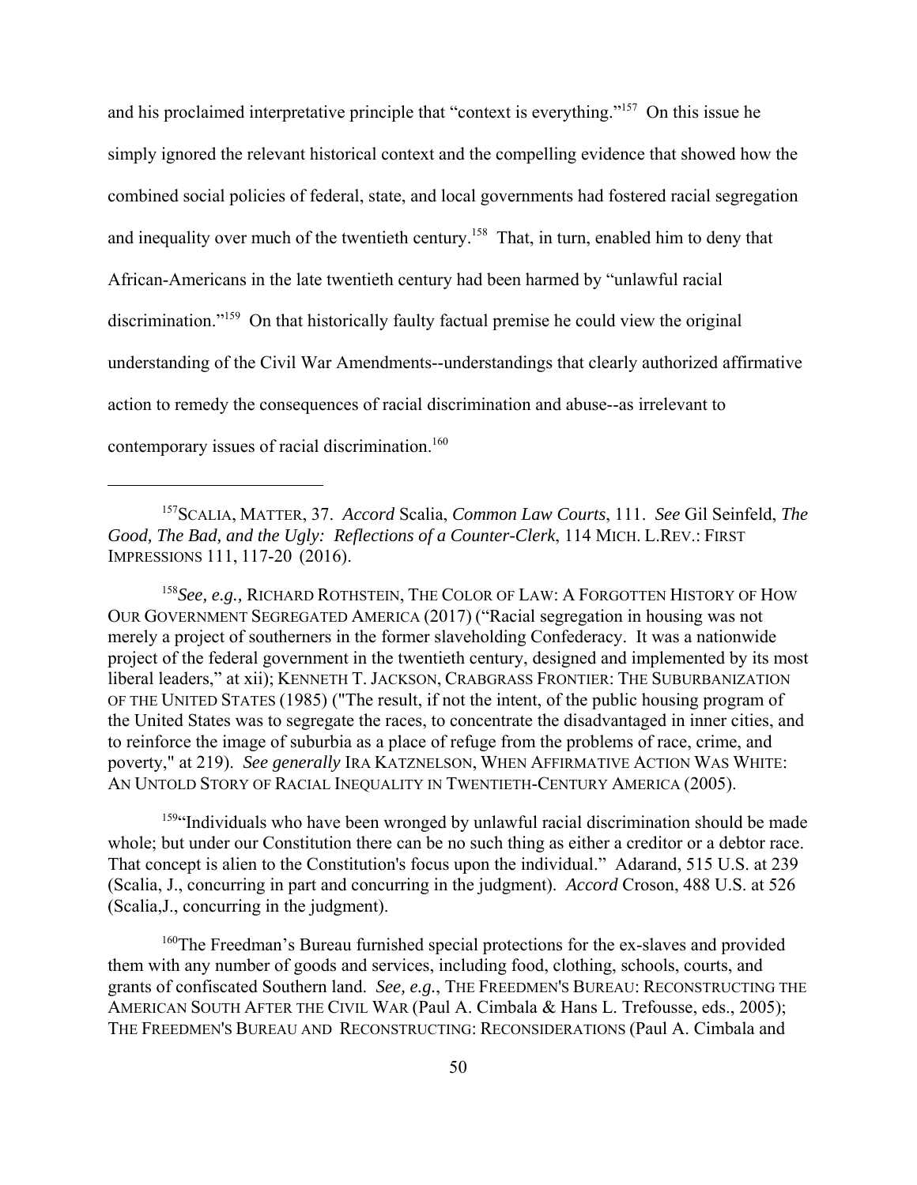and his proclaimed interpretative principle that "context is everything."[157] On this issue he simply ignored the relevant historical context and the compelling evidence that showed how the combined social policies of federal, state, and local governments had fostered racial segregation and inequality over much of the twentieth century.[158] That, in turn, enabled him to deny that African-Americans in the late twentieth century had been harmed by "unlawful racial discrimination."[159] On that historically faulty factual premise he could view the original understanding of the Civil War Amendments--understandings that clearly authorized affirmative action to remedy the consequences of racial discrimination and abuse--as irrelevant to contemporary issues of racial discrimination.[160]

---

[157]SCALIA, MATTER, 37. *Accord* Scalia, *Common Law Courts*, 111. *See* Gil Seinfeld, *The Good, The Bad, and the Ugly: Reflections of a Counter-Clerk*, 114 MICH. L.REV.: FIRST IMPRESSIONS 111, 117-20 (2016).

[158]*See, e.g.,* RICHARD ROTHSTEIN, THE COLOR OF LAW: A FORGOTTEN HISTORY OF HOW OUR GOVERNMENT SEGREGATED AMERICA (2017) ("Racial segregation in housing was not merely a project of southerners in the former slaveholding Confederacy. It was a nationwide project of the federal government in the twentieth century, designed and implemented by its most liberal leaders," at xii); KENNETH T. JACKSON, CRABGRASS FRONTIER: THE SUBURBANIZATION OF THE UNITED STATES (1985) ("The result, if not the intent, of the public housing program of the United States was to segregate the races, to concentrate the disadvantaged in inner cities, and to reinforce the image of suburbia as a place of refuge from the problems of race, crime, and poverty," at 219). *See generally* IRA KATZNELSON, WHEN AFFIRMATIVE ACTION WAS WHITE: AN UNTOLD STORY OF RACIAL INEQUALITY IN TWENTIETH-CENTURY AMERICA (2005).

[159]"Individuals who have been wronged by unlawful racial discrimination should be made whole; but under our Constitution there can be no such thing as either a creditor or a debtor race. That concept is alien to the Constitution's focus upon the individual." Adarand, 515 U.S. at 239 (Scalia, J., concurring in part and concurring in the judgment). *Accord* Croson, 488 U.S. at 526 (Scalia,J., concurring in the judgment).

[160]The Freedman's Bureau furnished special protections for the ex-slaves and provided them with any number of goods and services, including food, clothing, schools, courts, and grants of confiscated Southern land. *See, e.g.*, THE FREEDMEN'S BUREAU: RECONSTRUCTING THE AMERICAN SOUTH AFTER THE CIVIL WAR (Paul A. Cimbala & Hans L. Trefousse, eds., 2005); THE FREEDMEN'S BUREAU AND RECONSTRUCTING: RECONSIDERATIONS (Paul A. Cimbala and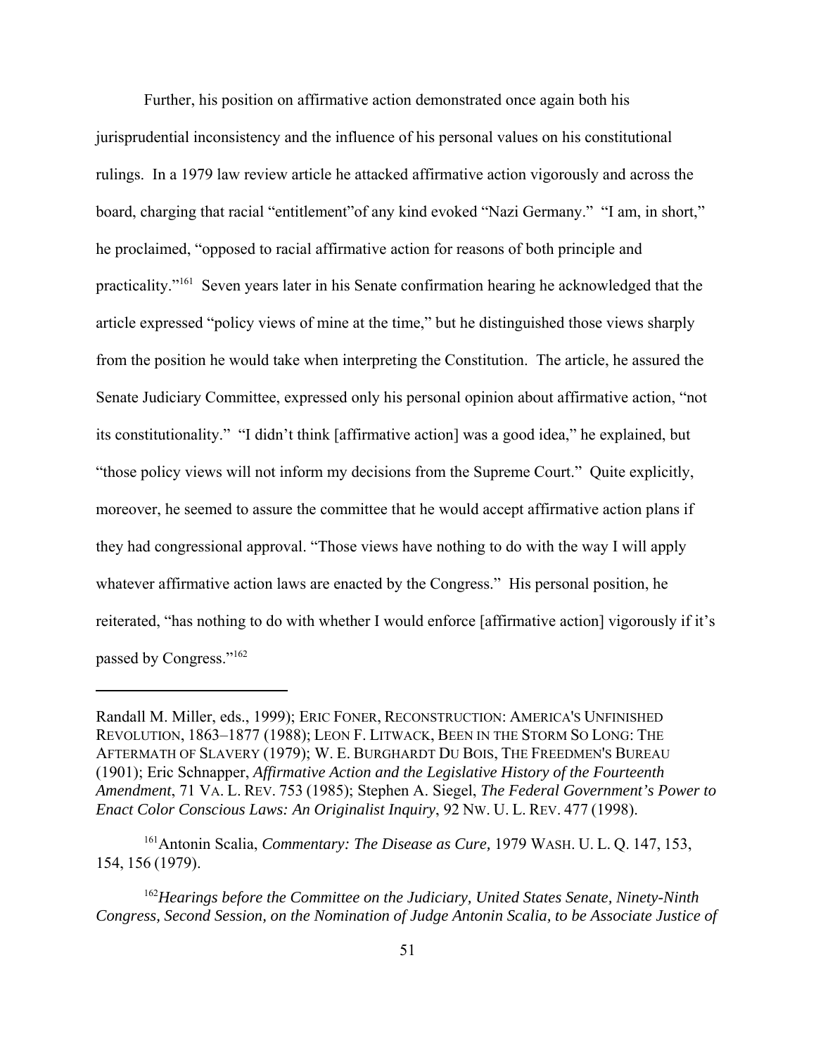Further, his position on affirmative action demonstrated once again both his jurisprudential inconsistency and the influence of his personal values on his constitutional rulings. In a 1979 law review article he attacked affirmative action vigorously and across the board, charging that racial "entitlement"of any kind evoked "Nazi Germany." "I am, in short," he proclaimed, "opposed to racial affirmative action for reasons of both principle and practicality."[161] Seven years later in his Senate confirmation hearing he acknowledged that the article expressed "policy views of mine at the time," but he distinguished those views sharply from the position he would take when interpreting the Constitution. The article, he assured the Senate Judiciary Committee, expressed only his personal opinion about affirmative action, "not its constitutionality." "I didn't think [affirmative action] was a good idea," he explained, but "those policy views will not inform my decisions from the Supreme Court." Quite explicitly, moreover, he seemed to assure the committee that he would accept affirmative action plans if they had congressional approval. "Those views have nothing to do with the way I will apply whatever affirmative action laws are enacted by the Congress." His personal position, he reiterated, "has nothing to do with whether I would enforce [affirmative action] vigorously if it's passed by Congress."[162]

---

Randall M. Miller, eds., 1999); ERIC FONER, RECONSTRUCTION: AMERICA'S UNFINISHED REVOLUTION, 1863–1877 (1988); LEON F. LITWACK, BEEN IN THE STORM SO LONG: THE AFTERMATH OF SLAVERY (1979); W. E. BURGHARDT DU BOIS, THE FREEDMEN'S BUREAU (1901); Eric Schnapper, *Affirmative Action and the Legislative History of the Fourteenth Amendment*, 71 VA. L. REV. 753 (1985); Stephen A. Siegel, *The Federal Government's Power to Enact Color Conscious Laws: An Originalist Inquiry*, 92 NW. U. L. REV. 477 (1998).

[161] Antonin Scalia, *Commentary: The Disease as Cure,* 1979 WASH. U. L. Q. 147, 153, 154, 156 (1979).

[162] *Hearings before the Committee on the Judiciary, United States Senate, Ninety-Ninth Congress, Second Session, on the Nomination of Judge Antonin Scalia, to be Associate Justice of*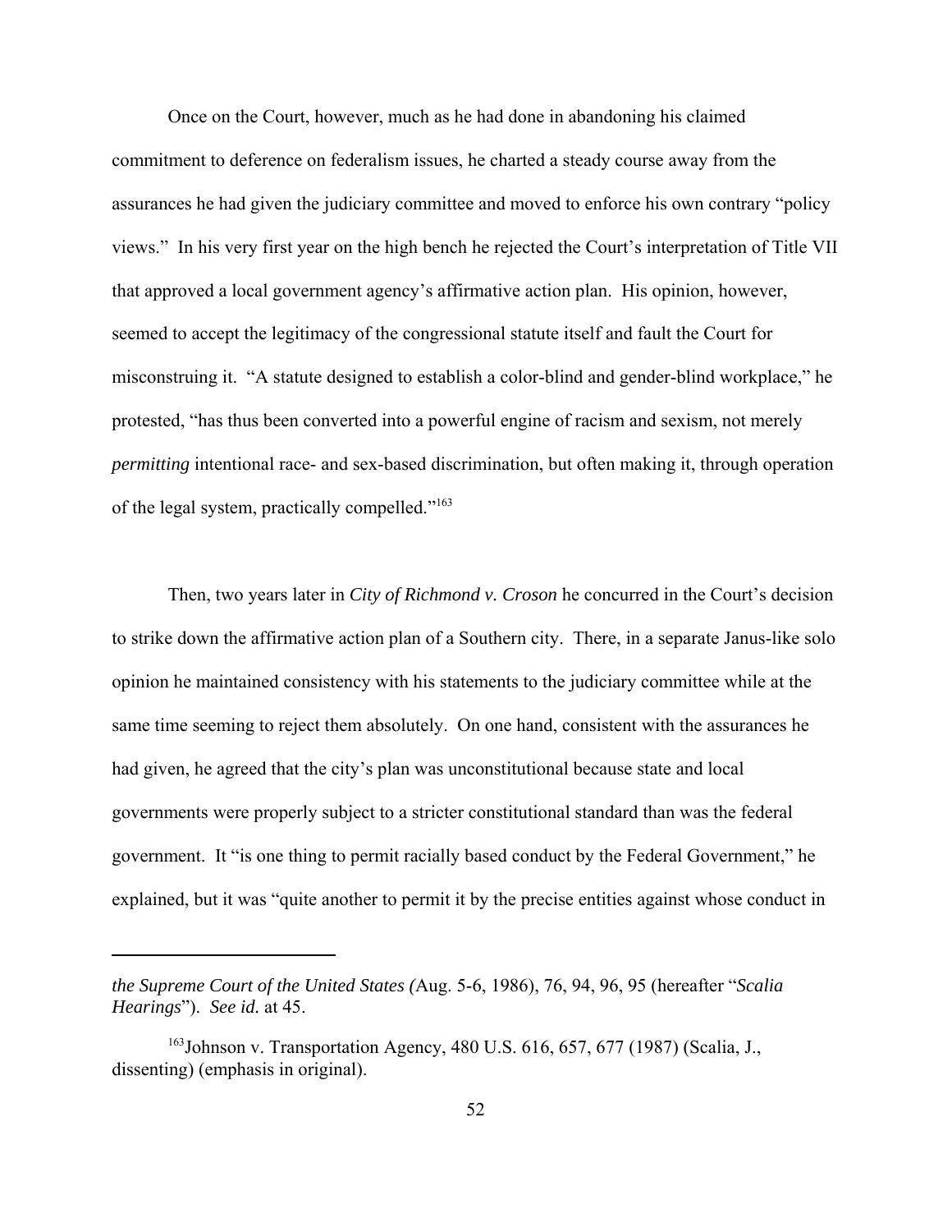Once on the Court, however, much as he had done in abandoning his claimed commitment to deference on federalism issues, he charted a steady course away from the assurances he had given the judiciary committee and moved to enforce his own contrary "policy views." In his very first year on the high bench he rejected the Court's interpretation of Title VII that approved a local government agency's affirmative action plan. His opinion, however, seemed to accept the legitimacy of the congressional statute itself and fault the Court for misconstruing it. "A statute designed to establish a color-blind and gender-blind workplace," he protested, "has thus been converted into a powerful engine of racism and sexism, not merely *permitting* intentional race- and sex-based discrimination, but often making it, through operation of the legal system, practically compelled."[163]

Then, two years later in *City of Richmond v. Croson* he concurred in the Court's decision to strike down the affirmative action plan of a Southern city. There, in a separate Janus-like solo opinion he maintained consistency with his statements to the judiciary committee while at the same time seeming to reject them absolutely. On one hand, consistent with the assurances he had given, he agreed that the city's plan was unconstitutional because state and local governments were properly subject to a stricter constitutional standard than was the federal government. It "is one thing to permit racially based conduct by the Federal Government," he explained, but it was "quite another to permit it by the precise entities against whose conduct in

---

*the Supreme Court of the United States (*Aug. 5-6, 1986), 76, 94, 96, 95 (hereafter "*Scalia Hearings*"). *See id.* at 45.

[163]Johnson v. Transportation Agency, 480 U.S. 616, 657, 677 (1987) (Scalia, J., dissenting) (emphasis in original).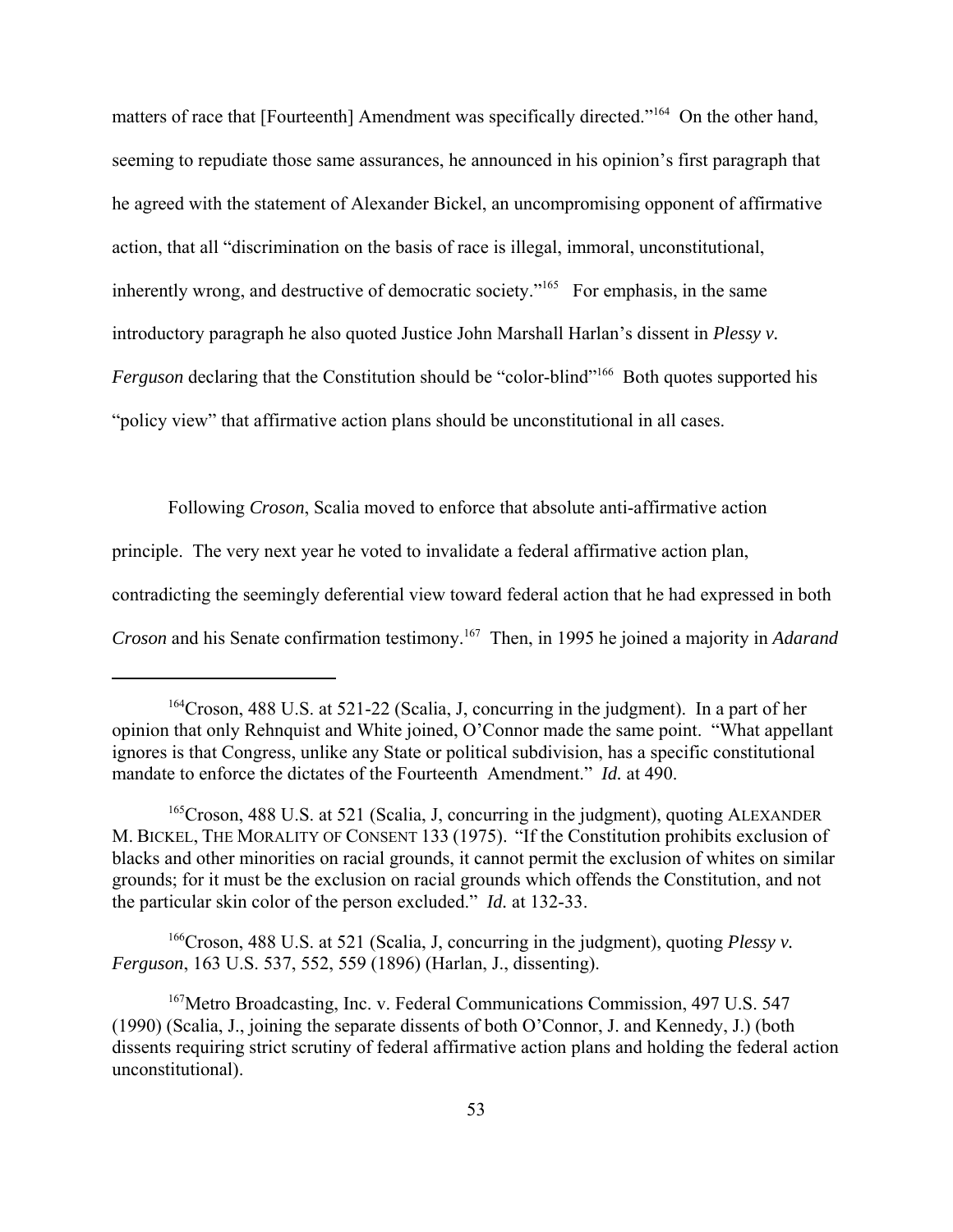matters of race that [Fourteenth] Amendment was specifically directed."[164] On the other hand, seeming to repudiate those same assurances, he announced in his opinion's first paragraph that he agreed with the statement of Alexander Bickel, an uncompromising opponent of affirmative action, that all "discrimination on the basis of race is illegal, immoral, unconstitutional, inherently wrong, and destructive of democratic society."[165] For emphasis, in the same introductory paragraph he also quoted Justice John Marshall Harlan's dissent in *Plessy v. Ferguson* declaring that the Constitution should be "color-blind"[166] Both quotes supported his "policy view" that affirmative action plans should be unconstitutional in all cases.

Following *Croson*, Scalia moved to enforce that absolute anti-affirmative action principle. The very next year he voted to invalidate a federal affirmative action plan, contradicting the seemingly deferential view toward federal action that he had expressed in both *Croson* and his Senate confirmation testimony.[167] Then, in 1995 he joined a majority in *Adarand*

---

[164] Croson, 488 U.S. at 521-22 (Scalia, J, concurring in the judgment). In a part of her opinion that only Rehnquist and White joined, O'Connor made the same point. "What appellant ignores is that Congress, unlike any State or political subdivision, has a specific constitutional mandate to enforce the dictates of the Fourteenth Amendment." *Id.* at 490.

[165] Croson, 488 U.S. at 521 (Scalia, J, concurring in the judgment), quoting ALEXANDER M. BICKEL, THE MORALITY OF CONSENT 133 (1975). "If the Constitution prohibits exclusion of blacks and other minorities on racial grounds, it cannot permit the exclusion of whites on similar grounds; for it must be the exclusion on racial grounds which offends the Constitution, and not the particular skin color of the person excluded." *Id.* at 132-33.

[166] Croson, 488 U.S. at 521 (Scalia, J, concurring in the judgment), quoting *Plessy v. Ferguson*, 163 U.S. 537, 552, 559 (1896) (Harlan, J., dissenting).

[167] Metro Broadcasting, Inc. v. Federal Communications Commission, 497 U.S. 547 (1990) (Scalia, J., joining the separate dissents of both O'Connor, J. and Kennedy, J.) (both dissents requiring strict scrutiny of federal affirmative action plans and holding the federal action unconstitutional).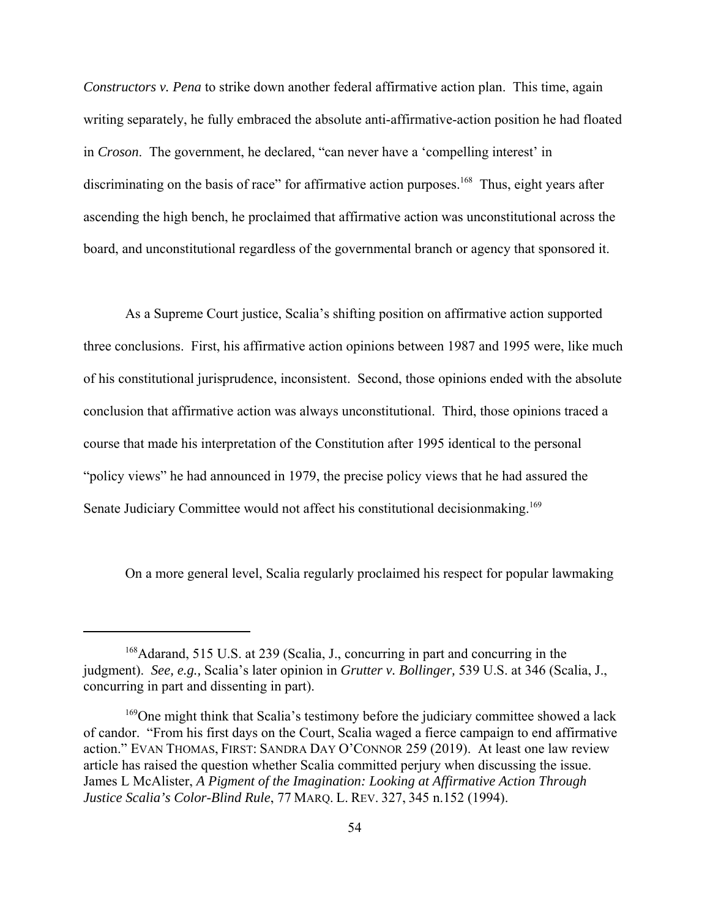*Constructors v. Pena* to strike down another federal affirmative action plan. This time, again writing separately, he fully embraced the absolute anti-affirmative-action position he had floated in *Croson*. The government, he declared, "can never have a 'compelling interest' in discriminating on the basis of race" for affirmative action purposes.[168] Thus, eight years after ascending the high bench, he proclaimed that affirmative action was unconstitutional across the board, and unconstitutional regardless of the governmental branch or agency that sponsored it.

As a Supreme Court justice, Scalia's shifting position on affirmative action supported three conclusions. First, his affirmative action opinions between 1987 and 1995 were, like much of his constitutional jurisprudence, inconsistent. Second, those opinions ended with the absolute conclusion that affirmative action was always unconstitutional. Third, those opinions traced a course that made his interpretation of the Constitution after 1995 identical to the personal "policy views" he had announced in 1979, the precise policy views that he had assured the Senate Judiciary Committee would not affect his constitutional decisionmaking.[169]

On a more general level, Scalia regularly proclaimed his respect for popular lawmaking

---

[168] Adarand, 515 U.S. at 239 (Scalia, J., concurring in part and concurring in the judgment). *See, e.g.,* Scalia's later opinion in *Grutter v. Bollinger,* 539 U.S. at 346 (Scalia, J., concurring in part and dissenting in part).

[169] One might think that Scalia's testimony before the judiciary committee showed a lack of candor. "From his first days on the Court, Scalia waged a fierce campaign to end affirmative action." EVAN THOMAS, FIRST: SANDRA DAY O'CONNOR 259 (2019). At least one law review article has raised the question whether Scalia committed perjury when discussing the issue. James L McAlister, *A Pigment of the Imagination: Looking at Affirmative Action Through Justice Scalia's Color-Blind Rule*, 77 MARQ. L. REV. 327, 345 n.152 (1994).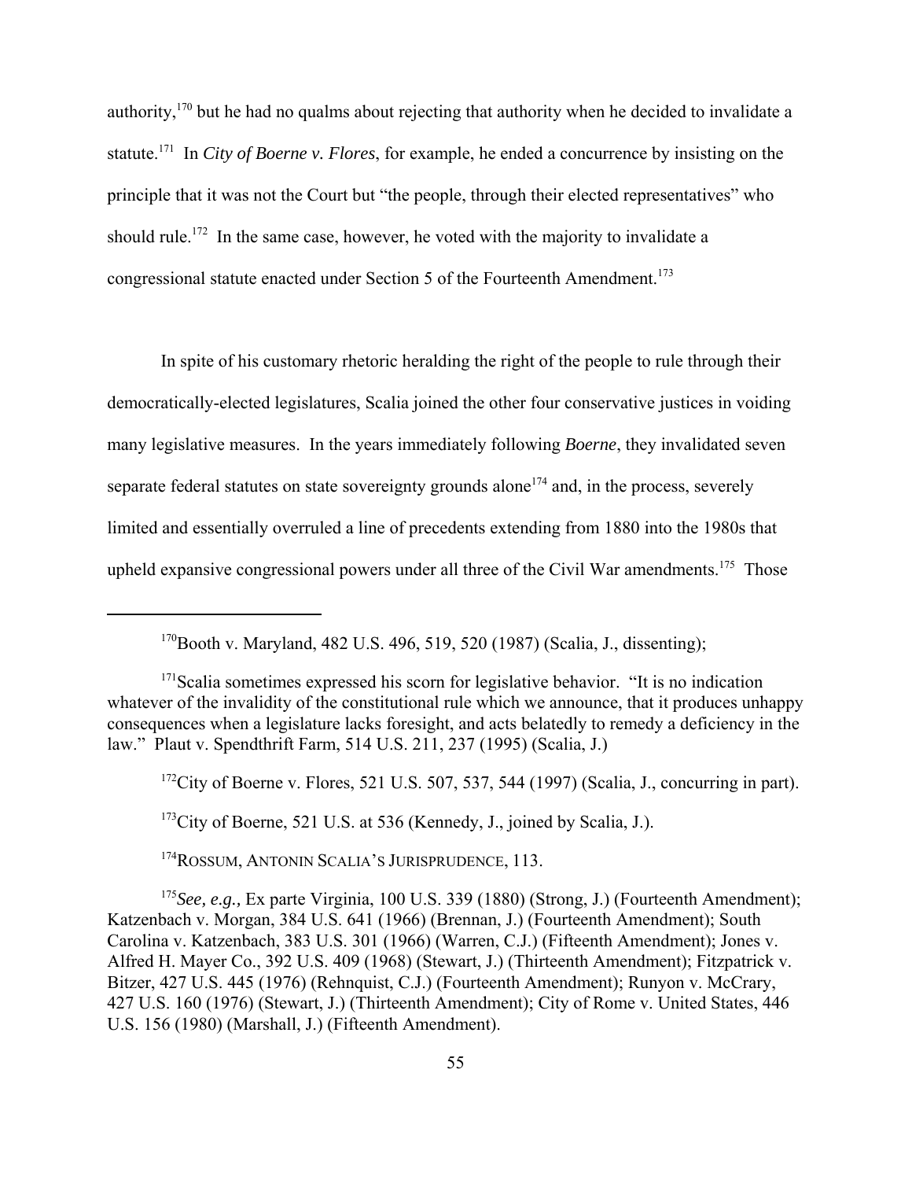authority,[170] but he had no qualms about rejecting that authority when he decided to invalidate a statute.[171] In *City of Boerne v. Flores*, for example, he ended a concurrence by insisting on the principle that it was not the Court but "the people, through their elected representatives" who should rule.[172] In the same case, however, he voted with the majority to invalidate a congressional statute enacted under Section 5 of the Fourteenth Amendment.[173]

In spite of his customary rhetoric heralding the right of the people to rule through their democratically-elected legislatures, Scalia joined the other four conservative justices in voiding many legislative measures. In the years immediately following *Boerne*, they invalidated seven separate federal statutes on state sovereignty grounds alone[174] and, in the process, severely limited and essentially overruled a line of precedents extending from 1880 into the 1980s that upheld expansive congressional powers under all three of the Civil War amendments.[175] Those

---

[170] Booth v. Maryland, 482 U.S. 496, 519, 520 (1987) (Scalia, J., dissenting);

[171] Scalia sometimes expressed his scorn for legislative behavior. "It is no indication whatever of the invalidity of the constitutional rule which we announce, that it produces unhappy consequences when a legislature lacks foresight, and acts belatedly to remedy a deficiency in the law." Plaut v. Spendthrift Farm, 514 U.S. 211, 237 (1995) (Scalia, J.)

[172] City of Boerne v. Flores, 521 U.S. 507, 537, 544 (1997) (Scalia, J., concurring in part).

[173] City of Boerne, 521 U.S. at 536 (Kennedy, J., joined by Scalia, J.).

[174] ROSSUM, ANTONIN SCALIA'S JURISPRUDENCE, 113.

[175] *See, e.g.,* Ex parte Virginia, 100 U.S. 339 (1880) (Strong, J.) (Fourteenth Amendment); Katzenbach v. Morgan, 384 U.S. 641 (1966) (Brennan, J.) (Fourteenth Amendment); South Carolina v. Katzenbach, 383 U.S. 301 (1966) (Warren, C.J.) (Fifteenth Amendment); Jones v. Alfred H. Mayer Co., 392 U.S. 409 (1968) (Stewart, J.) (Thirteenth Amendment); Fitzpatrick v. Bitzer, 427 U.S. 445 (1976) (Rehnquist, C.J.) (Fourteenth Amendment); Runyon v. McCrary, 427 U.S. 160 (1976) (Stewart, J.) (Thirteenth Amendment); City of Rome v. United States, 446 U.S. 156 (1980) (Marshall, J.) (Fifteenth Amendment).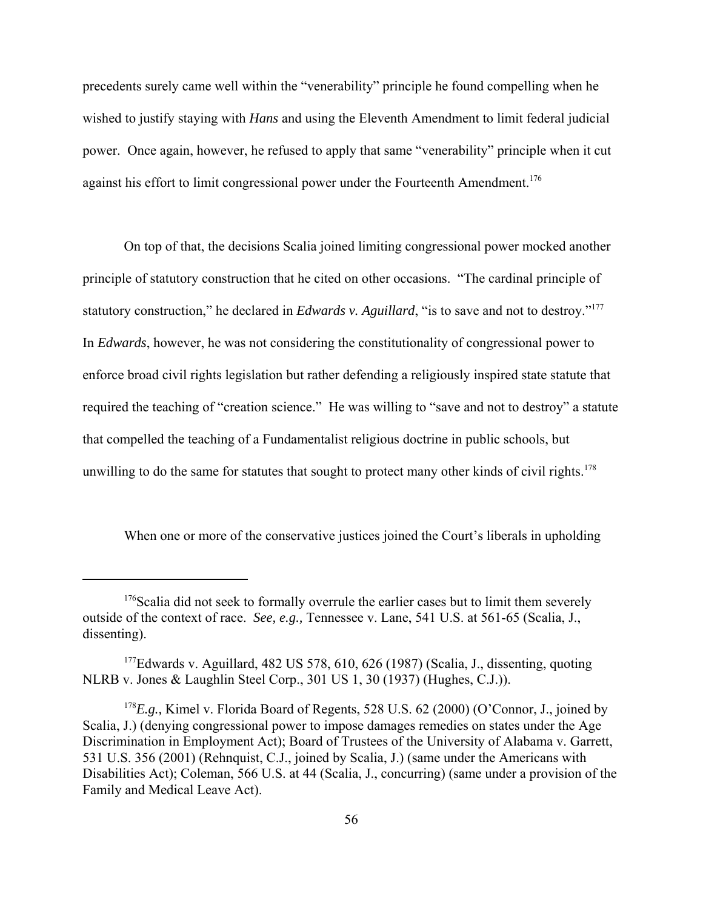precedents surely came well within the "venerability" principle he found compelling when he wished to justify staying with *Hans* and using the Eleventh Amendment to limit federal judicial power. Once again, however, he refused to apply that same "venerability" principle when it cut against his effort to limit congressional power under the Fourteenth Amendment.[176]

On top of that, the decisions Scalia joined limiting congressional power mocked another principle of statutory construction that he cited on other occasions. "The cardinal principle of statutory construction," he declared in *Edwards v. Aguillard*, "is to save and not to destroy."[177] In *Edwards*, however, he was not considering the constitutionality of congressional power to enforce broad civil rights legislation but rather defending a religiously inspired state statute that required the teaching of "creation science." He was willing to "save and not to destroy" a statute that compelled the teaching of a Fundamentalist religious doctrine in public schools, but unwilling to do the same for statutes that sought to protect many other kinds of civil rights.[178]

When one or more of the conservative justices joined the Court's liberals in upholding

---

[176]Scalia did not seek to formally overrule the earlier cases but to limit them severely outside of the context of race. *See, e.g.,* Tennessee v. Lane, 541 U.S. at 561-65 (Scalia, J., dissenting).

[177]Edwards v. Aguillard, 482 US 578, 610, 626 (1987) (Scalia, J., dissenting, quoting NLRB v. Jones & Laughlin Steel Corp., 301 US 1, 30 (1937) (Hughes, C.J.)).

[178]*E.g.,* Kimel v. Florida Board of Regents, 528 U.S. 62 (2000) (O'Connor, J., joined by Scalia, J.) (denying congressional power to impose damages remedies on states under the Age Discrimination in Employment Act); Board of Trustees of the University of Alabama v. Garrett, 531 U.S. 356 (2001) (Rehnquist, C.J., joined by Scalia, J.) (same under the Americans with Disabilities Act); Coleman, 566 U.S. at 44 (Scalia, J., concurring) (same under a provision of the Family and Medical Leave Act).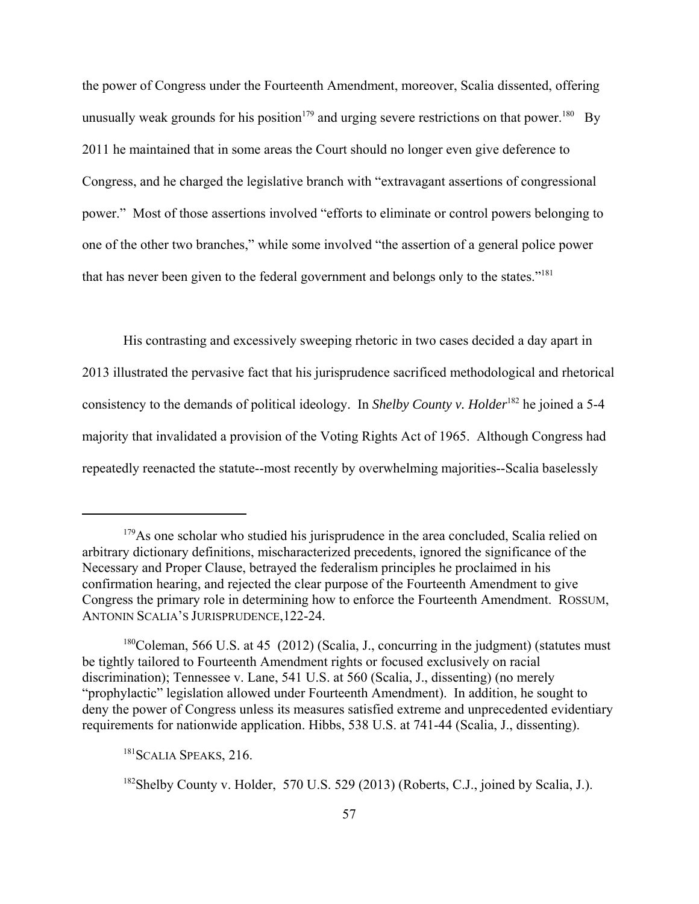the power of Congress under the Fourteenth Amendment, moreover, Scalia dissented, offering unusually weak grounds for his position[179] and urging severe restrictions on that power.[180] By 2011 he maintained that in some areas the Court should no longer even give deference to Congress, and he charged the legislative branch with "extravagant assertions of congressional power." Most of those assertions involved "efforts to eliminate or control powers belonging to one of the other two branches," while some involved "the assertion of a general police power that has never been given to the federal government and belongs only to the states."[181]

His contrasting and excessively sweeping rhetoric in two cases decided a day apart in 2013 illustrated the pervasive fact that his jurisprudence sacrificed methodological and rhetorical consistency to the demands of political ideology. In *Shelby County v. Holder*[182] he joined a 5-4 majority that invalidated a provision of the Voting Rights Act of 1965. Although Congress had repeatedly reenacted the statute--most recently by overwhelming majorities--Scalia baselessly

---

[179]As one scholar who studied his jurisprudence in the area concluded, Scalia relied on arbitrary dictionary definitions, mischaracterized precedents, ignored the significance of the Necessary and Proper Clause, betrayed the federalism principles he proclaimed in his confirmation hearing, and rejected the clear purpose of the Fourteenth Amendment to give Congress the primary role in determining how to enforce the Fourteenth Amendment. ROSSUM, ANTONIN SCALIA'S JURISPRUDENCE,122-24.

[180]Coleman, 566 U.S. at 45 (2012) (Scalia, J., concurring in the judgment) (statutes must be tightly tailored to Fourteenth Amendment rights or focused exclusively on racial discrimination); Tennessee v. Lane, 541 U.S. at 560 (Scalia, J., dissenting) (no merely "prophylactic" legislation allowed under Fourteenth Amendment). In addition, he sought to deny the power of Congress unless its measures satisfied extreme and unprecedented evidentiary requirements for nationwide application. Hibbs, 538 U.S. at 741-44 (Scalia, J., dissenting).

[181]SCALIA SPEAKS, 216.

[182]Shelby County v. Holder, 570 U.S. 529 (2013) (Roberts, C.J., joined by Scalia, J.).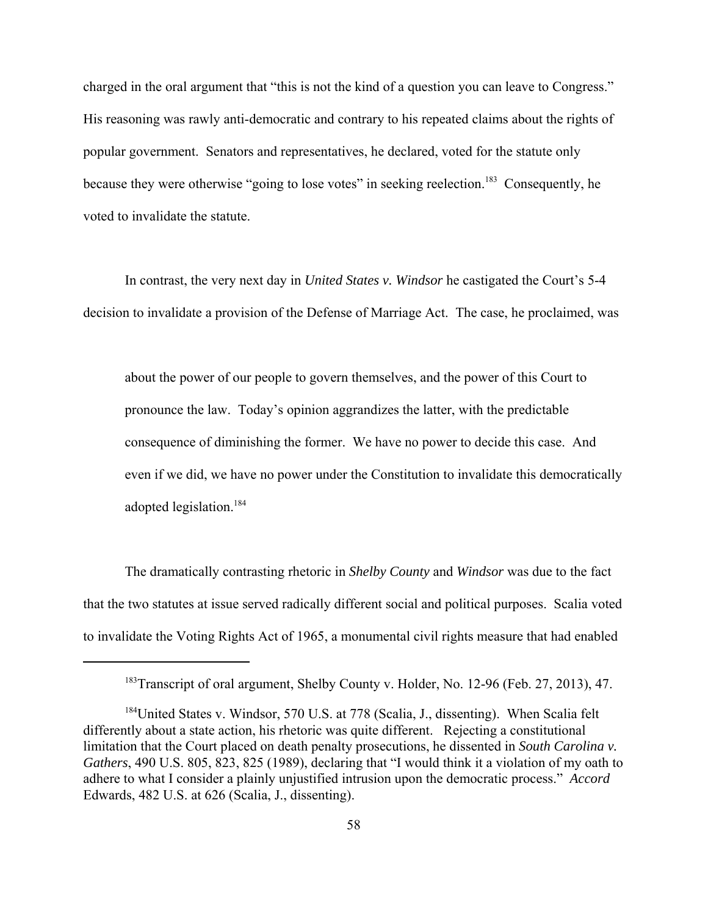charged in the oral argument that "this is not the kind of a question you can leave to Congress." His reasoning was rawly anti-democratic and contrary to his repeated claims about the rights of popular government. Senators and representatives, he declared, voted for the statute only because they were otherwise "going to lose votes" in seeking reelection.[183] Consequently, he voted to invalidate the statute.

In contrast, the very next day in *United States v. Windsor* he castigated the Court's 5-4 decision to invalidate a provision of the Defense of Marriage Act. The case, he proclaimed, was

> about the power of our people to govern themselves, and the power of this Court to pronounce the law. Today's opinion aggrandizes the latter, with the predictable consequence of diminishing the former. We have no power to decide this case. And even if we did, we have no power under the Constitution to invalidate this democratically adopted legislation.[184]

The dramatically contrasting rhetoric in *Shelby County* and *Windsor* was due to the fact that the two statutes at issue served radically different social and political purposes. Scalia voted to invalidate the Voting Rights Act of 1965, a monumental civil rights measure that had enabled

---

[183]Transcript of oral argument, Shelby County v. Holder, No. 12-96 (Feb. 27, 2013), 47.

[184]United States v. Windsor, 570 U.S. at 778 (Scalia, J., dissenting). When Scalia felt differently about a state action, his rhetoric was quite different. Rejecting a constitutional limitation that the Court placed on death penalty prosecutions, he dissented in *South Carolina v. Gathers*, 490 U.S. 805, 823, 825 (1989), declaring that "I would think it a violation of my oath to adhere to what I consider a plainly unjustified intrusion upon the democratic process." *Accord* Edwards, 482 U.S. at 626 (Scalia, J., dissenting).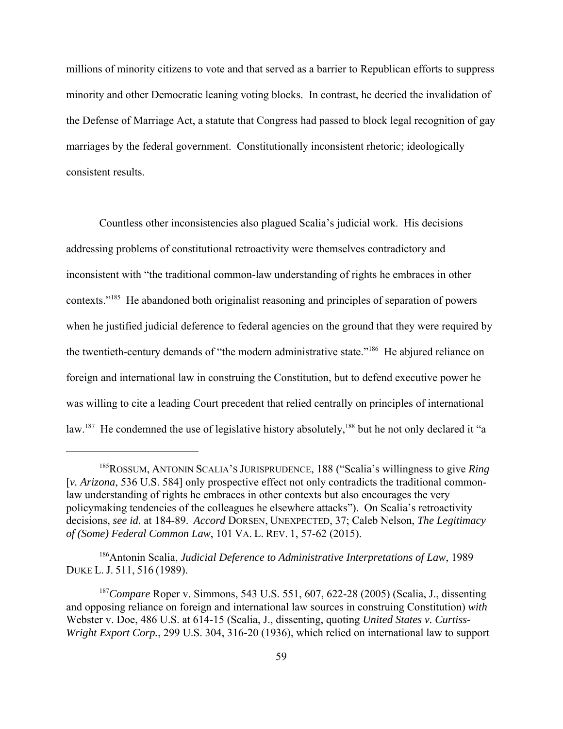millions of minority citizens to vote and that served as a barrier to Republican efforts to suppress minority and other Democratic leaning voting blocks. In contrast, he decried the invalidation of the Defense of Marriage Act, a statute that Congress had passed to block legal recognition of gay marriages by the federal government. Constitutionally inconsistent rhetoric; ideologically consistent results.

Countless other inconsistencies also plagued Scalia's judicial work. His decisions addressing problems of constitutional retroactivity were themselves contradictory and inconsistent with "the traditional common-law understanding of rights he embraces in other contexts."[185] He abandoned both originalist reasoning and principles of separation of powers when he justified judicial deference to federal agencies on the ground that they were required by the twentieth-century demands of "the modern administrative state."[186] He abjured reliance on foreign and international law in construing the Constitution, but to defend executive power he was willing to cite a leading Court precedent that relied centrally on principles of international law.[187] He condemned the use of legislative history absolutely,[188] but he not only declared it "a

---

[185] ROSSUM, ANTONIN SCALIA'S JURISPRUDENCE, 188 ("Scalia's willingness to give *Ring* [*v. Arizona*, 536 U.S. 584] only prospective effect not only contradicts the traditional common-law understanding of rights he embraces in other contexts but also encourages the very policymaking tendencies of the colleagues he elsewhere attacks"). On Scalia's retroactivity decisions, *see id.* at 184-89. *Accord* DORSEN, UNEXPECTED, 37; Caleb Nelson, *The Legitimacy of (Some) Federal Common Law*, 101 VA. L. REV. 1, 57-62 (2015).

[186] Antonin Scalia, *Judicial Deference to Administrative Interpretations of Law*, 1989 DUKE L. J. 511, 516 (1989).

[187] *Compare* Roper v. Simmons, 543 U.S. 551, 607, 622-28 (2005) (Scalia, J., dissenting and opposing reliance on foreign and international law sources in construing Constitution) *with* Webster v. Doe, 486 U.S. at 614-15 (Scalia, J., dissenting, quoting *United States v. Curtiss-Wright Export Corp.*, 299 U.S. 304, 316-20 (1936), which relied on international law to support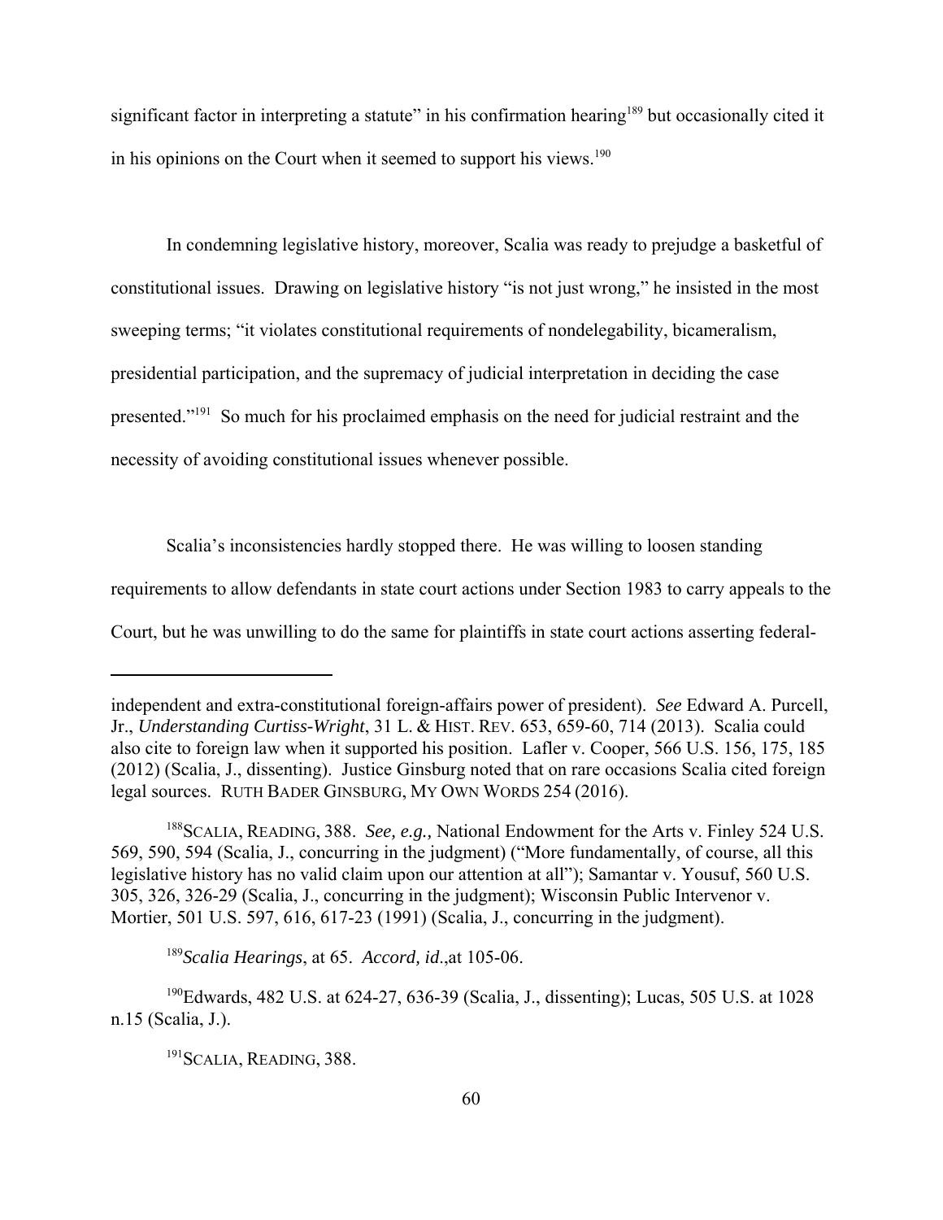significant factor in interpreting a statute" in his confirmation hearing[189] but occasionally cited it in his opinions on the Court when it seemed to support his views.[190]

In condemning legislative history, moreover, Scalia was ready to prejudge a basketful of constitutional issues. Drawing on legislative history "is not just wrong," he insisted in the most sweeping terms; "it violates constitutional requirements of nondelegability, bicameralism, presidential participation, and the supremacy of judicial interpretation in deciding the case presented."[191] So much for his proclaimed emphasis on the need for judicial restraint and the necessity of avoiding constitutional issues whenever possible.

Scalia's inconsistencies hardly stopped there. He was willing to loosen standing requirements to allow defendants in state court actions under Section 1983 to carry appeals to the Court, but he was unwilling to do the same for plaintiffs in state court actions asserting federal-

---

independent and extra-constitutional foreign-affairs power of president). *See* Edward A. Purcell, Jr., *Understanding Curtiss-Wright*, 31 L. & HIST. REV. 653, 659-60, 714 (2013). Scalia could also cite to foreign law when it supported his position. Lafler v. Cooper, 566 U.S. 156, 175, 185 (2012) (Scalia, J., dissenting). Justice Ginsburg noted that on rare occasions Scalia cited foreign legal sources. RUTH BADER GINSBURG, MY OWN WORDS 254 (2016).

[188] SCALIA, READING, 388. *See, e.g.,* National Endowment for the Arts v. Finley 524 U.S. 569, 590, 594 (Scalia, J., concurring in the judgment) ("More fundamentally, of course, all this legislative history has no valid claim upon our attention at all"); Samantar v. Yousuf, 560 U.S. 305, 326, 326-29 (Scalia, J., concurring in the judgment); Wisconsin Public Intervenor v. Mortier, 501 U.S. 597, 616, 617-23 (1991) (Scalia, J., concurring in the judgment).

[189] *Scalia Hearings*, at 65. *Accord, id.*,at 105-06.

[190] Edwards, 482 U.S. at 624-27, 636-39 (Scalia, J., dissenting); Lucas, 505 U.S. at 1028 n.15 (Scalia, J.).

[191] SCALIA, READING, 388.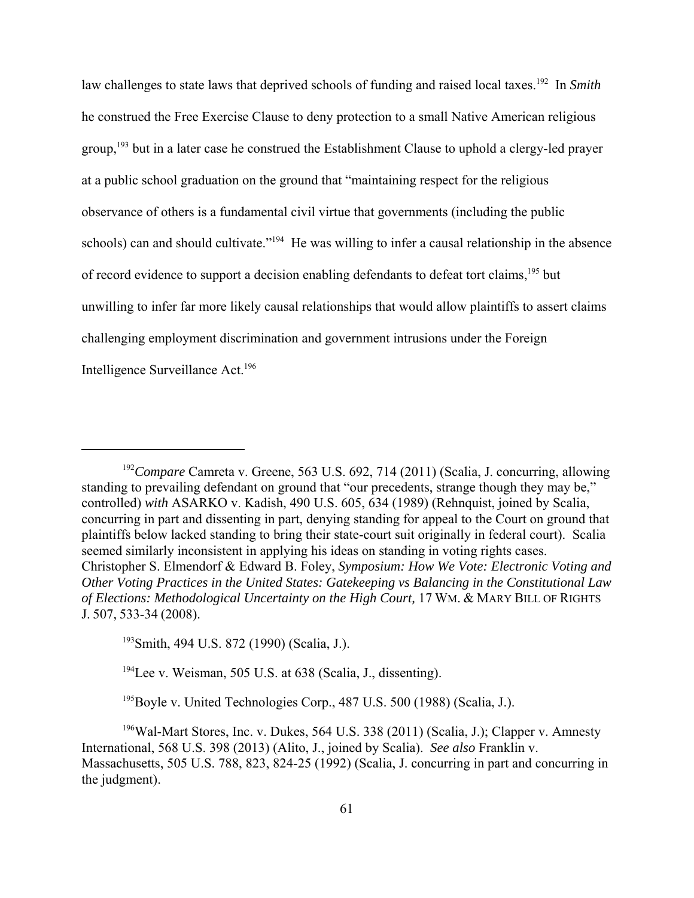law challenges to state laws that deprived schools of funding and raised local taxes.[192] In *Smith* he construed the Free Exercise Clause to deny protection to a small Native American religious group,[193] but in a later case he construed the Establishment Clause to uphold a clergy-led prayer at a public school graduation on the ground that "maintaining respect for the religious observance of others is a fundamental civil virtue that governments (including the public schools) can and should cultivate."[194] He was willing to infer a causal relationship in the absence of record evidence to support a decision enabling defendants to defeat tort claims,[195] but unwilling to infer far more likely causal relationships that would allow plaintiffs to assert claims challenging employment discrimination and government intrusions under the Foreign Intelligence Surveillance Act.[196]

---

[192] *Compare* Camreta v. Greene, 563 U.S. 692, 714 (2011) (Scalia, J. concurring, allowing standing to prevailing defendant on ground that "our precedents, strange though they may be," controlled) *with* ASARKO v. Kadish, 490 U.S. 605, 634 (1989) (Rehnquist, joined by Scalia, concurring in part and dissenting in part, denying standing for appeal to the Court on ground that plaintiffs below lacked standing to bring their state-court suit originally in federal court). Scalia seemed similarly inconsistent in applying his ideas on standing in voting rights cases. Christopher S. Elmendorf & Edward B. Foley, *Symposium: How We Vote: Electronic Voting and Other Voting Practices in the United States: Gatekeeping vs Balancing in the Constitutional Law of Elections: Methodological Uncertainty on the High Court,* 17 WM. & MARY BILL OF RIGHTS J. 507, 533-34 (2008).

[193] Smith, 494 U.S. 872 (1990) (Scalia, J.).

[194] Lee v. Weisman, 505 U.S. at 638 (Scalia, J., dissenting).

[195] Boyle v. United Technologies Corp., 487 U.S. 500 (1988) (Scalia, J.).

[196] Wal-Mart Stores, Inc. v. Dukes, 564 U.S. 338 (2011) (Scalia, J.); Clapper v. Amnesty International, 568 U.S. 398 (2013) (Alito, J., joined by Scalia). *See also* Franklin v. Massachusetts, 505 U.S. 788, 823, 824-25 (1992) (Scalia, J. concurring in part and concurring in the judgment).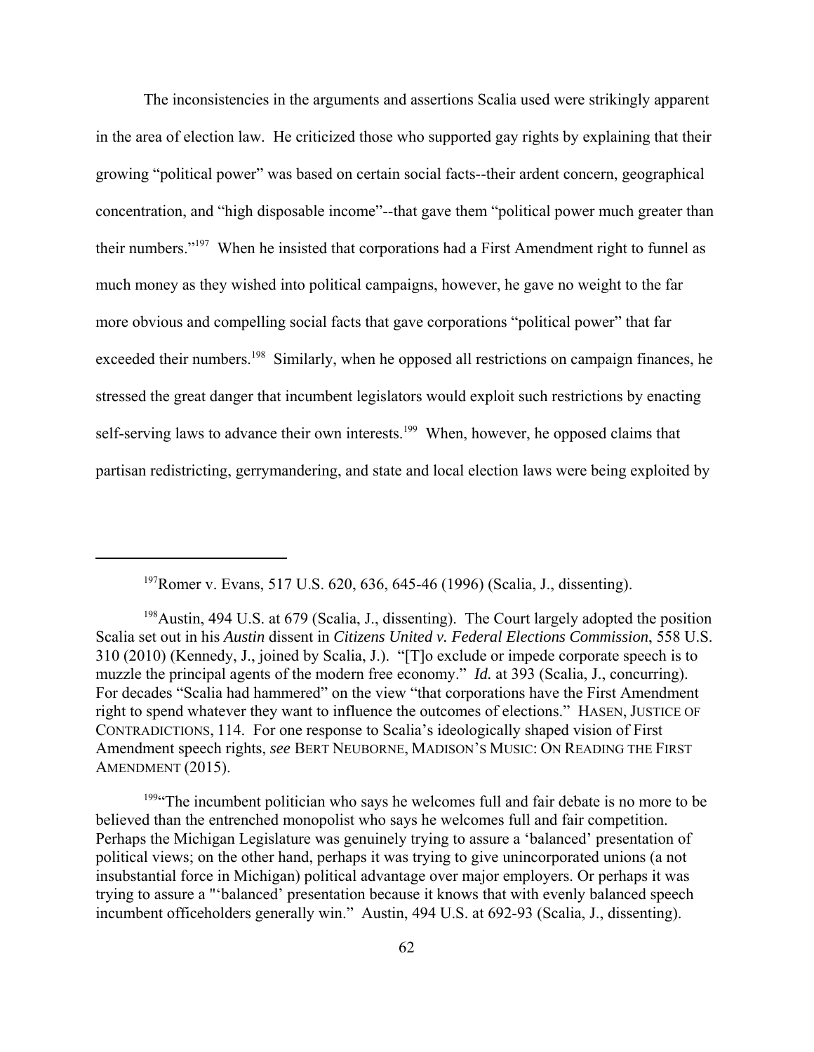The inconsistencies in the arguments and assertions Scalia used were strikingly apparent in the area of election law. He criticized those who supported gay rights by explaining that their growing "political power" was based on certain social facts--their ardent concern, geographical concentration, and "high disposable income"--that gave them "political power much greater than their numbers."[197] When he insisted that corporations had a First Amendment right to funnel as much money as they wished into political campaigns, however, he gave no weight to the far more obvious and compelling social facts that gave corporations "political power" that far exceeded their numbers.[198] Similarly, when he opposed all restrictions on campaign finances, he stressed the great danger that incumbent legislators would exploit such restrictions by enacting self-serving laws to advance their own interests.[199] When, however, he opposed claims that partisan redistricting, gerrymandering, and state and local election laws were being exploited by

---

[197]Romer v. Evans, 517 U.S. 620, 636, 645-46 (1996) (Scalia, J., dissenting).

[198]Austin, 494 U.S. at 679 (Scalia, J., dissenting). The Court largely adopted the position Scalia set out in his *Austin* dissent in *Citizens United v. Federal Elections Commission*, 558 U.S. 310 (2010) (Kennedy, J., joined by Scalia, J.). "[T]o exclude or impede corporate speech is to muzzle the principal agents of the modern free economy." *Id.* at 393 (Scalia, J., concurring). For decades "Scalia had hammered" on the view "that corporations have the First Amendment right to spend whatever they want to influence the outcomes of elections." HASEN, JUSTICE OF CONTRADICTIONS, 114. For one response to Scalia's ideologically shaped vision of First Amendment speech rights, *see* BERT NEUBORNE, MADISON'S MUSIC: ON READING THE FIRST AMENDMENT (2015).

[199]"The incumbent politician who says he welcomes full and fair debate is no more to be believed than the entrenched monopolist who says he welcomes full and fair competition. Perhaps the Michigan Legislature was genuinely trying to assure a 'balanced' presentation of political views; on the other hand, perhaps it was trying to give unincorporated unions (a not insubstantial force in Michigan) political advantage over major employers. Or perhaps it was trying to assure a "'balanced' presentation because it knows that with evenly balanced speech incumbent officeholders generally win." Austin, 494 U.S. at 692-93 (Scalia, J., dissenting).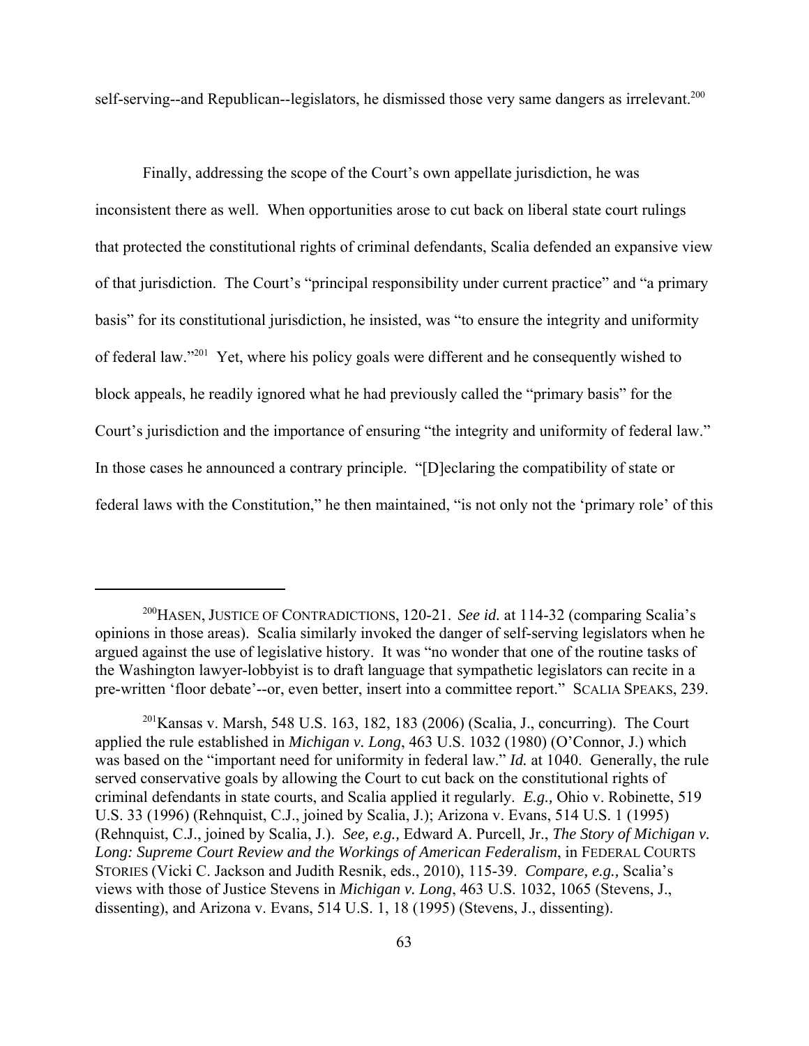self-serving--and Republican--legislators, he dismissed those very same dangers as irrelevant.[200]

Finally, addressing the scope of the Court's own appellate jurisdiction, he was inconsistent there as well. When opportunities arose to cut back on liberal state court rulings that protected the constitutional rights of criminal defendants, Scalia defended an expansive view of that jurisdiction. The Court's "principal responsibility under current practice" and "a primary basis" for its constitutional jurisdiction, he insisted, was "to ensure the integrity and uniformity of federal law."[201] Yet, where his policy goals were different and he consequently wished to block appeals, he readily ignored what he had previously called the "primary basis" for the Court's jurisdiction and the importance of ensuring "the integrity and uniformity of federal law." In those cases he announced a contrary principle. "[D]eclaring the compatibility of state or federal laws with the Constitution," he then maintained, "is not only not the 'primary role' of this

---

[200] HASEN, JUSTICE OF CONTRADICTIONS, 120-21. *See id.* at 114-32 (comparing Scalia's opinions in those areas). Scalia similarly invoked the danger of self-serving legislators when he argued against the use of legislative history. It was "no wonder that one of the routine tasks of the Washington lawyer-lobbyist is to draft language that sympathetic legislators can recite in a pre-written 'floor debate'--or, even better, insert into a committee report." SCALIA SPEAKS, 239.

[201] Kansas v. Marsh, 548 U.S. 163, 182, 183 (2006) (Scalia, J., concurring). The Court applied the rule established in *Michigan v. Long*, 463 U.S. 1032 (1980) (O'Connor, J.) which was based on the "important need for uniformity in federal law." *Id.* at 1040. Generally, the rule served conservative goals by allowing the Court to cut back on the constitutional rights of criminal defendants in state courts, and Scalia applied it regularly. *E.g.,* Ohio v. Robinette, 519 U.S. 33 (1996) (Rehnquist, C.J., joined by Scalia, J.); Arizona v. Evans, 514 U.S. 1 (1995) (Rehnquist, C.J., joined by Scalia, J.). *See, e.g.,* Edward A. Purcell, Jr., *The Story of Michigan v. Long: Supreme Court Review and the Workings of American Federalism*, in FEDERAL COURTS STORIES (Vicki C. Jackson and Judith Resnik, eds., 2010), 115-39. *Compare, e.g.,* Scalia's views with those of Justice Stevens in *Michigan v. Long*, 463 U.S. 1032, 1065 (Stevens, J., dissenting), and Arizona v. Evans, 514 U.S. 1, 18 (1995) (Stevens, J., dissenting).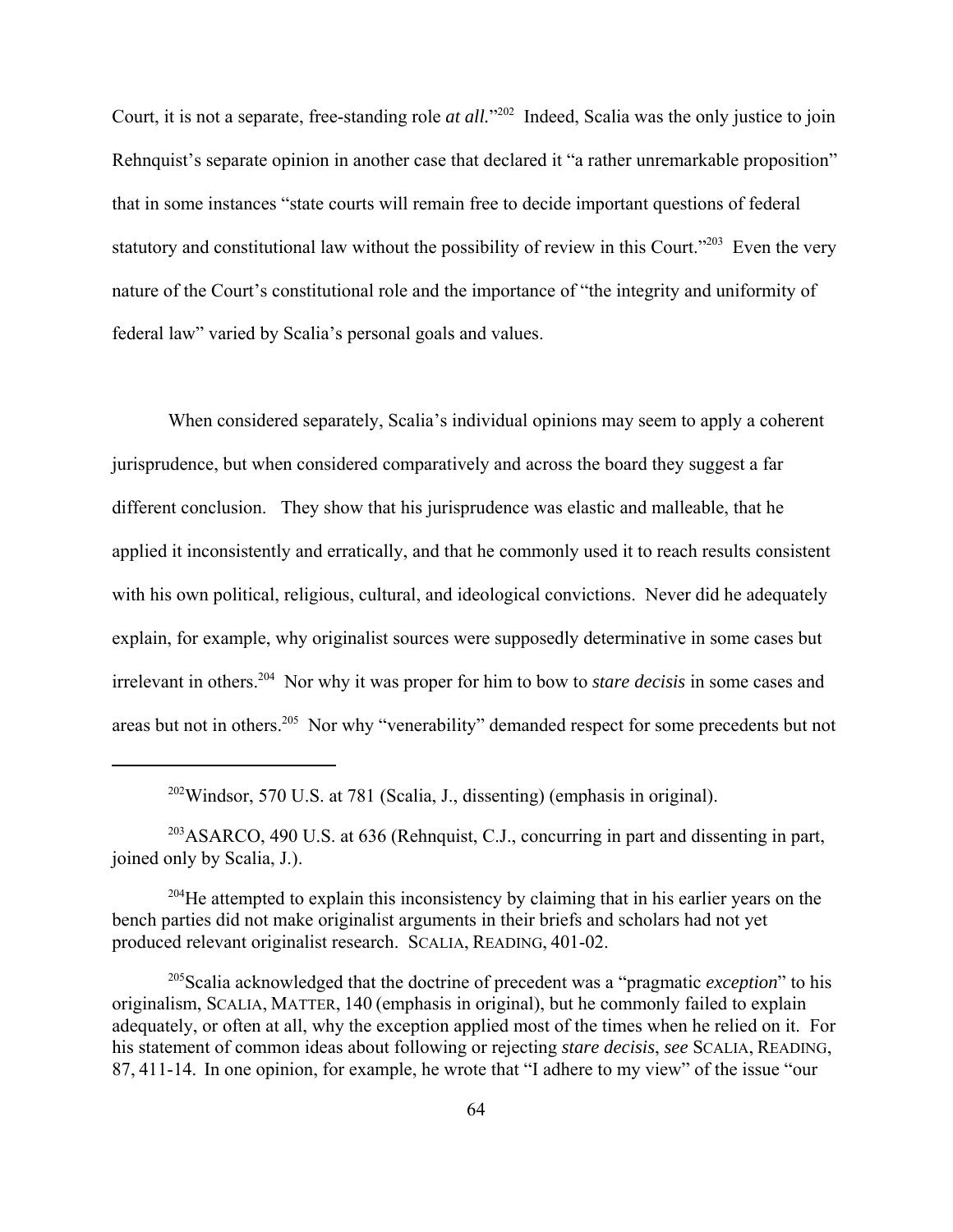Court, it is not a separate, free-standing role *at all.*"[202] Indeed, Scalia was the only justice to join Rehnquist's separate opinion in another case that declared it "a rather unremarkable proposition" that in some instances "state courts will remain free to decide important questions of federal statutory and constitutional law without the possibility of review in this Court."[203] Even the very nature of the Court's constitutional role and the importance of "the integrity and uniformity of federal law" varied by Scalia's personal goals and values.

When considered separately, Scalia's individual opinions may seem to apply a coherent jurisprudence, but when considered comparatively and across the board they suggest a far different conclusion. They show that his jurisprudence was elastic and malleable, that he applied it inconsistently and erratically, and that he commonly used it to reach results consistent with his own political, religious, cultural, and ideological convictions. Never did he adequately explain, for example, why originalist sources were supposedly determinative in some cases but irrelevant in others.[204] Nor why it was proper for him to bow to *stare decisis* in some cases and areas but not in others.[205] Nor why "venerability" demanded respect for some precedents but not

---

[202] Windsor, 570 U.S. at 781 (Scalia, J., dissenting) (emphasis in original).

[203] ASARCO, 490 U.S. at 636 (Rehnquist, C.J., concurring in part and dissenting in part, joined only by Scalia, J.).

[204] He attempted to explain this inconsistency by claiming that in his earlier years on the bench parties did not make originalist arguments in their briefs and scholars had not yet produced relevant originalist research. SCALIA, READING, 401-02.

[205] Scalia acknowledged that the doctrine of precedent was a "pragmatic *exception*" to his originalism, SCALIA, MATTER, 140 (emphasis in original), but he commonly failed to explain adequately, or often at all, why the exception applied most of the times when he relied on it. For his statement of common ideas about following or rejecting *stare decisis*, *see* SCALIA, READING, 87, 411-14. In one opinion, for example, he wrote that "I adhere to my view" of the issue "our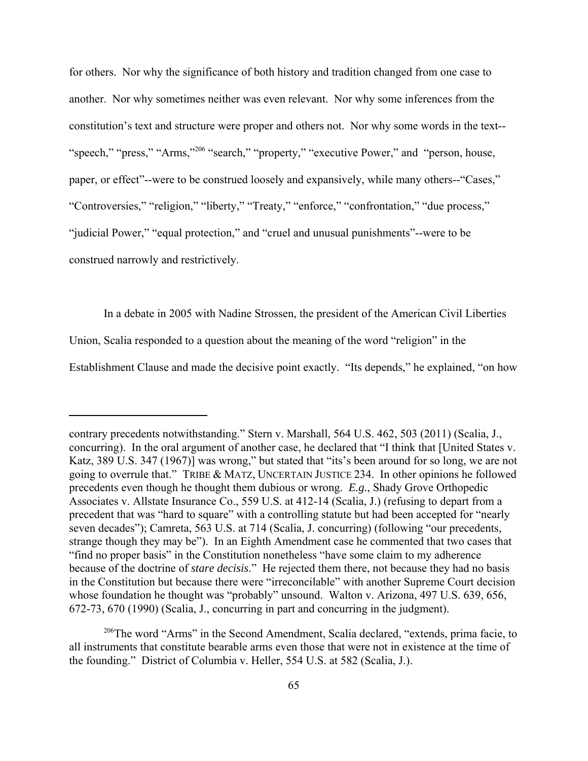for others. Nor why the significance of both history and tradition changed from one case to another. Nor why sometimes neither was even relevant. Nor why some inferences from the constitution's text and structure were proper and others not. Nor why some words in the text--"speech," "press," "Arms,"[206] "search," "property," "executive Power," and "person, house, paper, or effect"--were to be construed loosely and expansively, while many others--"Cases," "Controversies," "religion," "liberty," "Treaty," "enforce," "confrontation," "due process," "judicial Power," "equal protection," and "cruel and unusual punishments"--were to be construed narrowly and restrictively.

In a debate in 2005 with Nadine Strossen, the president of the American Civil Liberties Union, Scalia responded to a question about the meaning of the word "religion" in the Establishment Clause and made the decisive point exactly. "Its depends," he explained, "on how

---

contrary precedents notwithstanding." Stern v. Marshall, 564 U.S. 462, 503 (2011) (Scalia, J., concurring). In the oral argument of another case, he declared that "I think that [United States v. Katz, 389 U.S. 347 (1967)] was wrong," but stated that "its's been around for so long, we are not going to overrule that." TRIBE & MATZ, UNCERTAIN JUSTICE 234. In other opinions he followed precedents even though he thought them dubious or wrong. *E.g.*, Shady Grove Orthopedic Associates v. Allstate Insurance Co., 559 U.S. at 412-14 (Scalia, J.) (refusing to depart from a precedent that was "hard to square" with a controlling statute but had been accepted for "nearly seven decades"); Camreta, 563 U.S. at 714 (Scalia, J. concurring) (following "our precedents, strange though they may be"). In an Eighth Amendment case he commented that two cases that "find no proper basis" in the Constitution nonetheless "have some claim to my adherence because of the doctrine of *stare decisis*." He rejected them there, not because they had no basis in the Constitution but because there were "irreconcilable" with another Supreme Court decision whose foundation he thought was "probably" unsound. Walton v. Arizona, 497 U.S. 639, 656, 672-73, 670 (1990) (Scalia, J., concurring in part and concurring in the judgment).

[206] The word "Arms" in the Second Amendment, Scalia declared, "extends, prima facie, to all instruments that constitute bearable arms even those that were not in existence at the time of the founding." District of Columbia v. Heller, 554 U.S. at 582 (Scalia, J.).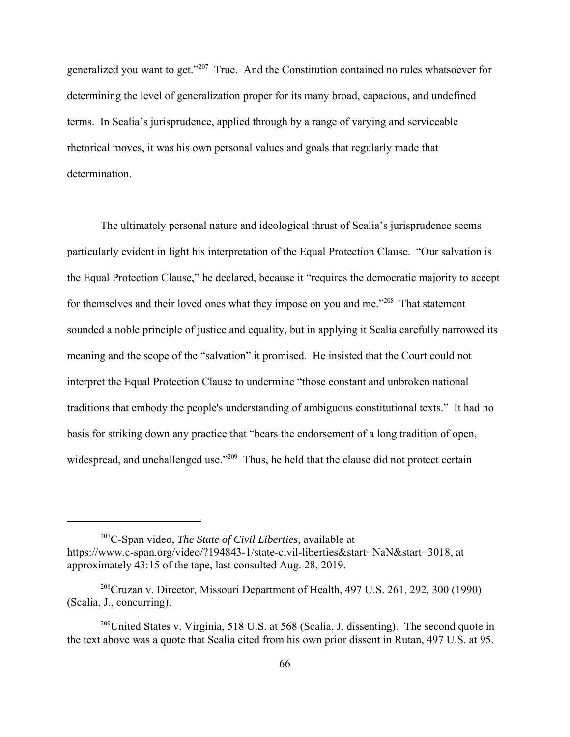generalized you want to get."[207] True. And the Constitution contained no rules whatsoever for determining the level of generalization proper for its many broad, capacious, and undefined terms. In Scalia's jurisprudence, applied through by a range of varying and serviceable rhetorical moves, it was his own personal values and goals that regularly made that determination.

The ultimately personal nature and ideological thrust of Scalia's jurisprudence seems particularly evident in light his interpretation of the Equal Protection Clause. "Our salvation is the Equal Protection Clause," he declared, because it "requires the democratic majority to accept for themselves and their loved ones what they impose on you and me."[208] That statement sounded a noble principle of justice and equality, but in applying it Scalia carefully narrowed its meaning and the scope of the "salvation" it promised. He insisted that the Court could not interpret the Equal Protection Clause to undermine "those constant and unbroken national traditions that embody the people's understanding of ambiguous constitutional texts." It had no basis for striking down any practice that "bears the endorsement of a long tradition of open, widespread, and unchallenged use."[209] Thus, he held that the clause did not protect certain

---

[207] C-Span video, *The State of Civil Liberties,* available at https://www.c-span.org/video/?194843-1/state-civil-liberties&start=NaN&start=3018, at approximately 43:15 of the tape, last consulted Aug. 28, 2019.

[208] Cruzan v. Director, Missouri Department of Health, 497 U.S. 261, 292, 300 (1990) (Scalia, J., concurring).

[209] United States v. Virginia, 518 U.S. at 568 (Scalia, J. dissenting). The second quote in the text above was a quote that Scalia cited from his own prior dissent in Rutan, 497 U.S. at 95.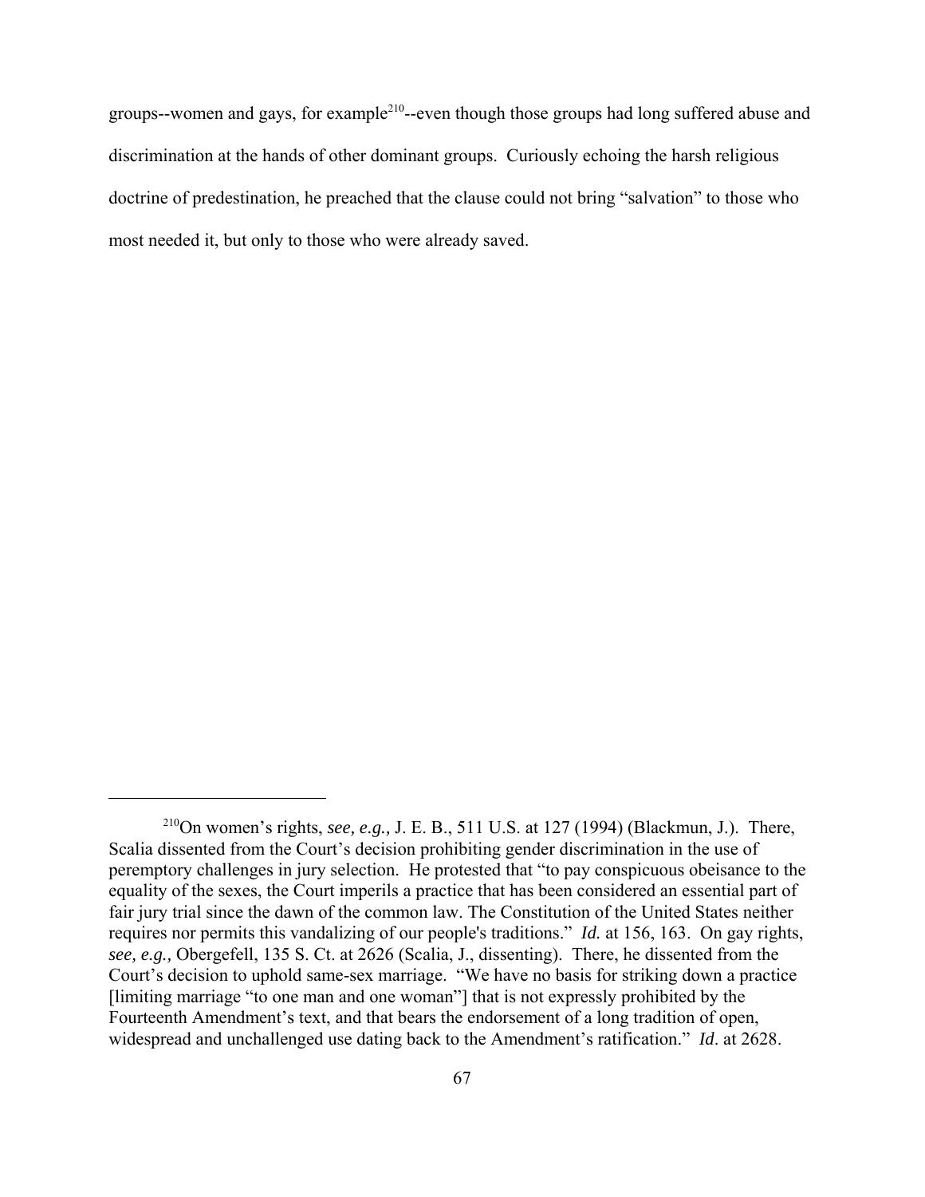groups--women and gays, for example[210]--even though those groups had long suffered abuse and discrimination at the hands of other dominant groups. Curiously echoing the harsh religious doctrine of predestination, he preached that the clause could not bring "salvation" to those who most needed it, but only to those who were already saved.

---

[210]On women's rights, *see, e.g.,* J. E. B., 511 U.S. at 127 (1994) (Blackmun, J.). There, Scalia dissented from the Court's decision prohibiting gender discrimination in the use of peremptory challenges in jury selection. He protested that "to pay conspicuous obeisance to the equality of the sexes, the Court imperils a practice that has been considered an essential part of fair jury trial since the dawn of the common law. The Constitution of the United States neither requires nor permits this vandalizing of our people's traditions." *Id.* at 156, 163. On gay rights, *see, e.g.,* Obergefell, 135 S. Ct. at 2626 (Scalia, J., dissenting). There, he dissented from the Court's decision to uphold same-sex marriage. "We have no basis for striking down a practice [limiting marriage "to one man and one woman"] that is not expressly prohibited by the Fourteenth Amendment's text, and that bears the endorsement of a long tradition of open, widespread and unchallenged use dating back to the Amendment's ratification." *Id*. at 2628.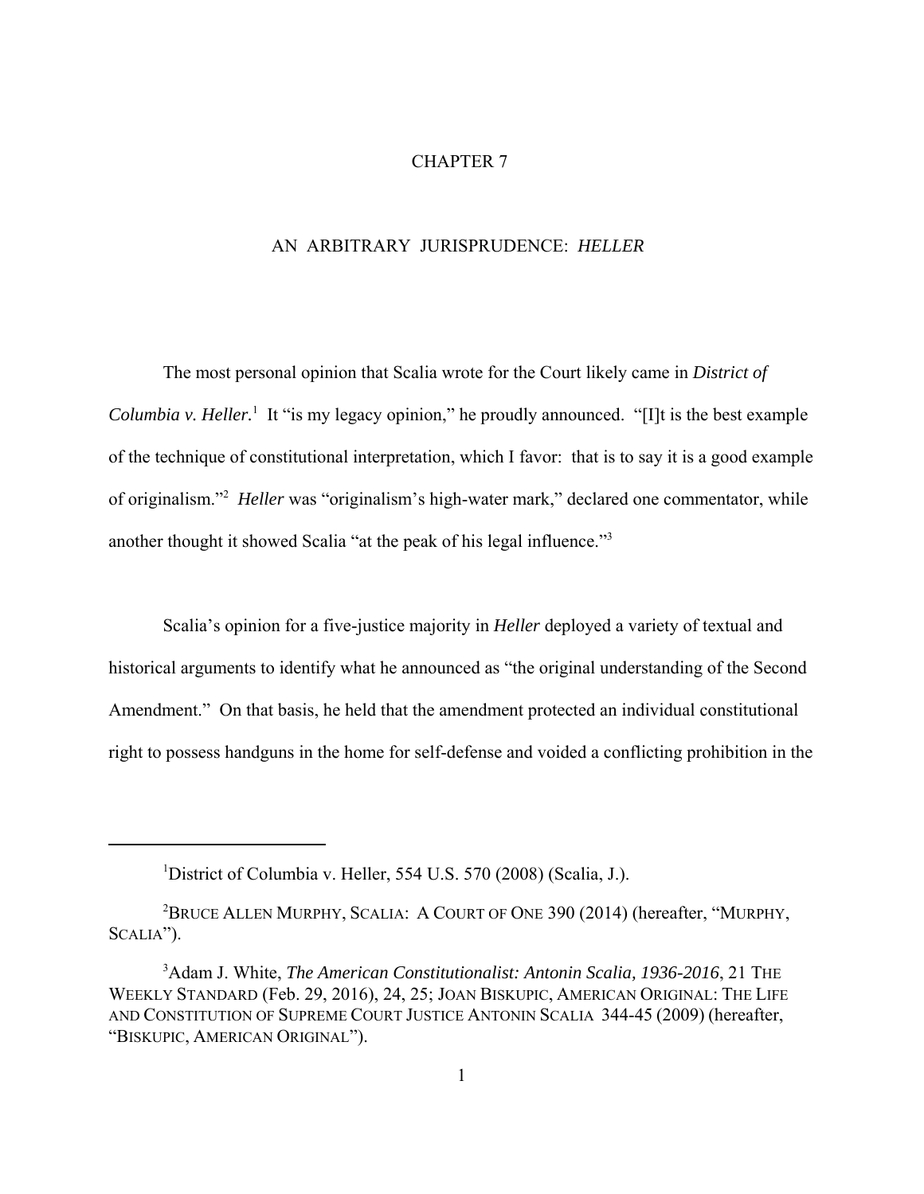# CHAPTER 7

## AN ARBITRARY JURISPRUDENCE: *HELLER*

The most personal opinion that Scalia wrote for the Court likely came in *District of Columbia v. Heller.*[1] It "is my legacy opinion," he proudly announced. "[I]t is the best example of the technique of constitutional interpretation, which I favor: that is to say it is a good example of originalism."[2] *Heller* was "originalism's high-water mark," declared one commentator, while another thought it showed Scalia "at the peak of his legal influence."[3]

Scalia's opinion for a five-justice majority in *Heller* deployed a variety of textual and historical arguments to identify what he announced as "the original understanding of the Second Amendment." On that basis, he held that the amendment protected an individual constitutional right to possess handguns in the home for self-defense and voided a conflicting prohibition in the

---

[1] District of Columbia v. Heller, 554 U.S. 570 (2008) (Scalia, J.).

[2] BRUCE ALLEN MURPHY, SCALIA: A COURT OF ONE 390 (2014) (hereafter, "MURPHY, SCALIA").

[3] Adam J. White, *The American Constitutionalist: Antonin Scalia, 1936-2016*, 21 THE WEEKLY STANDARD (Feb. 29, 2016), 24, 25; JOAN BISKUPIC, AMERICAN ORIGINAL: THE LIFE AND CONSTITUTION OF SUPREME COURT JUSTICE ANTONIN SCALIA 344-45 (2009) (hereafter, "BISKUPIC, AMERICAN ORIGINAL").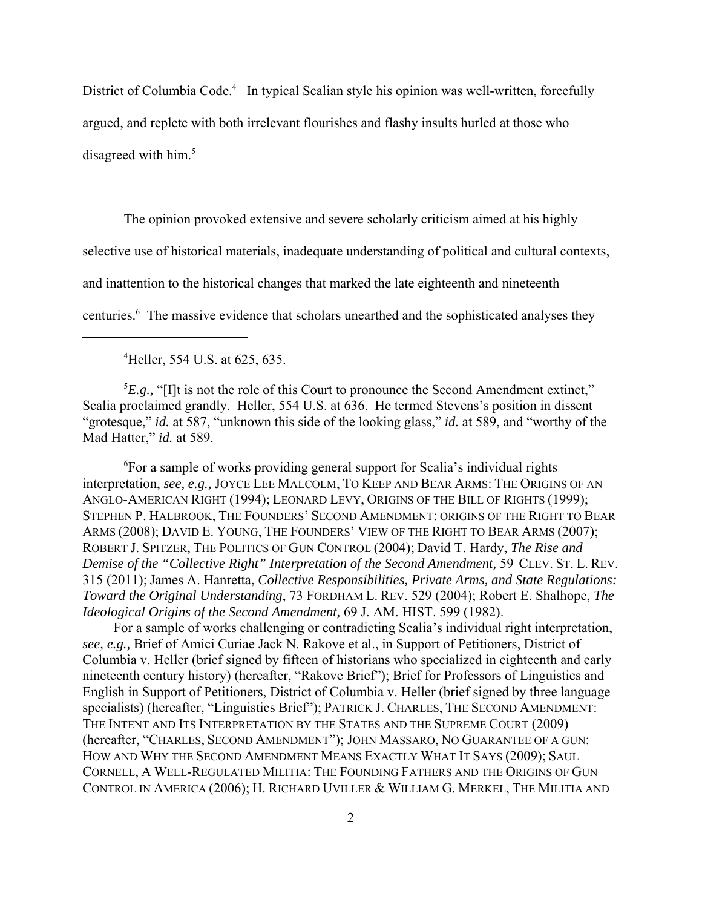District of Columbia Code.[4] In typical Scalian style his opinion was well-written, forcefully argued, and replete with both irrelevant flourishes and flashy insults hurled at those who disagreed with him.[5]

The opinion provoked extensive and severe scholarly criticism aimed at his highly selective use of historical materials, inadequate understanding of political and cultural contexts, and inattention to the historical changes that marked the late eighteenth and nineteenth centuries.[6] The massive evidence that scholars unearthed and the sophisticated analyses they

---

[4]Heller, 554 U.S. at 625, 635.

[5]*E.g.,* "[I]t is not the role of this Court to pronounce the Second Amendment extinct," Scalia proclaimed grandly. Heller, 554 U.S. at 636. He termed Stevens's position in dissent "grotesque," *id.* at 587, "unknown this side of the looking glass," *id.* at 589, and "worthy of the Mad Hatter," *id.* at 589.

[6]For a sample of works providing general support for Scalia's individual rights interpretation, *see, e.g.,* JOYCE LEE MALCOLM, TO KEEP AND BEAR ARMS: THE ORIGINS OF AN ANGLO-AMERICAN RIGHT (1994); LEONARD LEVY, ORIGINS OF THE BILL OF RIGHTS (1999); STEPHEN P. HALBROOK, THE FOUNDERS' SECOND AMENDMENT: ORIGINS OF THE RIGHT TO BEAR ARMS (2008); DAVID E. YOUNG, THE FOUNDERS' VIEW OF THE RIGHT TO BEAR ARMS (2007); ROBERT J. SPITZER, THE POLITICS OF GUN CONTROL (2004); David T. Hardy, *The Rise and Demise of the "Collective Right" Interpretation of the Second Amendment,* 59 CLEV. ST. L. REV. 315 (2011); James A. Hanretta, *Collective Responsibilities, Private Arms, and State Regulations: Toward the Original Understanding*, 73 FORDHAM L. REV. 529 (2004); Robert E. Shalhope, *The Ideological Origins of the Second Amendment,* 69 J. AM. HIST. 599 (1982).

For a sample of works challenging or contradicting Scalia's individual right interpretation, *see, e.g.,* Brief of Amici Curiae Jack N. Rakove et al., in Support of Petitioners, District of Columbia v. Heller (brief signed by fifteen of historians who specialized in eighteenth and early nineteenth century history) (hereafter, "Rakove Brief"); Brief for Professors of Linguistics and English in Support of Petitioners, District of Columbia v. Heller (brief signed by three language specialists) (hereafter, "Linguistics Brief"); PATRICK J. CHARLES, THE SECOND AMENDMENT: THE INTENT AND ITS INTERPRETATION BY THE STATES AND THE SUPREME COURT (2009) (hereafter, "CHARLES, SECOND AMENDMENT"); JOHN MASSARO, NO GUARANTEE OF A GUN: HOW AND WHY THE SECOND AMENDMENT MEANS EXACTLY WHAT IT SAYS (2009); SAUL CORNELL, A WELL-REGULATED MILITIA: THE FOUNDING FATHERS AND THE ORIGINS OF GUN CONTROL IN AMERICA (2006); H. RICHARD UVILLER & WILLIAM G. MERKEL, THE MILITIA AND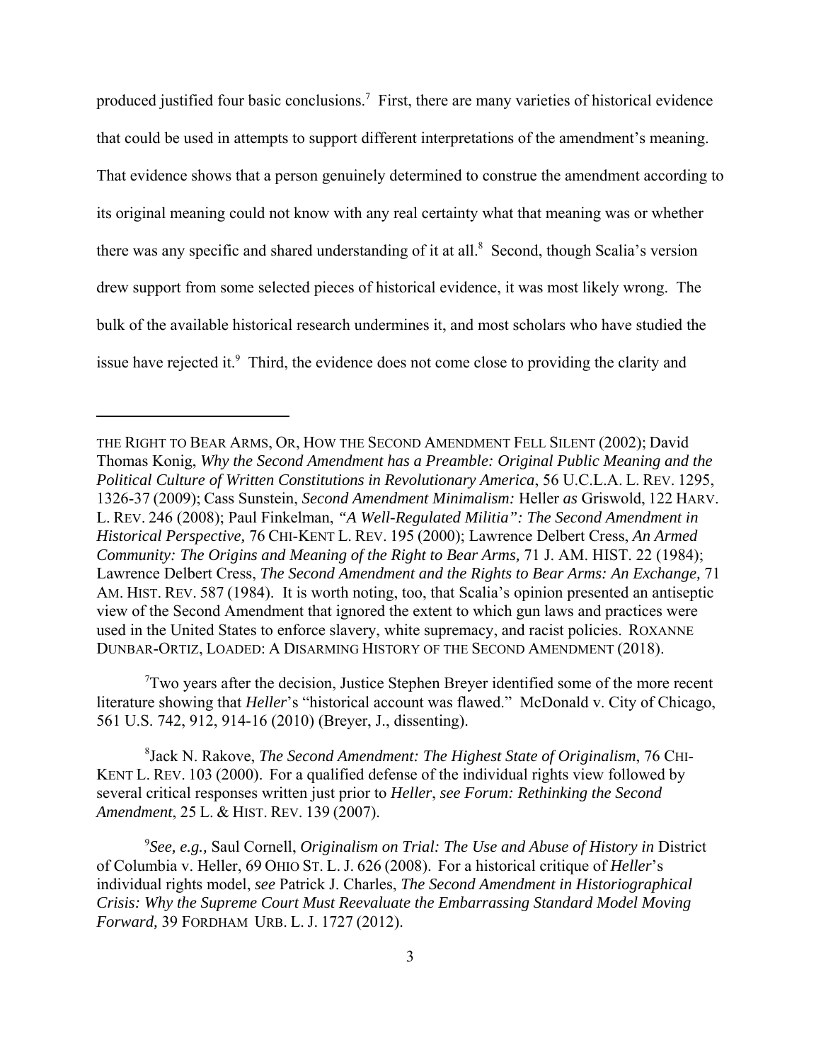produced justified four basic conclusions.[7] First, there are many varieties of historical evidence that could be used in attempts to support different interpretations of the amendment's meaning. That evidence shows that a person genuinely determined to construe the amendment according to its original meaning could not know with any real certainty what that meaning was or whether there was any specific and shared understanding of it at all.[8] Second, though Scalia's version drew support from some selected pieces of historical evidence, it was most likely wrong. The bulk of the available historical research undermines it, and most scholars who have studied the issue have rejected it.[9] Third, the evidence does not come close to providing the clarity and

---

THE RIGHT TO BEAR ARMS, OR, HOW THE SECOND AMENDMENT FELL SILENT (2002); David Thomas Konig, *Why the Second Amendment has a Preamble: Original Public Meaning and the Political Culture of Written Constitutions in Revolutionary America*, 56 U.C.L.A. L. REV. 1295, 1326-37 (2009); Cass Sunstein, *Second Amendment Minimalism:* Heller *as* Griswold, 122 HARV. L. REV. 246 (2008); Paul Finkelman, *"A Well-Regulated Militia": The Second Amendment in Historical Perspective,* 76 CHI-KENT L. REV. 195 (2000); Lawrence Delbert Cress, *An Armed Community: The Origins and Meaning of the Right to Bear Arms,* 71 J. AM. HIST. 22 (1984); Lawrence Delbert Cress, *The Second Amendment and the Rights to Bear Arms: An Exchange,* 71 AM. HIST. REV. 587 (1984). It is worth noting, too, that Scalia's opinion presented an antiseptic view of the Second Amendment that ignored the extent to which gun laws and practices were used in the United States to enforce slavery, white supremacy, and racist policies. ROXANNE DUNBAR-ORTIZ, LOADED: A DISARMING HISTORY OF THE SECOND AMENDMENT (2018).

[7]Two years after the decision, Justice Stephen Breyer identified some of the more recent literature showing that *Heller*'s "historical account was flawed." McDonald v. City of Chicago, 561 U.S. 742, 912, 914-16 (2010) (Breyer, J., dissenting).

[8]Jack N. Rakove, *The Second Amendment: The Highest State of Originalism*, 76 CHI-KENT L. REV. 103 (2000). For a qualified defense of the individual rights view followed by several critical responses written just prior to *Heller*, *see Forum: Rethinking the Second Amendment*, 25 L. & HIST. REV. 139 (2007).

[9]*See, e.g.,* Saul Cornell, *Originalism on Trial: The Use and Abuse of History in* District of Columbia v. Heller, 69 OHIO ST. L. J. 626 (2008). For a historical critique of *Heller*'s individual rights model, *see* Patrick J. Charles, *The Second Amendment in Historiographical Crisis: Why the Supreme Court Must Reevaluate the Embarrassing Standard Model Moving Forward,* 39 FORDHAM URB. L. J. 1727 (2012).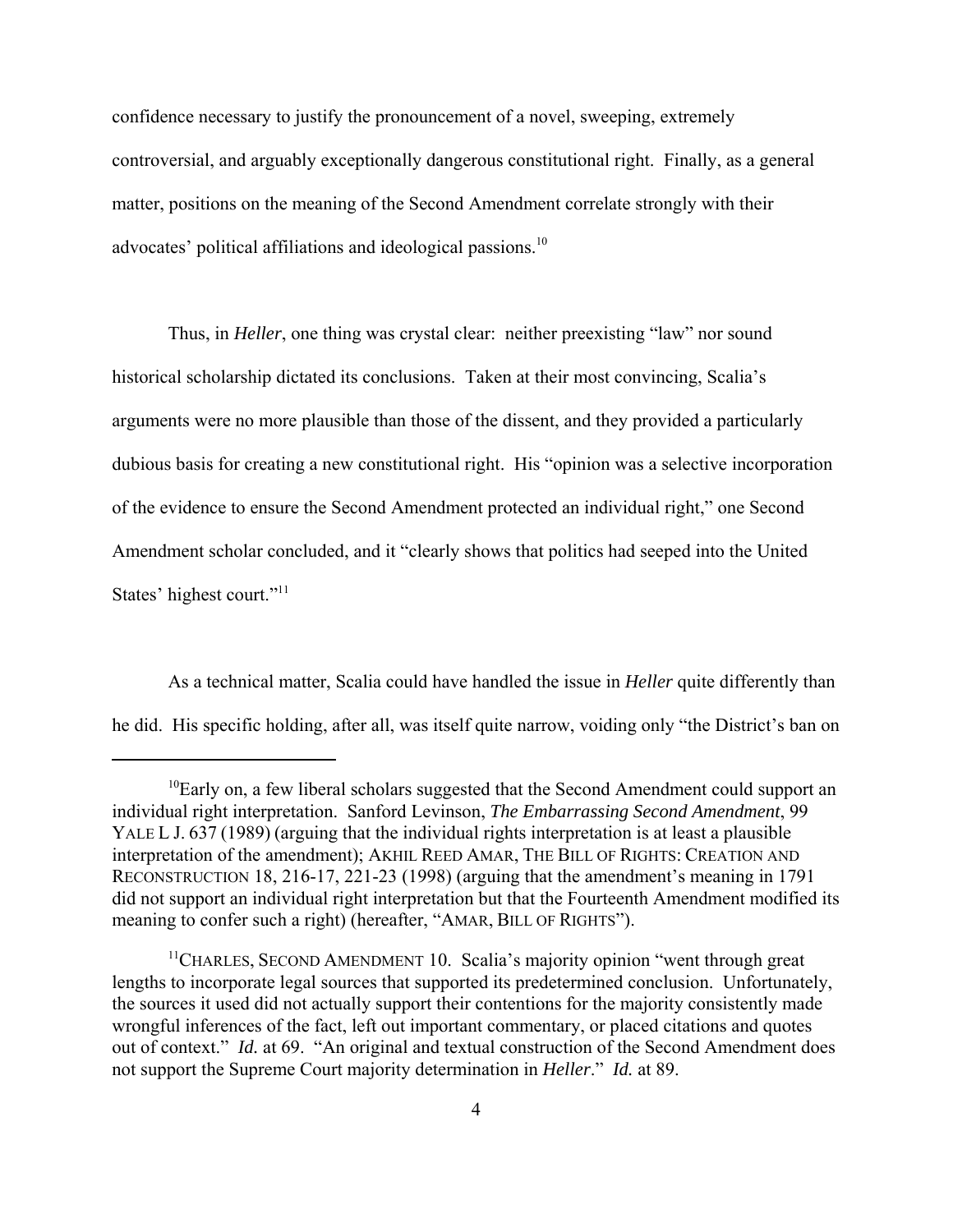confidence necessary to justify the pronouncement of a novel, sweeping, extremely controversial, and arguably exceptionally dangerous constitutional right. Finally, as a general matter, positions on the meaning of the Second Amendment correlate strongly with their advocates' political affiliations and ideological passions.[10]

Thus, in *Heller*, one thing was crystal clear: neither preexisting "law" nor sound historical scholarship dictated its conclusions. Taken at their most convincing, Scalia's arguments were no more plausible than those of the dissent, and they provided a particularly dubious basis for creating a new constitutional right. His "opinion was a selective incorporation of the evidence to ensure the Second Amendment protected an individual right," one Second Amendment scholar concluded, and it "clearly shows that politics had seeped into the United States' highest court."[11]

As a technical matter, Scalia could have handled the issue in *Heller* quite differently than he did. His specific holding, after all, was itself quite narrow, voiding only "the District's ban on

---

[10]Early on, a few liberal scholars suggested that the Second Amendment could support an individual right interpretation. Sanford Levinson, *The Embarrassing Second Amendment*, 99 YALE L J. 637 (1989) (arguing that the individual rights interpretation is at least a plausible interpretation of the amendment); AKHIL REED AMAR, THE BILL OF RIGHTS: CREATION AND RECONSTRUCTION 18, 216-17, 221-23 (1998) (arguing that the amendment's meaning in 1791 did not support an individual right interpretation but that the Fourteenth Amendment modified its meaning to confer such a right) (hereafter, "AMAR, BILL OF RIGHTS").

[11]CHARLES, SECOND AMENDMENT 10. Scalia's majority opinion "went through great lengths to incorporate legal sources that supported its predetermined conclusion. Unfortunately, the sources it used did not actually support their contentions for the majority consistently made wrongful inferences of the fact, left out important commentary, or placed citations and quotes out of context." *Id.* at 69. "An original and textual construction of the Second Amendment does not support the Supreme Court majority determination in *Heller*." *Id.* at 89.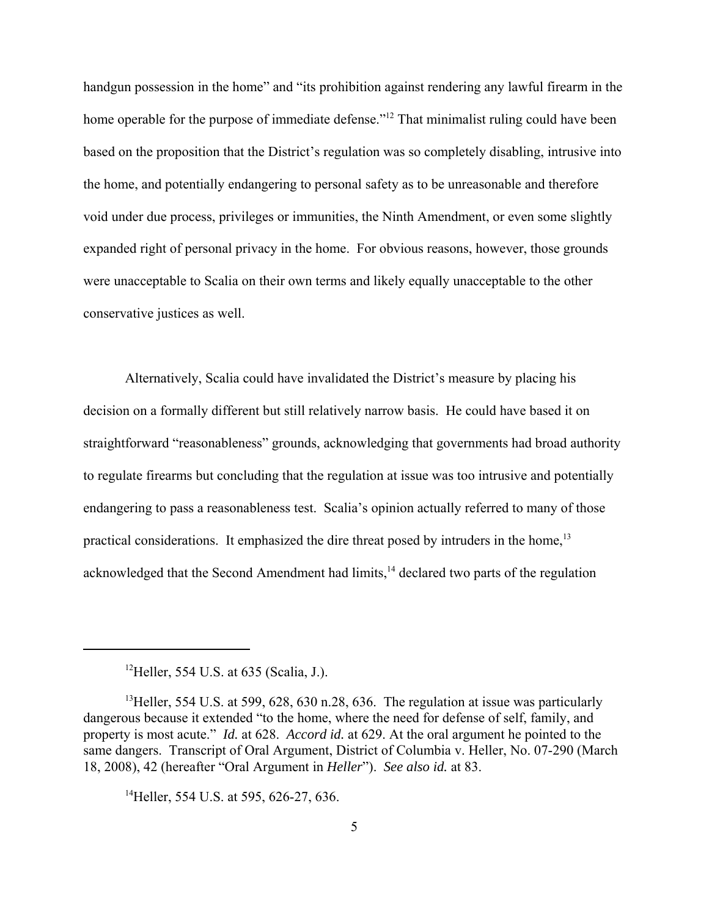handgun possession in the home" and "its prohibition against rendering any lawful firearm in the home operable for the purpose of immediate defense."[12] That minimalist ruling could have been based on the proposition that the District's regulation was so completely disabling, intrusive into the home, and potentially endangering to personal safety as to be unreasonable and therefore void under due process, privileges or immunities, the Ninth Amendment, or even some slightly expanded right of personal privacy in the home. For obvious reasons, however, those grounds were unacceptable to Scalia on their own terms and likely equally unacceptable to the other conservative justices as well.

Alternatively, Scalia could have invalidated the District's measure by placing his decision on a formally different but still relatively narrow basis. He could have based it on straightforward "reasonableness" grounds, acknowledging that governments had broad authority to regulate firearms but concluding that the regulation at issue was too intrusive and potentially endangering to pass a reasonableness test. Scalia's opinion actually referred to many of those practical considerations. It emphasized the dire threat posed by intruders in the home,[13] acknowledged that the Second Amendment had limits,[14] declared two parts of the regulation

---

[12]Heller, 554 U.S. at 635 (Scalia, J.).

[13]Heller, 554 U.S. at 599, 628, 630 n.28, 636. The regulation at issue was particularly dangerous because it extended "to the home, where the need for defense of self, family, and property is most acute." *Id.* at 628. *Accord id.* at 629. At the oral argument he pointed to the same dangers. Transcript of Oral Argument, District of Columbia v. Heller, No. 07-290 (March 18, 2008), 42 (hereafter "Oral Argument in *Heller*"). *See also id.* at 83.

[14]Heller, 554 U.S. at 595, 626-27, 636.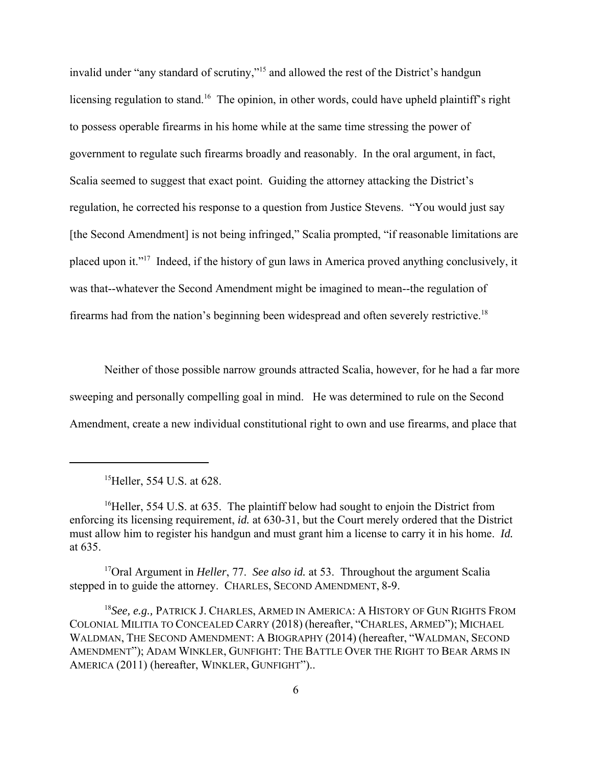invalid under "any standard of scrutiny,"[15] and allowed the rest of the District's handgun licensing regulation to stand.[16] The opinion, in other words, could have upheld plaintiff's right to possess operable firearms in his home while at the same time stressing the power of government to regulate such firearms broadly and reasonably. In the oral argument, in fact, Scalia seemed to suggest that exact point. Guiding the attorney attacking the District's regulation, he corrected his response to a question from Justice Stevens. "You would just say [the Second Amendment] is not being infringed," Scalia prompted, "if reasonable limitations are placed upon it."[17] Indeed, if the history of gun laws in America proved anything conclusively, it was that--whatever the Second Amendment might be imagined to mean--the regulation of firearms had from the nation's beginning been widespread and often severely restrictive.[18]

Neither of those possible narrow grounds attracted Scalia, however, for he had a far more sweeping and personally compelling goal in mind. He was determined to rule on the Second Amendment, create a new individual constitutional right to own and use firearms, and place that

---

[15]Heller, 554 U.S. at 628.

[16]Heller, 554 U.S. at 635. The plaintiff below had sought to enjoin the District from enforcing its licensing requirement, *id.* at 630-31, but the Court merely ordered that the District must allow him to register his handgun and must grant him a license to carry it in his home. *Id.* at 635.

[17]Oral Argument in *Heller*, 77. *See also id.* at 53. Throughout the argument Scalia stepped in to guide the attorney. CHARLES, SECOND AMENDMENT, 8-9.

[18]*See, e.g.,* PATRICK J. CHARLES, ARMED IN AMERICA: A HISTORY OF GUN RIGHTS FROM COLONIAL MILITIA TO CONCEALED CARRY (2018) (hereafter, "CHARLES, ARMED"); MICHAEL WALDMAN, THE SECOND AMENDMENT: A BIOGRAPHY (2014) (hereafter, "WALDMAN, SECOND AMENDMENT"); ADAM WINKLER, GUNFIGHT: THE BATTLE OVER THE RIGHT TO BEAR ARMS IN AMERICA (2011) (hereafter, WINKLER, GUNFIGHT")..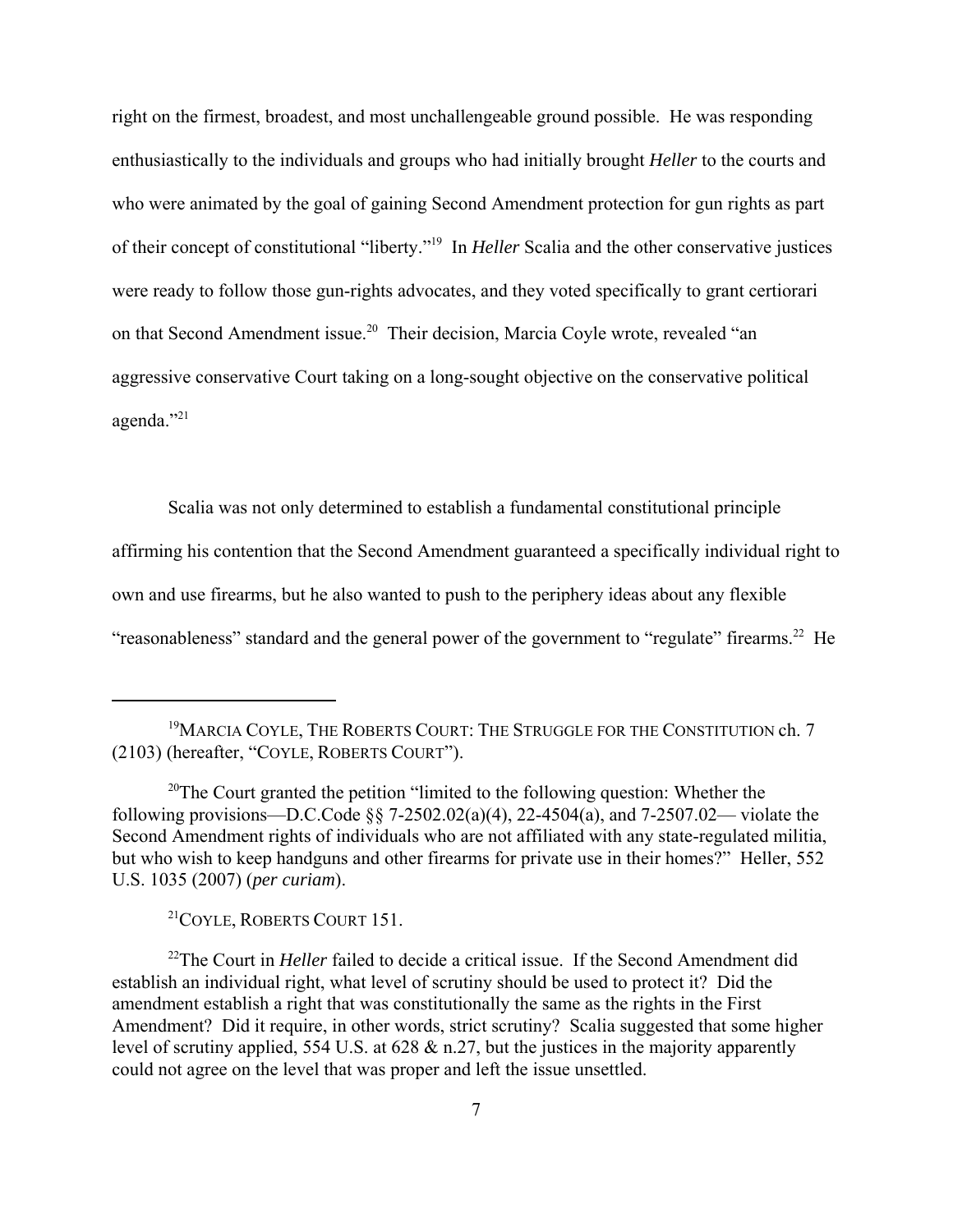right on the firmest, broadest, and most unchallengeable ground possible. He was responding enthusiastically to the individuals and groups who had initially brought *Heller* to the courts and who were animated by the goal of gaining Second Amendment protection for gun rights as part of their concept of constitutional "liberty."[19] In *Heller* Scalia and the other conservative justices were ready to follow those gun-rights advocates, and they voted specifically to grant certiorari on that Second Amendment issue.[20] Their decision, Marcia Coyle wrote, revealed "an aggressive conservative Court taking on a long-sought objective on the conservative political agenda."[21]

Scalia was not only determined to establish a fundamental constitutional principle affirming his contention that the Second Amendment guaranteed a specifically individual right to own and use firearms, but he also wanted to push to the periphery ideas about any flexible "reasonableness" standard and the general power of the government to "regulate" firearms.[22] He

---

[19] MARCIA COYLE, THE ROBERTS COURT: THE STRUGGLE FOR THE CONSTITUTION ch. 7 (2103) (hereafter, "COYLE, ROBERTS COURT").

[20] The Court granted the petition "limited to the following question: Whether the following provisions—D.C.Code §§ 7-2502.02(a)(4), 22-4504(a), and 7-2507.02— violate the Second Amendment rights of individuals who are not affiliated with any state-regulated militia, but who wish to keep handguns and other firearms for private use in their homes?" Heller, 552 U.S. 1035 (2007) (*per curiam*).

[21] COYLE, ROBERTS COURT 151.

[22] The Court in *Heller* failed to decide a critical issue. If the Second Amendment did establish an individual right, what level of scrutiny should be used to protect it? Did the amendment establish a right that was constitutionally the same as the rights in the First Amendment? Did it require, in other words, strict scrutiny? Scalia suggested that some higher level of scrutiny applied, 554 U.S. at 628 & n.27, but the justices in the majority apparently could not agree on the level that was proper and left the issue unsettled.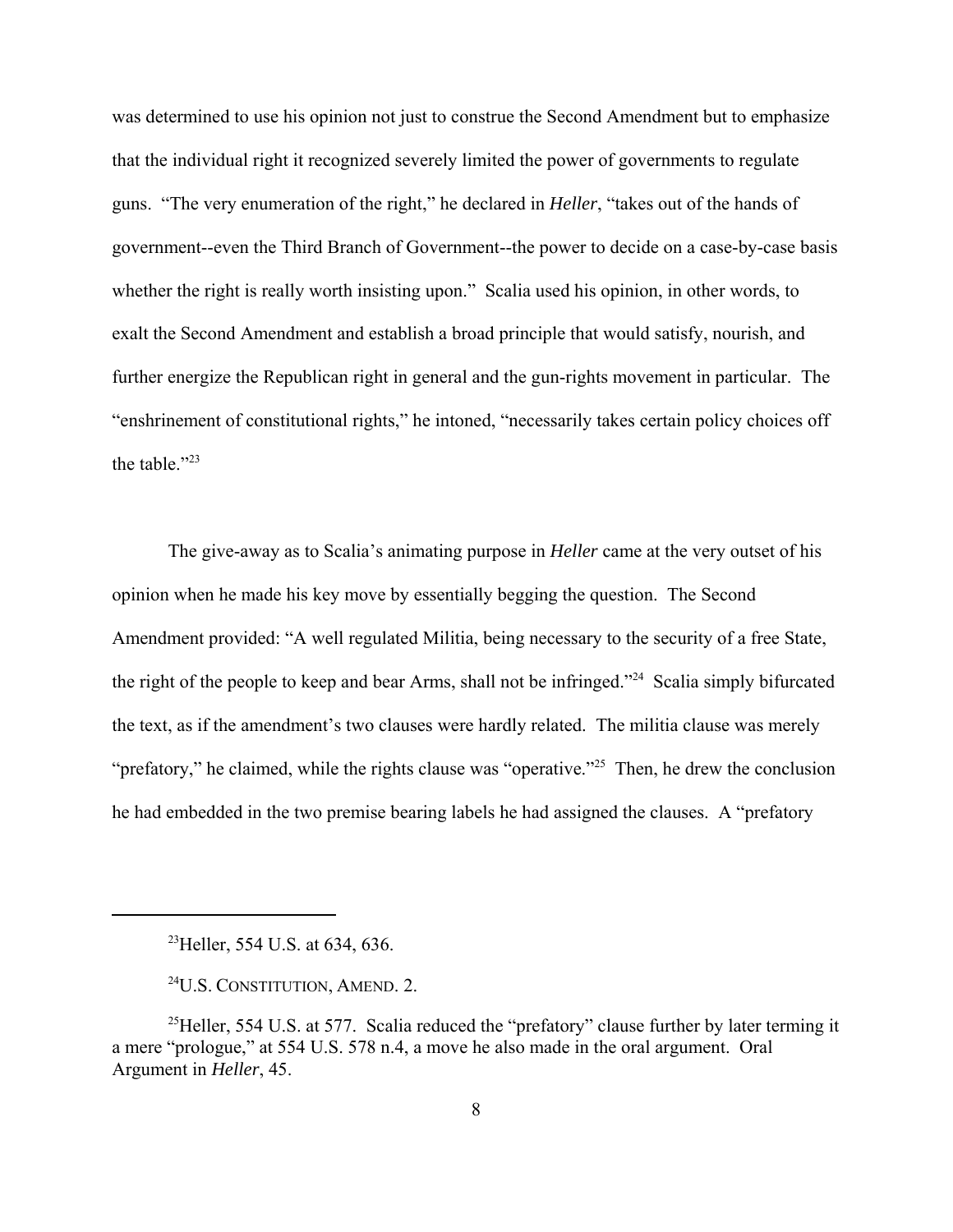was determined to use his opinion not just to construe the Second Amendment but to emphasize that the individual right it recognized severely limited the power of governments to regulate guns. "The very enumeration of the right," he declared in *Heller*, "takes out of the hands of government--even the Third Branch of Government--the power to decide on a case-by-case basis whether the right is really worth insisting upon." Scalia used his opinion, in other words, to exalt the Second Amendment and establish a broad principle that would satisfy, nourish, and further energize the Republican right in general and the gun-rights movement in particular. The "enshrinement of constitutional rights," he intoned, "necessarily takes certain policy choices off the table."[23]

The give-away as to Scalia's animating purpose in *Heller* came at the very outset of his opinion when he made his key move by essentially begging the question. The Second Amendment provided: "A well regulated Militia, being necessary to the security of a free State, the right of the people to keep and bear Arms, shall not be infringed."[24] Scalia simply bifurcated the text, as if the amendment's two clauses were hardly related. The militia clause was merely "prefatory," he claimed, while the rights clause was "operative."[25] Then, he drew the conclusion he had embedded in the two premise bearing labels he had assigned the clauses. A "prefatory

---

[23]Heller, 554 U.S. at 634, 636.

[24]U.S. CONSTITUTION, AMEND. 2.

[25]Heller, 554 U.S. at 577. Scalia reduced the "prefatory" clause further by later terming it a mere "prologue," at 554 U.S. 578 n.4, a move he also made in the oral argument. Oral Argument in *Heller*, 45.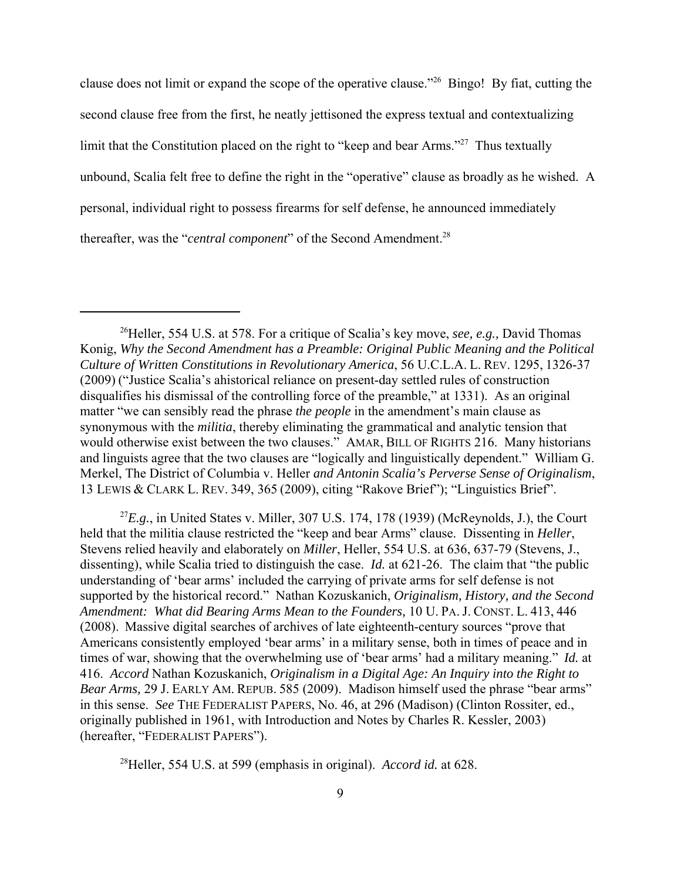clause does not limit or expand the scope of the operative clause."[26] Bingo! By fiat, cutting the second clause free from the first, he neatly jettisoned the express textual and contextualizing limit that the Constitution placed on the right to "keep and bear Arms."[27] Thus textually unbound, Scalia felt free to define the right in the "operative" clause as broadly as he wished. A personal, individual right to possess firearms for self defense, he announced immediately thereafter, was the "*central component*" of the Second Amendment.[28]

---

[26]Heller, 554 U.S. at 578. For a critique of Scalia's key move, *see, e.g.,* David Thomas Konig, *Why the Second Amendment has a Preamble: Original Public Meaning and the Political Culture of Written Constitutions in Revolutionary America*, 56 U.C.L.A. L. REV. 1295, 1326-37 (2009) ("Justice Scalia's ahistorical reliance on present-day settled rules of construction disqualifies his dismissal of the controlling force of the preamble," at 1331). As an original matter "we can sensibly read the phrase *the people* in the amendment's main clause as synonymous with the *militia*, thereby eliminating the grammatical and analytic tension that would otherwise exist between the two clauses." AMAR, BILL OF RIGHTS 216. Many historians and linguists agree that the two clauses are "logically and linguistically dependent." William G. Merkel, The District of Columbia v. Heller *and Antonin Scalia's Perverse Sense of Originalism*, 13 LEWIS & CLARK L. REV. 349, 365 (2009), citing "Rakove Brief"); "Linguistics Brief".

[27]*E.g.*, in United States v. Miller, 307 U.S. 174, 178 (1939) (McReynolds, J.), the Court held that the militia clause restricted the "keep and bear Arms" clause. Dissenting in *Heller*, Stevens relied heavily and elaborately on *Miller*, Heller, 554 U.S. at 636, 637-79 (Stevens, J., dissenting), while Scalia tried to distinguish the case. *Id.* at 621-26. The claim that "the public understanding of 'bear arms' included the carrying of private arms for self defense is not supported by the historical record." Nathan Kozuskanich, *Originalism, History, and the Second Amendment: What did Bearing Arms Mean to the Founders,* 10 U. PA. J. CONST. L. 413, 446 (2008). Massive digital searches of archives of late eighteenth-century sources "prove that Americans consistently employed 'bear arms' in a military sense, both in times of peace and in times of war, showing that the overwhelming use of 'bear arms' had a military meaning." *Id.* at 416. *Accord* Nathan Kozuskanich, *Originalism in a Digital Age: An Inquiry into the Right to Bear Arms,* 29 J. EARLY AM. REPUB. 585 (2009). Madison himself used the phrase "bear arms" in this sense. *See* THE FEDERALIST PAPERS, No. 46, at 296 (Madison) (Clinton Rossiter, ed., originally published in 1961, with Introduction and Notes by Charles R. Kessler, 2003) (hereafter, "FEDERALIST PAPERS").

[28]Heller, 554 U.S. at 599 (emphasis in original). *Accord id.* at 628.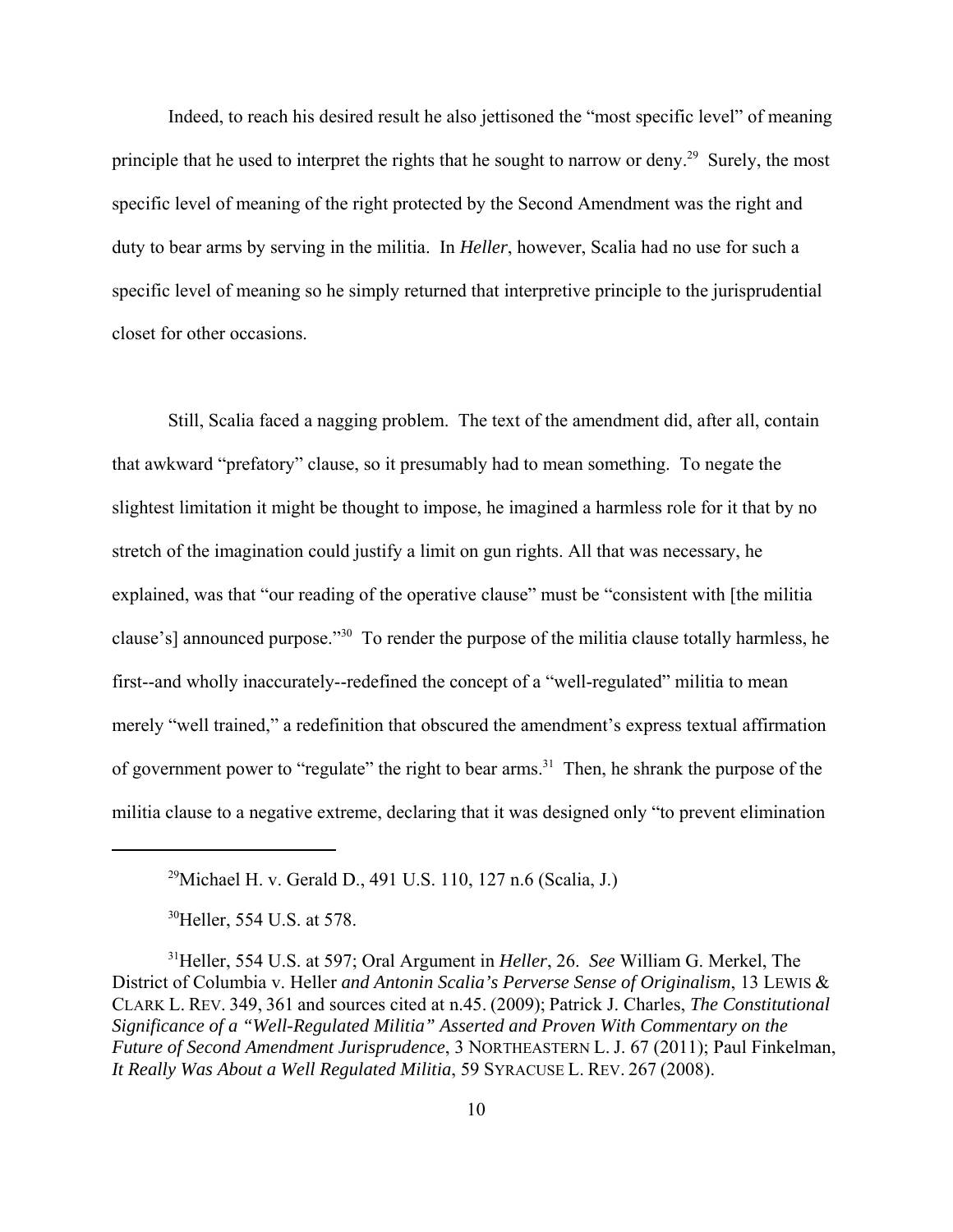Indeed, to reach his desired result he also jettisoned the "most specific level" of meaning principle that he used to interpret the rights that he sought to narrow or deny.[29] Surely, the most specific level of meaning of the right protected by the Second Amendment was the right and duty to bear arms by serving in the militia. In *Heller*, however, Scalia had no use for such a specific level of meaning so he simply returned that interpretive principle to the jurisprudential closet for other occasions.

Still, Scalia faced a nagging problem. The text of the amendment did, after all, contain that awkward "prefatory" clause, so it presumably had to mean something. To negate the slightest limitation it might be thought to impose, he imagined a harmless role for it that by no stretch of the imagination could justify a limit on gun rights. All that was necessary, he explained, was that "our reading of the operative clause" must be "consistent with [the militia clause's] announced purpose."[30] To render the purpose of the militia clause totally harmless, he first--and wholly inaccurately--redefined the concept of a "well-regulated" militia to mean merely "well trained," a redefinition that obscured the amendment's express textual affirmation of government power to "regulate" the right to bear arms.[31] Then, he shrank the purpose of the militia clause to a negative extreme, declaring that it was designed only "to prevent elimination

---

[29] Michael H. v. Gerald D., 491 U.S. 110, 127 n.6 (Scalia, J.)

[30] Heller, 554 U.S. at 578.

[31] Heller, 554 U.S. at 597; Oral Argument in *Heller*, 26. *See* William G. Merkel, The District of Columbia v. Heller *and Antonin Scalia's Perverse Sense of Originalism*, 13 LEWIS & CLARK L. REV. 349, 361 and sources cited at n.45. (2009); Patrick J. Charles, *The Constitutional Significance of a "Well-Regulated Militia" Asserted and Proven With Commentary on the Future of Second Amendment Jurisprudence*, 3 NORTHEASTERN L. J. 67 (2011); Paul Finkelman, *It Really Was About a Well Regulated Militia*, 59 SYRACUSE L. REV. 267 (2008).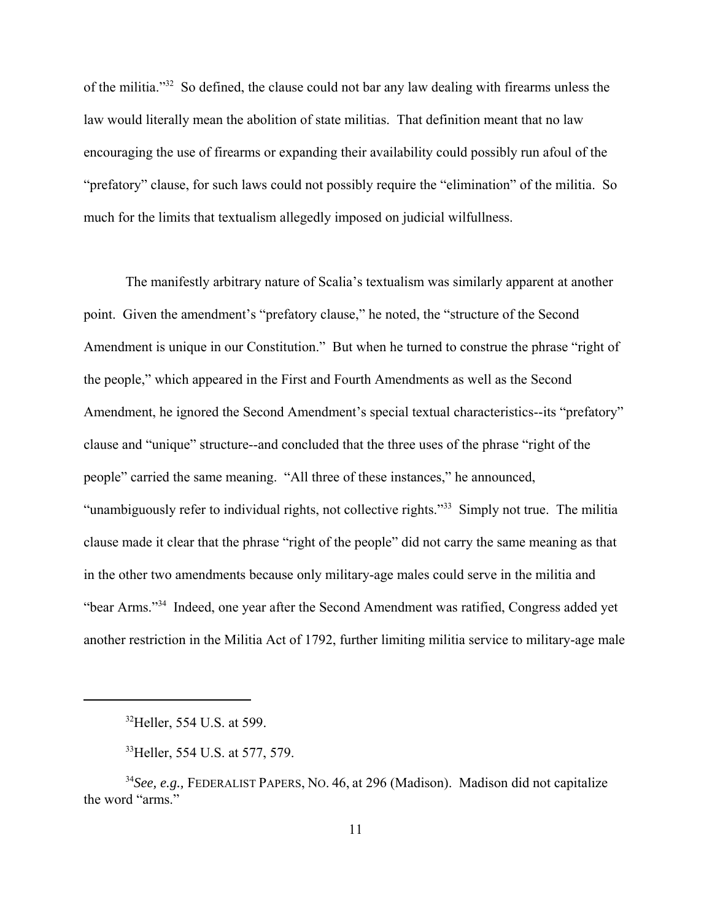of the militia."[32] So defined, the clause could not bar any law dealing with firearms unless the law would literally mean the abolition of state militias. That definition meant that no law encouraging the use of firearms or expanding their availability could possibly run afoul of the "prefatory" clause, for such laws could not possibly require the "elimination" of the militia. So much for the limits that textualism allegedly imposed on judicial wilfullness.

The manifestly arbitrary nature of Scalia's textualism was similarly apparent at another point. Given the amendment's "prefatory clause," he noted, the "structure of the Second Amendment is unique in our Constitution." But when he turned to construe the phrase "right of the people," which appeared in the First and Fourth Amendments as well as the Second Amendment, he ignored the Second Amendment's special textual characteristics--its "prefatory" clause and "unique" structure--and concluded that the three uses of the phrase "right of the people" carried the same meaning. "All three of these instances," he announced, "unambiguously refer to individual rights, not collective rights."[33] Simply not true. The militia clause made it clear that the phrase "right of the people" did not carry the same meaning as that in the other two amendments because only military-age males could serve in the militia and "bear Arms."[34] Indeed, one year after the Second Amendment was ratified, Congress added yet another restriction in the Militia Act of 1792, further limiting militia service to military-age male

---

[32] Heller, 554 U.S. at 599.

[33] Heller, 554 U.S. at 577, 579.

[34] *See, e.g.,* FEDERALIST PAPERS, NO. 46, at 296 (Madison). Madison did not capitalize the word "arms."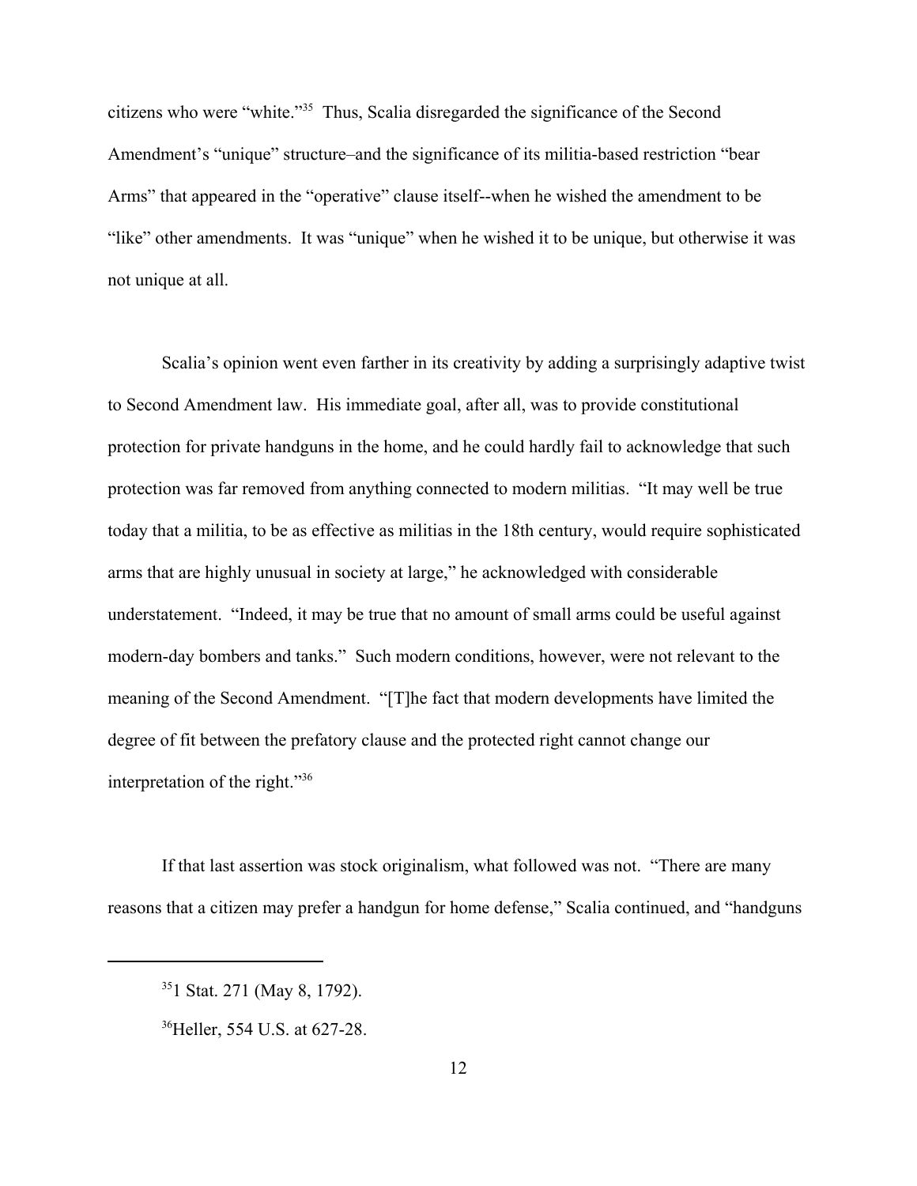citizens who were "white."[35] Thus, Scalia disregarded the significance of the Second Amendment's "unique" structure–and the significance of its militia-based restriction "bear Arms" that appeared in the "operative" clause itself--when he wished the amendment to be "like" other amendments. It was "unique" when he wished it to be unique, but otherwise it was not unique at all.

Scalia's opinion went even farther in its creativity by adding a surprisingly adaptive twist to Second Amendment law. His immediate goal, after all, was to provide constitutional protection for private handguns in the home, and he could hardly fail to acknowledge that such protection was far removed from anything connected to modern militias. "It may well be true today that a militia, to be as effective as militias in the 18th century, would require sophisticated arms that are highly unusual in society at large," he acknowledged with considerable understatement. "Indeed, it may be true that no amount of small arms could be useful against modern-day bombers and tanks." Such modern conditions, however, were not relevant to the meaning of the Second Amendment. "[T]he fact that modern developments have limited the degree of fit between the prefatory clause and the protected right cannot change our interpretation of the right."[36]

If that last assertion was stock originalism, what followed was not. "There are many reasons that a citizen may prefer a handgun for home defense," Scalia continued, and "handguns

---

[35] 1 Stat. 271 (May 8, 1792).

[36] Heller, 554 U.S. at 627-28.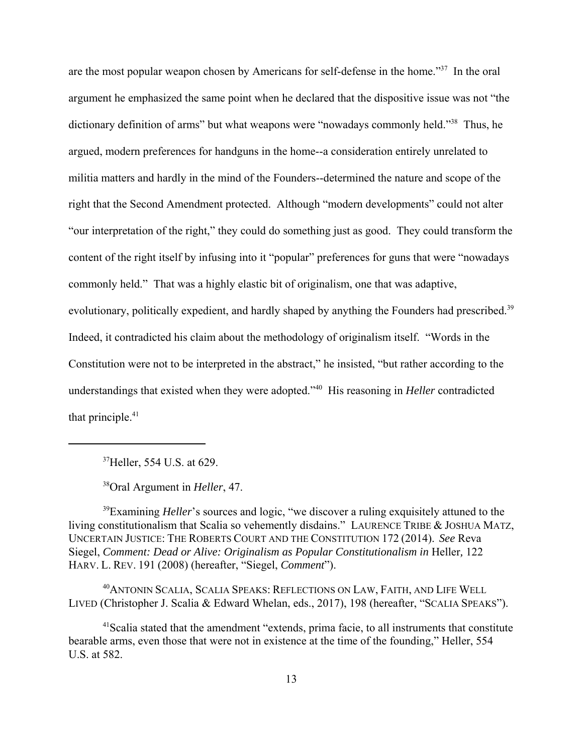are the most popular weapon chosen by Americans for self-defense in the home."[37] In the oral argument he emphasized the same point when he declared that the dispositive issue was not "the dictionary definition of arms" but what weapons were "nowadays commonly held."[38] Thus, he argued, modern preferences for handguns in the home--a consideration entirely unrelated to militia matters and hardly in the mind of the Founders--determined the nature and scope of the right that the Second Amendment protected. Although "modern developments" could not alter "our interpretation of the right," they could do something just as good. They could transform the content of the right itself by infusing into it "popular" preferences for guns that were "nowadays commonly held." That was a highly elastic bit of originalism, one that was adaptive, evolutionary, politically expedient, and hardly shaped by anything the Founders had prescribed.[39] Indeed, it contradicted his claim about the methodology of originalism itself. "Words in the Constitution were not to be interpreted in the abstract," he insisted, "but rather according to the understandings that existed when they were adopted."[40] His reasoning in *Heller* contradicted that principle.[41]

---

[37]Heller, 554 U.S. at 629.

[38]Oral Argument in *Heller*, 47.

[39]Examining *Heller*'s sources and logic, "we discover a ruling exquisitely attuned to the living constitutionalism that Scalia so vehemently disdains." LAURENCE TRIBE & JOSHUA MATZ, UNCERTAIN JUSTICE: THE ROBERTS COURT AND THE CONSTITUTION 172 (2014). *See* Reva Siegel, *Comment: Dead or Alive: Originalism as Popular Constitutionalism in* Heller, 122 HARV. L. REV. 191 (2008) (hereafter, "Siegel, *Comment*").

[40]ANTONIN SCALIA, SCALIA SPEAKS: REFLECTIONS ON LAW, FAITH, AND LIFE WELL LIVED (Christopher J. Scalia & Edward Whelan, eds., 2017), 198 (hereafter, "SCALIA SPEAKS").

[41]Scalia stated that the amendment "extends, prima facie, to all instruments that constitute bearable arms, even those that were not in existence at the time of the founding," Heller, 554 U.S. at 582.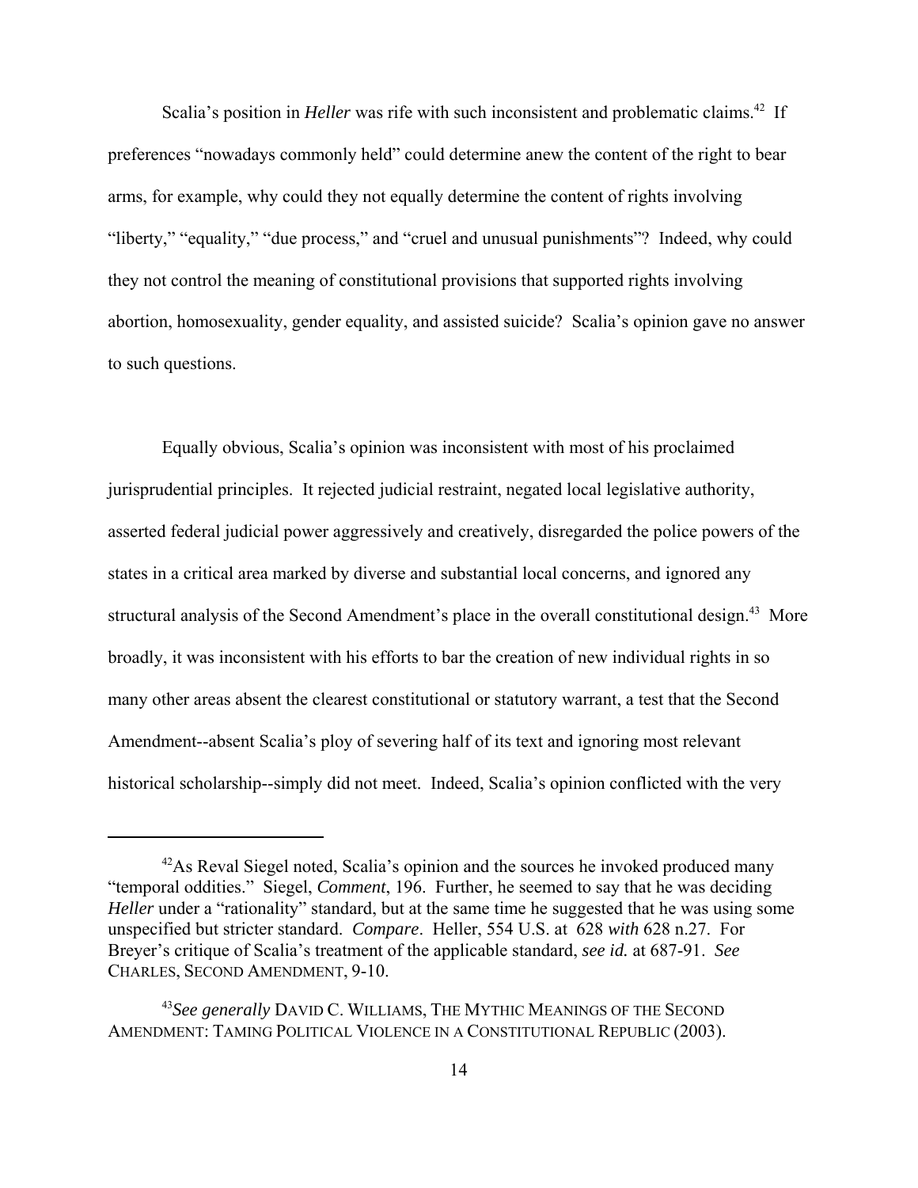Scalia's position in *Heller* was rife with such inconsistent and problematic claims.[42] If preferences "nowadays commonly held" could determine anew the content of the right to bear arms, for example, why could they not equally determine the content of rights involving "liberty," "equality," "due process," and "cruel and unusual punishments"? Indeed, why could they not control the meaning of constitutional provisions that supported rights involving abortion, homosexuality, gender equality, and assisted suicide? Scalia's opinion gave no answer to such questions.

Equally obvious, Scalia's opinion was inconsistent with most of his proclaimed jurisprudential principles. It rejected judicial restraint, negated local legislative authority, asserted federal judicial power aggressively and creatively, disregarded the police powers of the states in a critical area marked by diverse and substantial local concerns, and ignored any structural analysis of the Second Amendment's place in the overall constitutional design.[43] More broadly, it was inconsistent with his efforts to bar the creation of new individual rights in so many other areas absent the clearest constitutional or statutory warrant, a test that the Second Amendment--absent Scalia's ploy of severing half of its text and ignoring most relevant historical scholarship--simply did not meet. Indeed, Scalia's opinion conflicted with the very

---

[42]As Reval Siegel noted, Scalia's opinion and the sources he invoked produced many "temporal oddities." Siegel, *Comment*, 196. Further, he seemed to say that he was deciding *Heller* under a "rationality" standard, but at the same time he suggested that he was using some unspecified but stricter standard. *Compare*. Heller, 554 U.S. at 628 *with* 628 n.27. For Breyer's critique of Scalia's treatment of the applicable standard, *see id.* at 687-91. *See* CHARLES, SECOND AMENDMENT, 9-10.

[43]*See generally* DAVID C. WILLIAMS, THE MYTHIC MEANINGS OF THE SECOND AMENDMENT: TAMING POLITICAL VIOLENCE IN A CONSTITUTIONAL REPUBLIC (2003).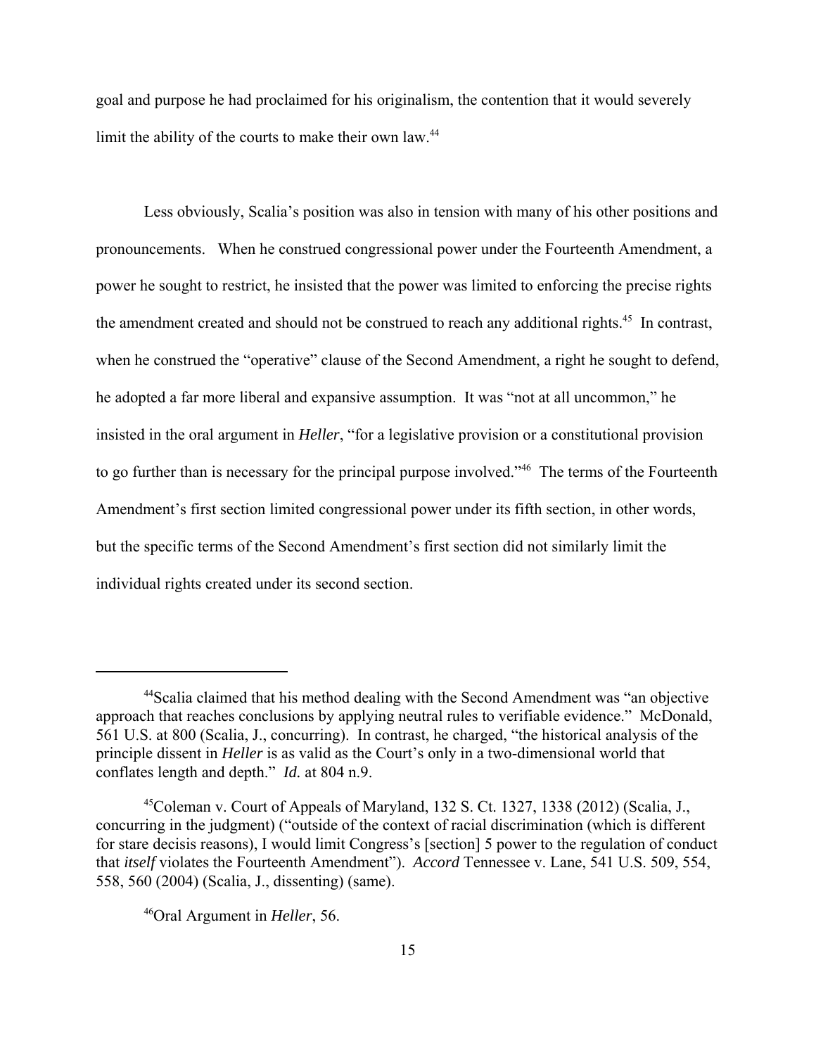goal and purpose he had proclaimed for his originalism, the contention that it would severely limit the ability of the courts to make their own law.[44]

Less obviously, Scalia's position was also in tension with many of his other positions and pronouncements. When he construed congressional power under the Fourteenth Amendment, a power he sought to restrict, he insisted that the power was limited to enforcing the precise rights the amendment created and should not be construed to reach any additional rights.[45] In contrast, when he construed the "operative" clause of the Second Amendment, a right he sought to defend, he adopted a far more liberal and expansive assumption. It was "not at all uncommon," he insisted in the oral argument in *Heller*, "for a legislative provision or a constitutional provision to go further than is necessary for the principal purpose involved."[46] The terms of the Fourteenth Amendment's first section limited congressional power under its fifth section, in other words, but the specific terms of the Second Amendment's first section did not similarly limit the individual rights created under its second section.

---

[44]Scalia claimed that his method dealing with the Second Amendment was "an objective approach that reaches conclusions by applying neutral rules to verifiable evidence." McDonald, 561 U.S. at 800 (Scalia, J., concurring). In contrast, he charged, "the historical analysis of the principle dissent in *Heller* is as valid as the Court's only in a two-dimensional world that conflates length and depth." *Id.* at 804 n.9.

[45]Coleman v. Court of Appeals of Maryland, 132 S. Ct. 1327, 1338 (2012) (Scalia, J., concurring in the judgment) ("outside of the context of racial discrimination (which is different for stare decisis reasons), I would limit Congress's [section] 5 power to the regulation of conduct that *itself* violates the Fourteenth Amendment"). *Accord* Tennessee v. Lane, 541 U.S. 509, 554, 558, 560 (2004) (Scalia, J., dissenting) (same).

[46]Oral Argument in *Heller*, 56.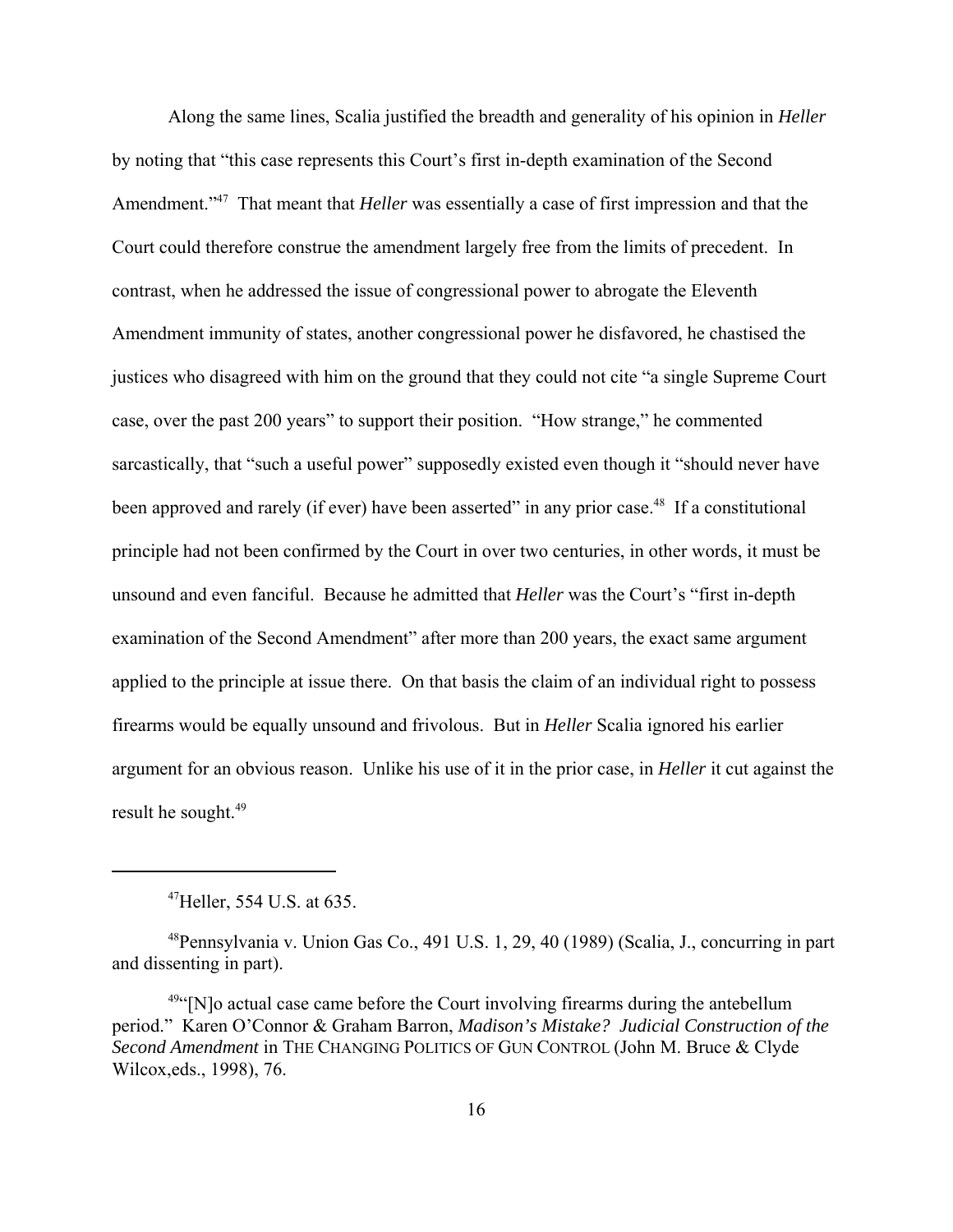Along the same lines, Scalia justified the breadth and generality of his opinion in *Heller* by noting that "this case represents this Court's first in-depth examination of the Second Amendment."[47] That meant that *Heller* was essentially a case of first impression and that the Court could therefore construe the amendment largely free from the limits of precedent. In contrast, when he addressed the issue of congressional power to abrogate the Eleventh Amendment immunity of states, another congressional power he disfavored, he chastised the justices who disagreed with him on the ground that they could not cite "a single Supreme Court case, over the past 200 years" to support their position. "How strange," he commented sarcastically, that "such a useful power" supposedly existed even though it "should never have been approved and rarely (if ever) have been asserted" in any prior case.[48] If a constitutional principle had not been confirmed by the Court in over two centuries, in other words, it must be unsound and even fanciful. Because he admitted that *Heller* was the Court's "first in-depth examination of the Second Amendment" after more than 200 years, the exact same argument applied to the principle at issue there. On that basis the claim of an individual right to possess firearms would be equally unsound and frivolous. But in *Heller* Scalia ignored his earlier argument for an obvious reason. Unlike his use of it in the prior case, in *Heller* it cut against the result he sought.[49]

---

[47]Heller, 554 U.S. at 635.

[48]Pennsylvania v. Union Gas Co., 491 U.S. 1, 29, 40 (1989) (Scalia, J., concurring in part and dissenting in part).

[49]"[N]o actual case came before the Court involving firearms during the antebellum period." Karen O'Connor & Graham Barron, *Madison's Mistake? Judicial Construction of the Second Amendment* in THE CHANGING POLITICS OF GUN CONTROL (John M. Bruce & Clyde Wilcox,eds., 1998), 76.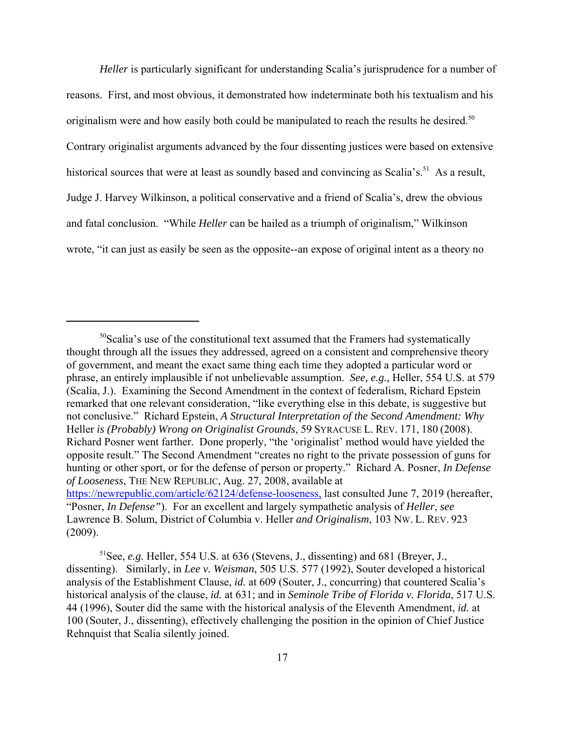*Heller* is particularly significant for understanding Scalia's jurisprudence for a number of reasons. First, and most obvious, it demonstrated how indeterminate both his textualism and his originalism were and how easily both could be manipulated to reach the results he desired.[50] Contrary originalist arguments advanced by the four dissenting justices were based on extensive historical sources that were at least as soundly based and convincing as Scalia's.[51] As a result, Judge J. Harvey Wilkinson, a political conservative and a friend of Scalia's, drew the obvious and fatal conclusion. "While *Heller* can be hailed as a triumph of originalism," Wilkinson wrote, "it can just as easily be seen as the opposite--an expose of original intent as a theory no

---

[50] Scalia's use of the constitutional text assumed that the Framers had systematically thought through all the issues they addressed, agreed on a consistent and comprehensive theory of government, and meant the exact same thing each time they adopted a particular word or phrase, an entirely implausible if not unbelievable assumption. *See, e.g.,* Heller, 554 U.S. at 579 (Scalia, J.). Examining the Second Amendment in the context of federalism, Richard Epstein remarked that one relevant consideration, "like everything else in this debate, is suggestive but not conclusive." Richard Epstein, *A Structural Interpretation of the Second Amendment: Why* Heller *is (Probably) Wrong on Originalist Grounds*, 59 SYRACUSE L. REV. 171, 180 (2008). Richard Posner went farther. Done properly, "the 'originalist' method would have yielded the opposite result." The Second Amendment "creates no right to the private possession of guns for hunting or other sport, or for the defense of person or property." Richard A. Posner, *In Defense of Looseness*, THE NEW REPUBLIC, Aug. 27, 2008, available at https://newrepublic.com/article/62124/defense-looseness, last consulted June 7, 2019 (hereafter, "Posner, *In Defense"*). For an excellent and largely sympathetic analysis of *Heller*, *see* Lawrence B. Solum, District of Columbia v. Heller *and Originalism*, 103 NW. L. REV. 923 (2009).

[51] See, *e.g.* Heller, 554 U.S. at 636 (Stevens, J., dissenting) and 681 (Breyer, J., dissenting). Similarly, in *Lee v. Weisman*, 505 U.S. 577 (1992), Souter developed a historical analysis of the Establishment Clause, *id.* at 609 (Souter, J., concurring) that countered Scalia's historical analysis of the clause, *id.* at 631; and in *Seminole Tribe of Florida v. Florida*, 517 U.S. 44 (1996), Souter did the same with the historical analysis of the Eleventh Amendment, *id.* at 100 (Souter, J., dissenting), effectively challenging the position in the opinion of Chief Justice Rehnquist that Scalia silently joined.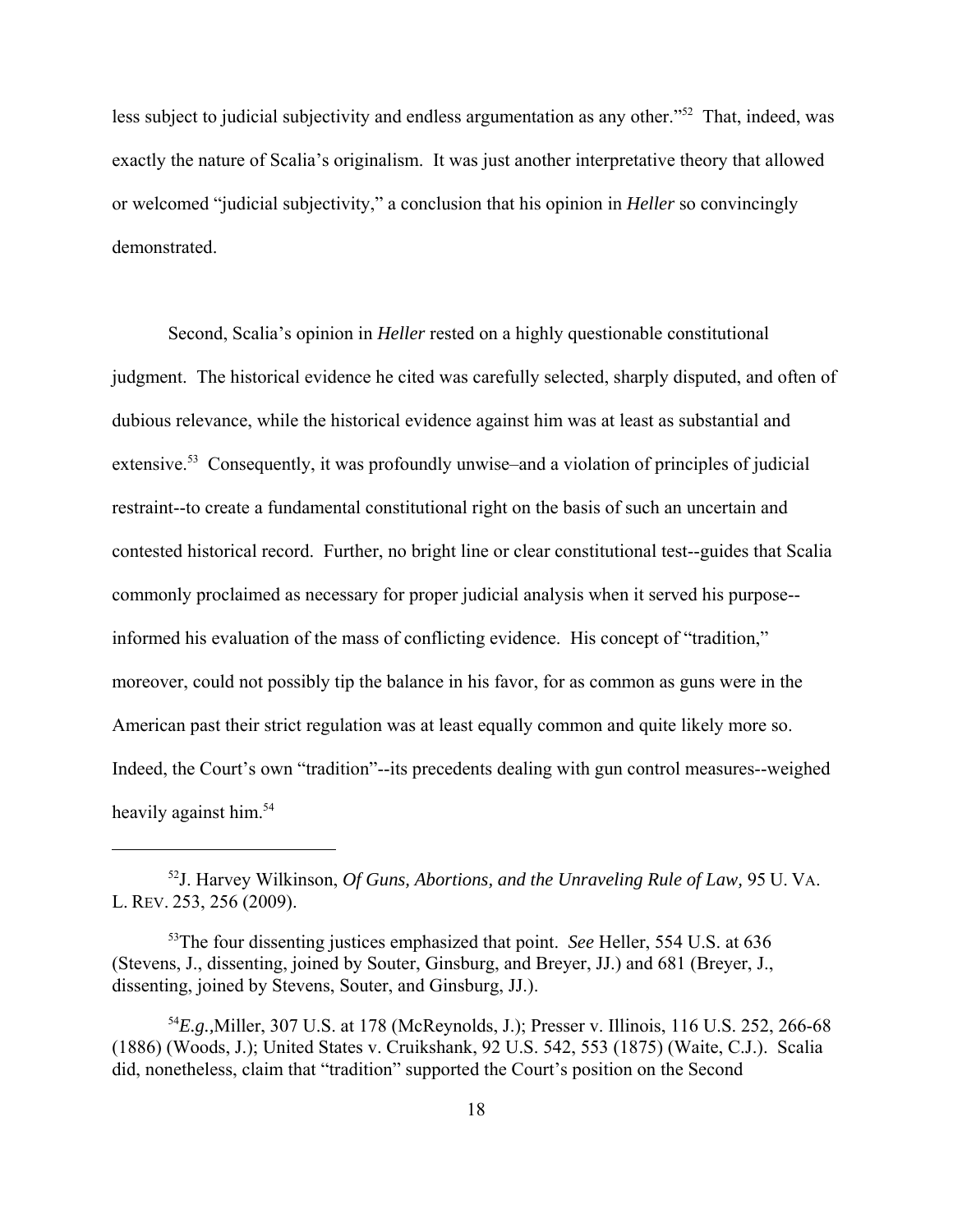less subject to judicial subjectivity and endless argumentation as any other."[52] That, indeed, was exactly the nature of Scalia's originalism. It was just another interpretative theory that allowed or welcomed "judicial subjectivity," a conclusion that his opinion in *Heller* so convincingly demonstrated.

Second, Scalia's opinion in *Heller* rested on a highly questionable constitutional judgment. The historical evidence he cited was carefully selected, sharply disputed, and often of dubious relevance, while the historical evidence against him was at least as substantial and extensive.[53] Consequently, it was profoundly unwise–and a violation of principles of judicial restraint--to create a fundamental constitutional right on the basis of such an uncertain and contested historical record. Further, no bright line or clear constitutional test--guides that Scalia commonly proclaimed as necessary for proper judicial analysis when it served his purpose--informed his evaluation of the mass of conflicting evidence. His concept of "tradition," moreover, could not possibly tip the balance in his favor, for as common as guns were in the American past their strict regulation was at least equally common and quite likely more so. Indeed, the Court's own "tradition"--its precedents dealing with gun control measures--weighed heavily against him.[54]

---

[52] J. Harvey Wilkinson, *Of Guns, Abortions, and the Unraveling Rule of Law,* 95 U. VA. L. REV. 253, 256 (2009).

[53] The four dissenting justices emphasized that point. *See* Heller, 554 U.S. at 636 (Stevens, J., dissenting, joined by Souter, Ginsburg, and Breyer, JJ.) and 681 (Breyer, J., dissenting, joined by Stevens, Souter, and Ginsburg, JJ.).

[54] *E.g.,*Miller, 307 U.S. at 178 (McReynolds, J.); Presser v. Illinois, 116 U.S. 252, 266-68 (1886) (Woods, J.); United States v. Cruikshank, 92 U.S. 542, 553 (1875) (Waite, C.J.). Scalia did, nonetheless, claim that "tradition" supported the Court's position on the Second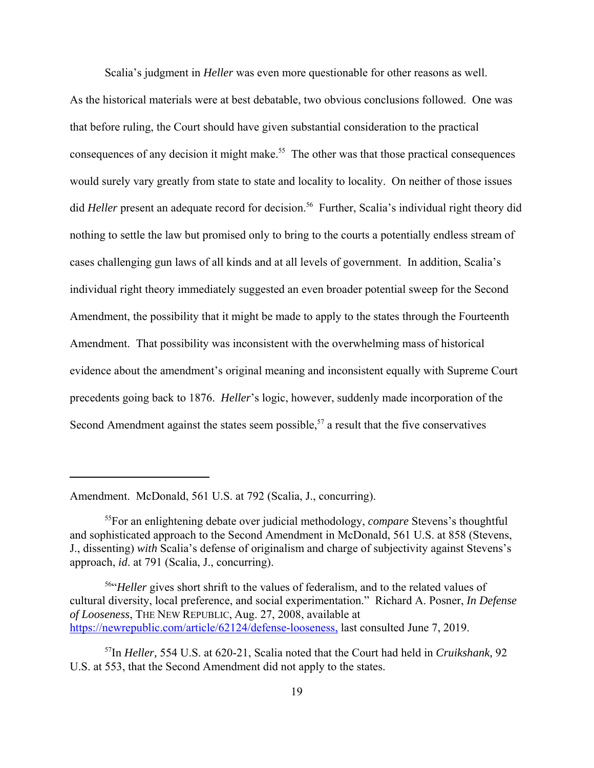Scalia's judgment in *Heller* was even more questionable for other reasons as well. As the historical materials were at best debatable, two obvious conclusions followed. One was that before ruling, the Court should have given substantial consideration to the practical consequences of any decision it might make.[55] The other was that those practical consequences would surely vary greatly from state to state and locality to locality. On neither of those issues did *Heller* present an adequate record for decision.[56] Further, Scalia's individual right theory did nothing to settle the law but promised only to bring to the courts a potentially endless stream of cases challenging gun laws of all kinds and at all levels of government. In addition, Scalia's individual right theory immediately suggested an even broader potential sweep for the Second Amendment, the possibility that it might be made to apply to the states through the Fourteenth Amendment. That possibility was inconsistent with the overwhelming mass of historical evidence about the amendment's original meaning and inconsistent equally with Supreme Court precedents going back to 1876. *Heller*'s logic, however, suddenly made incorporation of the Second Amendment against the states seem possible,[57] a result that the five conservatives

---

Amendment. McDonald, 561 U.S. at 792 (Scalia, J., concurring).

[55]For an enlightening debate over judicial methodology, *compare* Stevens's thoughtful and sophisticated approach to the Second Amendment in McDonald, 561 U.S. at 858 (Stevens, J., dissenting) *with* Scalia's defense of originalism and charge of subjectivity against Stevens's approach, *id*. at 791 (Scalia, J., concurring).

[56]"*Heller* gives short shrift to the values of federalism, and to the related values of cultural diversity, local preference, and social experimentation." Richard A. Posner, *In Defense of Looseness*, THE NEW REPUBLIC, Aug. 27, 2008, available at https://newrepublic.com/article/62124/defense-looseness, last consulted June 7, 2019.

[57]In *Heller,* 554 U.S. at 620-21, Scalia noted that the Court had held in *Cruikshank,* 92 U.S. at 553, that the Second Amendment did not apply to the states.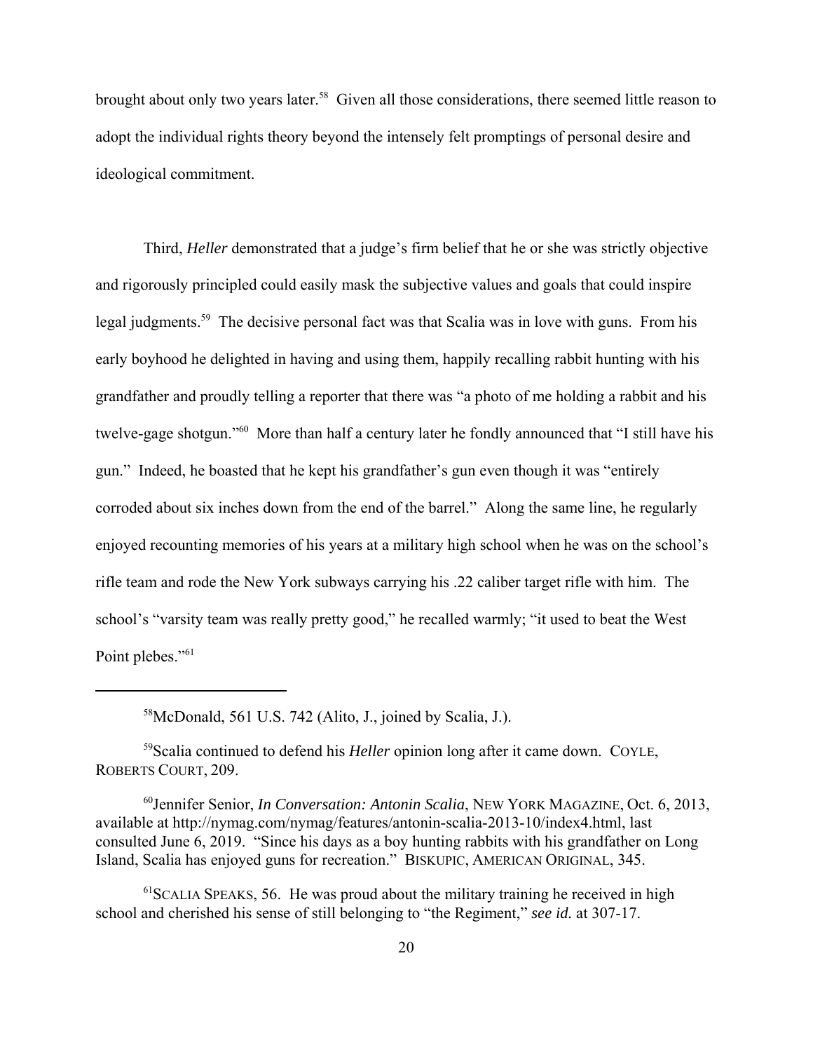brought about only two years later.[58] Given all those considerations, there seemed little reason to adopt the individual rights theory beyond the intensely felt promptings of personal desire and ideological commitment.

Third, *Heller* demonstrated that a judge's firm belief that he or she was strictly objective and rigorously principled could easily mask the subjective values and goals that could inspire legal judgments.[59] The decisive personal fact was that Scalia was in love with guns. From his early boyhood he delighted in having and using them, happily recalling rabbit hunting with his grandfather and proudly telling a reporter that there was "a photo of me holding a rabbit and his twelve-gage shotgun."[60] More than half a century later he fondly announced that "I still have his gun." Indeed, he boasted that he kept his grandfather's gun even though it was "entirely corroded about six inches down from the end of the barrel." Along the same line, he regularly enjoyed recounting memories of his years at a military high school when he was on the school's rifle team and rode the New York subways carrying his .22 caliber target rifle with him. The school's "varsity team was really pretty good," he recalled warmly; "it used to beat the West Point plebes."[61]

---

[58]McDonald, 561 U.S. 742 (Alito, J., joined by Scalia, J.).

[59]Scalia continued to defend his *Heller* opinion long after it came down. COYLE, ROBERTS COURT, 209.

[60]Jennifer Senior, *In Conversation: Antonin Scalia*, NEW YORK MAGAZINE, Oct. 6, 2013, available at http://nymag.com/nymag/features/antonin-scalia-2013-10/index4.html, last consulted June 6, 2019. "Since his days as a boy hunting rabbits with his grandfather on Long Island, Scalia has enjoyed guns for recreation." BISKUPIC, AMERICAN ORIGINAL, 345.

[61]SCALIA SPEAKS, 56. He was proud about the military training he received in high school and cherished his sense of still belonging to "the Regiment," *see id.* at 307-17.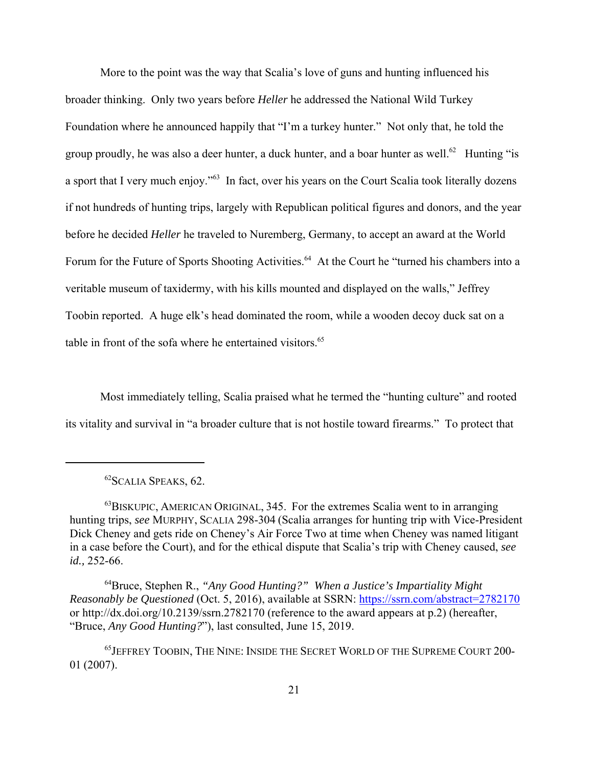More to the point was the way that Scalia's love of guns and hunting influenced his broader thinking. Only two years before *Heller* he addressed the National Wild Turkey Foundation where he announced happily that "I'm a turkey hunter." Not only that, he told the group proudly, he was also a deer hunter, a duck hunter, and a boar hunter as well.[62] Hunting "is a sport that I very much enjoy."[63] In fact, over his years on the Court Scalia took literally dozens if not hundreds of hunting trips, largely with Republican political figures and donors, and the year before he decided *Heller* he traveled to Nuremberg, Germany, to accept an award at the World Forum for the Future of Sports Shooting Activities.[64] At the Court he "turned his chambers into a veritable museum of taxidermy, with his kills mounted and displayed on the walls," Jeffrey Toobin reported. A huge elk's head dominated the room, while a wooden decoy duck sat on a table in front of the sofa where he entertained visitors.[65]

Most immediately telling, Scalia praised what he termed the "hunting culture" and rooted its vitality and survival in "a broader culture that is not hostile toward firearms." To protect that

---

[62] SCALIA SPEAKS, 62.

[63] BISKUPIC, AMERICAN ORIGINAL, 345. For the extremes Scalia went to in arranging hunting trips, *see* MURPHY, SCALIA 298-304 (Scalia arranges for hunting trip with Vice-President Dick Cheney and gets ride on Cheney's Air Force Two at time when Cheney was named litigant in a case before the Court), and for the ethical dispute that Scalia's trip with Cheney caused, *see id.,* 252-66.

[64] Bruce, Stephen R., *"Any Good Hunting?" When a Justice's Impartiality Might Reasonably be Questioned* (Oct. 5, 2016), available at SSRN: https://ssrn.com/abstract=2782170 or http://dx.doi.org/10.2139/ssrn.2782170 (reference to the award appears at p.2) (hereafter, "Bruce, *Any Good Hunting?*"), last consulted, June 15, 2019.

[65] JEFFREY TOOBIN, THE NINE: INSIDE THE SECRET WORLD OF THE SUPREME COURT 200-01 (2007).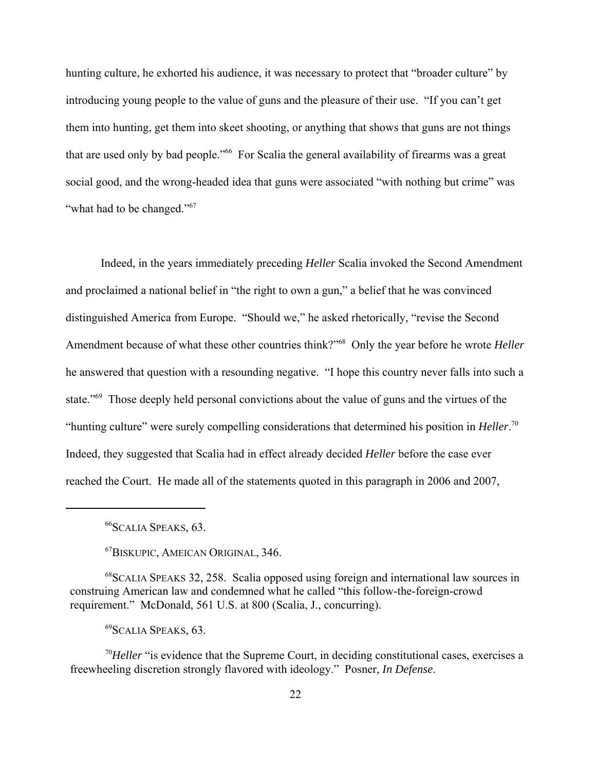hunting culture, he exhorted his audience, it was necessary to protect that "broader culture" by introducing young people to the value of guns and the pleasure of their use. "If you can't get them into hunting, get them into skeet shooting, or anything that shows that guns are not things that are used only by bad people."[66] For Scalia the general availability of firearms was a great social good, and the wrong-headed idea that guns were associated "with nothing but crime" was "what had to be changed."[67]

Indeed, in the years immediately preceding *Heller* Scalia invoked the Second Amendment and proclaimed a national belief in "the right to own a gun," a belief that he was convinced distinguished America from Europe. "Should we," he asked rhetorically, "revise the Second Amendment because of what these other countries think?"[68] Only the year before he wrote *Heller* he answered that question with a resounding negative. "I hope this country never falls into such a state."[69] Those deeply held personal convictions about the value of guns and the virtues of the "hunting culture" were surely compelling considerations that determined his position in *Heller*.[70] Indeed, they suggested that Scalia had in effect already decided *Heller* before the case ever reached the Court. He made all of the statements quoted in this paragraph in 2006 and 2007,

---

[66]SCALIA SPEAKS, 63.

[67]BISKUPIC, AMEICAN ORIGINAL, 346.

[68]SCALIA SPEAKS 32, 258. Scalia opposed using foreign and international law sources in construing American law and condemned what he called "this follow-the-foreign-crowd requirement." McDonald, 561 U.S. at 800 (Scalia, J., concurring).

[69]SCALIA SPEAKS, 63.

[70]*Heller* "is evidence that the Supreme Court, in deciding constitutional cases, exercises a freewheeling discretion strongly flavored with ideology." Posner, *In Defense*.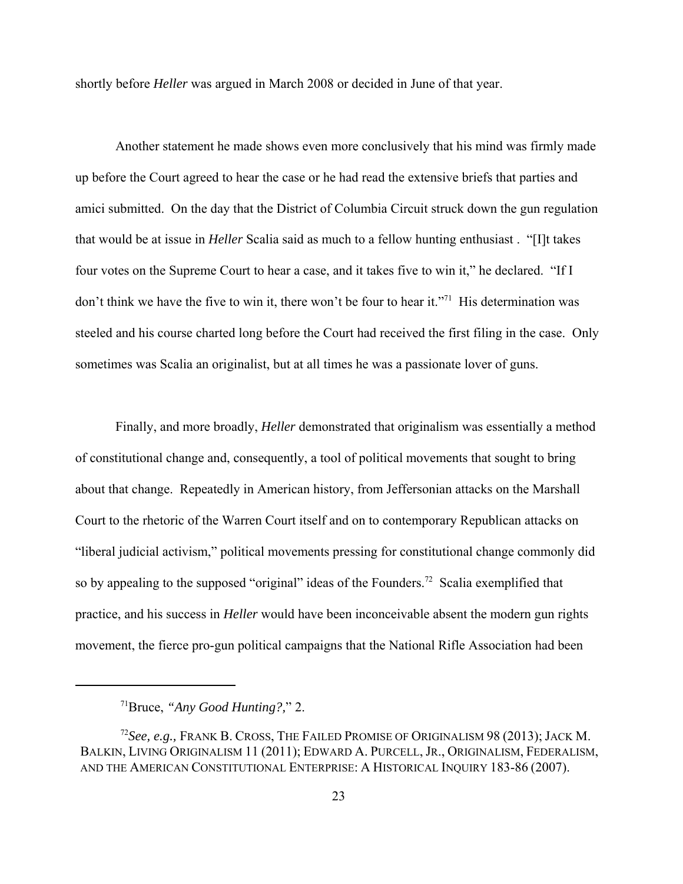shortly before *Heller* was argued in March 2008 or decided in June of that year.

Another statement he made shows even more conclusively that his mind was firmly made up before the Court agreed to hear the case or he had read the extensive briefs that parties and amici submitted. On the day that the District of Columbia Circuit struck down the gun regulation that would be at issue in *Heller* Scalia said as much to a fellow hunting enthusiast . "[I]t takes four votes on the Supreme Court to hear a case, and it takes five to win it," he declared. "If I don't think we have the five to win it, there won't be four to hear it."[71] His determination was steeled and his course charted long before the Court had received the first filing in the case. Only sometimes was Scalia an originalist, but at all times he was a passionate lover of guns.

Finally, and more broadly, *Heller* demonstrated that originalism was essentially a method of constitutional change and, consequently, a tool of political movements that sought to bring about that change. Repeatedly in American history, from Jeffersonian attacks on the Marshall Court to the rhetoric of the Warren Court itself and on to contemporary Republican attacks on "liberal judicial activism," political movements pressing for constitutional change commonly did so by appealing to the supposed "original" ideas of the Founders.[72] Scalia exemplified that practice, and his success in *Heller* would have been inconceivable absent the modern gun rights movement, the fierce pro-gun political campaigns that the National Rifle Association had been

---

[71]Bruce, *"Any Good Hunting?,"* 2.

[72]*See, e.g.,* FRANK B. CROSS, THE FAILED PROMISE OF ORIGINALISM 98 (2013); JACK M. BALKIN, LIVING ORIGINALISM 11 (2011); EDWARD A. PURCELL, JR., ORIGINALISM, FEDERALISM, AND THE AMERICAN CONSTITUTIONAL ENTERPRISE: A HISTORICAL INQUIRY 183-86 (2007).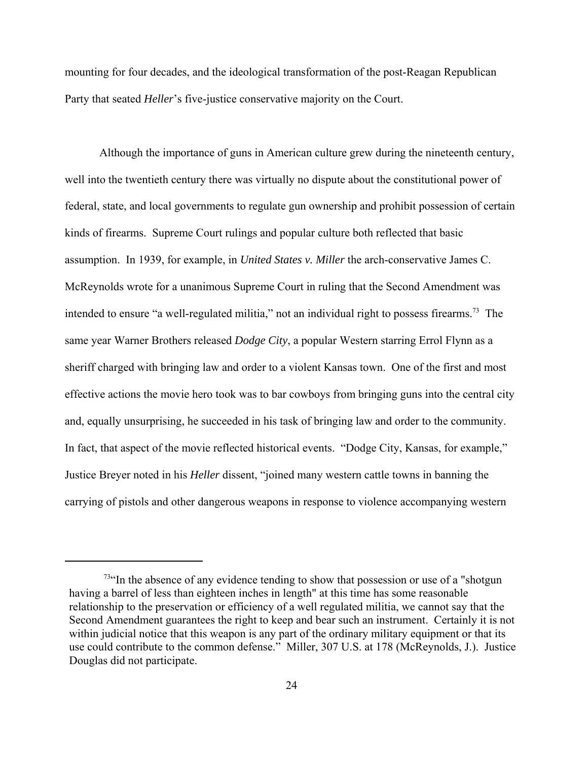mounting for four decades, and the ideological transformation of the post-Reagan Republican Party that seated *Heller*'s five-justice conservative majority on the Court.

Although the importance of guns in American culture grew during the nineteenth century, well into the twentieth century there was virtually no dispute about the constitutional power of federal, state, and local governments to regulate gun ownership and prohibit possession of certain kinds of firearms. Supreme Court rulings and popular culture both reflected that basic assumption. In 1939, for example, in *United States v. Miller* the arch-conservative James C. McReynolds wrote for a unanimous Supreme Court in ruling that the Second Amendment was intended to ensure "a well-regulated militia," not an individual right to possess firearms.[73] The same year Warner Brothers released *Dodge City*, a popular Western starring Errol Flynn as a sheriff charged with bringing law and order to a violent Kansas town. One of the first and most effective actions the movie hero took was to bar cowboys from bringing guns into the central city and, equally unsurprising, he succeeded in his task of bringing law and order to the community. In fact, that aspect of the movie reflected historical events. "Dodge City, Kansas, for example," Justice Breyer noted in his *Heller* dissent, "joined many western cattle towns in banning the carrying of pistols and other dangerous weapons in response to violence accompanying western

---

[73] "In the absence of any evidence tending to show that possession or use of a "shotgun having a barrel of less than eighteen inches in length" at this time has some reasonable relationship to the preservation or efficiency of a well regulated militia, we cannot say that the Second Amendment guarantees the right to keep and bear such an instrument. Certainly it is not within judicial notice that this weapon is any part of the ordinary military equipment or that its use could contribute to the common defense." Miller, 307 U.S. at 178 (McReynolds, J.). Justice Douglas did not participate.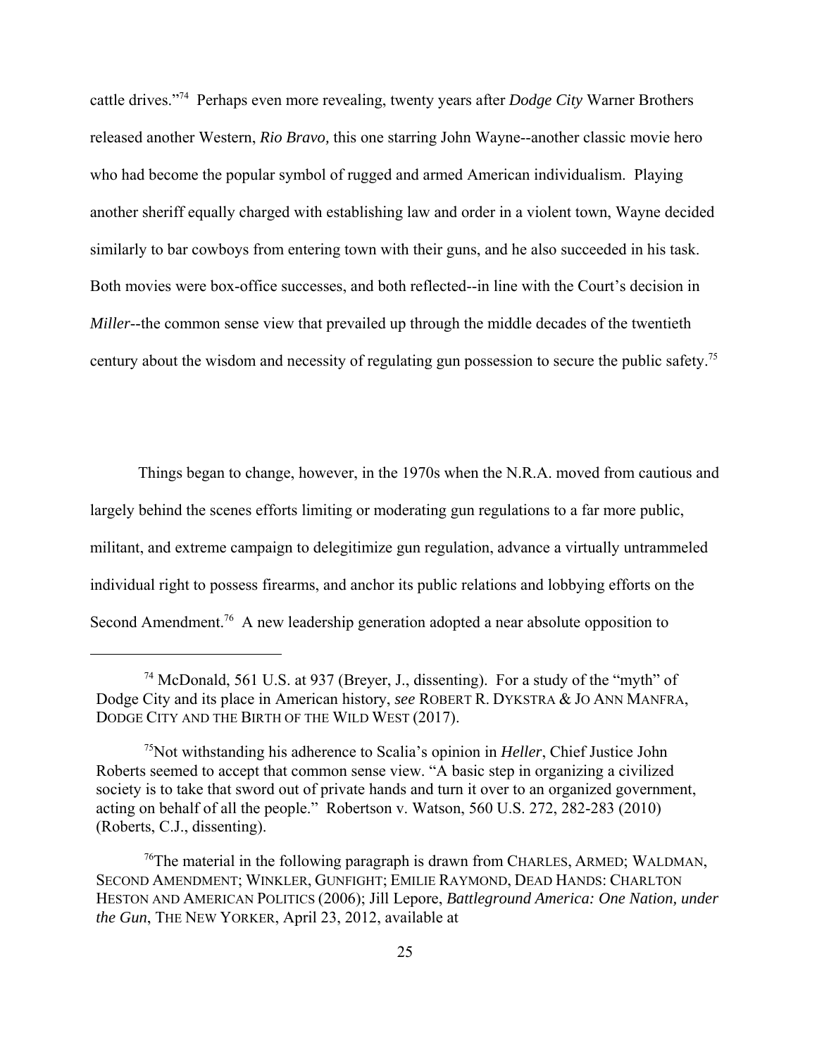cattle drives."[74] Perhaps even more revealing, twenty years after *Dodge City* Warner Brothers released another Western, *Rio Bravo,* this one starring John Wayne--another classic movie hero who had become the popular symbol of rugged and armed American individualism. Playing another sheriff equally charged with establishing law and order in a violent town, Wayne decided similarly to bar cowboys from entering town with their guns, and he also succeeded in his task. Both movies were box-office successes, and both reflected--in line with the Court's decision in *Miller*--the common sense view that prevailed up through the middle decades of the twentieth century about the wisdom and necessity of regulating gun possession to secure the public safety.[75]

Things began to change, however, in the 1970s when the N.R.A. moved from cautious and largely behind the scenes efforts limiting or moderating gun regulations to a far more public, militant, and extreme campaign to delegitimize gun regulation, advance a virtually untrammeled individual right to possess firearms, and anchor its public relations and lobbying efforts on the Second Amendment.[76] A new leadership generation adopted a near absolute opposition to

---

[74] McDonald, 561 U.S. at 937 (Breyer, J., dissenting). For a study of the "myth" of Dodge City and its place in American history, *see* ROBERT R. DYKSTRA & JO ANN MANFRA, DODGE CITY AND THE BIRTH OF THE WILD WEST (2017).

[75] Not withstanding his adherence to Scalia's opinion in *Heller*, Chief Justice John Roberts seemed to accept that common sense view. "A basic step in organizing a civilized society is to take that sword out of private hands and turn it over to an organized government, acting on behalf of all the people." Robertson v. Watson, 560 U.S. 272, 282-283 (2010) (Roberts, C.J., dissenting).

[76] The material in the following paragraph is drawn from CHARLES, ARMED; WALDMAN, SECOND AMENDMENT; WINKLER, GUNFIGHT; EMILIE RAYMOND, DEAD HANDS: CHARLTON HESTON AND AMERICAN POLITICS (2006); Jill Lepore, *Battleground America: One Nation, under the Gun*, THE NEW YORKER, April 23, 2012, available at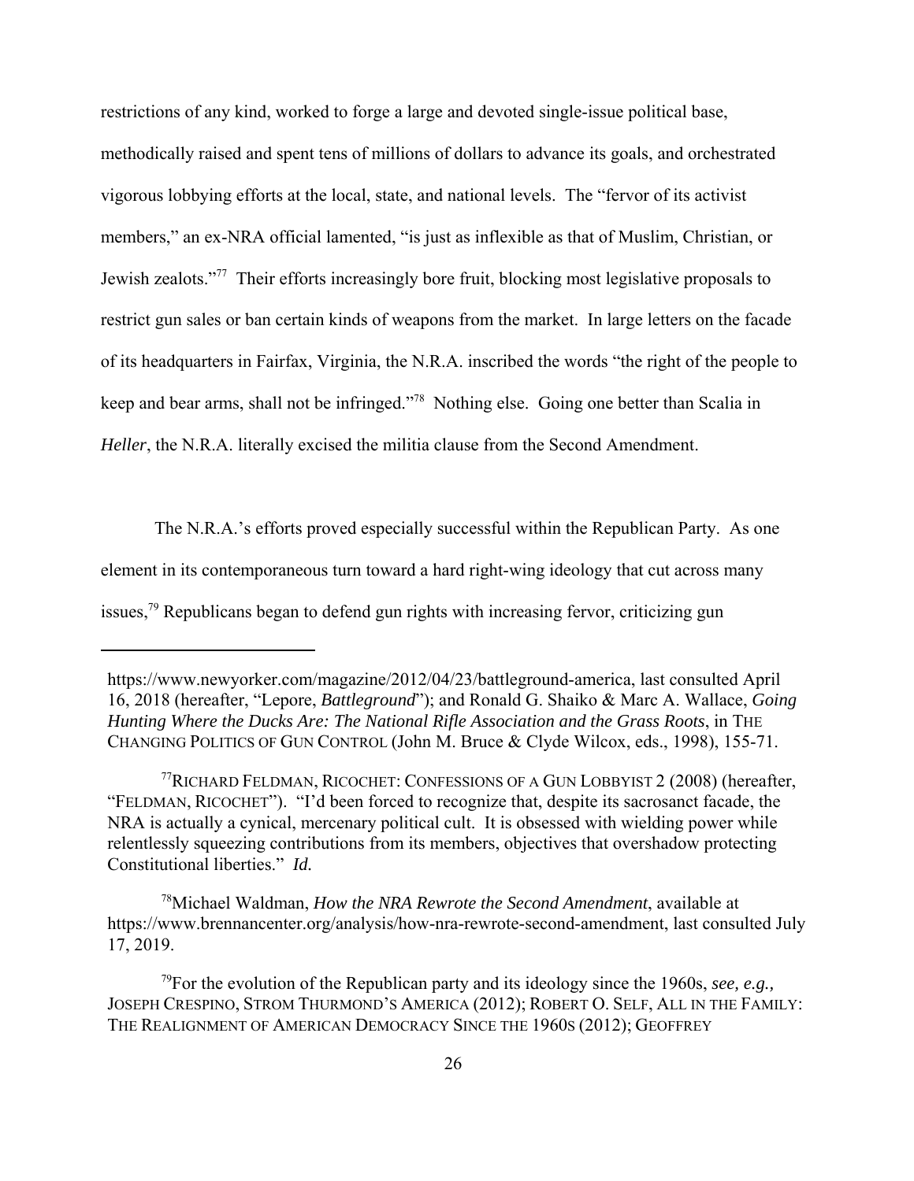restrictions of any kind, worked to forge a large and devoted single-issue political base, methodically raised and spent tens of millions of dollars to advance its goals, and orchestrated vigorous lobbying efforts at the local, state, and national levels. The "fervor of its activist members," an ex-NRA official lamented, "is just as inflexible as that of Muslim, Christian, or Jewish zealots."[77] Their efforts increasingly bore fruit, blocking most legislative proposals to restrict gun sales or ban certain kinds of weapons from the market. In large letters on the facade of its headquarters in Fairfax, Virginia, the N.R.A. inscribed the words "the right of the people to keep and bear arms, shall not be infringed."[78] Nothing else. Going one better than Scalia in *Heller*, the N.R.A. literally excised the militia clause from the Second Amendment.

The N.R.A.'s efforts proved especially successful within the Republican Party. As one element in its contemporaneous turn toward a hard right-wing ideology that cut across many issues,[79] Republicans began to defend gun rights with increasing fervor, criticizing gun

---

https://www.newyorker.com/magazine/2012/04/23/battleground-america, last consulted April 16, 2018 (hereafter, "Lepore, *Battleground*"); and Ronald G. Shaiko & Marc A. Wallace, *Going Hunting Where the Ducks Are: The National Rifle Association and the Grass Roots*, in THE CHANGING POLITICS OF GUN CONTROL (John M. Bruce & Clyde Wilcox, eds., 1998), 155-71.

[77] RICHARD FELDMAN, RICOCHET: CONFESSIONS OF A GUN LOBBYIST 2 (2008) (hereafter, "FELDMAN, RICOCHET"). "I'd been forced to recognize that, despite its sacrosanct facade, the NRA is actually a cynical, mercenary political cult. It is obsessed with wielding power while relentlessly squeezing contributions from its members, objectives that overshadow protecting Constitutional liberties." *Id.*

[78] Michael Waldman, *How the NRA Rewrote the Second Amendment*, available at https://www.brennancenter.org/analysis/how-nra-rewrote-second-amendment, last consulted July 17, 2019.

[79] For the evolution of the Republican party and its ideology since the 1960s, *see, e.g.,* JOSEPH CRESPINO, STROM THURMOND'S AMERICA (2012); ROBERT O. SELF, ALL IN THE FAMILY: THE REALIGNMENT OF AMERICAN DEMOCRACY SINCE THE 1960S (2012); GEOFFREY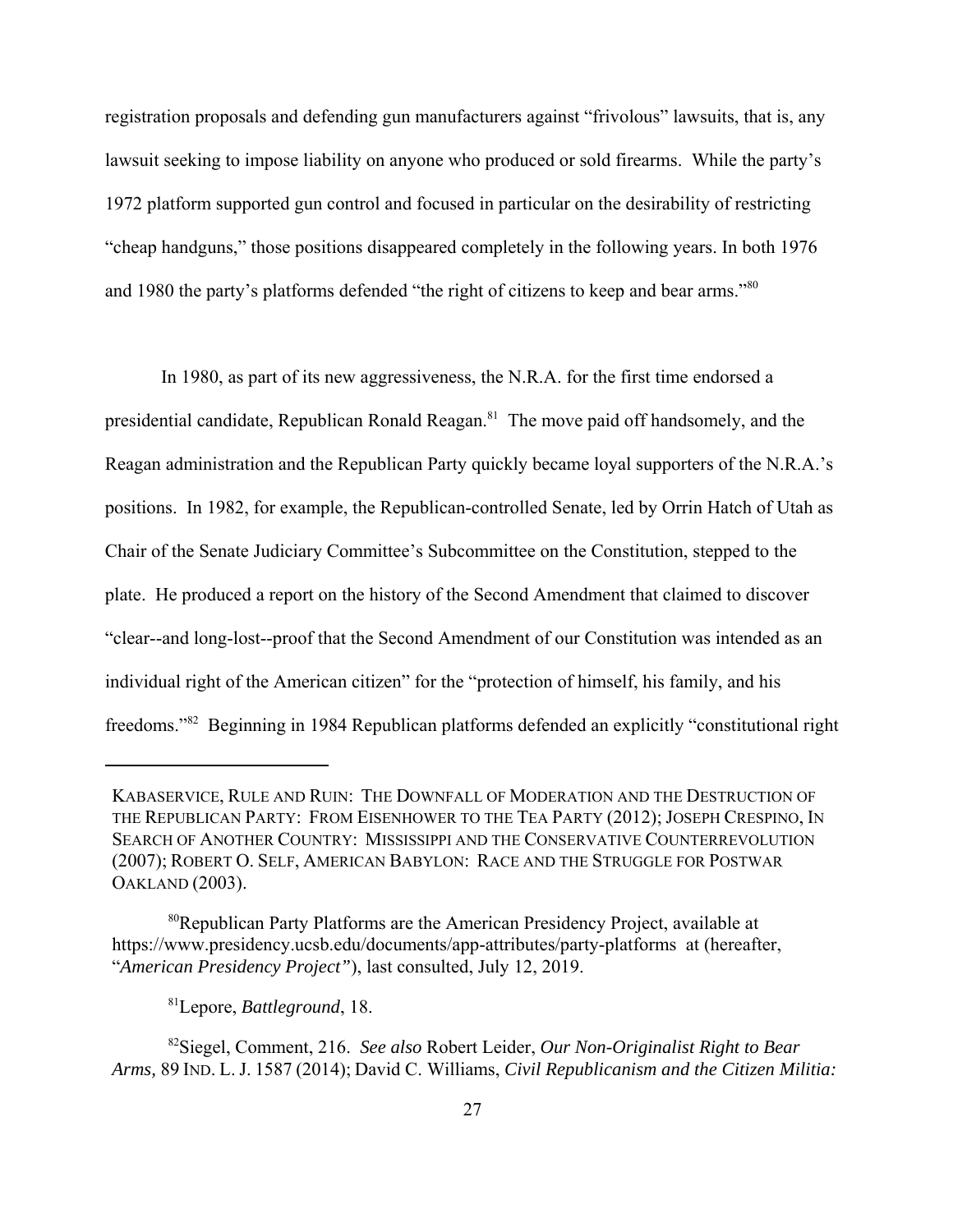registration proposals and defending gun manufacturers against "frivolous" lawsuits, that is, any lawsuit seeking to impose liability on anyone who produced or sold firearms. While the party's 1972 platform supported gun control and focused in particular on the desirability of restricting "cheap handguns," those positions disappeared completely in the following years. In both 1976 and 1980 the party's platforms defended "the right of citizens to keep and bear arms."[80]

In 1980, as part of its new aggressiveness, the N.R.A. for the first time endorsed a presidential candidate, Republican Ronald Reagan.[81] The move paid off handsomely, and the Reagan administration and the Republican Party quickly became loyal supporters of the N.R.A.'s positions. In 1982, for example, the Republican-controlled Senate, led by Orrin Hatch of Utah as Chair of the Senate Judiciary Committee's Subcommittee on the Constitution, stepped to the plate. He produced a report on the history of the Second Amendment that claimed to discover "clear--and long-lost--proof that the Second Amendment of our Constitution was intended as an individual right of the American citizen" for the "protection of himself, his family, and his freedoms."[82] Beginning in 1984 Republican platforms defended an explicitly "constitutional right

---

KABASERVICE, RULE AND RUIN: THE DOWNFALL OF MODERATION AND THE DESTRUCTION OF THE REPUBLICAN PARTY: FROM EISENHOWER TO THE TEA PARTY (2012); JOSEPH CRESPINO, IN SEARCH OF ANOTHER COUNTRY: MISSISSIPPI AND THE CONSERVATIVE COUNTERREVOLUTION (2007); ROBERT O. SELF, AMERICAN BABYLON: RACE AND THE STRUGGLE FOR POSTWAR OAKLAND (2003).

[80]Republican Party Platforms are the American Presidency Project, available at https://www.presidency.ucsb.edu/documents/app-attributes/party-platforms at (hereafter, "*American Presidency Project*"), last consulted, July 12, 2019.

[81]Lepore, *Battleground*, 18.

[82]Siegel, Comment, 216. *See also* Robert Leider, *Our Non-Originalist Right to Bear Arms,* 89 IND. L. J. 1587 (2014); David C. Williams, *Civil Republicanism and the Citizen Militia:*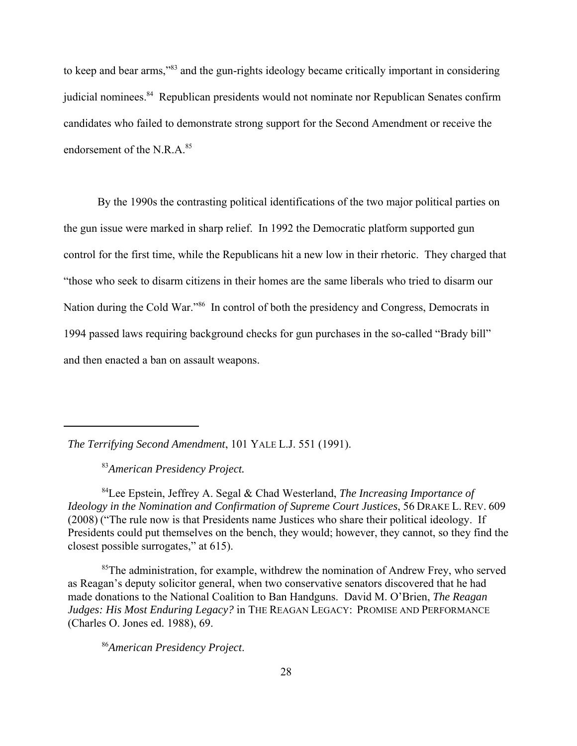to keep and bear arms,"[83] and the gun-rights ideology became critically important in considering judicial nominees.[84] Republican presidents would not nominate nor Republican Senates confirm candidates who failed to demonstrate strong support for the Second Amendment or receive the endorsement of the N.R.A.[85]

By the 1990s the contrasting political identifications of the two major political parties on the gun issue were marked in sharp relief. In 1992 the Democratic platform supported gun control for the first time, while the Republicans hit a new low in their rhetoric. They charged that "those who seek to disarm citizens in their homes are the same liberals who tried to disarm our Nation during the Cold War."[86] In control of both the presidency and Congress, Democrats in 1994 passed laws requiring background checks for gun purchases in the so-called "Brady bill" and then enacted a ban on assault weapons.

---

*The Terrifying Second Amendment*, 101 YALE L.J. 551 (1991).

[83] *American Presidency Project.*

[84] Lee Epstein, Jeffrey A. Segal & Chad Westerland, *The Increasing Importance of Ideology in the Nomination and Confirmation of Supreme Court Justices*, 56 DRAKE L. REV. 609 (2008) ("The rule now is that Presidents name Justices who share their political ideology. If Presidents could put themselves on the bench, they would; however, they cannot, so they find the closest possible surrogates," at 615).

[85] The administration, for example, withdrew the nomination of Andrew Frey, who served as Reagan's deputy solicitor general, when two conservative senators discovered that he had made donations to the National Coalition to Ban Handguns. David M. O'Brien, *The Reagan Judges: His Most Enduring Legacy?* in THE REAGAN LEGACY: PROMISE AND PERFORMANCE (Charles O. Jones ed. 1988), 69.

[86] *American Presidency Project*.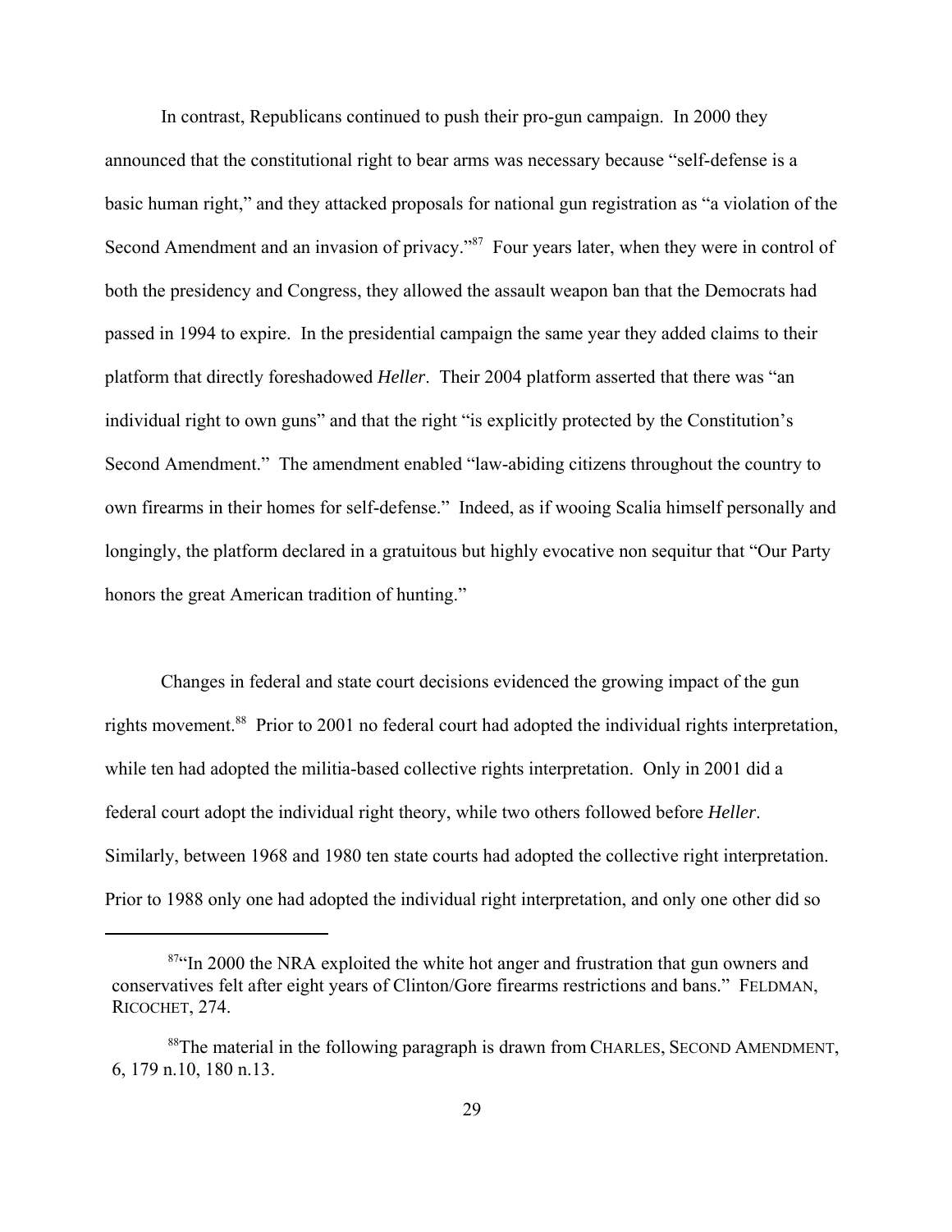In contrast, Republicans continued to push their pro-gun campaign. In 2000 they announced that the constitutional right to bear arms was necessary because "self-defense is a basic human right," and they attacked proposals for national gun registration as "a violation of the Second Amendment and an invasion of privacy."[87] Four years later, when they were in control of both the presidency and Congress, they allowed the assault weapon ban that the Democrats had passed in 1994 to expire. In the presidential campaign the same year they added claims to their platform that directly foreshadowed *Heller*. Their 2004 platform asserted that there was "an individual right to own guns" and that the right "is explicitly protected by the Constitution's Second Amendment." The amendment enabled "law-abiding citizens throughout the country to own firearms in their homes for self-defense." Indeed, as if wooing Scalia himself personally and longingly, the platform declared in a gratuitous but highly evocative non sequitur that "Our Party honors the great American tradition of hunting."

Changes in federal and state court decisions evidenced the growing impact of the gun rights movement.[88] Prior to 2001 no federal court had adopted the individual rights interpretation, while ten had adopted the militia-based collective rights interpretation. Only in 2001 did a federal court adopt the individual right theory, while two others followed before *Heller*. Similarly, between 1968 and 1980 ten state courts had adopted the collective right interpretation. Prior to 1988 only one had adopted the individual right interpretation, and only one other did so

---

[87] "In 2000 the NRA exploited the white hot anger and frustration that gun owners and conservatives felt after eight years of Clinton/Gore firearms restrictions and bans." FELDMAN, RICOCHET, 274.

[88] The material in the following paragraph is drawn from CHARLES, SECOND AMENDMENT, 6, 179 n.10, 180 n.13.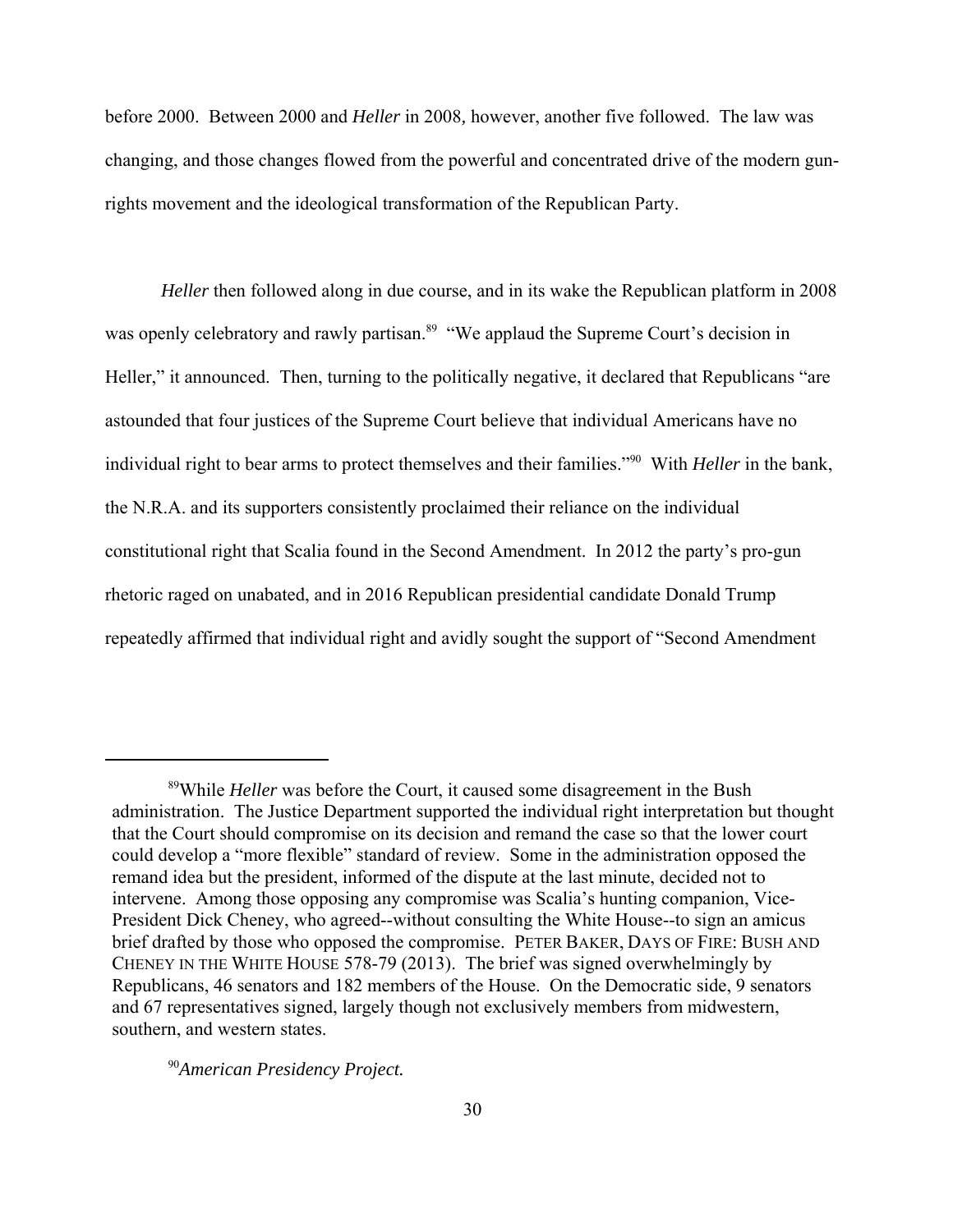before 2000. Between 2000 and *Heller* in 2008, however, another five followed. The law was changing, and those changes flowed from the powerful and concentrated drive of the modern gun-rights movement and the ideological transformation of the Republican Party.

*Heller* then followed along in due course, and in its wake the Republican platform in 2008 was openly celebratory and rawly partisan.[89] "We applaud the Supreme Court's decision in Heller," it announced. Then, turning to the politically negative, it declared that Republicans "are astounded that four justices of the Supreme Court believe that individual Americans have no individual right to bear arms to protect themselves and their families."[90] With *Heller* in the bank, the N.R.A. and its supporters consistently proclaimed their reliance on the individual constitutional right that Scalia found in the Second Amendment. In 2012 the party's pro-gun rhetoric raged on unabated, and in 2016 Republican presidential candidate Donald Trump repeatedly affirmed that individual right and avidly sought the support of "Second Amendment

---

[89]While *Heller* was before the Court, it caused some disagreement in the Bush administration. The Justice Department supported the individual right interpretation but thought that the Court should compromise on its decision and remand the case so that the lower court could develop a "more flexible" standard of review. Some in the administration opposed the remand idea but the president, informed of the dispute at the last minute, decided not to intervene. Among those opposing any compromise was Scalia's hunting companion, Vice-President Dick Cheney, who agreed--without consulting the White House--to sign an amicus brief drafted by those who opposed the compromise. PETER BAKER, DAYS OF FIRE: BUSH AND CHENEY IN THE WHITE HOUSE 578-79 (2013). The brief was signed overwhelmingly by Republicans, 46 senators and 182 members of the House. On the Democratic side, 9 senators and 67 representatives signed, largely though not exclusively members from midwestern, southern, and western states.

[90]*American Presidency Project.*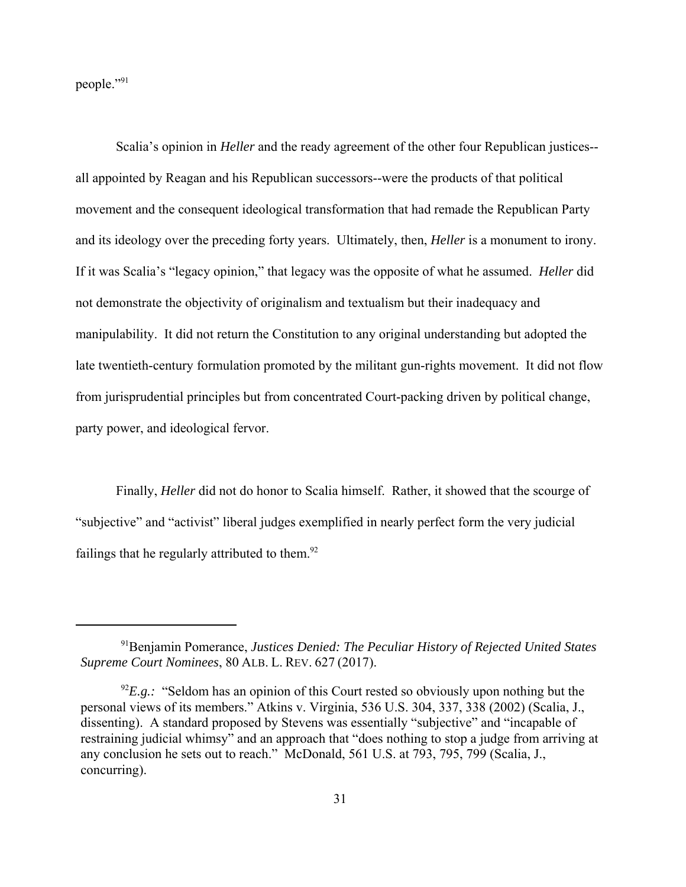people."[91]

Scalia's opinion in *Heller* and the ready agreement of the other four Republican justices--all appointed by Reagan and his Republican successors--were the products of that political movement and the consequent ideological transformation that had remade the Republican Party and its ideology over the preceding forty years. Ultimately, then, *Heller* is a monument to irony. If it was Scalia's "legacy opinion," that legacy was the opposite of what he assumed. *Heller* did not demonstrate the objectivity of originalism and textualism but their inadequacy and manipulability. It did not return the Constitution to any original understanding but adopted the late twentieth-century formulation promoted by the militant gun-rights movement. It did not flow from jurisprudential principles but from concentrated Court-packing driven by political change, party power, and ideological fervor.

Finally, *Heller* did not do honor to Scalia himself. Rather, it showed that the scourge of "subjective" and "activist" liberal judges exemplified in nearly perfect form the very judicial failings that he regularly attributed to them.[92]

---

[91] Benjamin Pomerance, *Justices Denied: The Peculiar History of Rejected United States Supreme Court Nominees*, 80 ALB. L. REV. 627 (2017).

[92] *E.g.:* "Seldom has an opinion of this Court rested so obviously upon nothing but the personal views of its members." Atkins v. Virginia, 536 U.S. 304, 337, 338 (2002) (Scalia, J., dissenting). A standard proposed by Stevens was essentially "subjective" and "incapable of restraining judicial whimsy" and an approach that "does nothing to stop a judge from arriving at any conclusion he sets out to reach." McDonald, 561 U.S. at 793, 795, 799 (Scalia, J., concurring).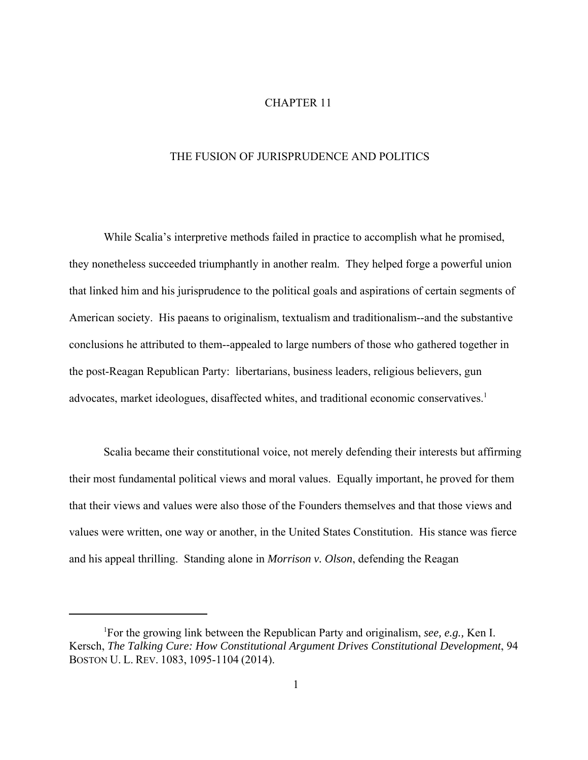# CHAPTER 11

## THE FUSION OF JURISPRUDENCE AND POLITICS

While Scalia's interpretive methods failed in practice to accomplish what he promised, they nonetheless succeeded triumphantly in another realm. They helped forge a powerful union that linked him and his jurisprudence to the political goals and aspirations of certain segments of American society. His paeans to originalism, textualism and traditionalism--and the substantive conclusions he attributed to them--appealed to large numbers of those who gathered together in the post-Reagan Republican Party: libertarians, business leaders, religious believers, gun advocates, market ideologues, disaffected whites, and traditional economic conservatives.[1]

Scalia became their constitutional voice, not merely defending their interests but affirming their most fundamental political views and moral values. Equally important, he proved for them that their views and values were also those of the Founders themselves and that those views and values were written, one way or another, in the United States Constitution. His stance was fierce and his appeal thrilling. Standing alone in *Morrison v. Olson*, defending the Reagan

---

[1]For the growing link between the Republican Party and originalism, *see, e.g.,* Ken I. Kersch, *The Talking Cure: How Constitutional Argument Drives Constitutional Development*, 94 BOSTON U. L. REV. 1083, 1095-1104 (2014).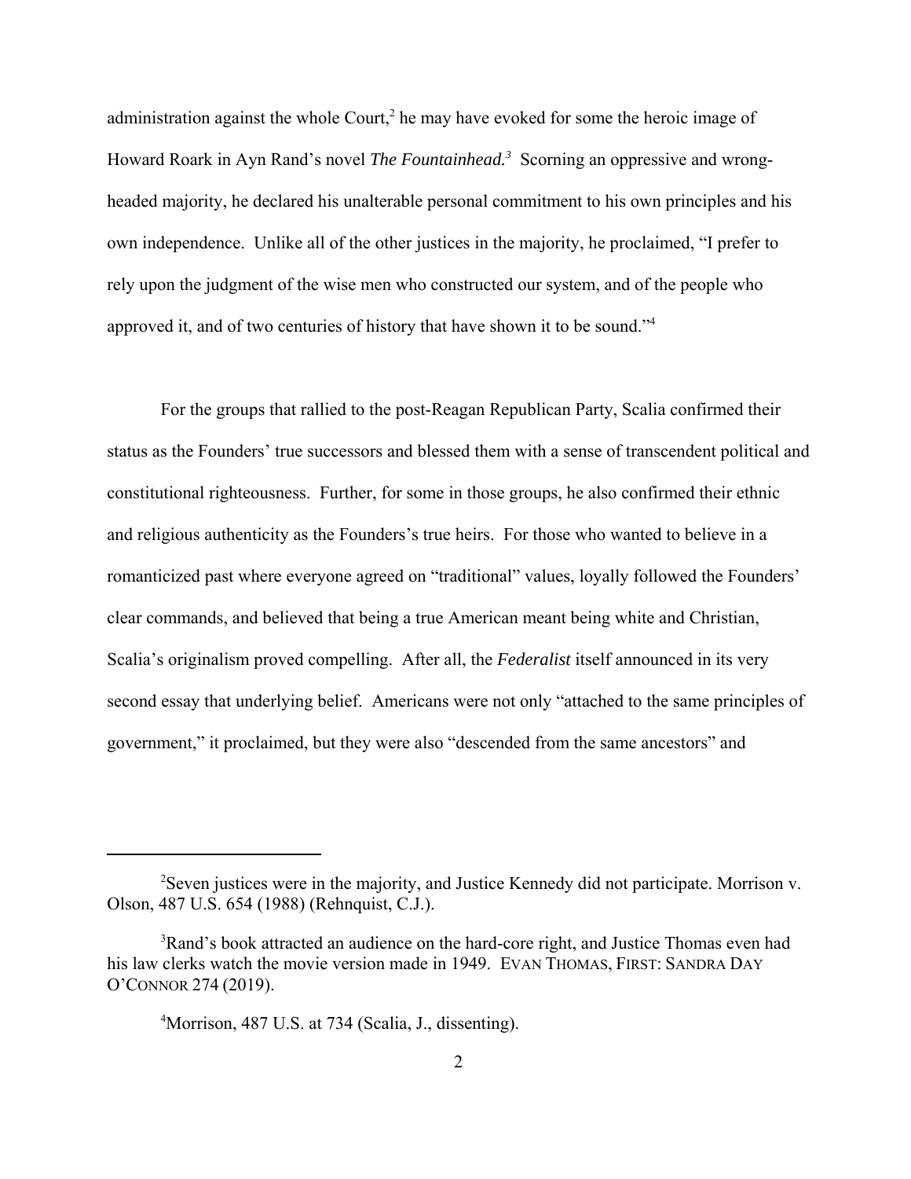administration against the whole Court,[2] he may have evoked for some the heroic image of Howard Roark in Ayn Rand's novel *The Fountainhead.*[3] Scorning an oppressive and wrong-headed majority, he declared his unalterable personal commitment to his own principles and his own independence. Unlike all of the other justices in the majority, he proclaimed, "I prefer to rely upon the judgment of the wise men who constructed our system, and of the people who approved it, and of two centuries of history that have shown it to be sound."[4]

For the groups that rallied to the post-Reagan Republican Party, Scalia confirmed their status as the Founders' true successors and blessed them with a sense of transcendent political and constitutional righteousness. Further, for some in those groups, he also confirmed their ethnic and religious authenticity as the Founders's true heirs. For those who wanted to believe in a romanticized past where everyone agreed on "traditional" values, loyally followed the Founders' clear commands, and believed that being a true American meant being white and Christian, Scalia's originalism proved compelling. After all, the *Federalist* itself announced in its very second essay that underlying belief. Americans were not only "attached to the same principles of government," it proclaimed, but they were also "descended from the same ancestors" and

---

[2]Seven justices were in the majority, and Justice Kennedy did not participate. Morrison v. Olson, 487 U.S. 654 (1988) (Rehnquist, C.J.).

[3]Rand's book attracted an audience on the hard-core right, and Justice Thomas even had his law clerks watch the movie version made in 1949. EVAN THOMAS, FIRST: SANDRA DAY O'CONNOR 274 (2019).

[4]Morrison, 487 U.S. at 734 (Scalia, J., dissenting).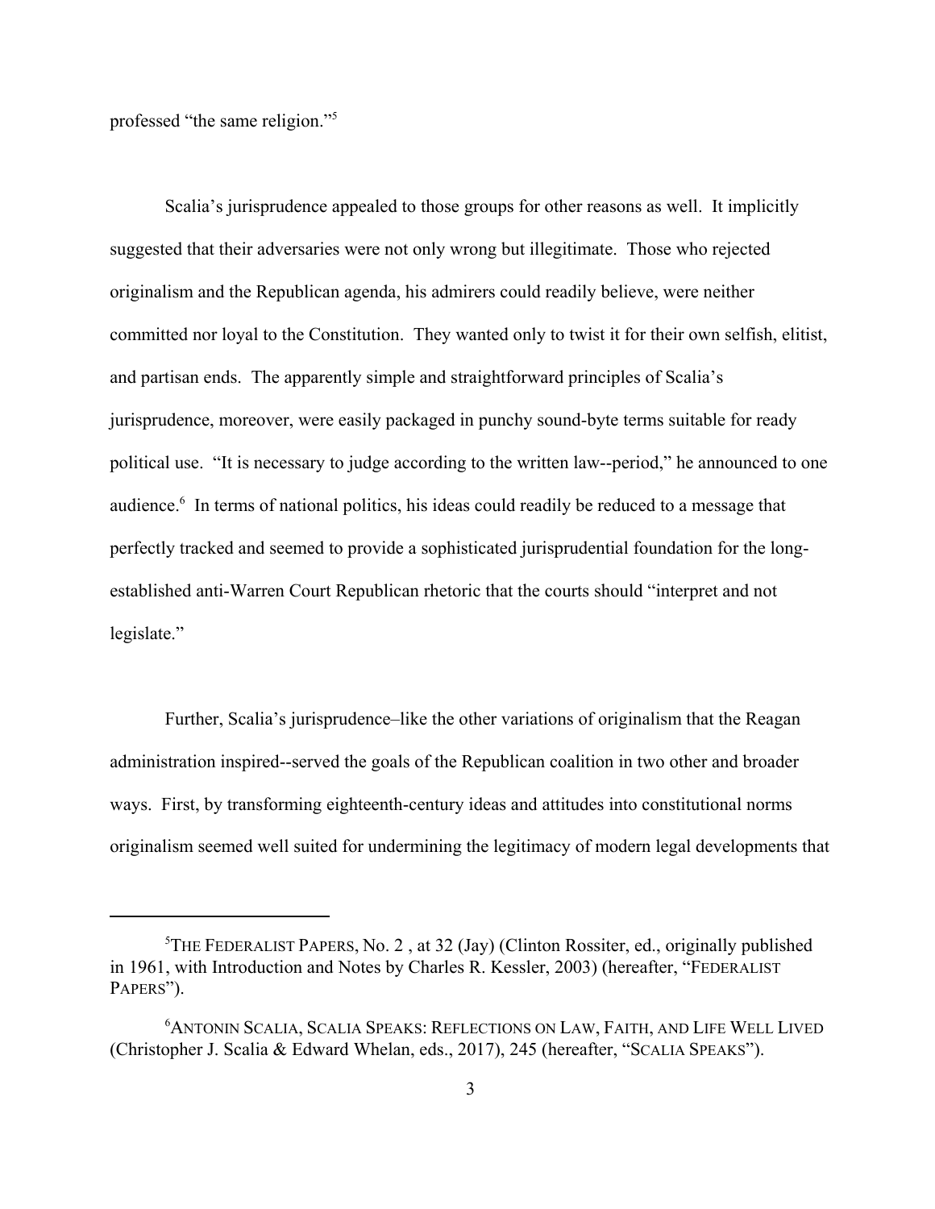professed "the same religion."[5]

Scalia's jurisprudence appealed to those groups for other reasons as well. It implicitly suggested that their adversaries were not only wrong but illegitimate. Those who rejected originalism and the Republican agenda, his admirers could readily believe, were neither committed nor loyal to the Constitution. They wanted only to twist it for their own selfish, elitist, and partisan ends. The apparently simple and straightforward principles of Scalia's jurisprudence, moreover, were easily packaged in punchy sound-byte terms suitable for ready political use. "It is necessary to judge according to the written law--period," he announced to one audience.[6] In terms of national politics, his ideas could readily be reduced to a message that perfectly tracked and seemed to provide a sophisticated jurisprudential foundation for the long-established anti-Warren Court Republican rhetoric that the courts should "interpret and not legislate."

Further, Scalia's jurisprudence–like the other variations of originalism that the Reagan administration inspired--served the goals of the Republican coalition in two other and broader ways. First, by transforming eighteenth-century ideas and attitudes into constitutional norms originalism seemed well suited for undermining the legitimacy of modern legal developments that

---

[5] THE FEDERALIST PAPERS, No. 2 , at 32 (Jay) (Clinton Rossiter, ed., originally published in 1961, with Introduction and Notes by Charles R. Kessler, 2003) (hereafter, "FEDERALIST PAPERS").

[6] ANTONIN SCALIA, SCALIA SPEAKS: REFLECTIONS ON LAW, FAITH, AND LIFE WELL LIVED (Christopher J. Scalia & Edward Whelan, eds., 2017), 245 (hereafter, "SCALIA SPEAKS").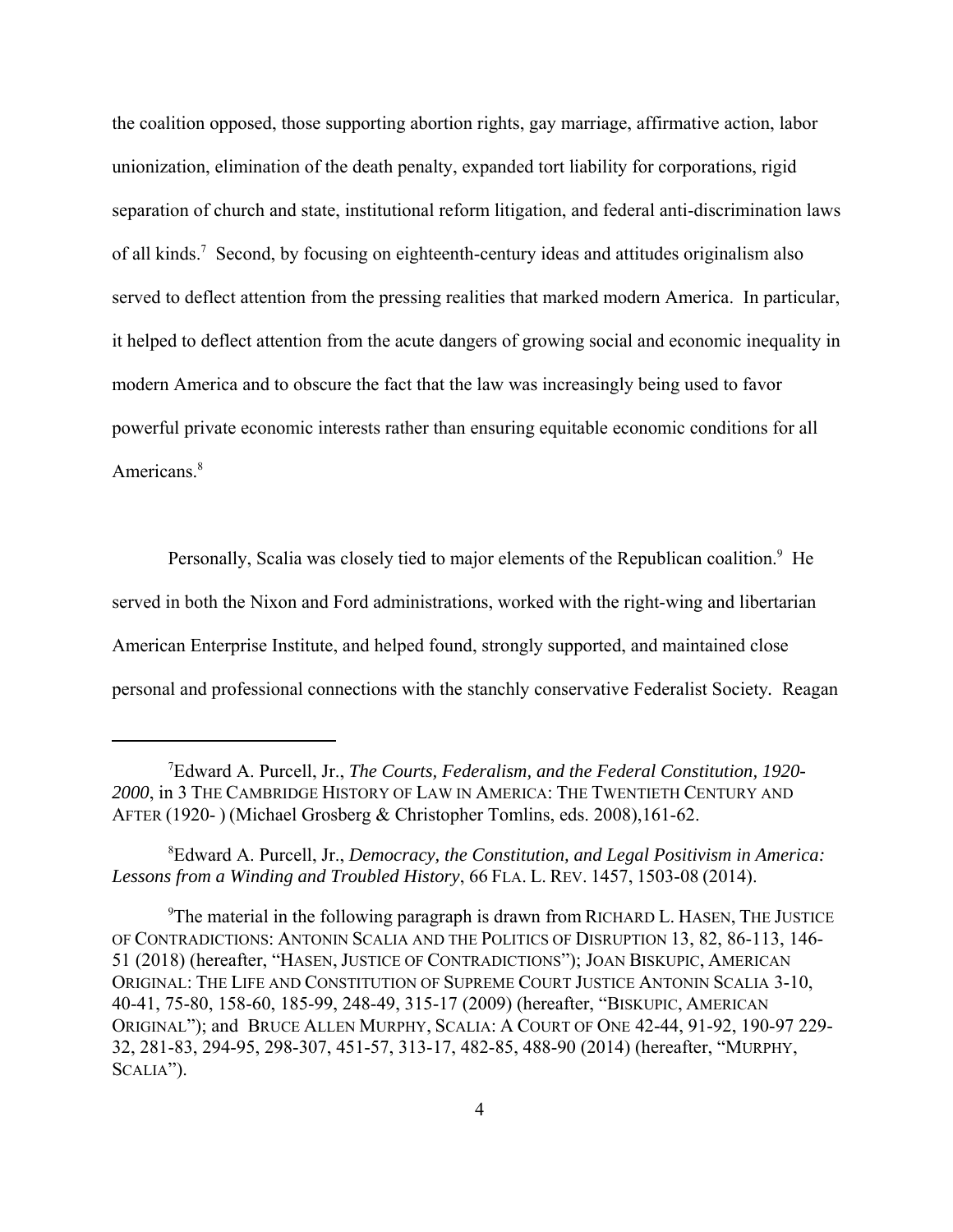the coalition opposed, those supporting abortion rights, gay marriage, affirmative action, labor unionization, elimination of the death penalty, expanded tort liability for corporations, rigid separation of church and state, institutional reform litigation, and federal anti-discrimination laws of all kinds.[7] Second, by focusing on eighteenth-century ideas and attitudes originalism also served to deflect attention from the pressing realities that marked modern America. In particular, it helped to deflect attention from the acute dangers of growing social and economic inequality in modern America and to obscure the fact that the law was increasingly being used to favor powerful private economic interests rather than ensuring equitable economic conditions for all Americans.[8]

Personally, Scalia was closely tied to major elements of the Republican coalition.[9] He served in both the Nixon and Ford administrations, worked with the right-wing and libertarian American Enterprise Institute, and helped found, strongly supported, and maintained close personal and professional connections with the stanchly conservative Federalist Society. Reagan

---

[7]Edward A. Purcell, Jr., *The Courts, Federalism, and the Federal Constitution, 1920-2000*, in 3 THE CAMBRIDGE HISTORY OF LAW IN AMERICA: THE TWENTIETH CENTURY AND AFTER (1920- ) (Michael Grosberg & Christopher Tomlins, eds. 2008),161-62.

[8]Edward A. Purcell, Jr., *Democracy, the Constitution, and Legal Positivism in America: Lessons from a Winding and Troubled History*, 66 FLA. L. REV. 1457, 1503-08 (2014).

[9]The material in the following paragraph is drawn from RICHARD L. HASEN, THE JUSTICE OF CONTRADICTIONS: ANTONIN SCALIA AND THE POLITICS OF DISRUPTION 13, 82, 86-113, 146-51 (2018) (hereafter, "HASEN, JUSTICE OF CONTRADICTIONS"); JOAN BISKUPIC, AMERICAN ORIGINAL: THE LIFE AND CONSTITUTION OF SUPREME COURT JUSTICE ANTONIN SCALIA 3-10, 40-41, 75-80, 158-60, 185-99, 248-49, 315-17 (2009) (hereafter, "BISKUPIC, AMERICAN ORIGINAL"); and BRUCE ALLEN MURPHY, SCALIA: A COURT OF ONE 42-44, 91-92, 190-97 229-32, 281-83, 294-95, 298-307, 451-57, 313-17, 482-85, 488-90 (2014) (hereafter, "MURPHY, SCALIA").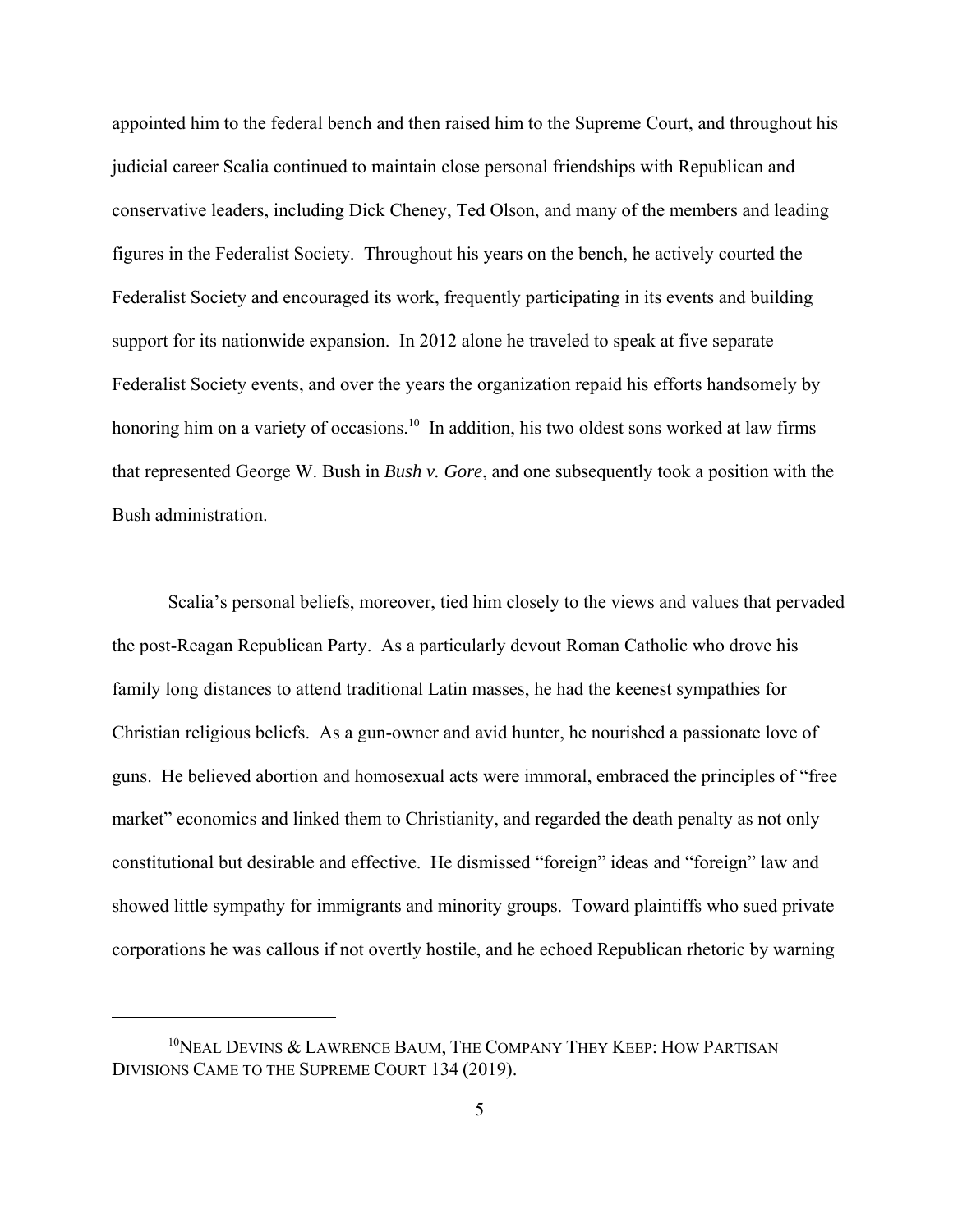appointed him to the federal bench and then raised him to the Supreme Court, and throughout his judicial career Scalia continued to maintain close personal friendships with Republican and conservative leaders, including Dick Cheney, Ted Olson, and many of the members and leading figures in the Federalist Society. Throughout his years on the bench, he actively courted the Federalist Society and encouraged its work, frequently participating in its events and building support for its nationwide expansion. In 2012 alone he traveled to speak at five separate Federalist Society events, and over the years the organization repaid his efforts handsomely by honoring him on a variety of occasions.[10] In addition, his two oldest sons worked at law firms that represented George W. Bush in *Bush v. Gore*, and one subsequently took a position with the Bush administration.

Scalia's personal beliefs, moreover, tied him closely to the views and values that pervaded the post-Reagan Republican Party. As a particularly devout Roman Catholic who drove his family long distances to attend traditional Latin masses, he had the keenest sympathies for Christian religious beliefs. As a gun-owner and avid hunter, he nourished a passionate love of guns. He believed abortion and homosexual acts were immoral, embraced the principles of "free market" economics and linked them to Christianity, and regarded the death penalty as not only constitutional but desirable and effective. He dismissed "foreign" ideas and "foreign" law and showed little sympathy for immigrants and minority groups. Toward plaintiffs who sued private corporations he was callous if not overtly hostile, and he echoed Republican rhetoric by warning

---

[10] NEAL DEVINS & LAWRENCE BAUM, THE COMPANY THEY KEEP: HOW PARTISAN DIVISIONS CAME TO THE SUPREME COURT 134 (2019).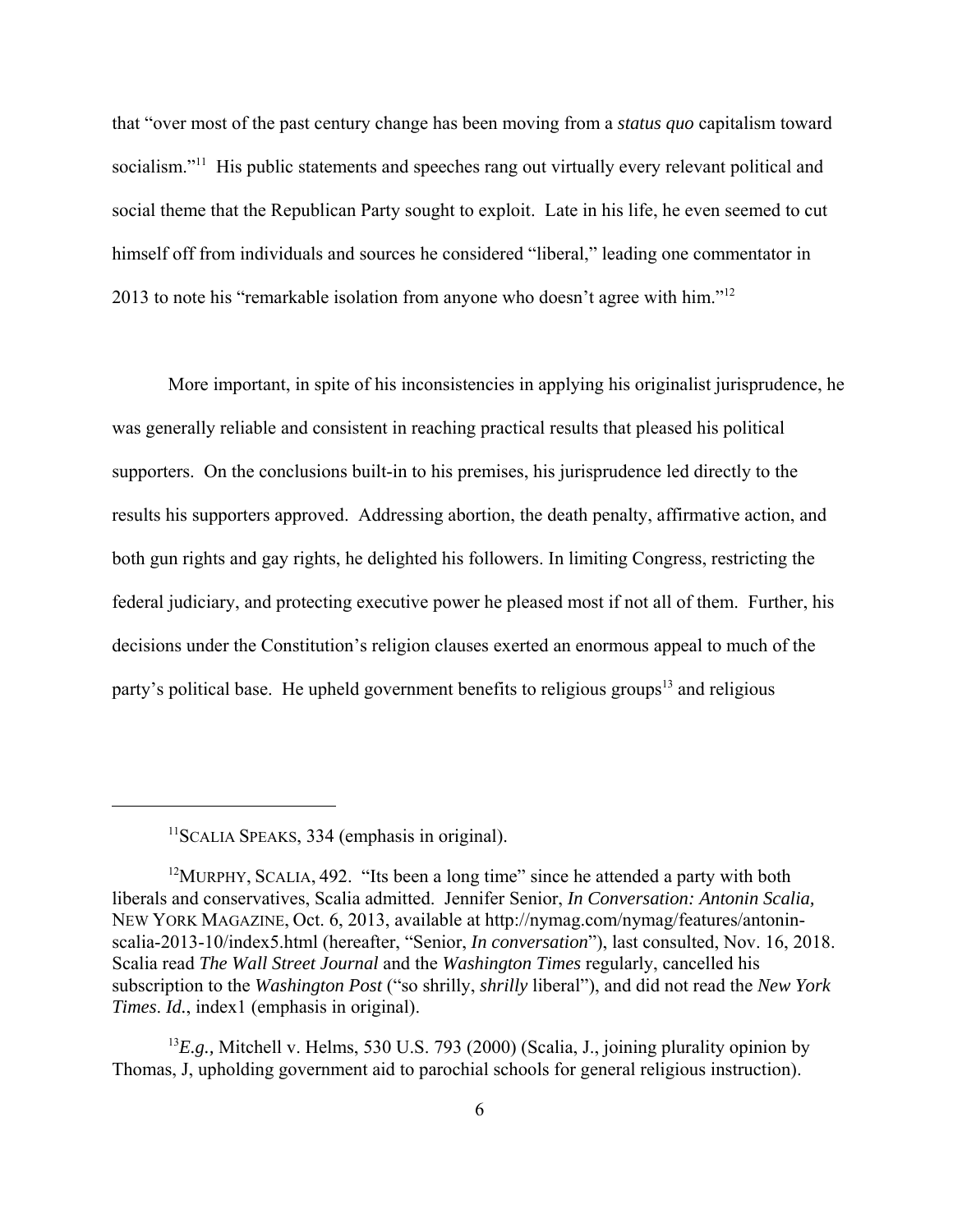that "over most of the past century change has been moving from a *status quo* capitalism toward socialism."[11] His public statements and speeches rang out virtually every relevant political and social theme that the Republican Party sought to exploit. Late in his life, he even seemed to cut himself off from individuals and sources he considered "liberal," leading one commentator in 2013 to note his "remarkable isolation from anyone who doesn't agree with him."[12]

More important, in spite of his inconsistencies in applying his originalist jurisprudence, he was generally reliable and consistent in reaching practical results that pleased his political supporters. On the conclusions built-in to his premises, his jurisprudence led directly to the results his supporters approved. Addressing abortion, the death penalty, affirmative action, and both gun rights and gay rights, he delighted his followers. In limiting Congress, restricting the federal judiciary, and protecting executive power he pleased most if not all of them. Further, his decisions under the Constitution's religion clauses exerted an enormous appeal to much of the party's political base. He upheld government benefits to religious groups[13] and religious

---

[11] SCALIA SPEAKS, 334 (emphasis in original).

[12] MURPHY, SCALIA, 492. "Its been a long time" since he attended a party with both liberals and conservatives, Scalia admitted. Jennifer Senior, *In Conversation: Antonin Scalia,* NEW YORK MAGAZINE, Oct. 6, 2013, available at http://nymag.com/nymag/features/antonin-scalia-2013-10/index5.html (hereafter, "Senior, *In conversation*"), last consulted, Nov. 16, 2018. Scalia read *The Wall Street Journal* and the *Washington Times* regularly, cancelled his subscription to the *Washington Post* ("so shrilly, *shrilly* liberal"), and did not read the *New York Times*. *Id.*, index1 (emphasis in original).

[13] *E.g.,* Mitchell v. Helms, 530 U.S. 793 (2000) (Scalia, J., joining plurality opinion by Thomas, J, upholding government aid to parochial schools for general religious instruction).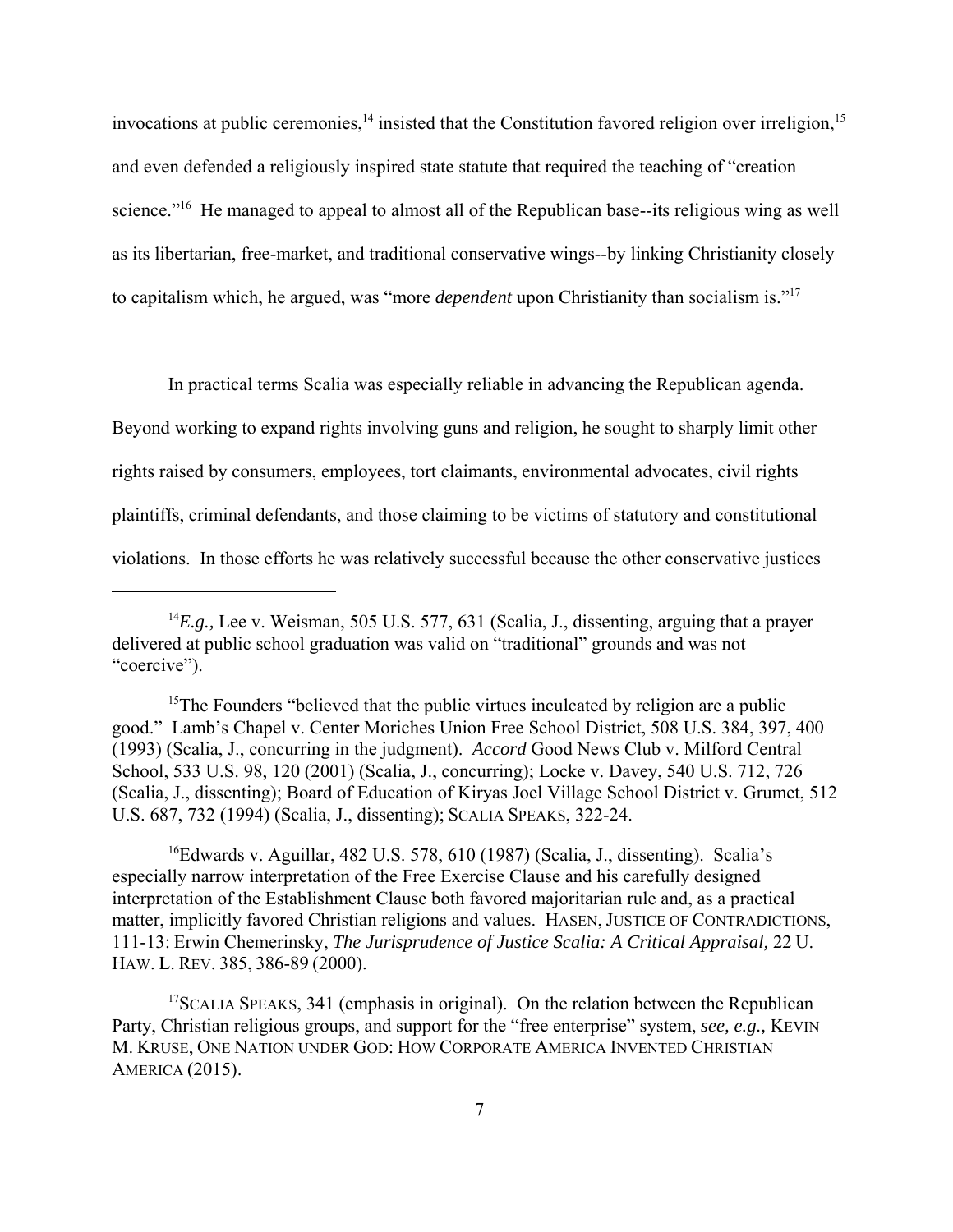invocations at public ceremonies,[14] insisted that the Constitution favored religion over irreligion,[15] and even defended a religiously inspired state statute that required the teaching of "creation science."[16] He managed to appeal to almost all of the Republican base--its religious wing as well as its libertarian, free-market, and traditional conservative wings--by linking Christianity closely to capitalism which, he argued, was "more *dependent* upon Christianity than socialism is."[17]

In practical terms Scalia was especially reliable in advancing the Republican agenda. Beyond working to expand rights involving guns and religion, he sought to sharply limit other rights raised by consumers, employees, tort claimants, environmental advocates, civil rights plaintiffs, criminal defendants, and those claiming to be victims of statutory and constitutional violations. In those efforts he was relatively successful because the other conservative justices

---

[14]*E.g.,* Lee v. Weisman, 505 U.S. 577, 631 (Scalia, J., dissenting, arguing that a prayer delivered at public school graduation was valid on "traditional" grounds and was not "coercive").

[15]The Founders "believed that the public virtues inculcated by religion are a public good." Lamb's Chapel v. Center Moriches Union Free School District, 508 U.S. 384, 397, 400 (1993) (Scalia, J., concurring in the judgment). *Accord* Good News Club v. Milford Central School, 533 U.S. 98, 120 (2001) (Scalia, J., concurring); Locke v. Davey, 540 U.S. 712, 726 (Scalia, J., dissenting); Board of Education of Kiryas Joel Village School District v. Grumet, 512 U.S. 687, 732 (1994) (Scalia, J., dissenting); SCALIA SPEAKS, 322-24.

[16]Edwards v. Aguillar, 482 U.S. 578, 610 (1987) (Scalia, J., dissenting). Scalia's especially narrow interpretation of the Free Exercise Clause and his carefully designed interpretation of the Establishment Clause both favored majoritarian rule and, as a practical matter, implicitly favored Christian religions and values. HASEN, JUSTICE OF CONTRADICTIONS, 111-13: Erwin Chemerinsky, *The Jurisprudence of Justice Scalia: A Critical Appraisal,* 22 U. HAW. L. REV. 385, 386-89 (2000).

[17]SCALIA SPEAKS, 341 (emphasis in original). On the relation between the Republican Party, Christian religious groups, and support for the "free enterprise" system, *see, e.g.,* KEVIN M. KRUSE, ONE NATION UNDER GOD: HOW CORPORATE AMERICA INVENTED CHRISTIAN AMERICA (2015).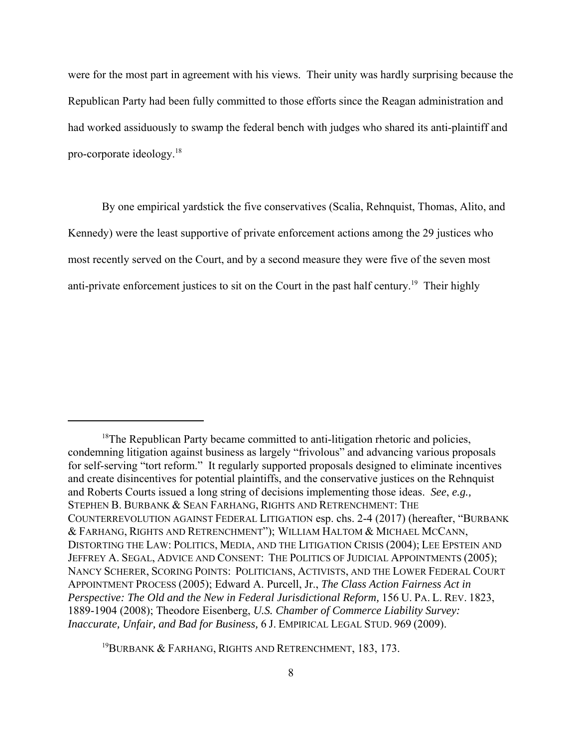were for the most part in agreement with his views. Their unity was hardly surprising because the Republican Party had been fully committed to those efforts since the Reagan administration and had worked assiduously to swamp the federal bench with judges who shared its anti-plaintiff and pro-corporate ideology.[18]

By one empirical yardstick the five conservatives (Scalia, Rehnquist, Thomas, Alito, and Kennedy) were the least supportive of private enforcement actions among the 29 justices who most recently served on the Court, and by a second measure they were five of the seven most anti-private enforcement justices to sit on the Court in the past half century.[19] Their highly

---

[18]The Republican Party became committed to anti-litigation rhetoric and policies, condemning litigation against business as largely "frivolous" and advancing various proposals for self-serving "tort reform." It regularly supported proposals designed to eliminate incentives and create disincentives for potential plaintiffs, and the conservative justices on the Rehnquist and Roberts Courts issued a long string of decisions implementing those ideas. *See*, *e.g.,* STEPHEN B. BURBANK & SEAN FARHANG, RIGHTS AND RETRENCHMENT: THE COUNTERREVOLUTION AGAINST FEDERAL LITIGATION esp. chs. 2-4 (2017) (hereafter, "BURBANK & FARHANG, RIGHTS AND RETRENCHMENT"); WILLIAM HALTOM & MICHAEL MCCANN, DISTORTING THE LAW: POLITICS, MEDIA, AND THE LITIGATION CRISIS (2004); LEE EPSTEIN AND JEFFREY A. SEGAL, ADVICE AND CONSENT: THE POLITICS OF JUDICIAL APPOINTMENTS (2005); NANCY SCHERER, SCORING POINTS: POLITICIANS, ACTIVISTS, AND THE LOWER FEDERAL COURT APPOINTMENT PROCESS (2005); Edward A. Purcell, Jr., *The Class Action Fairness Act in Perspective: The Old and the New in Federal Jurisdictional Reform,* 156 U. PA. L. REV. 1823, 1889-1904 (2008); Theodore Eisenberg, *U.S. Chamber of Commerce Liability Survey: Inaccurate, Unfair, and Bad for Business,* 6 J. EMPIRICAL LEGAL STUD. 969 (2009).

[19]BURBANK & FARHANG, RIGHTS AND RETRENCHMENT, 183, 173.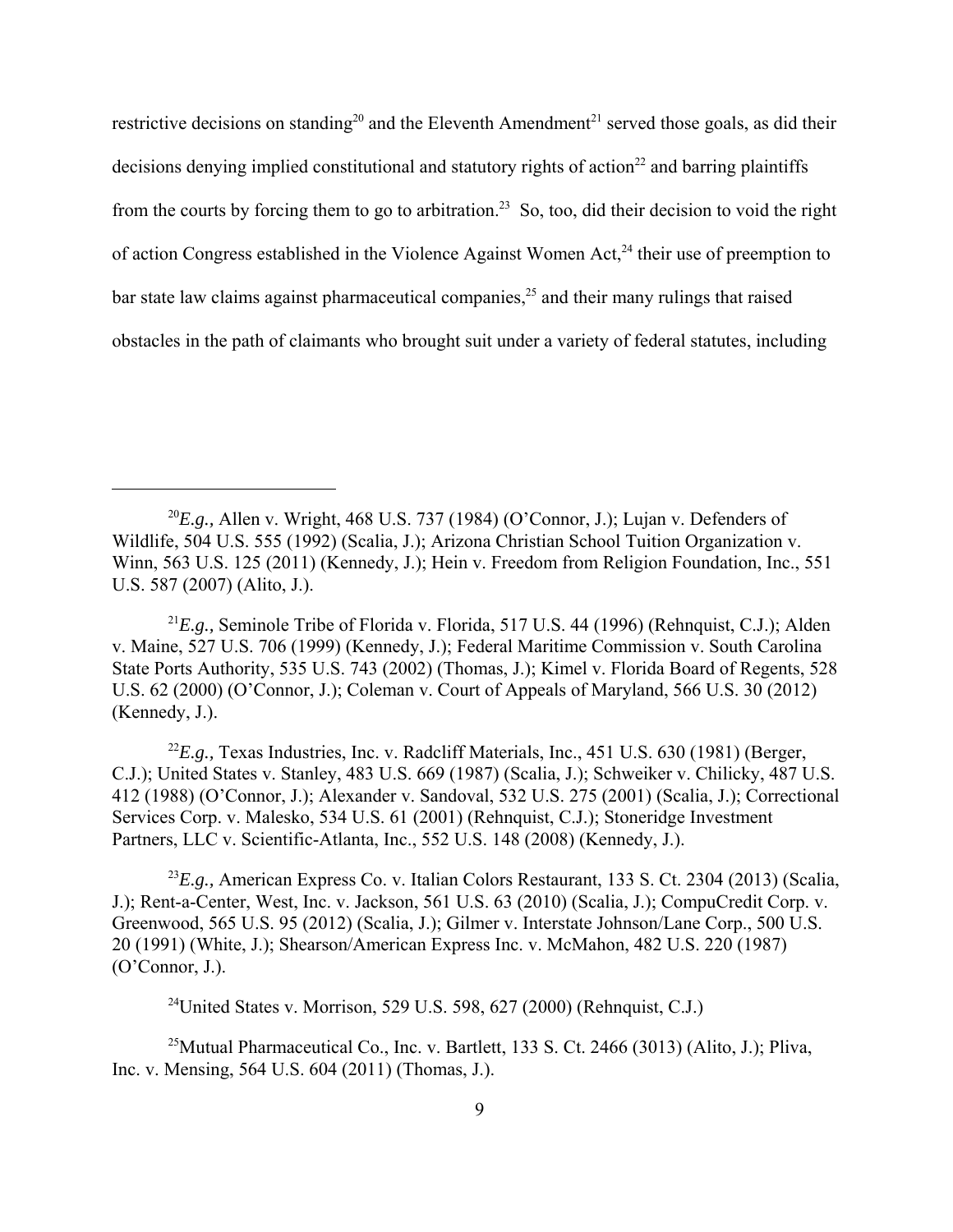restrictive decisions on standing[20] and the Eleventh Amendment[21] served those goals, as did their decisions denying implied constitutional and statutory rights of action[22] and barring plaintiffs from the courts by forcing them to go to arbitration.[23] So, too, did their decision to void the right of action Congress established in the Violence Against Women Act,[24] their use of preemption to bar state law claims against pharmaceutical companies,[25] and their many rulings that raised obstacles in the path of claimants who brought suit under a variety of federal statutes, including

---

[20]*E.g.,* Allen v. Wright, 468 U.S. 737 (1984) (O'Connor, J.); Lujan v. Defenders of Wildlife, 504 U.S. 555 (1992) (Scalia, J.); Arizona Christian School Tuition Organization v. Winn, 563 U.S. 125 (2011) (Kennedy, J.); Hein v. Freedom from Religion Foundation, Inc., 551 U.S. 587 (2007) (Alito, J.).

[21]*E.g.,* Seminole Tribe of Florida v. Florida, 517 U.S. 44 (1996) (Rehnquist, C.J.); Alden v. Maine, 527 U.S. 706 (1999) (Kennedy, J.); Federal Maritime Commission v. South Carolina State Ports Authority, 535 U.S. 743 (2002) (Thomas, J.); Kimel v. Florida Board of Regents, 528 U.S. 62 (2000) (O'Connor, J.); Coleman v. Court of Appeals of Maryland, 566 U.S. 30 (2012) (Kennedy, J.).

[22]*E.g.,* Texas Industries, Inc. v. Radcliff Materials, Inc., 451 U.S. 630 (1981) (Berger, C.J.); United States v. Stanley, 483 U.S. 669 (1987) (Scalia, J.); Schweiker v. Chilicky, 487 U.S. 412 (1988) (O'Connor, J.); Alexander v. Sandoval, 532 U.S. 275 (2001) (Scalia, J.); Correctional Services Corp. v. Malesko, 534 U.S. 61 (2001) (Rehnquist, C.J.); Stoneridge Investment Partners, LLC v. Scientific-Atlanta, Inc., 552 U.S. 148 (2008) (Kennedy, J.).

[23]*E.g.,* American Express Co. v. Italian Colors Restaurant, 133 S. Ct. 2304 (2013) (Scalia, J.); Rent-a-Center, West, Inc. v. Jackson, 561 U.S. 63 (2010) (Scalia, J.); CompuCredit Corp. v. Greenwood, 565 U.S. 95 (2012) (Scalia, J.); Gilmer v. Interstate Johnson/Lane Corp., 500 U.S. 20 (1991) (White, J.); Shearson/American Express Inc. v. McMahon, 482 U.S. 220 (1987) (O'Connor, J.).

[24]United States v. Morrison, 529 U.S. 598, 627 (2000) (Rehnquist, C.J.)

[25]Mutual Pharmaceutical Co., Inc. v. Bartlett, 133 S. Ct. 2466 (3013) (Alito, J.); Pliva, Inc. v. Mensing, 564 U.S. 604 (2011) (Thomas, J.).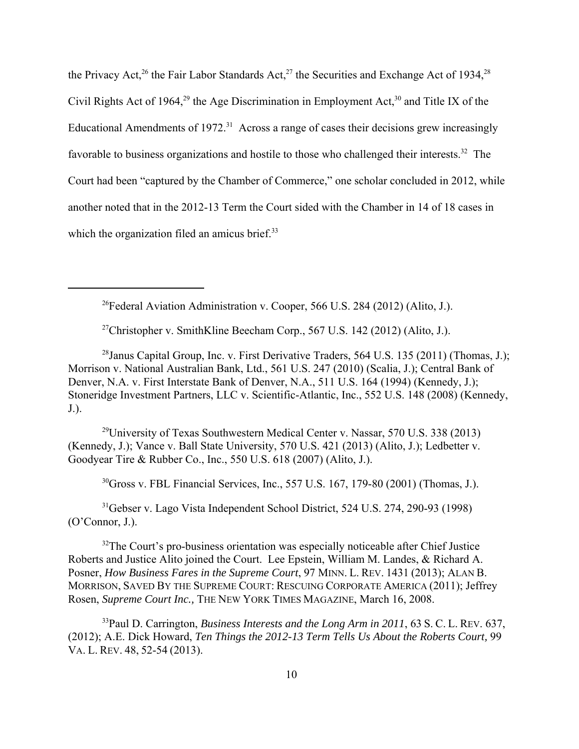the Privacy Act,[26] the Fair Labor Standards Act,[27] the Securities and Exchange Act of 1934,[28] Civil Rights Act of 1964,[29] the Age Discrimination in Employment Act,[30] and Title IX of the Educational Amendments of 1972.[31] Across a range of cases their decisions grew increasingly favorable to business organizations and hostile to those who challenged their interests.[32] The Court had been "captured by the Chamber of Commerce," one scholar concluded in 2012, while another noted that in the 2012-13 Term the Court sided with the Chamber in 14 of 18 cases in which the organization filed an amicus brief.[33]

---

[26]Federal Aviation Administration v. Cooper, 566 U.S. 284 (2012) (Alito, J.).

[27]Christopher v. SmithKline Beecham Corp., 567 U.S. 142 (2012) (Alito, J.).

[28]Janus Capital Group, Inc. v. First Derivative Traders, 564 U.S. 135 (2011) (Thomas, J.); Morrison v. National Australian Bank, Ltd., 561 U.S. 247 (2010) (Scalia, J.); Central Bank of Denver, N.A. v. First Interstate Bank of Denver, N.A., 511 U.S. 164 (1994) (Kennedy, J.); Stoneridge Investment Partners, LLC v. Scientific-Atlantic, Inc., 552 U.S. 148 (2008) (Kennedy, J.).

[29]University of Texas Southwestern Medical Center v. Nassar, 570 U.S. 338 (2013) (Kennedy, J.); Vance v. Ball State University, 570 U.S. 421 (2013) (Alito, J.); Ledbetter v. Goodyear Tire & Rubber Co., Inc., 550 U.S. 618 (2007) (Alito, J.).

[30]Gross v. FBL Financial Services, Inc., 557 U.S. 167, 179-80 (2001) (Thomas, J.).

[31]Gebser v. Lago Vista Independent School District, 524 U.S. 274, 290-93 (1998) (O'Connor, J.).

[32]The Court's pro-business orientation was especially noticeable after Chief Justice Roberts and Justice Alito joined the Court. Lee Epstein, William M. Landes, & Richard A. Posner, *How Business Fares in the Supreme Court*, 97 MINN. L. REV. 1431 (2013); ALAN B. MORRISON, SAVED BY THE SUPREME COURT: RESCUING CORPORATE AMERICA (2011); Jeffrey Rosen, *Supreme Court Inc.,* THE NEW YORK TIMES MAGAZINE, March 16, 2008.

[33]Paul D. Carrington, *Business Interests and the Long Arm in 2011*, 63 S. C. L. REV. 637, (2012); A.E. Dick Howard, *Ten Things the 2012-13 Term Tells Us About the Roberts Court,* 99 VA. L. REV. 48, 52-54 (2013).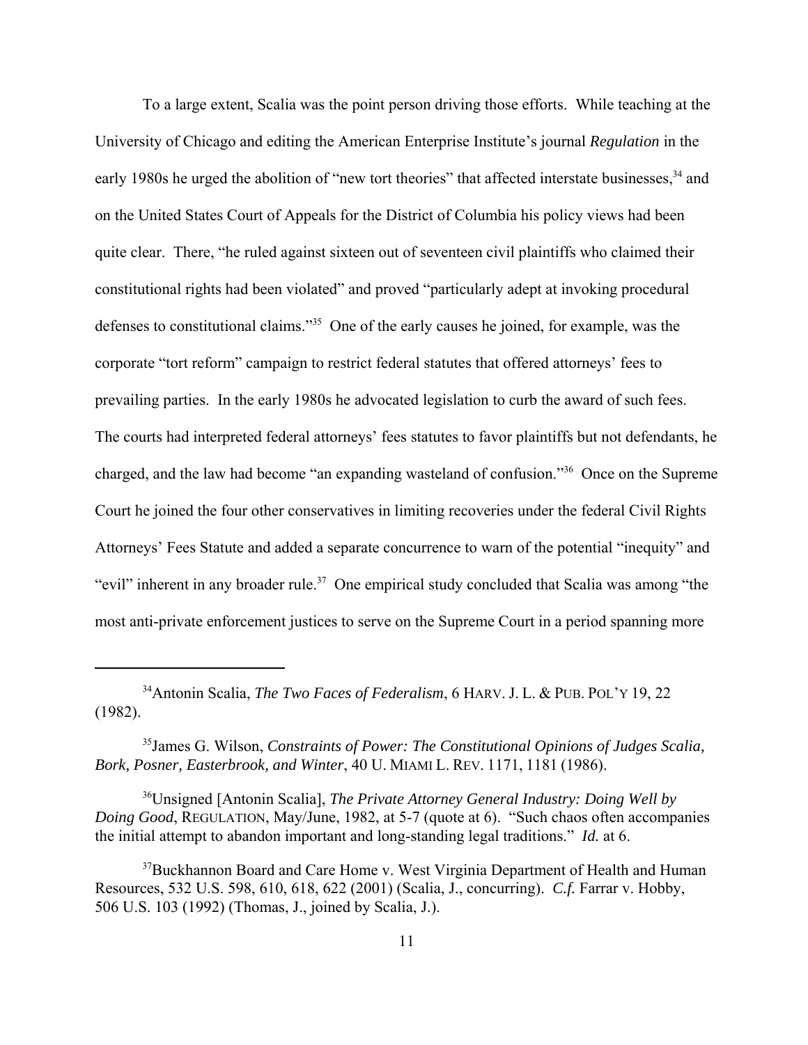To a large extent, Scalia was the point person driving those efforts. While teaching at the University of Chicago and editing the American Enterprise Institute's journal *Regulation* in the early 1980s he urged the abolition of "new tort theories" that affected interstate businesses,[34] and on the United States Court of Appeals for the District of Columbia his policy views had been quite clear. There, "he ruled against sixteen out of seventeen civil plaintiffs who claimed their constitutional rights had been violated" and proved "particularly adept at invoking procedural defenses to constitutional claims."[35] One of the early causes he joined, for example, was the corporate "tort reform" campaign to restrict federal statutes that offered attorneys' fees to prevailing parties. In the early 1980s he advocated legislation to curb the award of such fees. The courts had interpreted federal attorneys' fees statutes to favor plaintiffs but not defendants, he charged, and the law had become "an expanding wasteland of confusion."[36] Once on the Supreme Court he joined the four other conservatives in limiting recoveries under the federal Civil Rights Attorneys' Fees Statute and added a separate concurrence to warn of the potential "inequity" and "evil" inherent in any broader rule.[37] One empirical study concluded that Scalia was among "the most anti-private enforcement justices to serve on the Supreme Court in a period spanning more

---

[34] Antonin Scalia, *The Two Faces of Federalism*, 6 HARV. J. L. & PUB. POL'Y 19, 22 (1982).

[35] James G. Wilson, *Constraints of Power: The Constitutional Opinions of Judges Scalia, Bork, Posner, Easterbrook, and Winter*, 40 U. MIAMI L. REV. 1171, 1181 (1986).

[36] Unsigned [Antonin Scalia], *The Private Attorney General Industry: Doing Well by Doing Good*, REGULATION, May/June, 1982, at 5-7 (quote at 6). "Such chaos often accompanies the initial attempt to abandon important and long-standing legal traditions." *Id.* at 6.

[37] Buckhannon Board and Care Home v. West Virginia Department of Health and Human Resources, 532 U.S. 598, 610, 618, 622 (2001) (Scalia, J., concurring). *C.f.* Farrar v. Hobby, 506 U.S. 103 (1992) (Thomas, J., joined by Scalia, J.).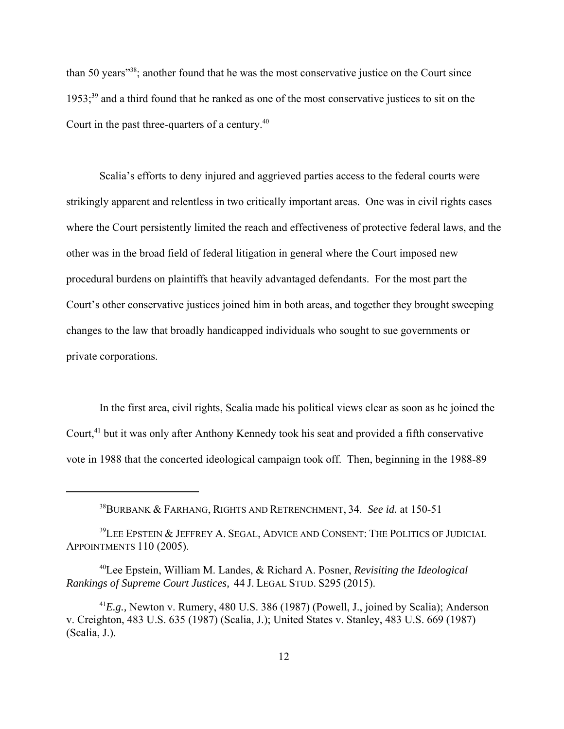than 50 years"[38]; another found that he was the most conservative justice on the Court since 1953;[39] and a third found that he ranked as one of the most conservative justices to sit on the Court in the past three-quarters of a century.[40]

Scalia's efforts to deny injured and aggrieved parties access to the federal courts were strikingly apparent and relentless in two critically important areas. One was in civil rights cases where the Court persistently limited the reach and effectiveness of protective federal laws, and the other was in the broad field of federal litigation in general where the Court imposed new procedural burdens on plaintiffs that heavily advantaged defendants. For the most part the Court's other conservative justices joined him in both areas, and together they brought sweeping changes to the law that broadly handicapped individuals who sought to sue governments or private corporations.

In the first area, civil rights, Scalia made his political views clear as soon as he joined the Court,[41] but it was only after Anthony Kennedy took his seat and provided a fifth conservative vote in 1988 that the concerted ideological campaign took off. Then, beginning in the 1988-89

---

[38]BURBANK & FARHANG, RIGHTS AND RETRENCHMENT, 34. *See id.* at 150-51

[39]LEE EPSTEIN & JEFFREY A. SEGAL, ADVICE AND CONSENT: THE POLITICS OF JUDICIAL APPOINTMENTS 110 (2005).

[40]Lee Epstein, William M. Landes, & Richard A. Posner, *Revisiting the Ideological Rankings of Supreme Court Justices,* 44 J. LEGAL STUD. S295 (2015).

[41]*E.g.,* Newton v. Rumery, 480 U.S. 386 (1987) (Powell, J., joined by Scalia); Anderson v. Creighton, 483 U.S. 635 (1987) (Scalia, J.); United States v. Stanley, 483 U.S. 669 (1987) (Scalia, J.).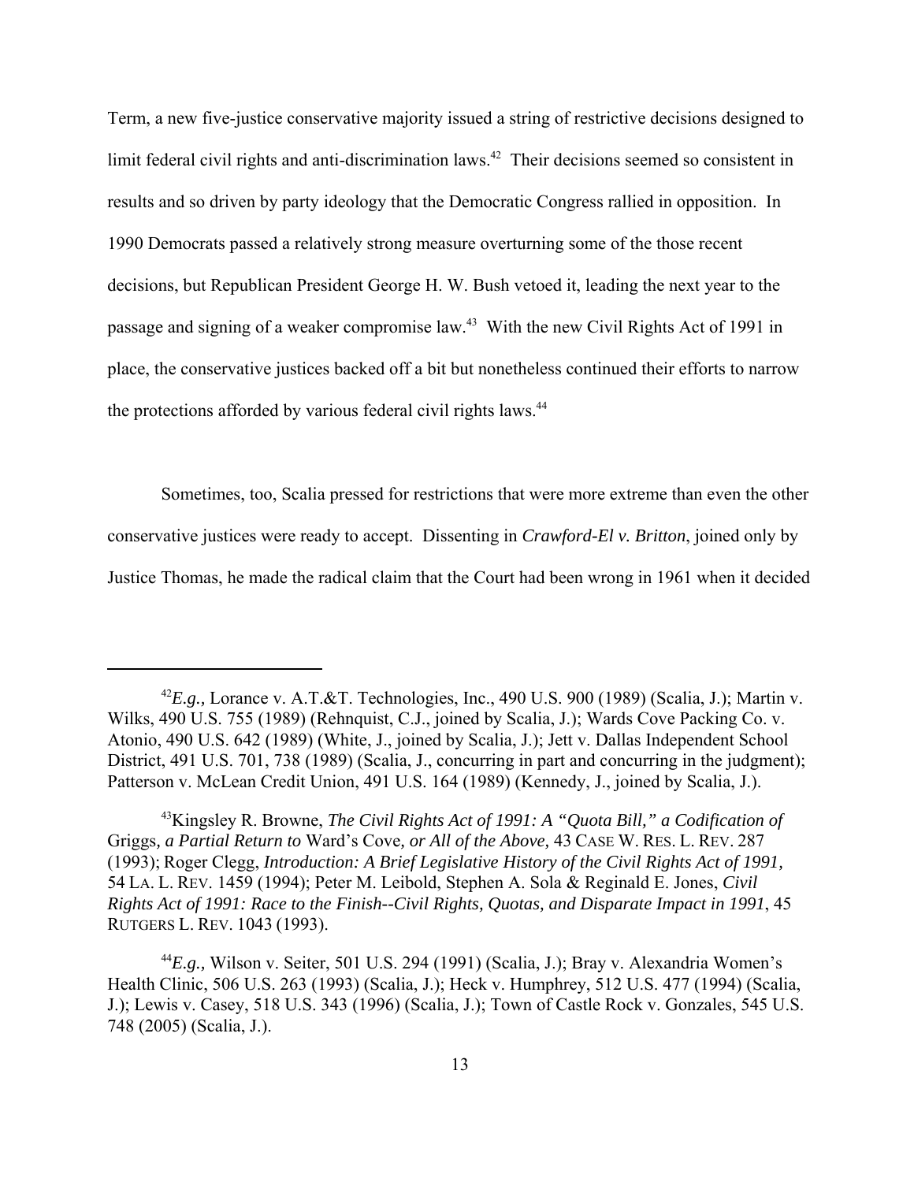Term, a new five-justice conservative majority issued a string of restrictive decisions designed to limit federal civil rights and anti-discrimination laws.[42] Their decisions seemed so consistent in results and so driven by party ideology that the Democratic Congress rallied in opposition. In 1990 Democrats passed a relatively strong measure overturning some of the those recent decisions, but Republican President George H. W. Bush vetoed it, leading the next year to the passage and signing of a weaker compromise law.[43] With the new Civil Rights Act of 1991 in place, the conservative justices backed off a bit but nonetheless continued their efforts to narrow the protections afforded by various federal civil rights laws.[44]

Sometimes, too, Scalia pressed for restrictions that were more extreme than even the other conservative justices were ready to accept. Dissenting in *Crawford-El v. Britton*, joined only by Justice Thomas, he made the radical claim that the Court had been wrong in 1961 when it decided

---

[42] *E.g.,* Lorance v. A.T.&T. Technologies, Inc., 490 U.S. 900 (1989) (Scalia, J.); Martin v. Wilks, 490 U.S. 755 (1989) (Rehnquist, C.J., joined by Scalia, J.); Wards Cove Packing Co. v. Atonio, 490 U.S. 642 (1989) (White, J., joined by Scalia, J.); Jett v. Dallas Independent School District, 491 U.S. 701, 738 (1989) (Scalia, J., concurring in part and concurring in the judgment); Patterson v. McLean Credit Union, 491 U.S. 164 (1989) (Kennedy, J., joined by Scalia, J.).

[43] Kingsley R. Browne, *The Civil Rights Act of 1991: A "Quota Bill," a Codification of* Griggs*, a Partial Return to* Ward's Cove*, or All of the Above,* 43 CASE W. RES. L. REV. 287 (1993); Roger Clegg, *Introduction: A Brief Legislative History of the Civil Rights Act of 1991,* 54 LA. L. REV. 1459 (1994); Peter M. Leibold, Stephen A. Sola & Reginald E. Jones, *Civil Rights Act of 1991: Race to the Finish--Civil Rights, Quotas, and Disparate Impact in 1991*, 45 RUTGERS L. REV. 1043 (1993).

[44] *E.g.,* Wilson v. Seiter, 501 U.S. 294 (1991) (Scalia, J.); Bray v. Alexandria Women's Health Clinic, 506 U.S. 263 (1993) (Scalia, J.); Heck v. Humphrey, 512 U.S. 477 (1994) (Scalia, J.); Lewis v. Casey, 518 U.S. 343 (1996) (Scalia, J.); Town of Castle Rock v. Gonzales, 545 U.S. 748 (2005) (Scalia, J.).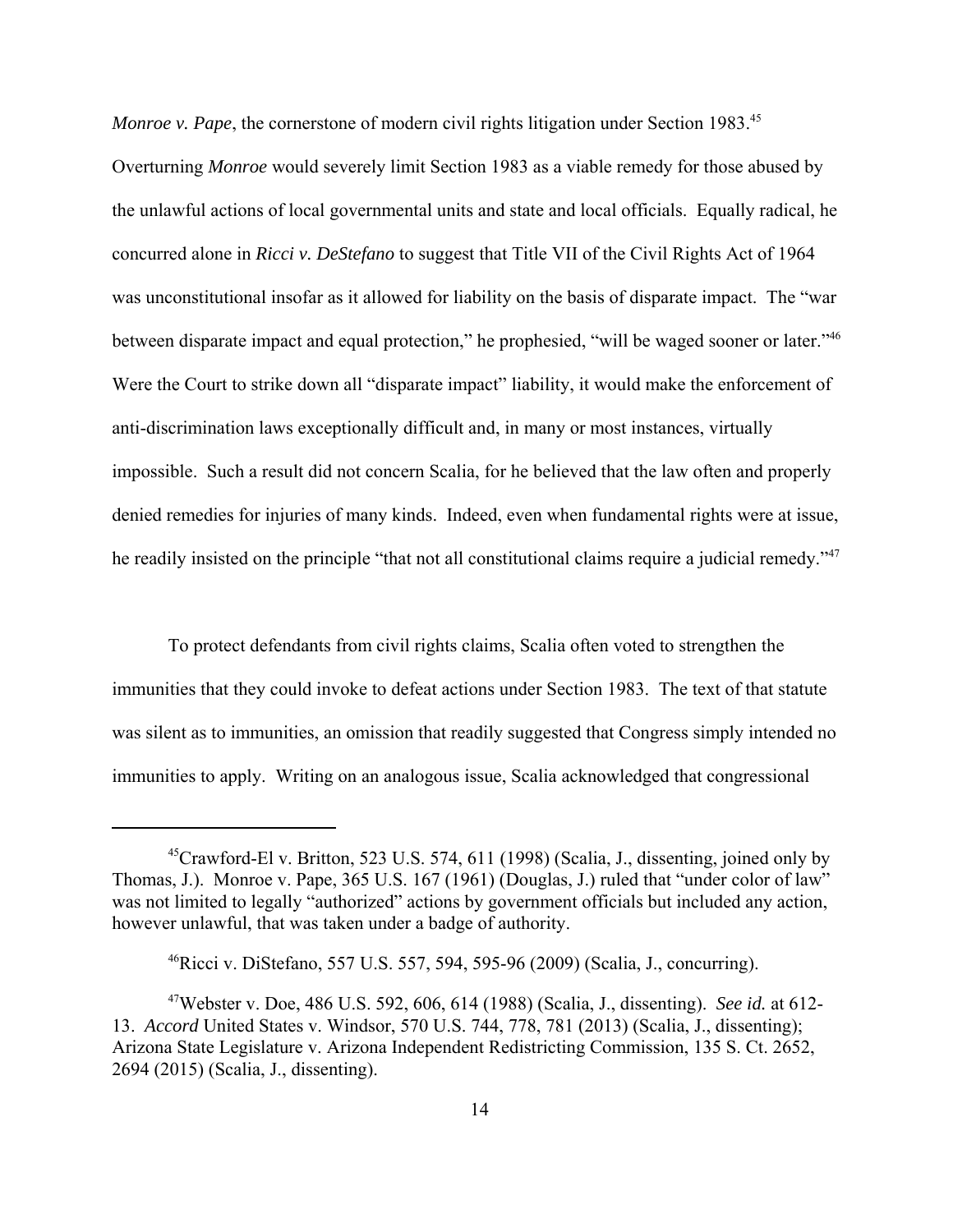*Monroe v. Pape*, the cornerstone of modern civil rights litigation under Section 1983.[45] Overturning *Monroe* would severely limit Section 1983 as a viable remedy for those abused by the unlawful actions of local governmental units and state and local officials. Equally radical, he concurred alone in *Ricci v. DeStefano* to suggest that Title VII of the Civil Rights Act of 1964 was unconstitutional insofar as it allowed for liability on the basis of disparate impact. The "war between disparate impact and equal protection," he prophesied, "will be waged sooner or later."[46] Were the Court to strike down all "disparate impact" liability, it would make the enforcement of anti-discrimination laws exceptionally difficult and, in many or most instances, virtually impossible. Such a result did not concern Scalia, for he believed that the law often and properly denied remedies for injuries of many kinds. Indeed, even when fundamental rights were at issue, he readily insisted on the principle "that not all constitutional claims require a judicial remedy."[47]

To protect defendants from civil rights claims, Scalia often voted to strengthen the immunities that they could invoke to defeat actions under Section 1983. The text of that statute was silent as to immunities, an omission that readily suggested that Congress simply intended no immunities to apply. Writing on an analogous issue, Scalia acknowledged that congressional

---

[45] Crawford-El v. Britton, 523 U.S. 574, 611 (1998) (Scalia, J., dissenting, joined only by Thomas, J.). Monroe v. Pape, 365 U.S. 167 (1961) (Douglas, J.) ruled that "under color of law" was not limited to legally "authorized" actions by government officials but included any action, however unlawful, that was taken under a badge of authority.

[46] Ricci v. DiStefano, 557 U.S. 557, 594, 595-96 (2009) (Scalia, J., concurring).

[47] Webster v. Doe, 486 U.S. 592, 606, 614 (1988) (Scalia, J., dissenting). *See id.* at 612-13. *Accord* United States v. Windsor, 570 U.S. 744, 778, 781 (2013) (Scalia, J., dissenting); Arizona State Legislature v. Arizona Independent Redistricting Commission, 135 S. Ct. 2652, 2694 (2015) (Scalia, J., dissenting).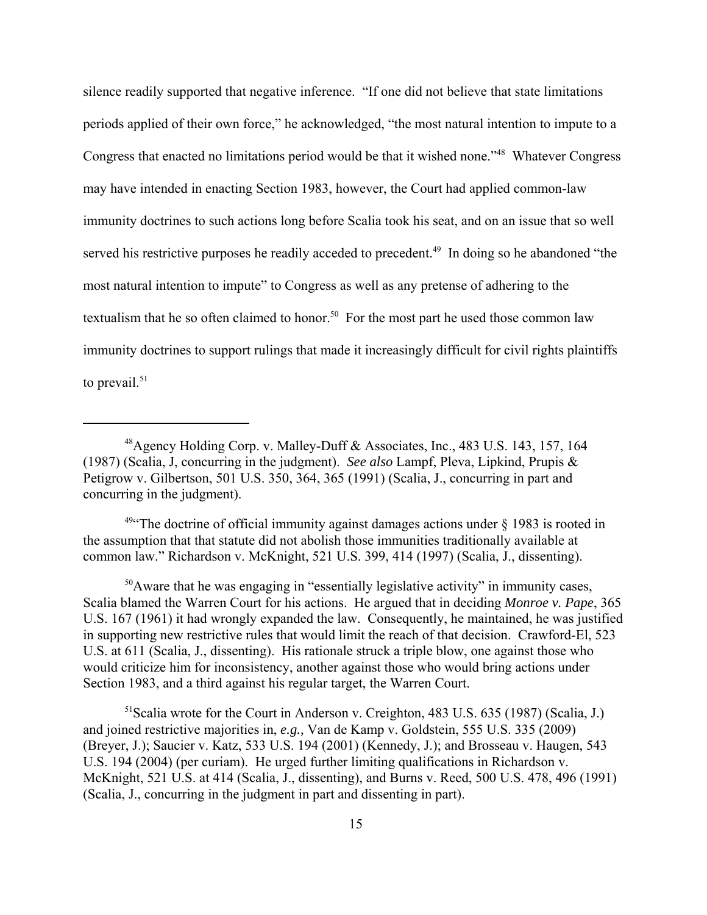silence readily supported that negative inference. "If one did not believe that state limitations periods applied of their own force," he acknowledged, "the most natural intention to impute to a Congress that enacted no limitations period would be that it wished none."[48] Whatever Congress may have intended in enacting Section 1983, however, the Court had applied common-law immunity doctrines to such actions long before Scalia took his seat, and on an issue that so well served his restrictive purposes he readily acceded to precedent.[49] In doing so he abandoned "the most natural intention to impute" to Congress as well as any pretense of adhering to the textualism that he so often claimed to honor.[50] For the most part he used those common law immunity doctrines to support rulings that made it increasingly difficult for civil rights plaintiffs to prevail.[51]

---

[48]Agency Holding Corp. v. Malley-Duff & Associates, Inc., 483 U.S. 143, 157, 164 (1987) (Scalia, J, concurring in the judgment). *See also* Lampf, Pleva, Lipkind, Prupis & Petigrow v. Gilbertson, 501 U.S. 350, 364, 365 (1991) (Scalia, J., concurring in part and concurring in the judgment).

[49]"The doctrine of official immunity against damages actions under § 1983 is rooted in the assumption that that statute did not abolish those immunities traditionally available at common law." Richardson v. McKnight, 521 U.S. 399, 414 (1997) (Scalia, J., dissenting).

[50]Aware that he was engaging in "essentially legislative activity" in immunity cases, Scalia blamed the Warren Court for his actions. He argued that in deciding *Monroe v. Pape*, 365 U.S. 167 (1961) it had wrongly expanded the law. Consequently, he maintained, he was justified in supporting new restrictive rules that would limit the reach of that decision. Crawford-El, 523 U.S. at 611 (Scalia, J., dissenting). His rationale struck a triple blow, one against those who would criticize him for inconsistency, another against those who would bring actions under Section 1983, and a third against his regular target, the Warren Court.

[51]Scalia wrote for the Court in Anderson v. Creighton, 483 U.S. 635 (1987) (Scalia, J.) and joined restrictive majorities in, *e.g.,* Van de Kamp v. Goldstein, 555 U.S. 335 (2009) (Breyer, J.); Saucier v. Katz, 533 U.S. 194 (2001) (Kennedy, J.); and Brosseau v. Haugen, 543 U.S. 194 (2004) (per curiam). He urged further limiting qualifications in Richardson v. McKnight, 521 U.S. at 414 (Scalia, J., dissenting), and Burns v. Reed, 500 U.S. 478, 496 (1991) (Scalia, J., concurring in the judgment in part and dissenting in part).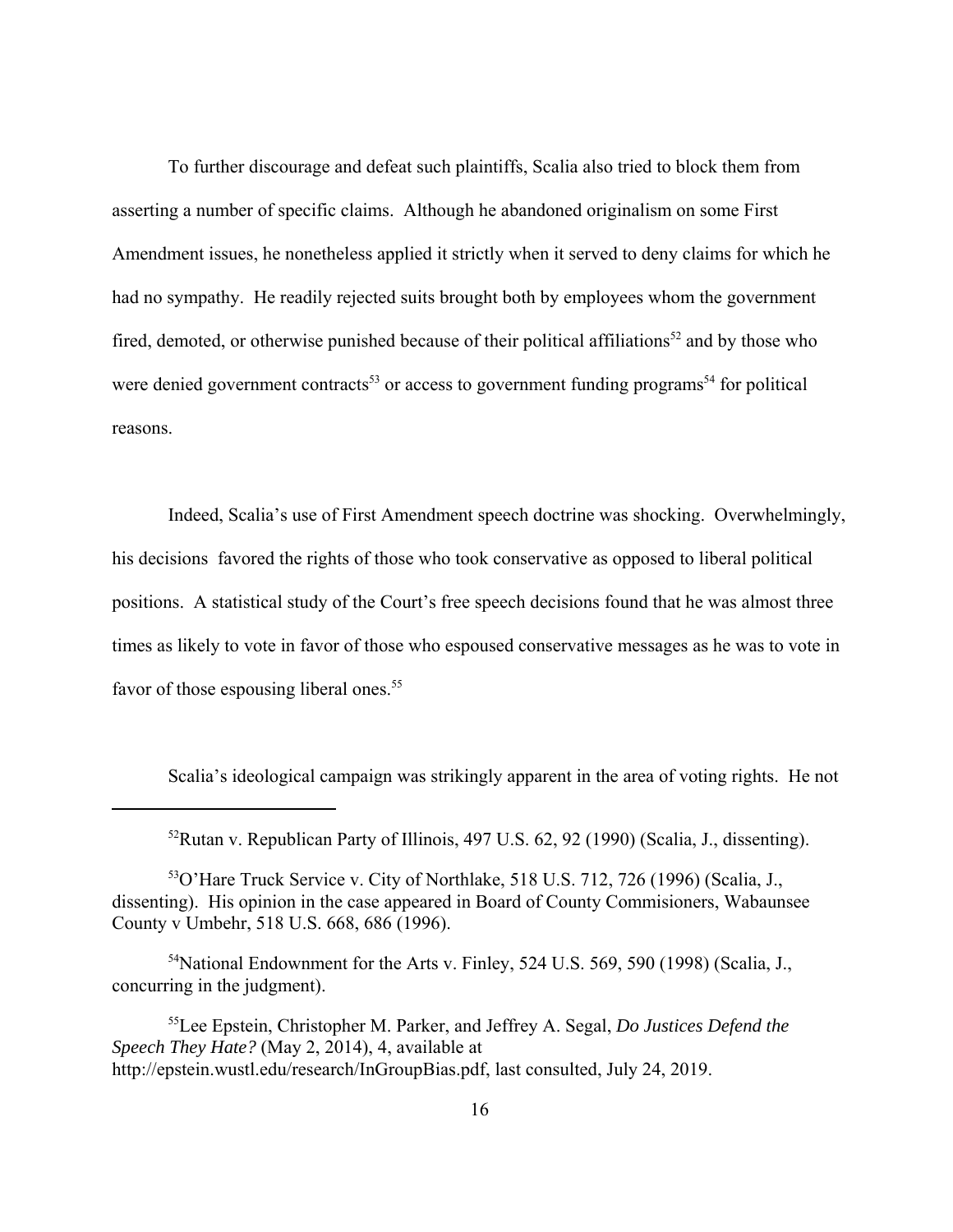To further discourage and defeat such plaintiffs, Scalia also tried to block them from asserting a number of specific claims. Although he abandoned originalism on some First Amendment issues, he nonetheless applied it strictly when it served to deny claims for which he had no sympathy. He readily rejected suits brought both by employees whom the government fired, demoted, or otherwise punished because of their political affiliations[52] and by those who were denied government contracts[53] or access to government funding programs[54] for political reasons.

Indeed, Scalia's use of First Amendment speech doctrine was shocking. Overwhelmingly, his decisions favored the rights of those who took conservative as opposed to liberal political positions. A statistical study of the Court's free speech decisions found that he was almost three times as likely to vote in favor of those who espoused conservative messages as he was to vote in favor of those espousing liberal ones.[55]

Scalia's ideological campaign was strikingly apparent in the area of voting rights. He not

---

[52]Rutan v. Republican Party of Illinois, 497 U.S. 62, 92 (1990) (Scalia, J., dissenting).

[53]O'Hare Truck Service v. City of Northlake, 518 U.S. 712, 726 (1996) (Scalia, J., dissenting). His opinion in the case appeared in Board of County Commisioners, Wabaunsee County v Umbehr, 518 U.S. 668, 686 (1996).

[54]National Endownment for the Arts v. Finley, 524 U.S. 569, 590 (1998) (Scalia, J., concurring in the judgment).

[55]Lee Epstein, Christopher M. Parker, and Jeffrey A. Segal, *Do Justices Defend the Speech They Hate?* (May 2, 2014), 4, available at http://epstein.wustl.edu/research/InGroupBias.pdf, last consulted, July 24, 2019.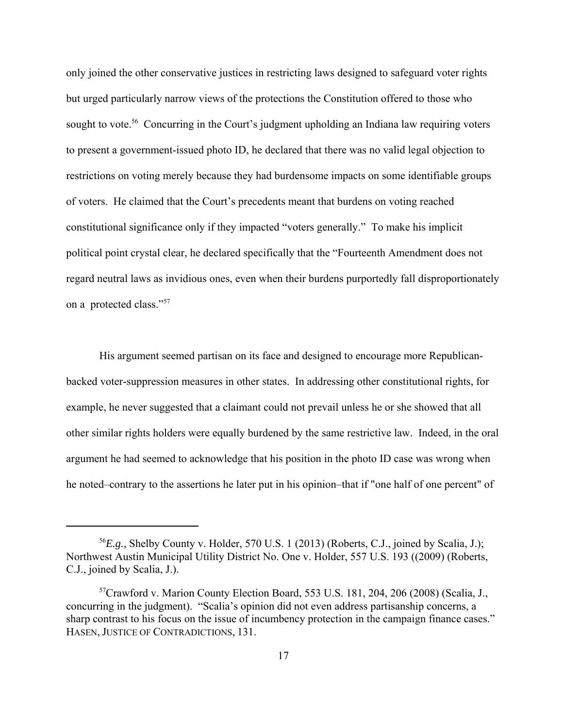only joined the other conservative justices in restricting laws designed to safeguard voter rights but urged particularly narrow views of the protections the Constitution offered to those who sought to vote.[56] Concurring in the Court's judgment upholding an Indiana law requiring voters to present a government-issued photo ID, he declared that there was no valid legal objection to restrictions on voting merely because they had burdensome impacts on some identifiable groups of voters. He claimed that the Court's precedents meant that burdens on voting reached constitutional significance only if they impacted "voters generally." To make his implicit political point crystal clear, he declared specifically that the "Fourteenth Amendment does not regard neutral laws as invidious ones, even when their burdens purportedly fall disproportionately on a protected class."[57]

His argument seemed partisan on its face and designed to encourage more Republican-backed voter-suppression measures in other states. In addressing other constitutional rights, for example, he never suggested that a claimant could not prevail unless he or she showed that all other similar rights holders were equally burdened by the same restrictive law. Indeed, in the oral argument he had seemed to acknowledge that his position in the photo ID case was wrong when he noted–contrary to the assertions he later put in his opinion–that if "one half of one percent" of

---

[56] *E.g.,* Shelby County v. Holder, 570 U.S. 1 (2013) (Roberts, C.J., joined by Scalia, J.); Northwest Austin Municipal Utility District No. One v. Holder, 557 U.S. 193 ((2009) (Roberts, C.J., joined by Scalia, J.).

[57] Crawford v. Marion County Election Board, 553 U.S. 181, 204, 206 (2008) (Scalia, J., concurring in the judgment). "Scalia's opinion did not even address partisanship concerns, a sharp contrast to his focus on the issue of incumbency protection in the campaign finance cases." HASEN, JUSTICE OF CONTRADICTIONS, 131.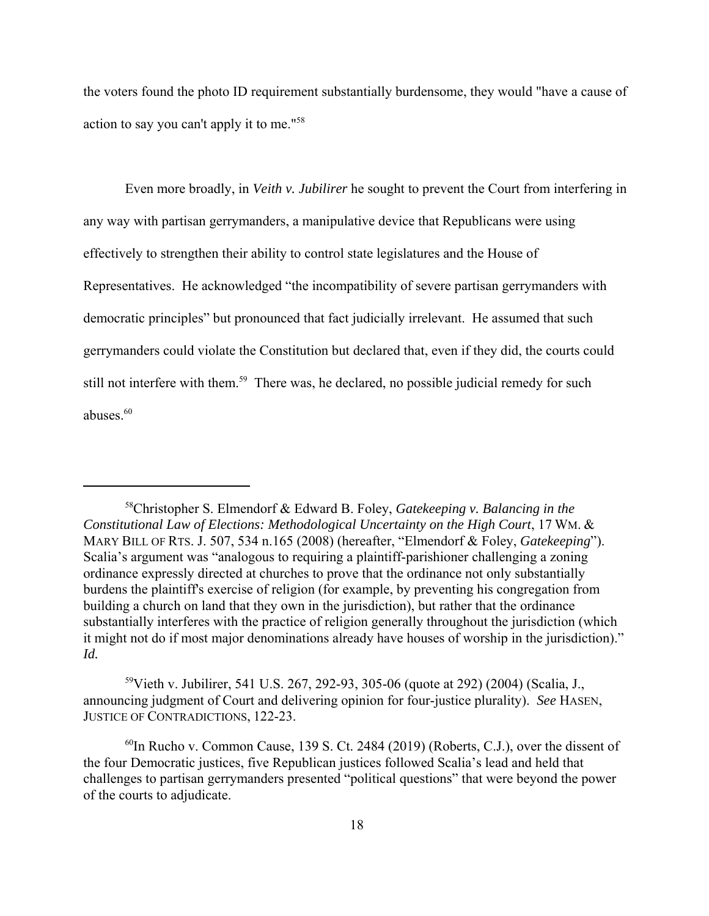the voters found the photo ID requirement substantially burdensome, they would "have a cause of action to say you can't apply it to me."[58]

Even more broadly, in *Veith v. Jubilirer* he sought to prevent the Court from interfering in any way with partisan gerrymanders, a manipulative device that Republicans were using effectively to strengthen their ability to control state legislatures and the House of Representatives. He acknowledged "the incompatibility of severe partisan gerrymanders with democratic principles" but pronounced that fact judicially irrelevant. He assumed that such gerrymanders could violate the Constitution but declared that, even if they did, the courts could still not interfere with them.[59] There was, he declared, no possible judicial remedy for such abuses.[60]

---

[58]Christopher S. Elmendorf & Edward B. Foley, *Gatekeeping v. Balancing in the Constitutional Law of Elections: Methodological Uncertainty on the High Court*, 17 WM. & MARY BILL OF RTS. J. 507, 534 n.165 (2008) (hereafter, "Elmendorf & Foley, *Gatekeeping*"). Scalia's argument was "analogous to requiring a plaintiff-parishioner challenging a zoning ordinance expressly directed at churches to prove that the ordinance not only substantially burdens the plaintiff's exercise of religion (for example, by preventing his congregation from building a church on land that they own in the jurisdiction), but rather that the ordinance substantially interferes with the practice of religion generally throughout the jurisdiction (which it might not do if most major denominations already have houses of worship in the jurisdiction)." *Id.*

[59]Vieth v. Jubilirer, 541 U.S. 267, 292-93, 305-06 (quote at 292) (2004) (Scalia, J., announcing judgment of Court and delivering opinion for four-justice plurality). *See* HASEN, JUSTICE OF CONTRADICTIONS, 122-23.

[60]In Rucho v. Common Cause, 139 S. Ct. 2484 (2019) (Roberts, C.J.), over the dissent of the four Democratic justices, five Republican justices followed Scalia's lead and held that challenges to partisan gerrymanders presented "political questions" that were beyond the power of the courts to adjudicate.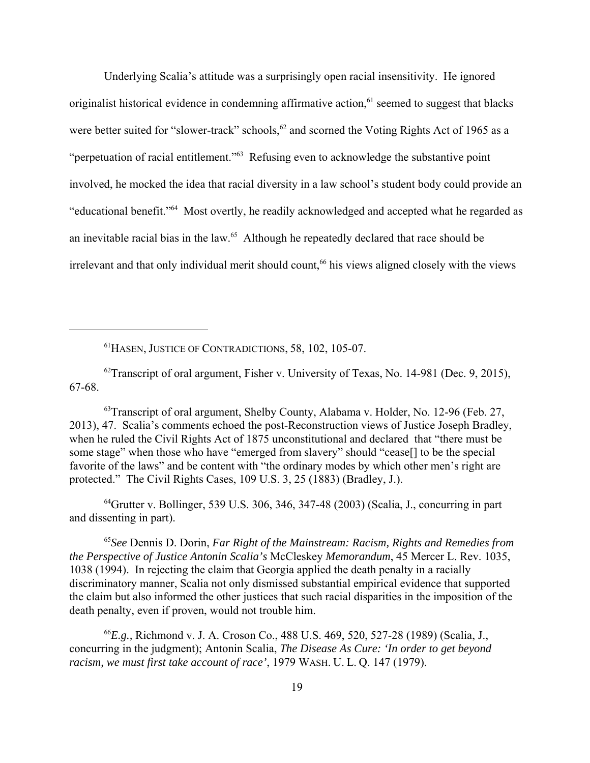Underlying Scalia's attitude was a surprisingly open racial insensitivity. He ignored originalist historical evidence in condemning affirmative action,[61] seemed to suggest that blacks were better suited for "slower-track" schools,[62] and scorned the Voting Rights Act of 1965 as a "perpetuation of racial entitlement."[63] Refusing even to acknowledge the substantive point involved, he mocked the idea that racial diversity in a law school's student body could provide an "educational benefit."[64] Most overtly, he readily acknowledged and accepted what he regarded as an inevitable racial bias in the law.[65] Although he repeatedly declared that race should be irrelevant and that only individual merit should count,[66] his views aligned closely with the views

---

[61]HASEN, JUSTICE OF CONTRADICTIONS, 58, 102, 105-07.

[62]Transcript of oral argument, Fisher v. University of Texas, No. 14-981 (Dec. 9, 2015), 67-68.

[63]Transcript of oral argument, Shelby County, Alabama v. Holder, No. 12-96 (Feb. 27, 2013), 47. Scalia's comments echoed the post-Reconstruction views of Justice Joseph Bradley, when he ruled the Civil Rights Act of 1875 unconstitutional and declared that "there must be some stage" when those who have "emerged from slavery" should "cease[] to be the special favorite of the laws" and be content with "the ordinary modes by which other men's right are protected." The Civil Rights Cases, 109 U.S. 3, 25 (1883) (Bradley, J.).

[64]Grutter v. Bollinger, 539 U.S. 306, 346, 347-48 (2003) (Scalia, J., concurring in part and dissenting in part).

[65]*See* Dennis D. Dorin, *Far Right of the Mainstream: Racism, Rights and Remedies from the Perspective of Justice Antonin Scalia's* McCleskey *Memorandum*, 45 Mercer L. Rev. 1035, 1038 (1994). In rejecting the claim that Georgia applied the death penalty in a racially discriminatory manner, Scalia not only dismissed substantial empirical evidence that supported the claim but also informed the other justices that such racial disparities in the imposition of the death penalty, even if proven, would not trouble him.

[66]*E.g.,* Richmond v. J. A. Croson Co., 488 U.S. 469, 520, 527-28 (1989) (Scalia, J., concurring in the judgment); Antonin Scalia, *The Disease As Cure: 'In order to get beyond racism, we must first take account of race'*, 1979 WASH. U. L. Q. 147 (1979).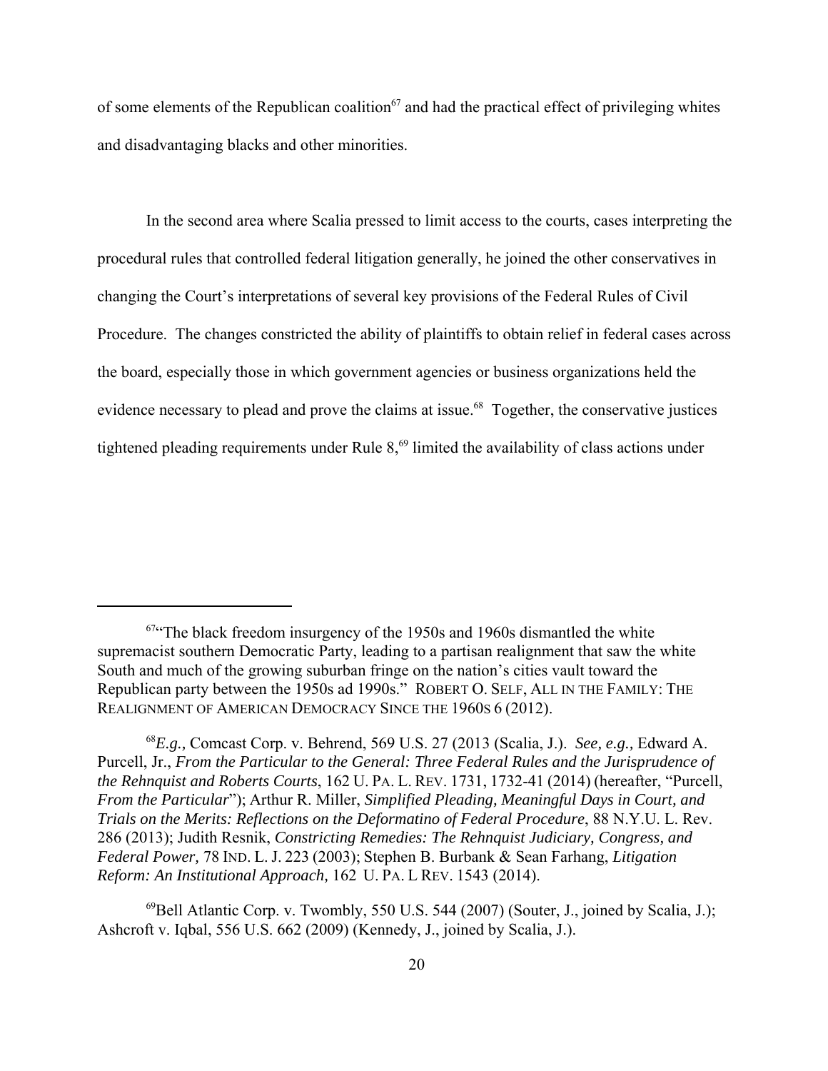of some elements of the Republican coalition[67] and had the practical effect of privileging whites and disadvantaging blacks and other minorities.

In the second area where Scalia pressed to limit access to the courts, cases interpreting the procedural rules that controlled federal litigation generally, he joined the other conservatives in changing the Court's interpretations of several key provisions of the Federal Rules of Civil Procedure. The changes constricted the ability of plaintiffs to obtain relief in federal cases across the board, especially those in which government agencies or business organizations held the evidence necessary to plead and prove the claims at issue.[68] Together, the conservative justices tightened pleading requirements under Rule 8,[69] limited the availability of class actions under

---

[67]"The black freedom insurgency of the 1950s and 1960s dismantled the white supremacist southern Democratic Party, leading to a partisan realignment that saw the white South and much of the growing suburban fringe on the nation's cities vault toward the Republican party between the 1950s ad 1990s." ROBERT O. SELF, ALL IN THE FAMILY: THE REALIGNMENT OF AMERICAN DEMOCRACY SINCE THE 1960S 6 (2012).

[68]*E.g.,* Comcast Corp. v. Behrend, 569 U.S. 27 (2013 (Scalia, J.). *See, e.g.,* Edward A. Purcell, Jr., *From the Particular to the General: Three Federal Rules and the Jurisprudence of the Rehnquist and Roberts Courts*, 162 U. PA. L. REV. 1731, 1732-41 (2014) (hereafter, "Purcell, *From the Particular*"); Arthur R. Miller, *Simplified Pleading, Meaningful Days in Court, and Trials on the Merits: Reflections on the Deformatino of Federal Procedure*, 88 N.Y.U. L. Rev. 286 (2013); Judith Resnik, *Constricting Remedies: The Rehnquist Judiciary, Congress, and Federal Power,* 78 IND. L. J. 223 (2003); Stephen B. Burbank & Sean Farhang, *Litigation Reform: An Institutional Approach,* 162 U. PA. L REV. 1543 (2014).

[69]Bell Atlantic Corp. v. Twombly, 550 U.S. 544 (2007) (Souter, J., joined by Scalia, J.); Ashcroft v. Iqbal, 556 U.S. 662 (2009) (Kennedy, J., joined by Scalia, J.).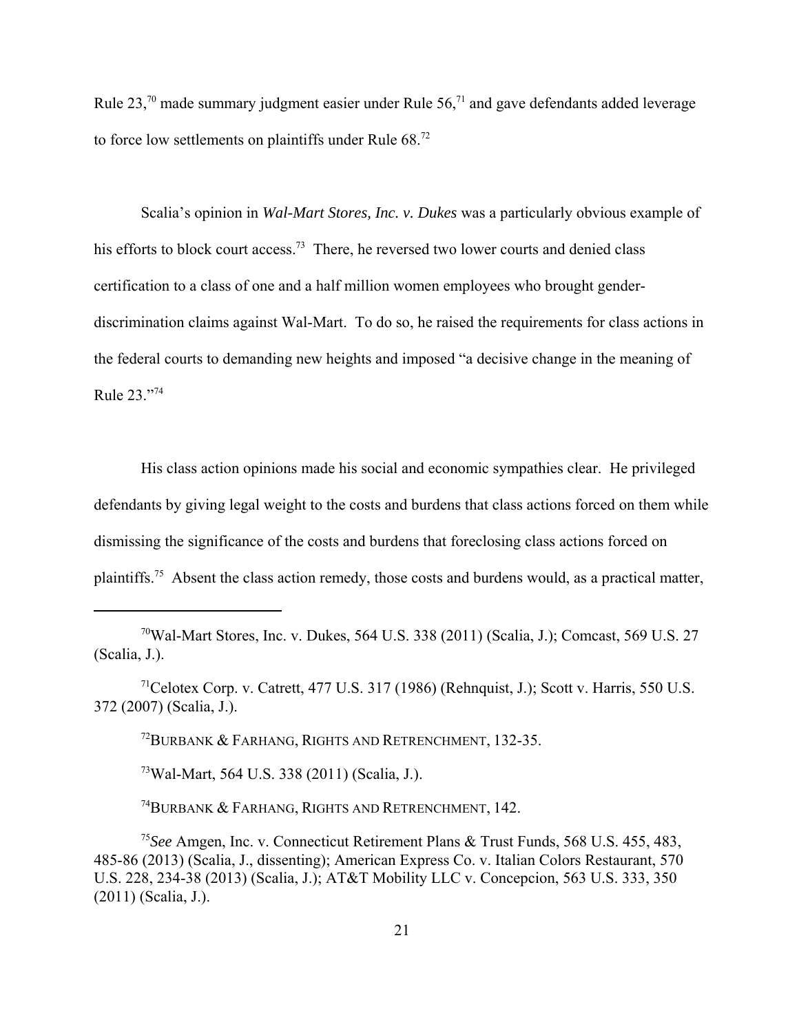Rule 23,[70] made summary judgment easier under Rule 56,[71] and gave defendants added leverage to force low settlements on plaintiffs under Rule 68.[72]

Scalia's opinion in *Wal-Mart Stores, Inc. v. Dukes* was a particularly obvious example of his efforts to block court access.[73] There, he reversed two lower courts and denied class certification to a class of one and a half million women employees who brought gender-discrimination claims against Wal-Mart. To do so, he raised the requirements for class actions in the federal courts to demanding new heights and imposed "a decisive change in the meaning of Rule 23."[74]

His class action opinions made his social and economic sympathies clear. He privileged defendants by giving legal weight to the costs and burdens that class actions forced on them while dismissing the significance of the costs and burdens that foreclosing class actions forced on plaintiffs.[75] Absent the class action remedy, those costs and burdens would, as a practical matter,

---

[70]Wal-Mart Stores, Inc. v. Dukes, 564 U.S. 338 (2011) (Scalia, J.); Comcast, 569 U.S. 27 (Scalia, J.).

[71]Celotex Corp. v. Catrett, 477 U.S. 317 (1986) (Rehnquist, J.); Scott v. Harris, 550 U.S. 372 (2007) (Scalia, J.).

[72]BURBANK & FARHANG, RIGHTS AND RETRENCHMENT, 132-35.

[73]Wal-Mart, 564 U.S. 338 (2011) (Scalia, J.).

[74]BURBANK & FARHANG, RIGHTS AND RETRENCHMENT, 142.

[75]*See* Amgen, Inc. v. Connecticut Retirement Plans & Trust Funds, 568 U.S. 455, 483, 485-86 (2013) (Scalia, J., dissenting); American Express Co. v. Italian Colors Restaurant, 570 U.S. 228, 234-38 (2013) (Scalia, J.); AT&T Mobility LLC v. Concepcion, 563 U.S. 333, 350 (2011) (Scalia, J.).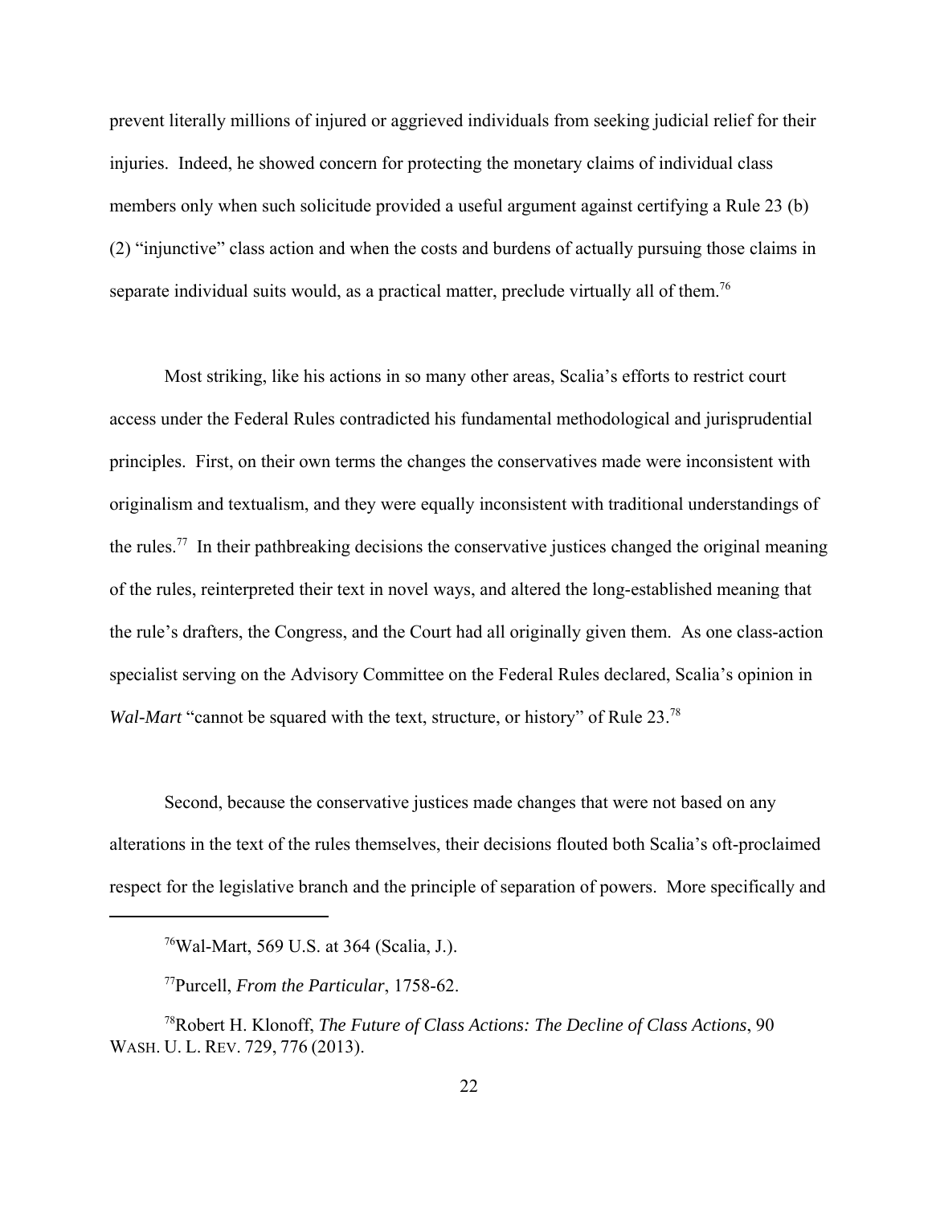prevent literally millions of injured or aggrieved individuals from seeking judicial relief for their injuries. Indeed, he showed concern for protecting the monetary claims of individual class members only when such solicitude provided a useful argument against certifying a Rule 23 (b) (2) "injunctive" class action and when the costs and burdens of actually pursuing those claims in separate individual suits would, as a practical matter, preclude virtually all of them.[76]

Most striking, like his actions in so many other areas, Scalia's efforts to restrict court access under the Federal Rules contradicted his fundamental methodological and jurisprudential principles. First, on their own terms the changes the conservatives made were inconsistent with originalism and textualism, and they were equally inconsistent with traditional understandings of the rules.[77] In their pathbreaking decisions the conservative justices changed the original meaning of the rules, reinterpreted their text in novel ways, and altered the long-established meaning that the rule's drafters, the Congress, and the Court had all originally given them. As one class-action specialist serving on the Advisory Committee on the Federal Rules declared, Scalia's opinion in *Wal-Mart* "cannot be squared with the text, structure, or history" of Rule 23.[78]

Second, because the conservative justices made changes that were not based on any alterations in the text of the rules themselves, their decisions flouted both Scalia's oft-proclaimed respect for the legislative branch and the principle of separation of powers. More specifically and

---

[76] Wal-Mart, 569 U.S. at 364 (Scalia, J.).

[77] Purcell, *From the Particular*, 1758-62.

[78] Robert H. Klonoff, *The Future of Class Actions: The Decline of Class Actions*, 90 WASH. U. L. REV. 729, 776 (2013).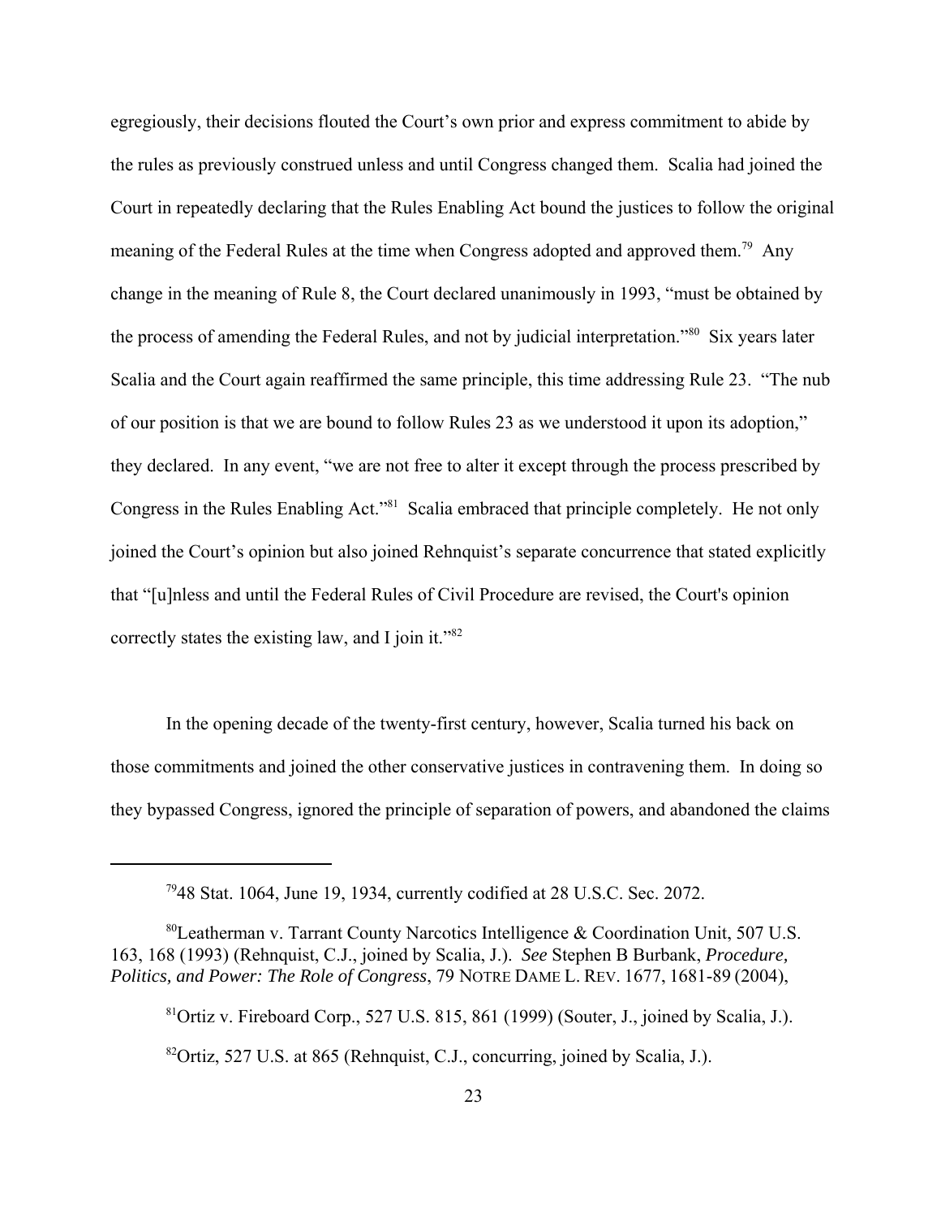egregiously, their decisions flouted the Court's own prior and express commitment to abide by the rules as previously construed unless and until Congress changed them. Scalia had joined the Court in repeatedly declaring that the Rules Enabling Act bound the justices to follow the original meaning of the Federal Rules at the time when Congress adopted and approved them.[79] Any change in the meaning of Rule 8, the Court declared unanimously in 1993, "must be obtained by the process of amending the Federal Rules, and not by judicial interpretation."[80] Six years later Scalia and the Court again reaffirmed the same principle, this time addressing Rule 23. "The nub of our position is that we are bound to follow Rules 23 as we understood it upon its adoption," they declared. In any event, "we are not free to alter it except through the process prescribed by Congress in the Rules Enabling Act."[81] Scalia embraced that principle completely. He not only joined the Court's opinion but also joined Rehnquist's separate concurrence that stated explicitly that "[u]nless and until the Federal Rules of Civil Procedure are revised, the Court's opinion correctly states the existing law, and I join it."[82]

In the opening decade of the twenty-first century, however, Scalia turned his back on those commitments and joined the other conservative justices in contravening them. In doing so they bypassed Congress, ignored the principle of separation of powers, and abandoned the claims

---

[79] 48 Stat. 1064, June 19, 1934, currently codified at 28 U.S.C. Sec. 2072.

[80] Leatherman v. Tarrant County Narcotics Intelligence & Coordination Unit, 507 U.S. 163, 168 (1993) (Rehnquist, C.J., joined by Scalia, J.). *See* Stephen B Burbank, *Procedure, Politics, and Power: The Role of Congress*, 79 NOTRE DAME L. REV. 1677, 1681-89 (2004),

[81] Ortiz v. Fireboard Corp., 527 U.S. 815, 861 (1999) (Souter, J., joined by Scalia, J.).

[82] Ortiz, 527 U.S. at 865 (Rehnquist, C.J., concurring, joined by Scalia, J.).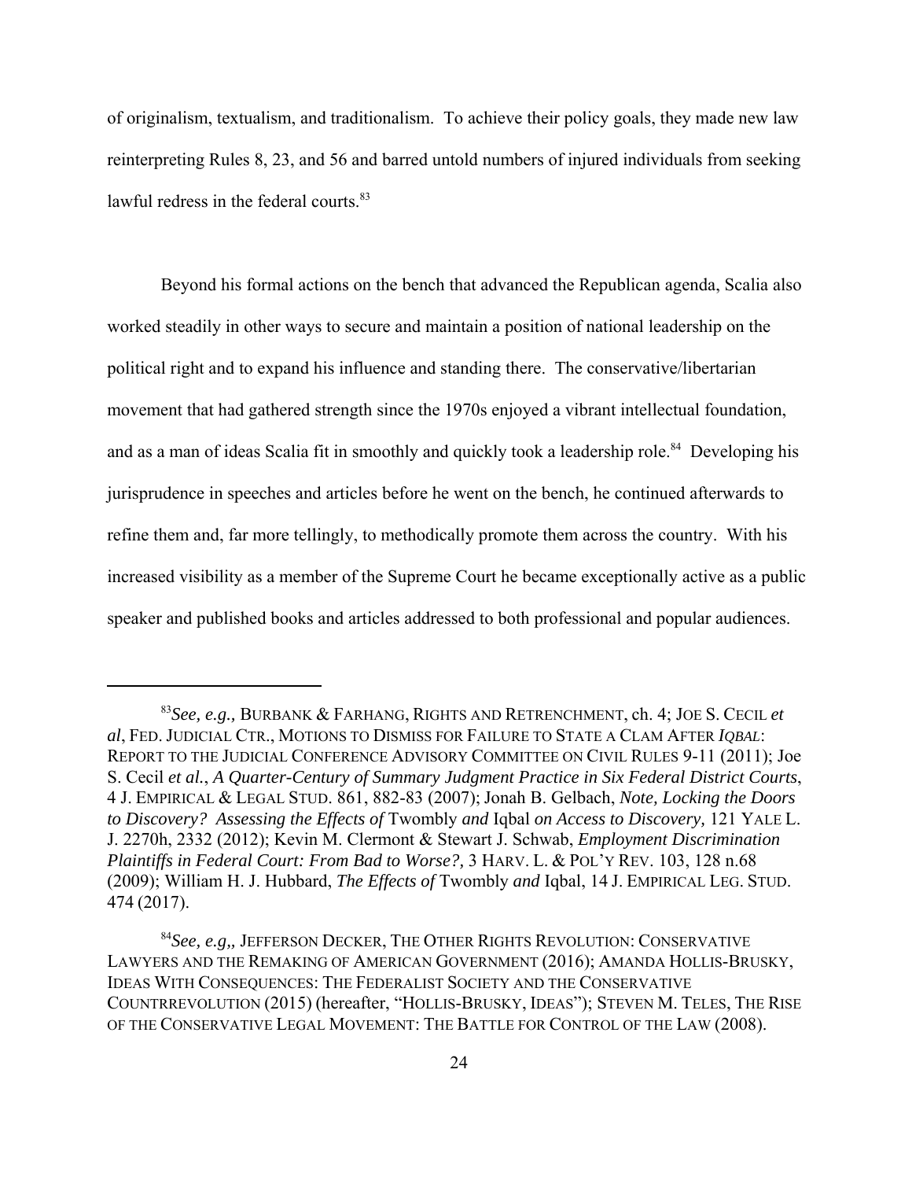of originalism, textualism, and traditionalism. To achieve their policy goals, they made new law reinterpreting Rules 8, 23, and 56 and barred untold numbers of injured individuals from seeking lawful redress in the federal courts.[83]

Beyond his formal actions on the bench that advanced the Republican agenda, Scalia also worked steadily in other ways to secure and maintain a position of national leadership on the political right and to expand his influence and standing there. The conservative/libertarian movement that had gathered strength since the 1970s enjoyed a vibrant intellectual foundation, and as a man of ideas Scalia fit in smoothly and quickly took a leadership role.[84] Developing his jurisprudence in speeches and articles before he went on the bench, he continued afterwards to refine them and, far more tellingly, to methodically promote them across the country. With his increased visibility as a member of the Supreme Court he became exceptionally active as a public speaker and published books and articles addressed to both professional and popular audiences.

---

[83] *See, e.g.,* BURBANK & FARHANG, RIGHTS AND RETRENCHMENT, ch. 4; JOE S. CECIL *et al*, FED. JUDICIAL CTR., MOTIONS TO DISMISS FOR FAILURE TO STATE A CLAM AFTER *IQBAL*: REPORT TO THE JUDICIAL CONFERENCE ADVISORY COMMITTEE ON CIVIL RULES 9-11 (2011); Joe S. Cecil *et al.*, *A Quarter-Century of Summary Judgment Practice in Six Federal District Courts*, 4 J. EMPIRICAL & LEGAL STUD. 861, 882-83 (2007); Jonah B. Gelbach, *Note, Locking the Doors to Discovery? Assessing the Effects of* Twombly *and* Iqbal *on Access to Discovery,* 121 YALE L. J. 2270h, 2332 (2012); Kevin M. Clermont & Stewart J. Schwab, *Employment Discrimination Plaintiffs in Federal Court: From Bad to Worse?,* 3 HARV. L. & POL'Y REV. 103, 128 n.68 (2009); William H. J. Hubbard, *The Effects of* Twombly *and* Iqbal, 14 J. EMPIRICAL LEG. STUD. 474 (2017).

[84] *See, e.g,,* JEFFERSON DECKER, THE OTHER RIGHTS REVOLUTION: CONSERVATIVE LAWYERS AND THE REMAKING OF AMERICAN GOVERNMENT (2016); AMANDA HOLLIS-BRUSKY, IDEAS WITH CONSEQUENCES: THE FEDERALIST SOCIETY AND THE CONSERVATIVE COUNTRREVOLUTION (2015) (hereafter, "HOLLIS-BRUSKY, IDEAS"); STEVEN M. TELES, THE RISE OF THE CONSERVATIVE LEGAL MOVEMENT: THE BATTLE FOR CONTROL OF THE LAW (2008).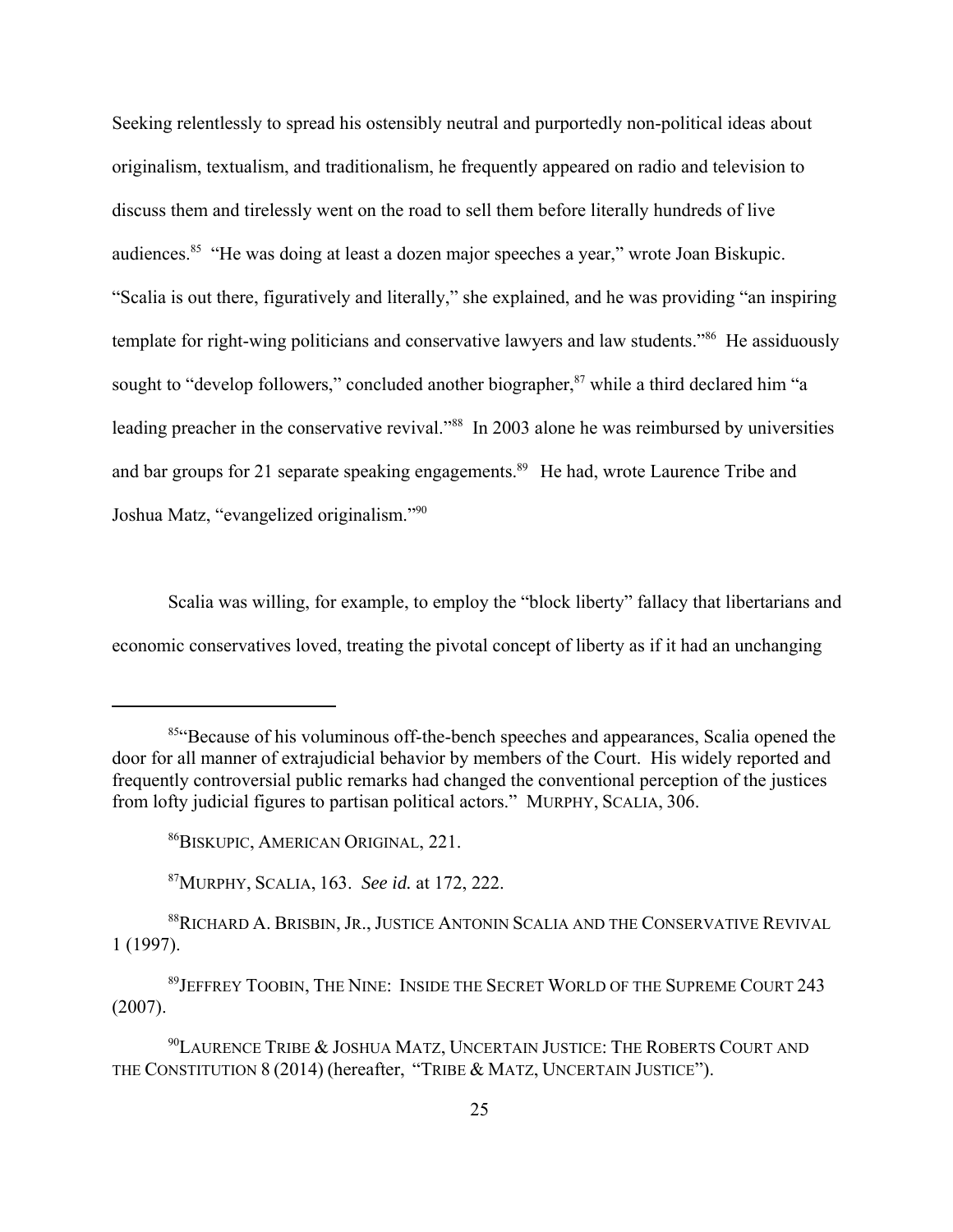Seeking relentlessly to spread his ostensibly neutral and purportedly non-political ideas about originalism, textualism, and traditionalism, he frequently appeared on radio and television to discuss them and tirelessly went on the road to sell them before literally hundreds of live audiences.[85] "He was doing at least a dozen major speeches a year," wrote Joan Biskupic. "Scalia is out there, figuratively and literally," she explained, and he was providing "an inspiring template for right-wing politicians and conservative lawyers and law students."[86] He assiduously sought to "develop followers," concluded another biographer,[87] while a third declared him "a leading preacher in the conservative revival."[88] In 2003 alone he was reimbursed by universities and bar groups for 21 separate speaking engagements.[89] He had, wrote Laurence Tribe and Joshua Matz, "evangelized originalism."[90]

Scalia was willing, for example, to employ the "block liberty" fallacy that libertarians and economic conservatives loved, treating the pivotal concept of liberty as if it had an unchanging

---

[85] "Because of his voluminous off-the-bench speeches and appearances, Scalia opened the door for all manner of extrajudicial behavior by members of the Court. His widely reported and frequently controversial public remarks had changed the conventional perception of the justices from lofty judicial figures to partisan political actors." MURPHY, SCALIA, 306.

[86] BISKUPIC, AMERICAN ORIGINAL, 221.

[87] MURPHY, SCALIA, 163. *See id.* at 172, 222.

[88] RICHARD A. BRISBIN, JR., JUSTICE ANTONIN SCALIA AND THE CONSERVATIVE REVIVAL 1 (1997).

[89] JEFFREY TOOBIN, THE NINE: INSIDE THE SECRET WORLD OF THE SUPREME COURT 243 (2007).

[90] LAURENCE TRIBE & JOSHUA MATZ, UNCERTAIN JUSTICE: THE ROBERTS COURT AND THE CONSTITUTION 8 (2014) (hereafter, "TRIBE & MATZ, UNCERTAIN JUSTICE").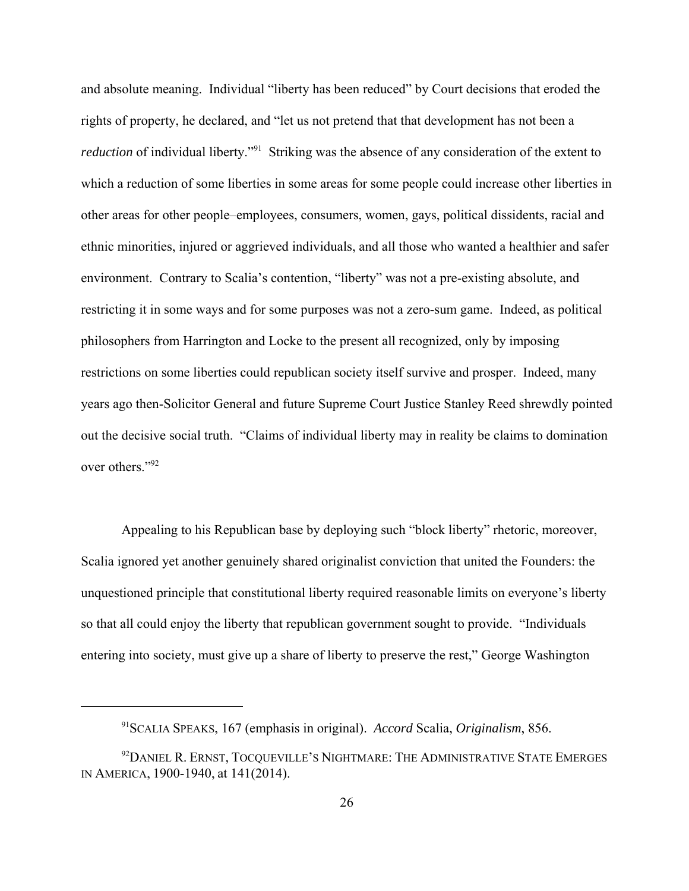and absolute meaning. Individual "liberty has been reduced" by Court decisions that eroded the rights of property, he declared, and "let us not pretend that that development has not been a *reduction* of individual liberty."[91] Striking was the absence of any consideration of the extent to which a reduction of some liberties in some areas for some people could increase other liberties in other areas for other people–employees, consumers, women, gays, political dissidents, racial and ethnic minorities, injured or aggrieved individuals, and all those who wanted a healthier and safer environment. Contrary to Scalia's contention, "liberty" was not a pre-existing absolute, and restricting it in some ways and for some purposes was not a zero-sum game. Indeed, as political philosophers from Harrington and Locke to the present all recognized, only by imposing restrictions on some liberties could republican society itself survive and prosper. Indeed, many years ago then-Solicitor General and future Supreme Court Justice Stanley Reed shrewdly pointed out the decisive social truth. "Claims of individual liberty may in reality be claims to domination over others."[92]

Appealing to his Republican base by deploying such "block liberty" rhetoric, moreover, Scalia ignored yet another genuinely shared originalist conviction that united the Founders: the unquestioned principle that constitutional liberty required reasonable limits on everyone's liberty so that all could enjoy the liberty that republican government sought to provide. "Individuals entering into society, must give up a share of liberty to preserve the rest," George Washington

---

[91] SCALIA SPEAKS, 167 (emphasis in original). *Accord* Scalia, *Originalism*, 856.

[92] DANIEL R. ERNST, TOCQUEVILLE'S NIGHTMARE: THE ADMINISTRATIVE STATE EMERGES IN AMERICA, 1900-1940, at 141(2014).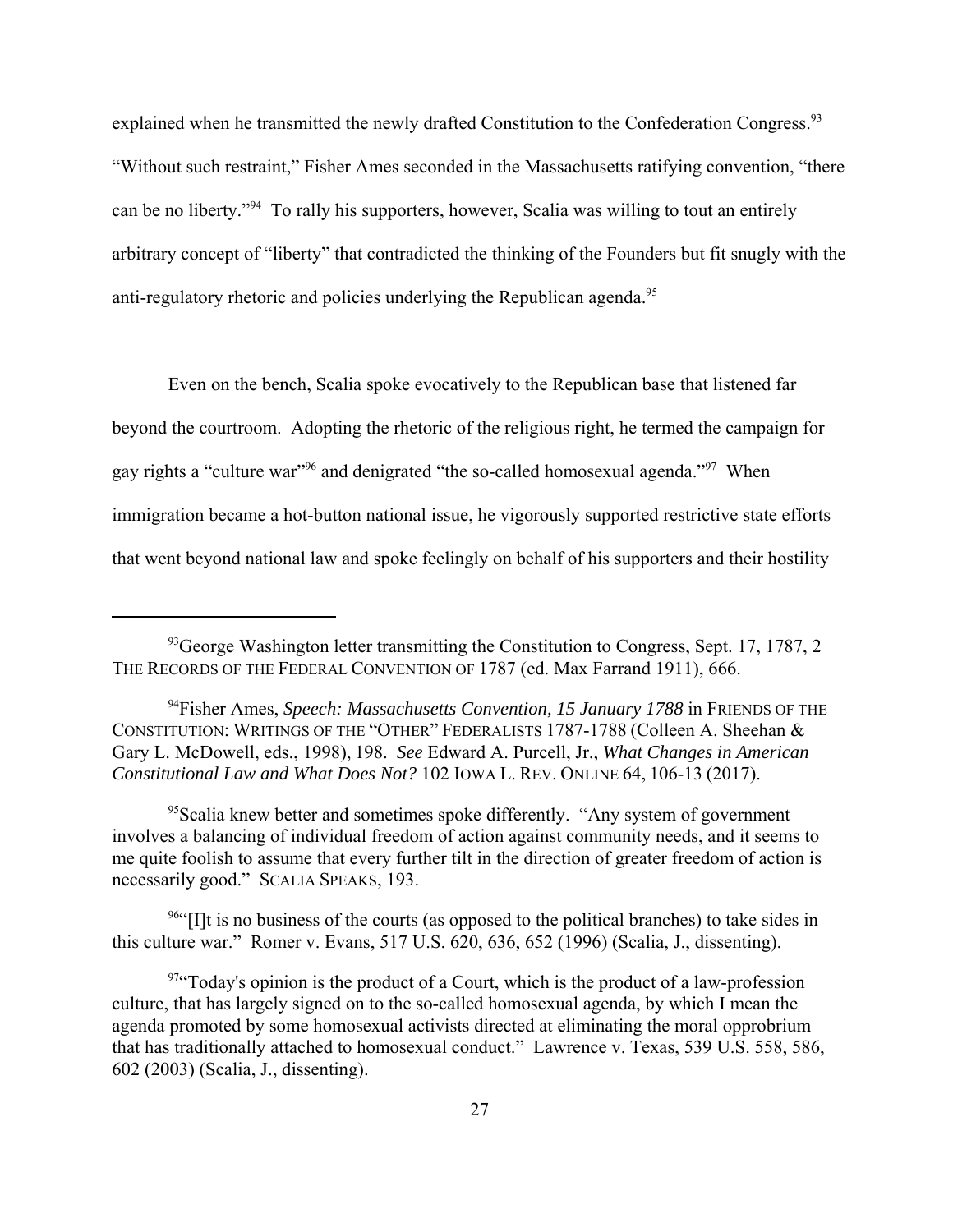explained when he transmitted the newly drafted Constitution to the Confederation Congress.[93] "Without such restraint," Fisher Ames seconded in the Massachusetts ratifying convention, "there can be no liberty."[94] To rally his supporters, however, Scalia was willing to tout an entirely arbitrary concept of "liberty" that contradicted the thinking of the Founders but fit snugly with the anti-regulatory rhetoric and policies underlying the Republican agenda.[95]

Even on the bench, Scalia spoke evocatively to the Republican base that listened far beyond the courtroom. Adopting the rhetoric of the religious right, he termed the campaign for gay rights a "culture war"[96] and denigrated "the so-called homosexual agenda."[97] When immigration became a hot-button national issue, he vigorously supported restrictive state efforts that went beyond national law and spoke feelingly on behalf of his supporters and their hostility

---

[93]George Washington letter transmitting the Constitution to Congress, Sept. 17, 1787, 2 THE RECORDS OF THE FEDERAL CONVENTION OF 1787 (ed. Max Farrand 1911), 666.

[94]Fisher Ames, *Speech: Massachusetts Convention, 15 January 1788* in FRIENDS OF THE CONSTITUTION: WRITINGS OF THE "OTHER" FEDERALISTS 1787-1788 (Colleen A. Sheehan & Gary L. McDowell, eds., 1998), 198. *See* Edward A. Purcell, Jr., *What Changes in American Constitutional Law and What Does Not?* 102 IOWA L. REV. ONLINE 64, 106-13 (2017).

[95]Scalia knew better and sometimes spoke differently. "Any system of government involves a balancing of individual freedom of action against community needs, and it seems to me quite foolish to assume that every further tilt in the direction of greater freedom of action is necessarily good." SCALIA SPEAKS, 193.

[96]"[I]t is no business of the courts (as opposed to the political branches) to take sides in this culture war." Romer v. Evans, 517 U.S. 620, 636, 652 (1996) (Scalia, J., dissenting).

[97]"Today's opinion is the product of a Court, which is the product of a law-profession culture, that has largely signed on to the so-called homosexual agenda, by which I mean the agenda promoted by some homosexual activists directed at eliminating the moral opprobrium that has traditionally attached to homosexual conduct." Lawrence v. Texas, 539 U.S. 558, 586, 602 (2003) (Scalia, J., dissenting).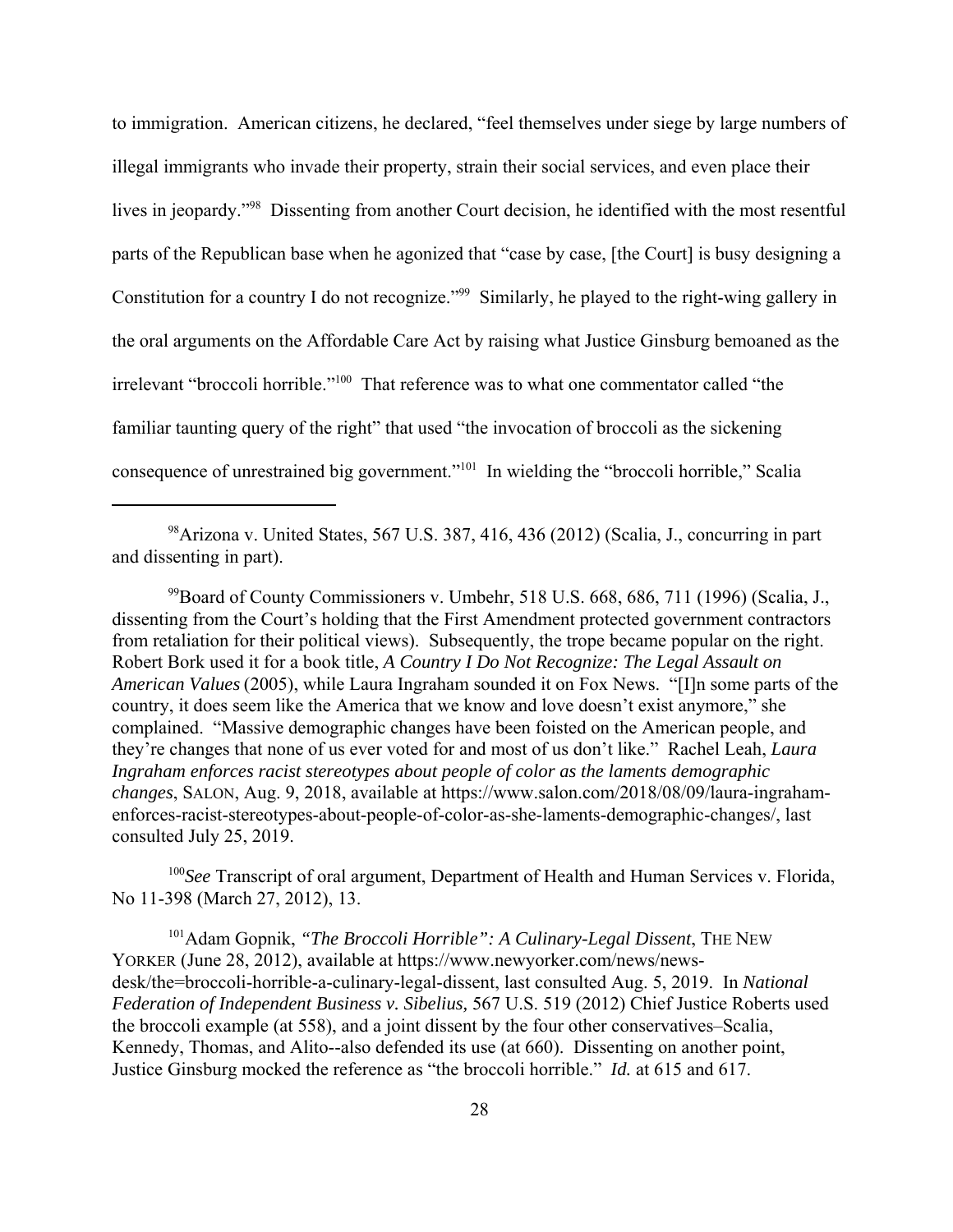to immigration. American citizens, he declared, "feel themselves under siege by large numbers of illegal immigrants who invade their property, strain their social services, and even place their lives in jeopardy."[98] Dissenting from another Court decision, he identified with the most resentful parts of the Republican base when he agonized that "case by case, [the Court] is busy designing a Constitution for a country I do not recognize."[99] Similarly, he played to the right-wing gallery in the oral arguments on the Affordable Care Act by raising what Justice Ginsburg bemoaned as the irrelevant "broccoli horrible."[100] That reference was to what one commentator called "the familiar taunting query of the right" that used "the invocation of broccoli as the sickening consequence of unrestrained big government."[101] In wielding the "broccoli horrible," Scalia

---

[98] Arizona v. United States, 567 U.S. 387, 416, 436 (2012) (Scalia, J., concurring in part and dissenting in part).

[99] Board of County Commissioners v. Umbehr, 518 U.S. 668, 686, 711 (1996) (Scalia, J., dissenting from the Court's holding that the First Amendment protected government contractors from retaliation for their political views). Subsequently, the trope became popular on the right. Robert Bork used it for a book title, *A Country I Do Not Recognize: The Legal Assault on American Values* (2005), while Laura Ingraham sounded it on Fox News. "[I]n some parts of the country, it does seem like the America that we know and love doesn't exist anymore," she complained. "Massive demographic changes have been foisted on the American people, and they're changes that none of us ever voted for and most of us don't like." Rachel Leah, *Laura Ingraham enforces racist stereotypes about people of color as the laments demographic changes*, SALON, Aug. 9, 2018, available at https://www.salon.com/2018/08/09/laura-ingraham-enforces-racist-stereotypes-about-people-of-color-as-she-laments-demographic-changes/, last consulted July 25, 2019.

[100] *See* Transcript of oral argument, Department of Health and Human Services v. Florida, No 11-398 (March 27, 2012), 13.

[101] Adam Gopnik, *"The Broccoli Horrible": A Culinary-Legal Dissent*, THE NEW YORKER (June 28, 2012), available at https://www.newyorker.com/news/news-desk/the=broccoli-horrible-a-culinary-legal-dissent, last consulted Aug. 5, 2019. In *National Federation of Independent Business v. Sibelius,* 567 U.S. 519 (2012) Chief Justice Roberts used the broccoli example (at 558), and a joint dissent by the four other conservatives–Scalia, Kennedy, Thomas, and Alito--also defended its use (at 660). Dissenting on another point, Justice Ginsburg mocked the reference as "the broccoli horrible." *Id.* at 615 and 617.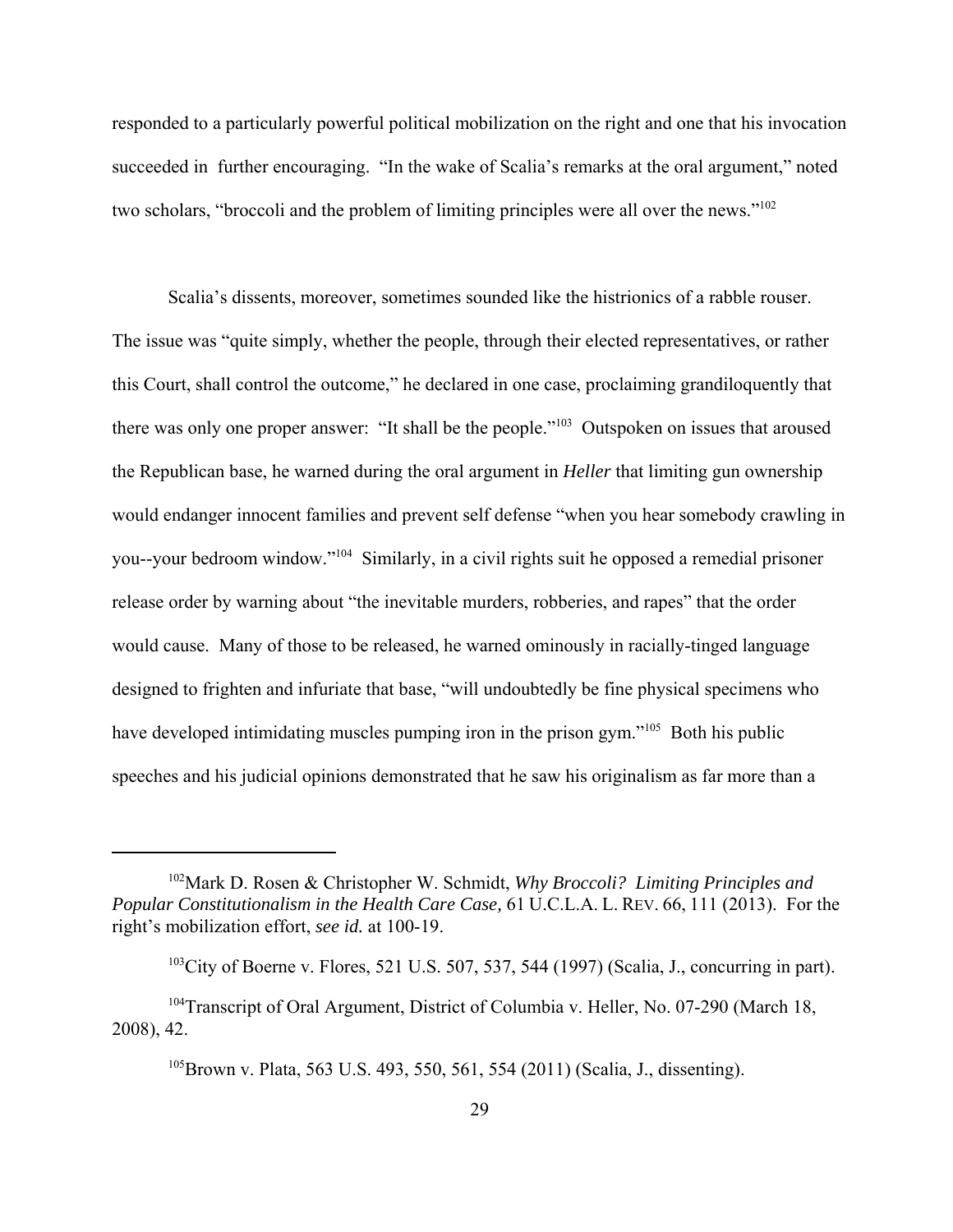responded to a particularly powerful political mobilization on the right and one that his invocation succeeded in further encouraging. "In the wake of Scalia's remarks at the oral argument," noted two scholars, "broccoli and the problem of limiting principles were all over the news."[102]

Scalia's dissents, moreover, sometimes sounded like the histrionics of a rabble rouser. The issue was "quite simply, whether the people, through their elected representatives, or rather this Court, shall control the outcome," he declared in one case, proclaiming grandiloquently that there was only one proper answer: "It shall be the people."[103] Outspoken on issues that aroused the Republican base, he warned during the oral argument in *Heller* that limiting gun ownership would endanger innocent families and prevent self defense "when you hear somebody crawling in you--your bedroom window."[104] Similarly, in a civil rights suit he opposed a remedial prisoner release order by warning about "the inevitable murders, robberies, and rapes" that the order would cause. Many of those to be released, he warned ominously in racially-tinged language designed to frighten and infuriate that base, "will undoubtedly be fine physical specimens who have developed intimidating muscles pumping iron in the prison gym."[105] Both his public speeches and his judicial opinions demonstrated that he saw his originalism as far more than a

---

[102] Mark D. Rosen & Christopher W. Schmidt, *Why Broccoli? Limiting Principles and Popular Constitutionalism in the Health Care Case,* 61 U.C.L.A. L. REV. 66, 111 (2013). For the right's mobilization effort, *see id.* at 100-19.

[103] City of Boerne v. Flores, 521 U.S. 507, 537, 544 (1997) (Scalia, J., concurring in part).

[104] Transcript of Oral Argument, District of Columbia v. Heller, No. 07-290 (March 18, 2008), 42.

[105] Brown v. Plata, 563 U.S. 493, 550, 561, 554 (2011) (Scalia, J., dissenting).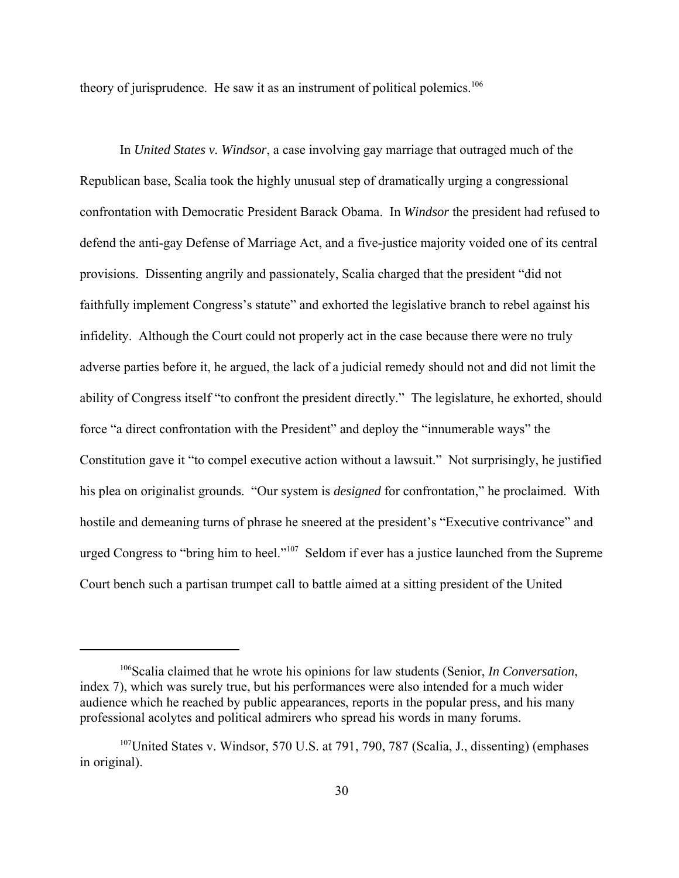theory of jurisprudence. He saw it as an instrument of political polemics.[106]

In *United States v. Windsor*, a case involving gay marriage that outraged much of the Republican base, Scalia took the highly unusual step of dramatically urging a congressional confrontation with Democratic President Barack Obama. In *Windsor* the president had refused to defend the anti-gay Defense of Marriage Act, and a five-justice majority voided one of its central provisions. Dissenting angrily and passionately, Scalia charged that the president "did not faithfully implement Congress's statute" and exhorted the legislative branch to rebel against his infidelity. Although the Court could not properly act in the case because there were no truly adverse parties before it, he argued, the lack of a judicial remedy should not and did not limit the ability of Congress itself "to confront the president directly." The legislature, he exhorted, should force "a direct confrontation with the President" and deploy the "innumerable ways" the Constitution gave it "to compel executive action without a lawsuit." Not surprisingly, he justified his plea on originalist grounds. "Our system is *designed* for confrontation," he proclaimed. With hostile and demeaning turns of phrase he sneered at the president's "Executive contrivance" and urged Congress to "bring him to heel."[107] Seldom if ever has a justice launched from the Supreme Court bench such a partisan trumpet call to battle aimed at a sitting president of the United

---

[106]Scalia claimed that he wrote his opinions for law students (Senior, *In Conversation*, index 7), which was surely true, but his performances were also intended for a much wider audience which he reached by public appearances, reports in the popular press, and his many professional acolytes and political admirers who spread his words in many forums.

[107]United States v. Windsor, 570 U.S. at 791, 790, 787 (Scalia, J., dissenting) (emphases in original).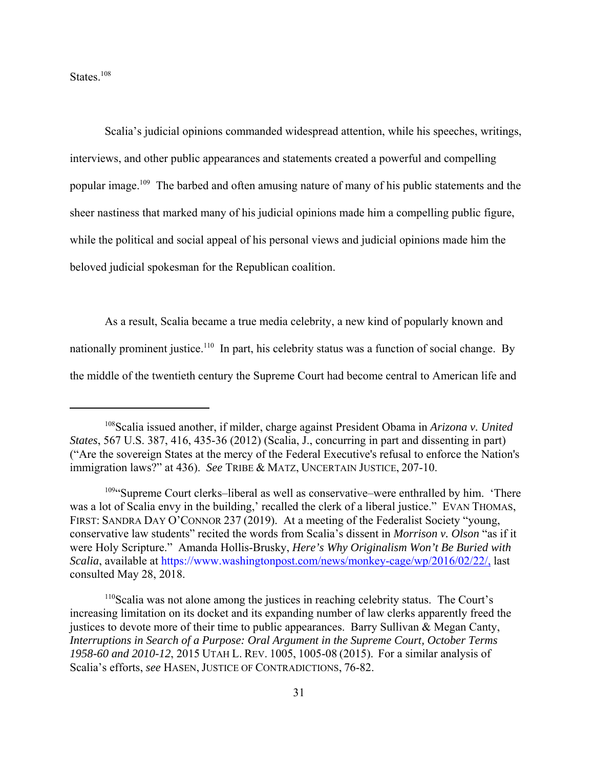States.[108]

Scalia's judicial opinions commanded widespread attention, while his speeches, writings, interviews, and other public appearances and statements created a powerful and compelling popular image.[109] The barbed and often amusing nature of many of his public statements and the sheer nastiness that marked many of his judicial opinions made him a compelling public figure, while the political and social appeal of his personal views and judicial opinions made him the beloved judicial spokesman for the Republican coalition.

As a result, Scalia became a true media celebrity, a new kind of popularly known and nationally prominent justice.[110] In part, his celebrity status was a function of social change. By the middle of the twentieth century the Supreme Court had become central to American life and

---

[108]Scalia issued another, if milder, charge against President Obama in *Arizona v. United States*, 567 U.S. 387, 416, 435-36 (2012) (Scalia, J., concurring in part and dissenting in part) ("Are the sovereign States at the mercy of the Federal Executive's refusal to enforce the Nation's immigration laws?" at 436). *See* TRIBE & MATZ, UNCERTAIN JUSTICE, 207-10.

[109]"Supreme Court clerks–liberal as well as conservative–were enthralled by him. 'There was a lot of Scalia envy in the building,' recalled the clerk of a liberal justice." EVAN THOMAS, FIRST: SANDRA DAY O'CONNOR 237 (2019). At a meeting of the Federalist Society "young, conservative law students" recited the words from Scalia's dissent in *Morrison v. Olson* "as if it were Holy Scripture." Amanda Hollis-Brusky, *Here's Why Originalism Won't Be Buried with Scalia*, available at https://www.washingtonpost.com/news/monkey-cage/wp/2016/02/22/, last consulted May 28, 2018.

[110]Scalia was not alone among the justices in reaching celebrity status. The Court's increasing limitation on its docket and its expanding number of law clerks apparently freed the justices to devote more of their time to public appearances. Barry Sullivan & Megan Canty, *Interruptions in Search of a Purpose: Oral Argument in the Supreme Court, October Terms 1958-60 and 2010-12*, 2015 UTAH L. REV. 1005, 1005-08 (2015). For a similar analysis of Scalia's efforts, *see* HASEN, JUSTICE OF CONTRADICTIONS, 76-82.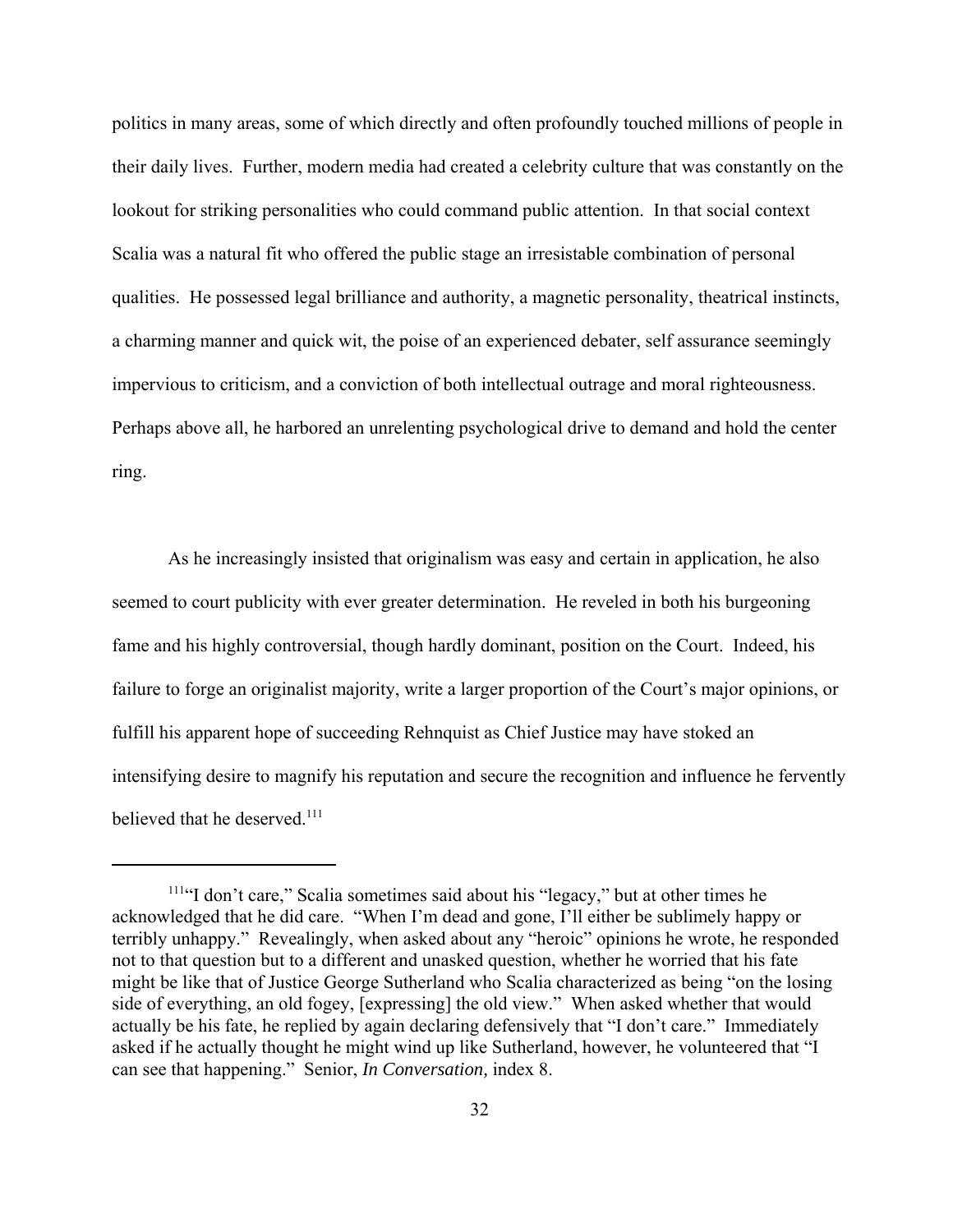politics in many areas, some of which directly and often profoundly touched millions of people in their daily lives. Further, modern media had created a celebrity culture that was constantly on the lookout for striking personalities who could command public attention. In that social context Scalia was a natural fit who offered the public stage an irresistable combination of personal qualities. He possessed legal brilliance and authority, a magnetic personality, theatrical instincts, a charming manner and quick wit, the poise of an experienced debater, self assurance seemingly impervious to criticism, and a conviction of both intellectual outrage and moral righteousness. Perhaps above all, he harbored an unrelenting psychological drive to demand and hold the center ring.

As he increasingly insisted that originalism was easy and certain in application, he also seemed to court publicity with ever greater determination. He reveled in both his burgeoning fame and his highly controversial, though hardly dominant, position on the Court. Indeed, his failure to forge an originalist majority, write a larger proportion of the Court's major opinions, or fulfill his apparent hope of succeeding Rehnquist as Chief Justice may have stoked an intensifying desire to magnify his reputation and secure the recognition and influence he fervently believed that he deserved.[111]

---

[111] "I don't care," Scalia sometimes said about his "legacy," but at other times he acknowledged that he did care. "When I'm dead and gone, I'll either be sublimely happy or terribly unhappy." Revealingly, when asked about any "heroic" opinions he wrote, he responded not to that question but to a different and unasked question, whether he worried that his fate might be like that of Justice George Sutherland who Scalia characterized as being "on the losing side of everything, an old fogey, [expressing] the old view." When asked whether that would actually be his fate, he replied by again declaring defensively that "I don't care." Immediately asked if he actually thought he might wind up like Sutherland, however, he volunteered that "I can see that happening." Senior, *In Conversation,* index 8.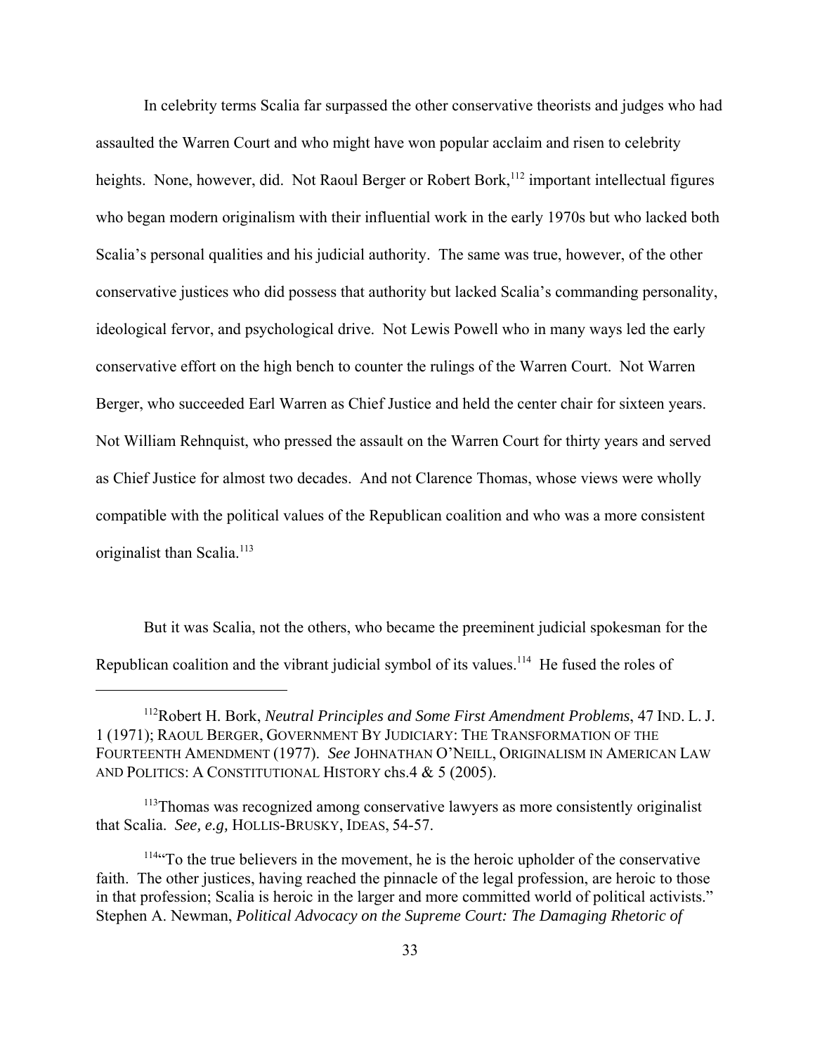In celebrity terms Scalia far surpassed the other conservative theorists and judges who had assaulted the Warren Court and who might have won popular acclaim and risen to celebrity heights. None, however, did. Not Raoul Berger or Robert Bork,[112] important intellectual figures who began modern originalism with their influential work in the early 1970s but who lacked both Scalia's personal qualities and his judicial authority. The same was true, however, of the other conservative justices who did possess that authority but lacked Scalia's commanding personality, ideological fervor, and psychological drive. Not Lewis Powell who in many ways led the early conservative effort on the high bench to counter the rulings of the Warren Court. Not Warren Berger, who succeeded Earl Warren as Chief Justice and held the center chair for sixteen years. Not William Rehnquist, who pressed the assault on the Warren Court for thirty years and served as Chief Justice for almost two decades. And not Clarence Thomas, whose views were wholly compatible with the political values of the Republican coalition and who was a more consistent originalist than Scalia.[113]

But it was Scalia, not the others, who became the preeminent judicial spokesman for the Republican coalition and the vibrant judicial symbol of its values.[114] He fused the roles of

---

[112] Robert H. Bork, *Neutral Principles and Some First Amendment Problems*, 47 IND. L. J. 1 (1971); RAOUL BERGER, GOVERNMENT BY JUDICIARY: THE TRANSFORMATION OF THE FOURTEENTH AMENDMENT (1977). *See* JOHNATHAN O'NEILL, ORIGINALISM IN AMERICAN LAW AND POLITICS: A CONSTITUTIONAL HISTORY chs.4 & 5 (2005).

[113] Thomas was recognized among conservative lawyers as more consistently originalist that Scalia. *See, e.g,* HOLLIS-BRUSKY, IDEAS, 54-57.

[114] "To the true believers in the movement, he is the heroic upholder of the conservative faith. The other justices, having reached the pinnacle of the legal profession, are heroic to those in that profession; Scalia is heroic in the larger and more committed world of political activists." Stephen A. Newman, *Political Advocacy on the Supreme Court: The Damaging Rhetoric of*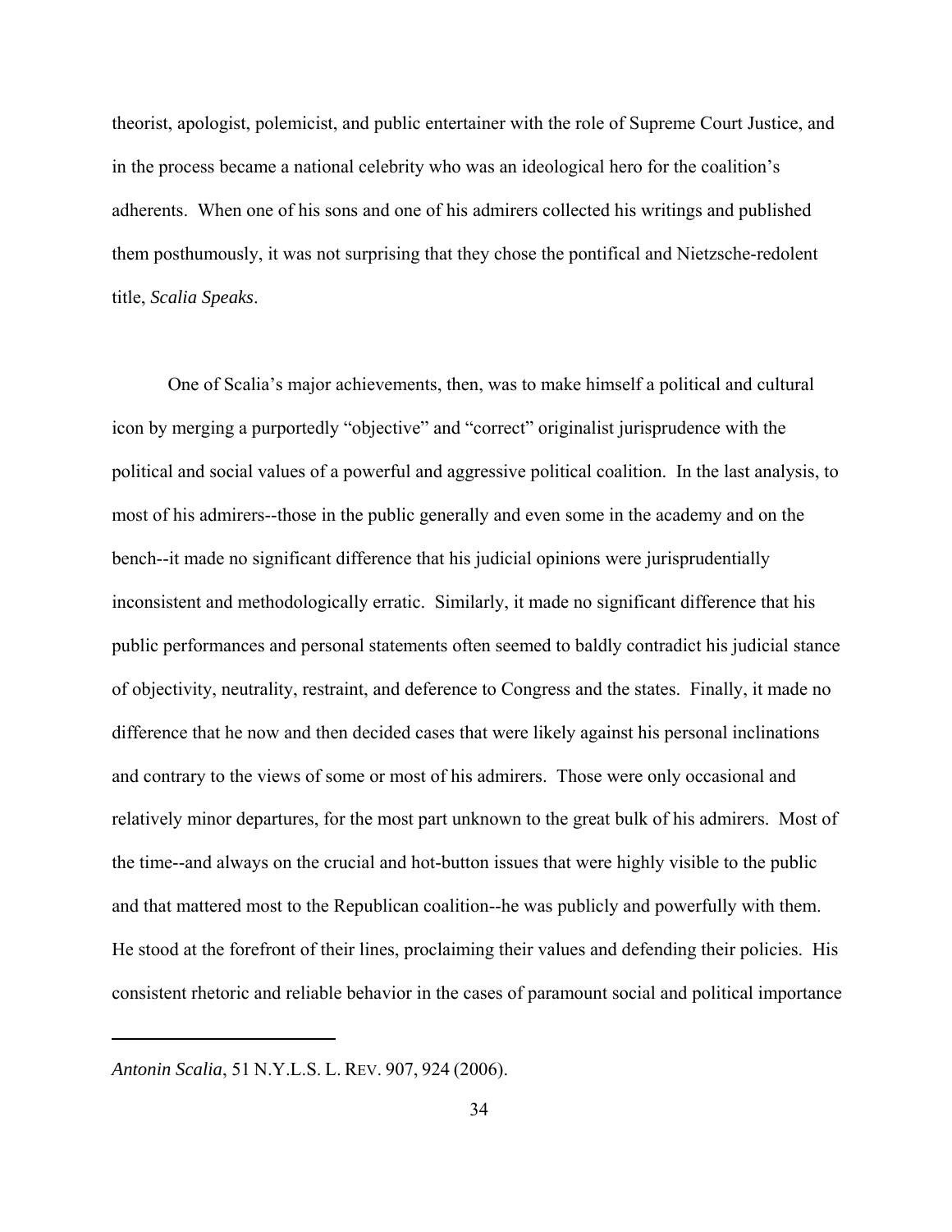theorist, apologist, polemicist, and public entertainer with the role of Supreme Court Justice, and in the process became a national celebrity who was an ideological hero for the coalition's adherents. When one of his sons and one of his admirers collected his writings and published them posthumously, it was not surprising that they chose the pontifical and Nietzsche-redolent title, *Scalia Speaks*.

One of Scalia's major achievements, then, was to make himself a political and cultural icon by merging a purportedly "objective" and "correct" originalist jurisprudence with the political and social values of a powerful and aggressive political coalition. In the last analysis, to most of his admirers--those in the public generally and even some in the academy and on the bench--it made no significant difference that his judicial opinions were jurisprudentially inconsistent and methodologically erratic. Similarly, it made no significant difference that his public performances and personal statements often seemed to baldly contradict his judicial stance of objectivity, neutrality, restraint, and deference to Congress and the states. Finally, it made no difference that he now and then decided cases that were likely against his personal inclinations and contrary to the views of some or most of his admirers. Those were only occasional and relatively minor departures, for the most part unknown to the great bulk of his admirers. Most of the time--and always on the crucial and hot-button issues that were highly visible to the public and that mattered most to the Republican coalition--he was publicly and powerfully with them. He stood at the forefront of their lines, proclaiming their values and defending their policies. His consistent rhetoric and reliable behavior in the cases of paramount social and political importance

---

*Antonin Scalia*, 51 N.Y.L.S. L. REV. 907, 924 (2006).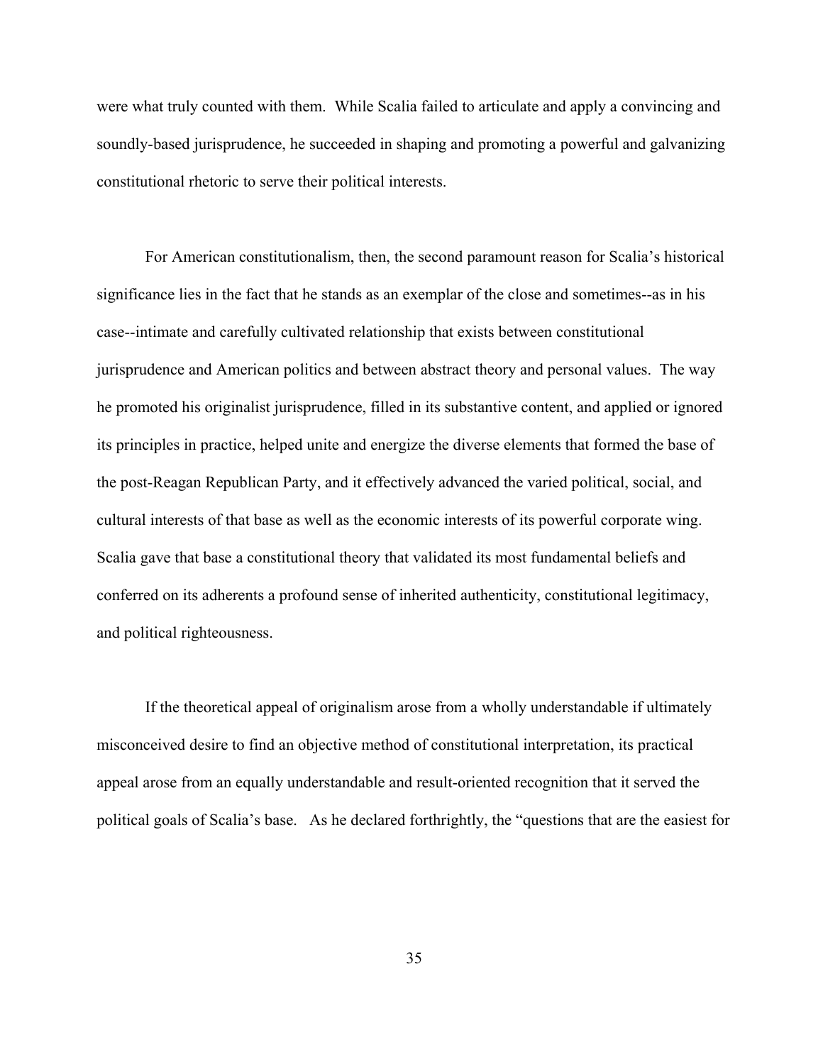were what truly counted with them. While Scalia failed to articulate and apply a convincing and soundly-based jurisprudence, he succeeded in shaping and promoting a powerful and galvanizing constitutional rhetoric to serve their political interests.

For American constitutionalism, then, the second paramount reason for Scalia's historical significance lies in the fact that he stands as an exemplar of the close and sometimes--as in his case--intimate and carefully cultivated relationship that exists between constitutional jurisprudence and American politics and between abstract theory and personal values. The way he promoted his originalist jurisprudence, filled in its substantive content, and applied or ignored its principles in practice, helped unite and energize the diverse elements that formed the base of the post-Reagan Republican Party, and it effectively advanced the varied political, social, and cultural interests of that base as well as the economic interests of its powerful corporate wing. Scalia gave that base a constitutional theory that validated its most fundamental beliefs and conferred on its adherents a profound sense of inherited authenticity, constitutional legitimacy, and political righteousness.

If the theoretical appeal of originalism arose from a wholly understandable if ultimately misconceived desire to find an objective method of constitutional interpretation, its practical appeal arose from an equally understandable and result-oriented recognition that it served the political goals of Scalia's base. As he declared forthrightly, the "questions that are the easiest for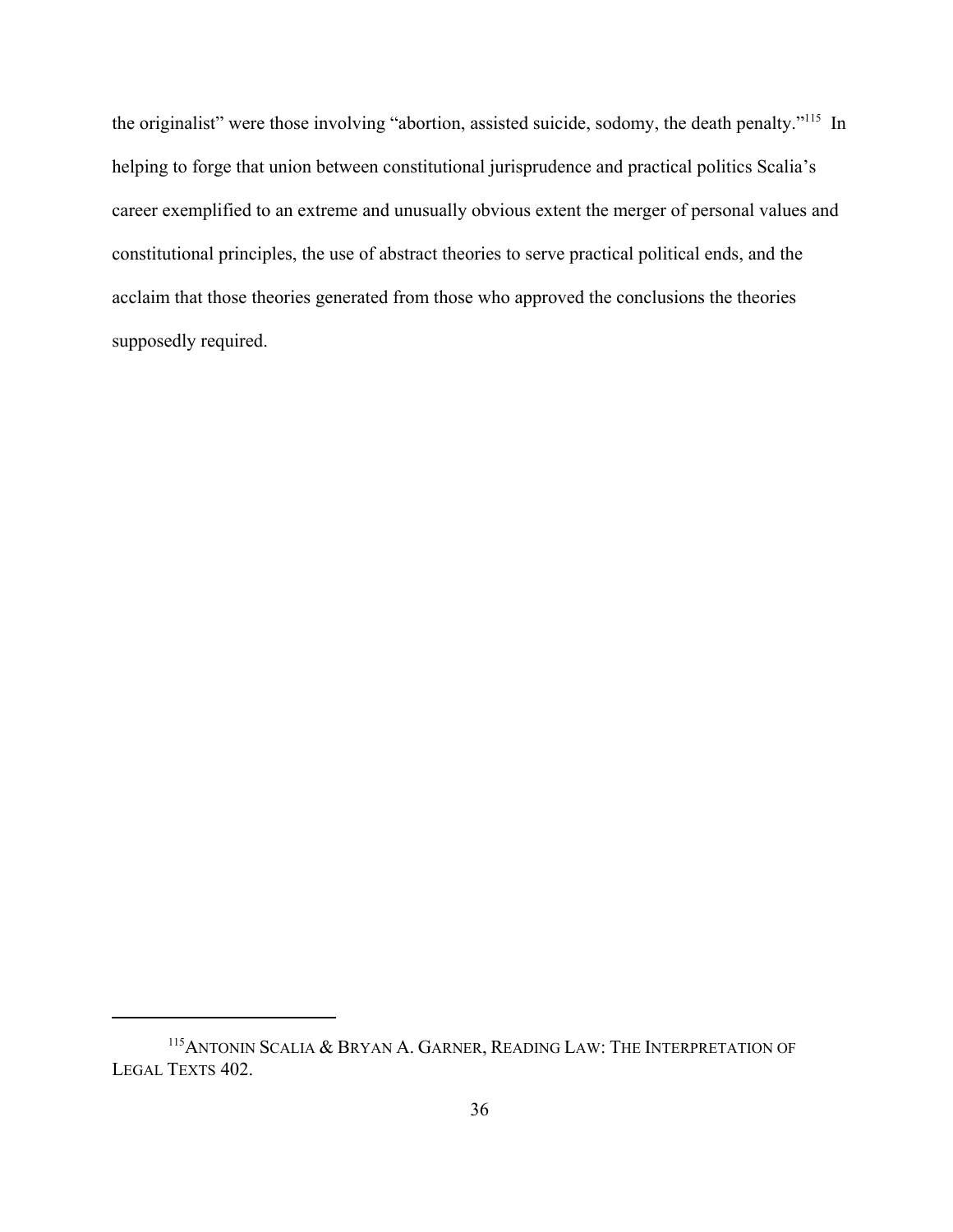the originalist" were those involving "abortion, assisted suicide, sodomy, the death penalty."[115] In helping to forge that union between constitutional jurisprudence and practical politics Scalia's career exemplified to an extreme and unusually obvious extent the merger of personal values and constitutional principles, the use of abstract theories to serve practical political ends, and the acclaim that those theories generated from those who approved the conclusions the theories supposedly required.

---

[115] ANTONIN SCALIA & BRYAN A. GARNER, READING LAW: THE INTERPRETATION OF LEGAL TEXTS 402.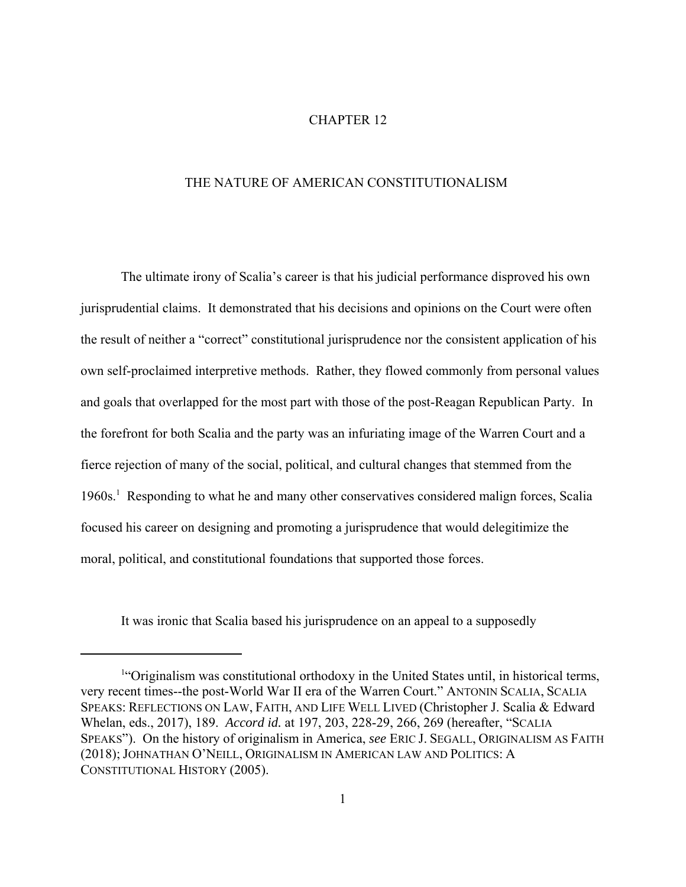# CHAPTER 12

## THE NATURE OF AMERICAN CONSTITUTIONALISM

The ultimate irony of Scalia's career is that his judicial performance disproved his own jurisprudential claims. It demonstrated that his decisions and opinions on the Court were often the result of neither a "correct" constitutional jurisprudence nor the consistent application of his own self-proclaimed interpretive methods. Rather, they flowed commonly from personal values and goals that overlapped for the most part with those of the post-Reagan Republican Party. In the forefront for both Scalia and the party was an infuriating image of the Warren Court and a fierce rejection of many of the social, political, and cultural changes that stemmed from the 1960s.[1] Responding to what he and many other conservatives considered malign forces, Scalia focused his career on designing and promoting a jurisprudence that would delegitimize the moral, political, and constitutional foundations that supported those forces.

It was ironic that Scalia based his jurisprudence on an appeal to a supposedly

---

[1]"Originalism was constitutional orthodoxy in the United States until, in historical terms, very recent times--the post-World War II era of the Warren Court." ANTONIN SCALIA, SCALIA SPEAKS: REFLECTIONS ON LAW, FAITH, AND LIFE WELL LIVED (Christopher J. Scalia & Edward Whelan, eds., 2017), 189. *Accord id.* at 197, 203, 228-29, 266, 269 (hereafter, "SCALIA SPEAKS"). On the history of originalism in America, *see* ERIC J. SEGALL, ORIGINALISM AS FAITH (2018); JOHNATHAN O'NEILL, ORIGINALISM IN AMERICAN LAW AND POLITICS: A CONSTITUTIONAL HISTORY (2005).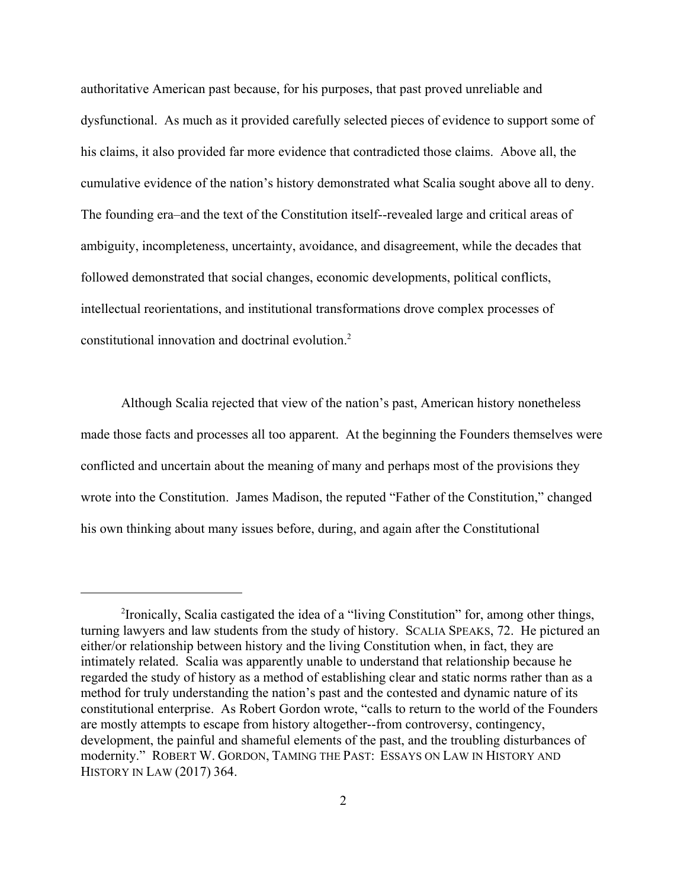authoritative American past because, for his purposes, that past proved unreliable and dysfunctional. As much as it provided carefully selected pieces of evidence to support some of his claims, it also provided far more evidence that contradicted those claims. Above all, the cumulative evidence of the nation's history demonstrated what Scalia sought above all to deny. The founding era–and the text of the Constitution itself--revealed large and critical areas of ambiguity, incompleteness, uncertainty, avoidance, and disagreement, while the decades that followed demonstrated that social changes, economic developments, political conflicts, intellectual reorientations, and institutional transformations drove complex processes of constitutional innovation and doctrinal evolution.[2]

Although Scalia rejected that view of the nation's past, American history nonetheless made those facts and processes all too apparent. At the beginning the Founders themselves were conflicted and uncertain about the meaning of many and perhaps most of the provisions they wrote into the Constitution. James Madison, the reputed "Father of the Constitution," changed his own thinking about many issues before, during, and again after the Constitutional

---

[2]Ironically, Scalia castigated the idea of a "living Constitution" for, among other things, turning lawyers and law students from the study of history. SCALIA SPEAKS, 72. He pictured an either/or relationship between history and the living Constitution when, in fact, they are intimately related. Scalia was apparently unable to understand that relationship because he regarded the study of history as a method of establishing clear and static norms rather than as a method for truly understanding the nation's past and the contested and dynamic nature of its constitutional enterprise. As Robert Gordon wrote, "calls to return to the world of the Founders are mostly attempts to escape from history altogether--from controversy, contingency, development, the painful and shameful elements of the past, and the troubling disturbances of modernity." ROBERT W. GORDON, TAMING THE PAST: ESSAYS ON LAW IN HISTORY AND HISTORY IN LAW (2017) 364.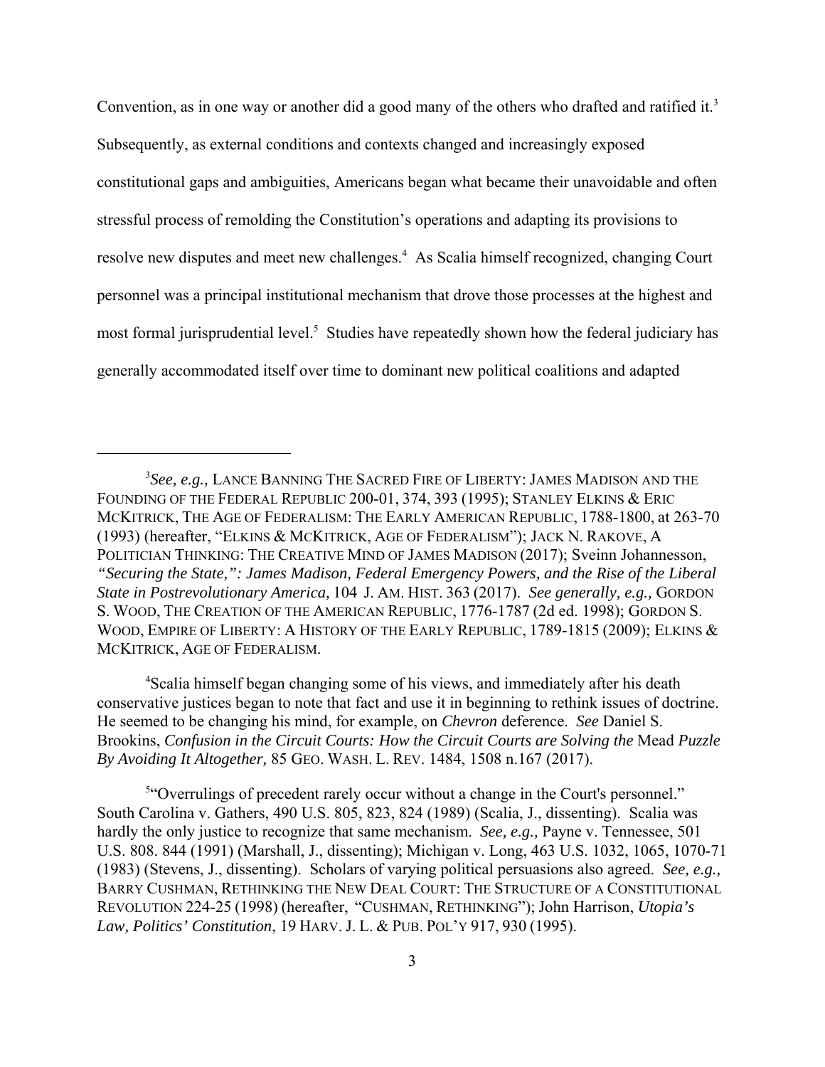Convention, as in one way or another did a good many of the others who drafted and ratified it.[3] Subsequently, as external conditions and contexts changed and increasingly exposed constitutional gaps and ambiguities, Americans began what became their unavoidable and often stressful process of remolding the Constitution's operations and adapting its provisions to resolve new disputes and meet new challenges.[4] As Scalia himself recognized, changing Court personnel was a principal institutional mechanism that drove those processes at the highest and most formal jurisprudential level.[5] Studies have repeatedly shown how the federal judiciary has generally accommodated itself over time to dominant new political coalitions and adapted

---

[3]*See, e.g.,* LANCE BANNING THE SACRED FIRE OF LIBERTY: JAMES MADISON AND THE FOUNDING OF THE FEDERAL REPUBLIC 200-01, 374, 393 (1995); STANLEY ELKINS & ERIC MCKITRICK, THE AGE OF FEDERALISM: THE EARLY AMERICAN REPUBLIC, 1788-1800, at 263-70 (1993) (hereafter, "ELKINS & MCKITRICK, AGE OF FEDERALISM"); JACK N. RAKOVE, A POLITICIAN THINKING: THE CREATIVE MIND OF JAMES MADISON (2017); Sveinn Johannesson, *"Securing the State,": James Madison, Federal Emergency Powers, and the Rise of the Liberal State in Postrevolutionary America,* 104 J. AM. HIST. 363 (2017). *See generally, e.g.,* GORDON S. WOOD, THE CREATION OF THE AMERICAN REPUBLIC, 1776-1787 (2d ed. 1998); GORDON S. WOOD, EMPIRE OF LIBERTY: A HISTORY OF THE EARLY REPUBLIC, 1789-1815 (2009); ELKINS & MCKITRICK, AGE OF FEDERALISM.

[4]Scalia himself began changing some of his views, and immediately after his death conservative justices began to note that fact and use it in beginning to rethink issues of doctrine. He seemed to be changing his mind, for example, on *Chevron* deference. *See* Daniel S. Brookins, *Confusion in the Circuit Courts: How the Circuit Courts are Solving the* Mead *Puzzle By Avoiding It Altogether,* 85 GEO. WASH. L. REV. 1484, 1508 n.167 (2017).

[5]"Overrulings of precedent rarely occur without a change in the Court's personnel." South Carolina v. Gathers, 490 U.S. 805, 823, 824 (1989) (Scalia, J., dissenting). Scalia was hardly the only justice to recognize that same mechanism. *See, e.g.,* Payne v. Tennessee, 501 U.S. 808. 844 (1991) (Marshall, J., dissenting); Michigan v. Long, 463 U.S. 1032, 1065, 1070-71 (1983) (Stevens, J., dissenting). Scholars of varying political persuasions also agreed. *See, e.g.,* BARRY CUSHMAN, RETHINKING THE NEW DEAL COURT: THE STRUCTURE OF A CONSTITUTIONAL REVOLUTION 224-25 (1998) (hereafter, "CUSHMAN, RETHINKING"); John Harrison, *Utopia's Law, Politics' Constitution*, 19 HARV. J. L. & PUB. POL'Y 917, 930 (1995).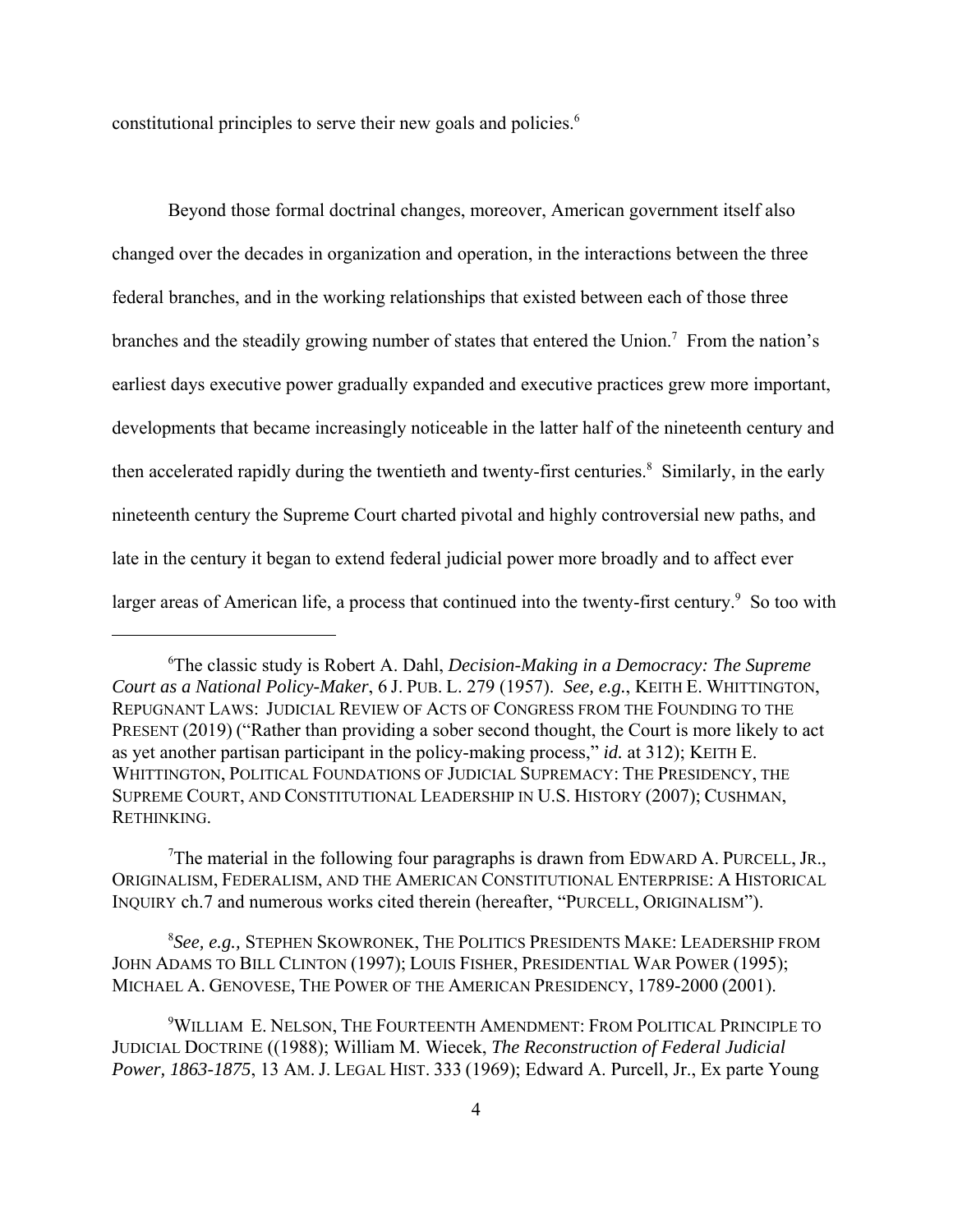constitutional principles to serve their new goals and policies.[6]

Beyond those formal doctrinal changes, moreover, American government itself also changed over the decades in organization and operation, in the interactions between the three federal branches, and in the working relationships that existed between each of those three branches and the steadily growing number of states that entered the Union.[7] From the nation's earliest days executive power gradually expanded and executive practices grew more important, developments that became increasingly noticeable in the latter half of the nineteenth century and then accelerated rapidly during the twentieth and twenty-first centuries.[8] Similarly, in the early nineteenth century the Supreme Court charted pivotal and highly controversial new paths, and late in the century it began to extend federal judicial power more broadly and to affect ever larger areas of American life, a process that continued into the twenty-first century.[9] So too with

---

[6]The classic study is Robert A. Dahl, *Decision-Making in a Democracy: The Supreme Court as a National Policy-Maker*, 6 J. PUB. L. 279 (1957). *See, e.g.*, KEITH E. WHITTINGTON, REPUGNANT LAWS: JUDICIAL REVIEW OF ACTS OF CONGRESS FROM THE FOUNDING TO THE PRESENT (2019) ("Rather than providing a sober second thought, the Court is more likely to act as yet another partisan participant in the policy-making process," *id.* at 312); KEITH E. WHITTINGTON, POLITICAL FOUNDATIONS OF JUDICIAL SUPREMACY: THE PRESIDENCY, THE SUPREME COURT, AND CONSTITUTIONAL LEADERSHIP IN U.S. HISTORY (2007); CUSHMAN, RETHINKING.

[7]The material in the following four paragraphs is drawn from EDWARD A. PURCELL, JR., ORIGINALISM, FEDERALISM, AND THE AMERICAN CONSTITUTIONAL ENTERPRISE: A HISTORICAL INQUIRY ch.7 and numerous works cited therein (hereafter, "PURCELL, ORIGINALISM").

[8]*See, e.g.,* STEPHEN SKOWRONEK, THE POLITICS PRESIDENTS MAKE: LEADERSHIP FROM JOHN ADAMS TO BILL CLINTON (1997); LOUIS FISHER, PRESIDENTIAL WAR POWER (1995); MICHAEL A. GENOVESE, THE POWER OF THE AMERICAN PRESIDENCY, 1789-2000 (2001).

[9]WILLIAM E. NELSON, THE FOURTEENTH AMENDMENT: FROM POLITICAL PRINCIPLE TO JUDICIAL DOCTRINE ((1988); William M. Wiecek, *The Reconstruction of Federal Judicial Power, 1863-1875*, 13 AM. J. LEGAL HIST. 333 (1969); Edward A. Purcell, Jr., Ex parte Young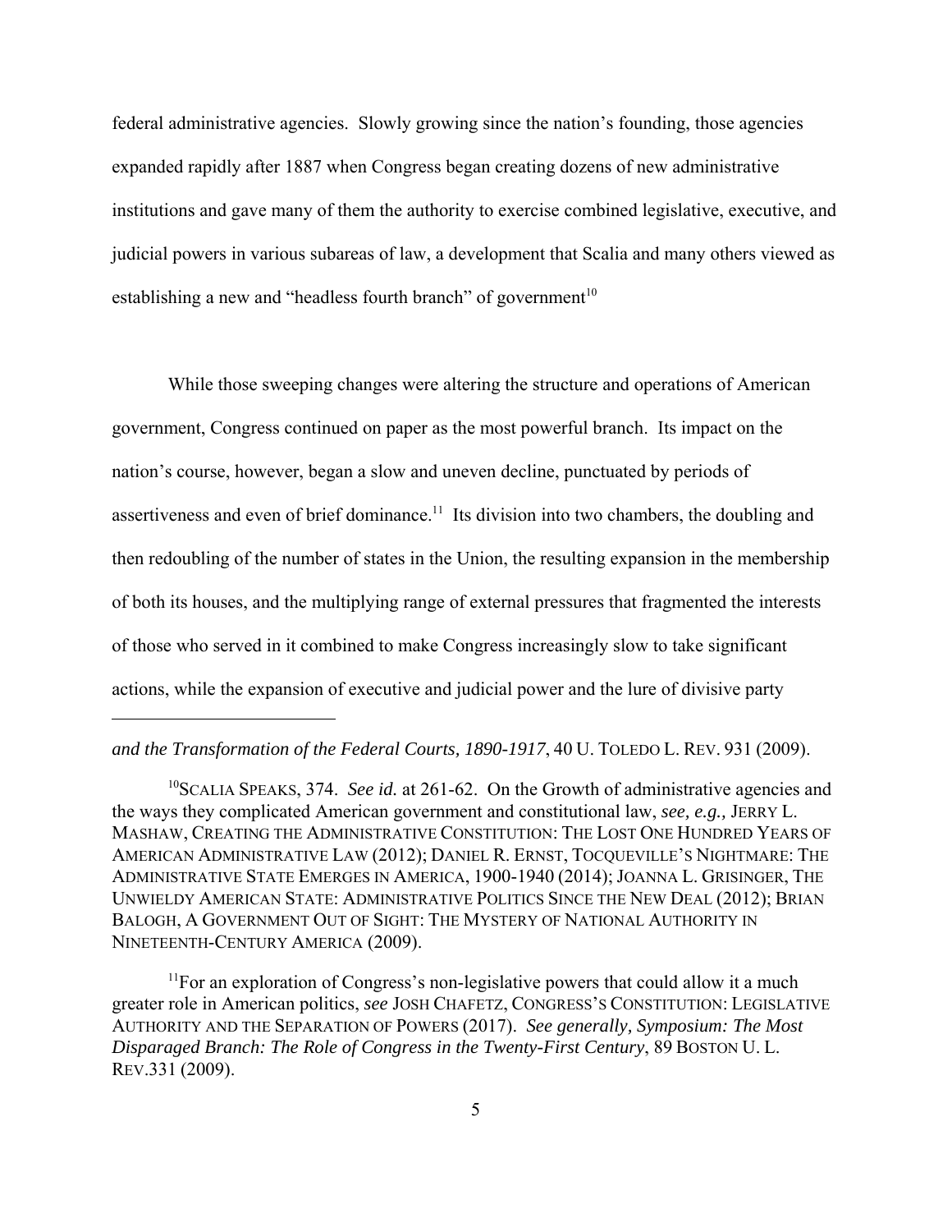federal administrative agencies. Slowly growing since the nation's founding, those agencies expanded rapidly after 1887 when Congress began creating dozens of new administrative institutions and gave many of them the authority to exercise combined legislative, executive, and judicial powers in various subareas of law, a development that Scalia and many others viewed as establishing a new and "headless fourth branch" of government[10]

While those sweeping changes were altering the structure and operations of American government, Congress continued on paper as the most powerful branch. Its impact on the nation's course, however, began a slow and uneven decline, punctuated by periods of assertiveness and even of brief dominance.[11] Its division into two chambers, the doubling and then redoubling of the number of states in the Union, the resulting expansion in the membership of both its houses, and the multiplying range of external pressures that fragmented the interests of those who served in it combined to make Congress increasingly slow to take significant actions, while the expansion of executive and judicial power and the lure of divisive party

---

*and the Transformation of the Federal Courts, 1890-1917*, 40 U. TOLEDO L. REV. 931 (2009).

[10]SCALIA SPEAKS, 374. *See id.* at 261-62. On the Growth of administrative agencies and the ways they complicated American government and constitutional law, *see, e.g.,* JERRY L. MASHAW, CREATING THE ADMINISTRATIVE CONSTITUTION: THE LOST ONE HUNDRED YEARS OF AMERICAN ADMINISTRATIVE LAW (2012); DANIEL R. ERNST, TOCQUEVILLE'S NIGHTMARE: THE ADMINISTRATIVE STATE EMERGES IN AMERICA, 1900-1940 (2014); JOANNA L. GRISINGER, THE UNWIELDY AMERICAN STATE: ADMINISTRATIVE POLITICS SINCE THE NEW DEAL (2012); BRIAN BALOGH, A GOVERNMENT OUT OF SIGHT: THE MYSTERY OF NATIONAL AUTHORITY IN NINETEENTH-CENTURY AMERICA (2009).

[11]For an exploration of Congress's non-legislative powers that could allow it a much greater role in American politics, *see* JOSH CHAFETZ, CONGRESS'S CONSTITUTION: LEGISLATIVE AUTHORITY AND THE SEPARATION OF POWERS (2017). *See generally, Symposium: The Most Disparaged Branch: The Role of Congress in the Twenty-First Century*, 89 BOSTON U. L. REV.331 (2009).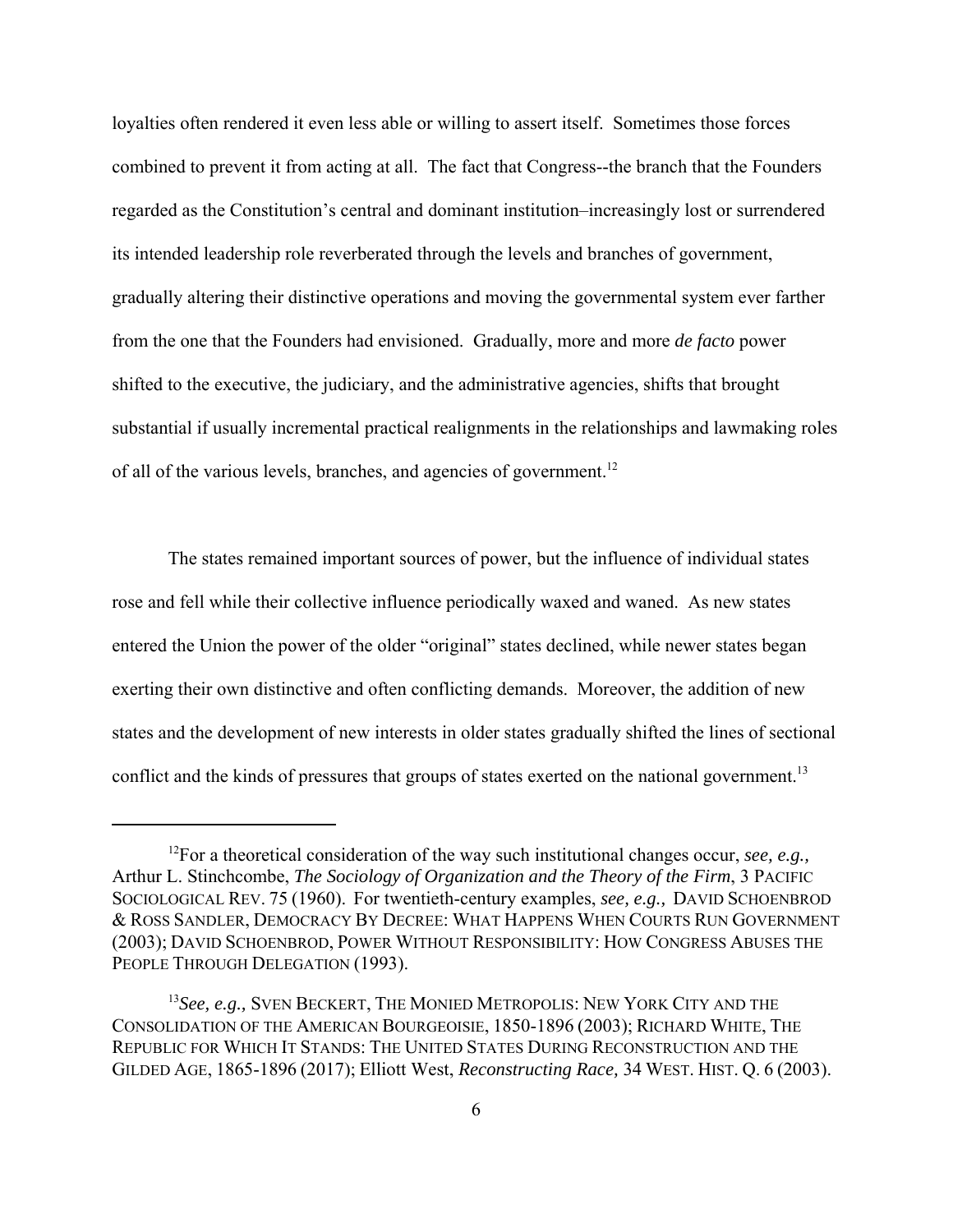loyalties often rendered it even less able or willing to assert itself. Sometimes those forces combined to prevent it from acting at all. The fact that Congress--the branch that the Founders regarded as the Constitution's central and dominant institution–increasingly lost or surrendered its intended leadership role reverberated through the levels and branches of government, gradually altering their distinctive operations and moving the governmental system ever farther from the one that the Founders had envisioned. Gradually, more and more *de facto* power shifted to the executive, the judiciary, and the administrative agencies, shifts that brought substantial if usually incremental practical realignments in the relationships and lawmaking roles of all of the various levels, branches, and agencies of government.[12]

The states remained important sources of power, but the influence of individual states rose and fell while their collective influence periodically waxed and waned. As new states entered the Union the power of the older "original" states declined, while newer states began exerting their own distinctive and often conflicting demands. Moreover, the addition of new states and the development of new interests in older states gradually shifted the lines of sectional conflict and the kinds of pressures that groups of states exerted on the national government.[13]

---

[12]For a theoretical consideration of the way such institutional changes occur, *see, e.g.,* Arthur L. Stinchcombe, *The Sociology of Organization and the Theory of the Firm*, 3 PACIFIC SOCIOLOGICAL REV. 75 (1960). For twentieth-century examples, *see, e.g.,* DAVID SCHOENBROD & ROSS SANDLER, DEMOCRACY BY DECREE: WHAT HAPPENS WHEN COURTS RUN GOVERNMENT (2003); DAVID SCHOENBROD, POWER WITHOUT RESPONSIBILITY: HOW CONGRESS ABUSES THE PEOPLE THROUGH DELEGATION (1993).

[13]*See, e.g.,* SVEN BECKERT, THE MONIED METROPOLIS: NEW YORK CITY AND THE CONSOLIDATION OF THE AMERICAN BOURGEOISIE, 1850-1896 (2003); RICHARD WHITE, THE REPUBLIC FOR WHICH IT STANDS: THE UNITED STATES DURING RECONSTRUCTION AND THE GILDED AGE, 1865-1896 (2017); Elliott West, *Reconstructing Race,* 34 WEST. HIST. Q. 6 (2003).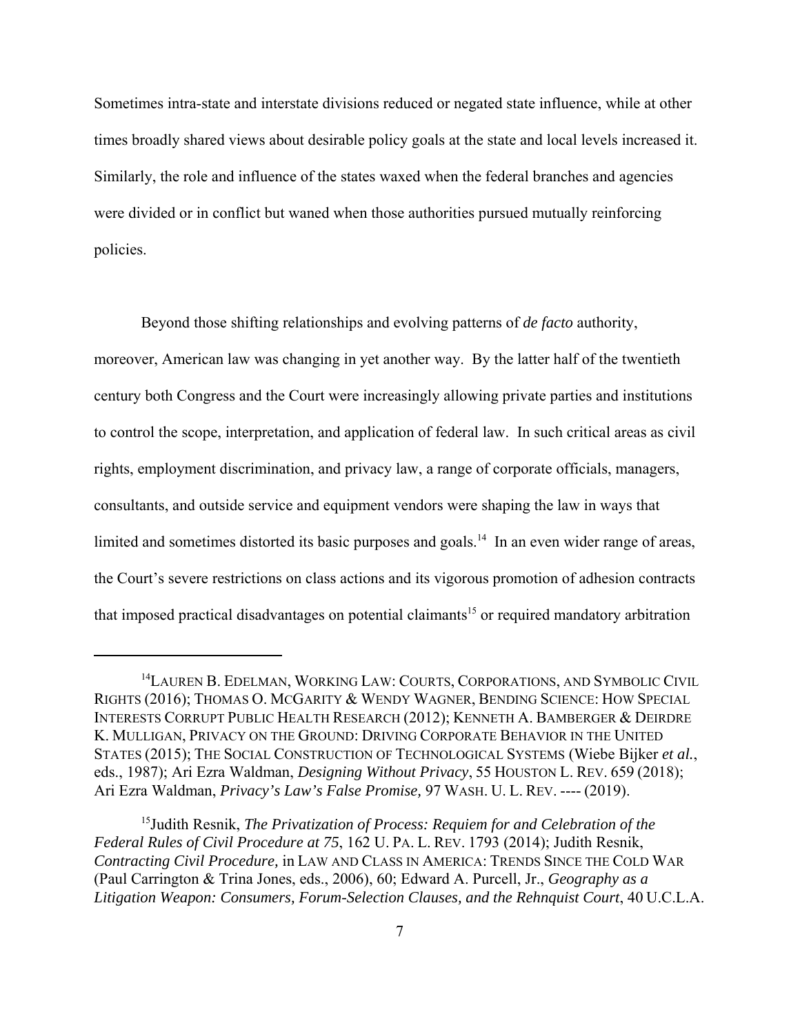Sometimes intra-state and interstate divisions reduced or negated state influence, while at other times broadly shared views about desirable policy goals at the state and local levels increased it. Similarly, the role and influence of the states waxed when the federal branches and agencies were divided or in conflict but waned when those authorities pursued mutually reinforcing policies.

Beyond those shifting relationships and evolving patterns of *de facto* authority, moreover, American law was changing in yet another way. By the latter half of the twentieth century both Congress and the Court were increasingly allowing private parties and institutions to control the scope, interpretation, and application of federal law. In such critical areas as civil rights, employment discrimination, and privacy law, a range of corporate officials, managers, consultants, and outside service and equipment vendors were shaping the law in ways that limited and sometimes distorted its basic purposes and goals.[14] In an even wider range of areas, the Court's severe restrictions on class actions and its vigorous promotion of adhesion contracts that imposed practical disadvantages on potential claimants[15] or required mandatory arbitration

---

[14] LAUREN B. EDELMAN, WORKING LAW: COURTS, CORPORATIONS, AND SYMBOLIC CIVIL RIGHTS (2016); THOMAS O. MCGARITY & WENDY WAGNER, BENDING SCIENCE: HOW SPECIAL INTERESTS CORRUPT PUBLIC HEALTH RESEARCH (2012); KENNETH A. BAMBERGER & DEIRDRE K. MULLIGAN, PRIVACY ON THE GROUND: DRIVING CORPORATE BEHAVIOR IN THE UNITED STATES (2015); THE SOCIAL CONSTRUCTION OF TECHNOLOGICAL SYSTEMS (Wiebe Bijker *et al.*, eds., 1987); Ari Ezra Waldman, *Designing Without Privacy*, 55 HOUSTON L. REV. 659 (2018); Ari Ezra Waldman, *Privacy's Law's False Promise,* 97 WASH. U. L. REV. ---- (2019).

[15] Judith Resnik, *The Privatization of Process: Requiem for and Celebration of the Federal Rules of Civil Procedure at 75*, 162 U. PA. L. REV. 1793 (2014); Judith Resnik, *Contracting Civil Procedure,* in LAW AND CLASS IN AMERICA: TRENDS SINCE THE COLD WAR (Paul Carrington & Trina Jones, eds., 2006), 60; Edward A. Purcell, Jr., *Geography as a Litigation Weapon: Consumers, Forum-Selection Clauses, and the Rehnquist Court*, 40 U.C.L.A.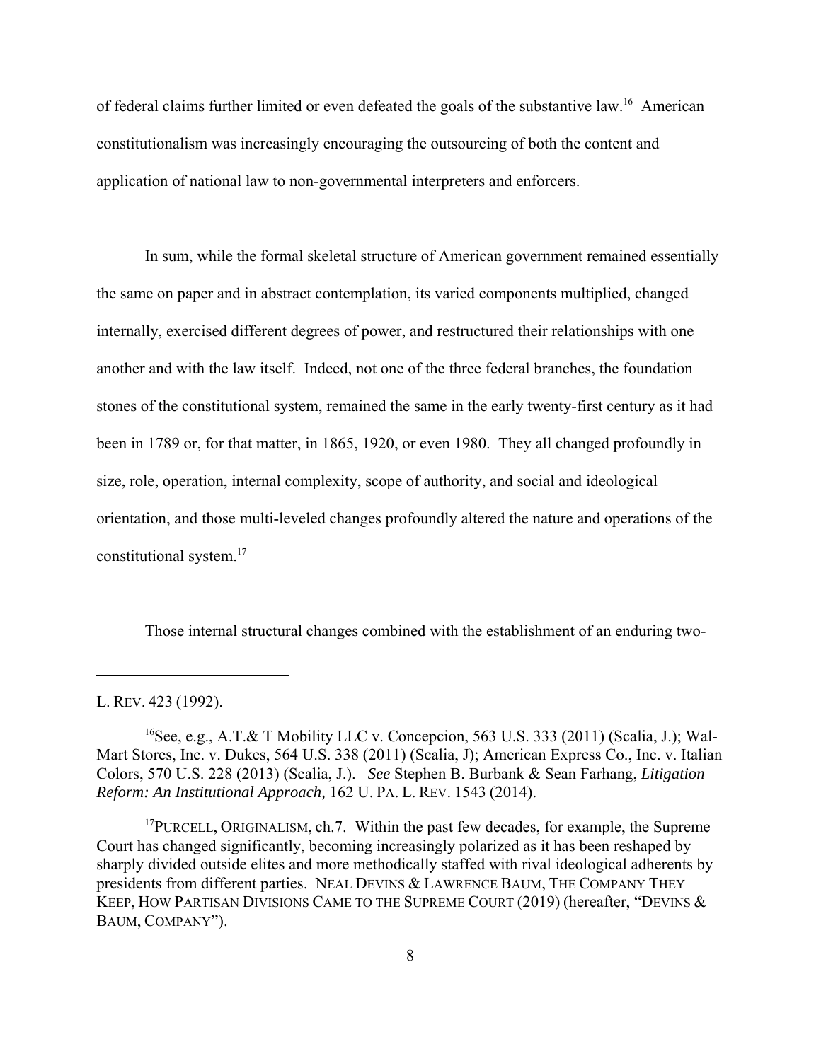of federal claims further limited or even defeated the goals of the substantive law.[16] American constitutionalism was increasingly encouraging the outsourcing of both the content and application of national law to non-governmental interpreters and enforcers.

In sum, while the formal skeletal structure of American government remained essentially the same on paper and in abstract contemplation, its varied components multiplied, changed internally, exercised different degrees of power, and restructured their relationships with one another and with the law itself. Indeed, not one of the three federal branches, the foundation stones of the constitutional system, remained the same in the early twenty-first century as it had been in 1789 or, for that matter, in 1865, 1920, or even 1980. They all changed profoundly in size, role, operation, internal complexity, scope of authority, and social and ideological orientation, and those multi-leveled changes profoundly altered the nature and operations of the constitutional system.[17]

Those internal structural changes combined with the establishment of an enduring two-

---

L. REV. 423 (1992).

[16] See, e.g., A.T.& T Mobility LLC v. Concepcion, 563 U.S. 333 (2011) (Scalia, J.); Wal-Mart Stores, Inc. v. Dukes, 564 U.S. 338 (2011) (Scalia, J); American Express Co., Inc. v. Italian Colors, 570 U.S. 228 (2013) (Scalia, J.). *See* Stephen B. Burbank & Sean Farhang, *Litigation Reform: An Institutional Approach,* 162 U. PA. L. REV. 1543 (2014).

[17] PURCELL, ORIGINALISM, ch.7. Within the past few decades, for example, the Supreme Court has changed significantly, becoming increasingly polarized as it has been reshaped by sharply divided outside elites and more methodically staffed with rival ideological adherents by presidents from different parties. NEAL DEVINS & LAWRENCE BAUM, THE COMPANY THEY KEEP, HOW PARTISAN DIVISIONS CAME TO THE SUPREME COURT (2019) (hereafter, "DEVINS & BAUM, COMPANY").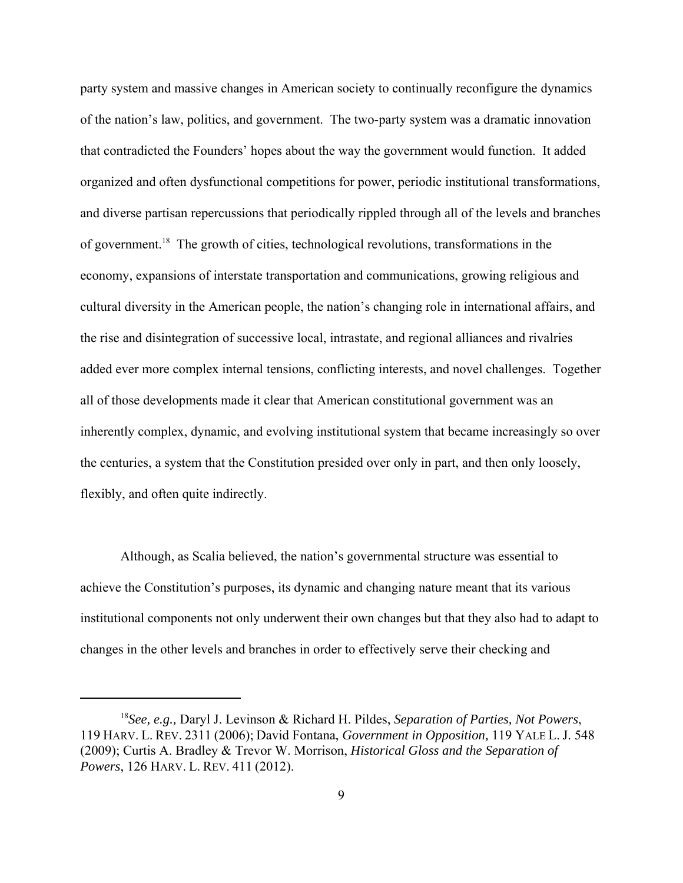party system and massive changes in American society to continually reconfigure the dynamics of the nation's law, politics, and government. The two-party system was a dramatic innovation that contradicted the Founders' hopes about the way the government would function. It added organized and often dysfunctional competitions for power, periodic institutional transformations, and diverse partisan repercussions that periodically rippled through all of the levels and branches of government.[18] The growth of cities, technological revolutions, transformations in the economy, expansions of interstate transportation and communications, growing religious and cultural diversity in the American people, the nation's changing role in international affairs, and the rise and disintegration of successive local, intrastate, and regional alliances and rivalries added ever more complex internal tensions, conflicting interests, and novel challenges. Together all of those developments made it clear that American constitutional government was an inherently complex, dynamic, and evolving institutional system that became increasingly so over the centuries, a system that the Constitution presided over only in part, and then only loosely, flexibly, and often quite indirectly.

Although, as Scalia believed, the nation's governmental structure was essential to achieve the Constitution's purposes, its dynamic and changing nature meant that its various institutional components not only underwent their own changes but that they also had to adapt to changes in the other levels and branches in order to effectively serve their checking and

---

[18]*See, e.g.,* Daryl J. Levinson & Richard H. Pildes, *Separation of Parties, Not Powers*, 119 HARV. L. REV. 2311 (2006); David Fontana, *Government in Opposition,* 119 YALE L. J. 548 (2009); Curtis A. Bradley & Trevor W. Morrison, *Historical Gloss and the Separation of Powers*, 126 HARV. L. REV. 411 (2012).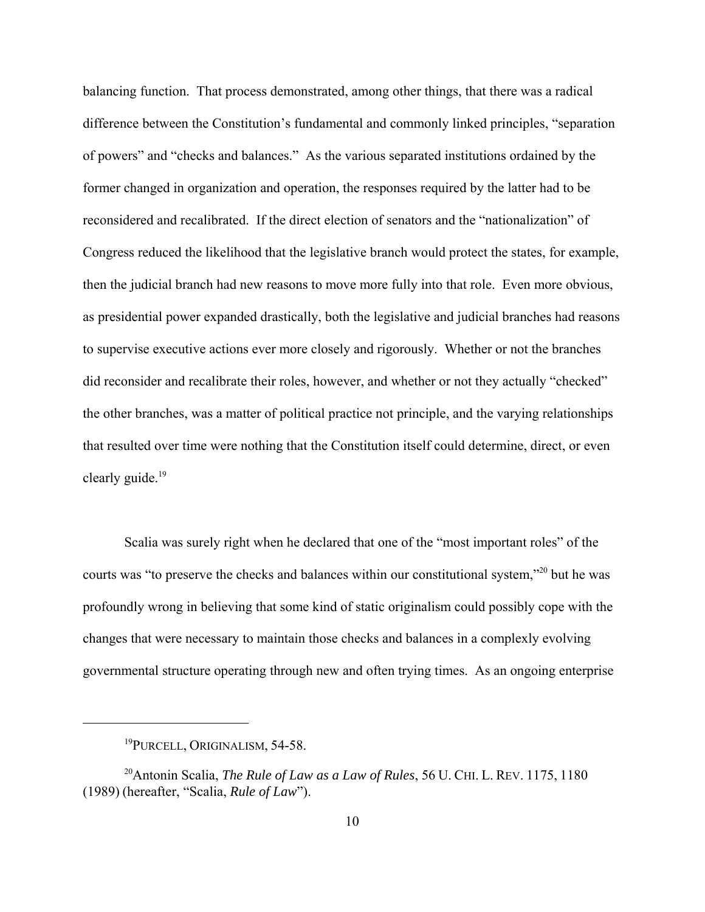balancing function. That process demonstrated, among other things, that there was a radical difference between the Constitution's fundamental and commonly linked principles, "separation of powers" and "checks and balances." As the various separated institutions ordained by the former changed in organization and operation, the responses required by the latter had to be reconsidered and recalibrated. If the direct election of senators and the "nationalization" of Congress reduced the likelihood that the legislative branch would protect the states, for example, then the judicial branch had new reasons to move more fully into that role. Even more obvious, as presidential power expanded drastically, both the legislative and judicial branches had reasons to supervise executive actions ever more closely and rigorously. Whether or not the branches did reconsider and recalibrate their roles, however, and whether or not they actually "checked" the other branches, was a matter of political practice not principle, and the varying relationships that resulted over time were nothing that the Constitution itself could determine, direct, or even clearly guide.[19]

Scalia was surely right when he declared that one of the "most important roles" of the courts was "to preserve the checks and balances within our constitutional system,"[20] but he was profoundly wrong in believing that some kind of static originalism could possibly cope with the changes that were necessary to maintain those checks and balances in a complexly evolving governmental structure operating through new and often trying times. As an ongoing enterprise

---

[19] PURCELL, ORIGINALISM, 54-58.

[20] Antonin Scalia, *The Rule of Law as a Law of Rules*, 56 U. CHI. L. REV. 1175, 1180 (1989) (hereafter, "Scalia, *Rule of Law*").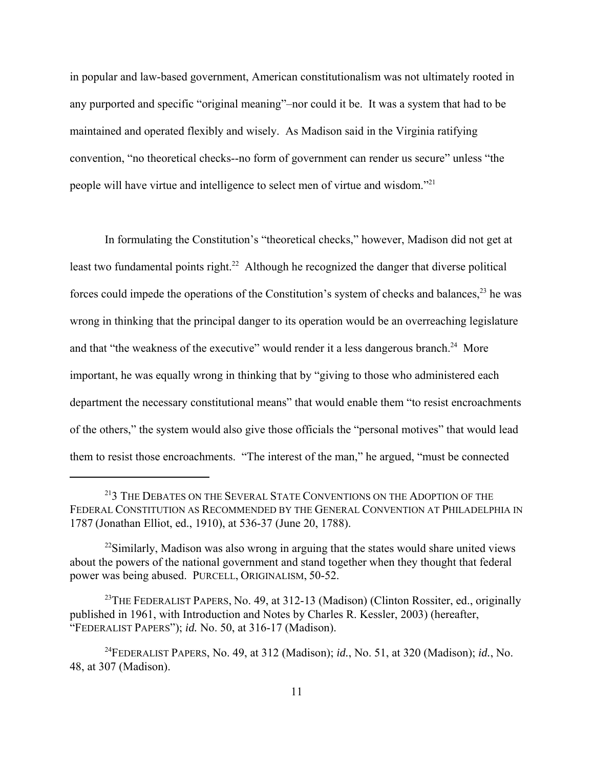in popular and law-based government, American constitutionalism was not ultimately rooted in any purported and specific "original meaning"–nor could it be. It was a system that had to be maintained and operated flexibly and wisely. As Madison said in the Virginia ratifying convention, "no theoretical checks--no form of government can render us secure" unless "the people will have virtue and intelligence to select men of virtue and wisdom."[21]

In formulating the Constitution's "theoretical checks," however, Madison did not get at least two fundamental points right.[22] Although he recognized the danger that diverse political forces could impede the operations of the Constitution's system of checks and balances,[23] he was wrong in thinking that the principal danger to its operation would be an overreaching legislature and that "the weakness of the executive" would render it a less dangerous branch.[24] More important, he was equally wrong in thinking that by "giving to those who administered each department the necessary constitutional means" that would enable them "to resist encroachments of the others," the system would also give those officials the "personal motives" that would lead them to resist those encroachments. "The interest of the man," he argued, "must be connected

---

[21] 3 THE DEBATES ON THE SEVERAL STATE CONVENTIONS ON THE ADOPTION OF THE FEDERAL CONSTITUTION AS RECOMMENDED BY THE GENERAL CONVENTION AT PHILADELPHIA IN 1787 (Jonathan Elliot, ed., 1910), at 536-37 (June 20, 1788).

[22] Similarly, Madison was also wrong in arguing that the states would share united views about the powers of the national government and stand together when they thought that federal power was being abused. PURCELL, ORIGINALISM, 50-52.

[23] THE FEDERALIST PAPERS, No. 49, at 312-13 (Madison) (Clinton Rossiter, ed., originally published in 1961, with Introduction and Notes by Charles R. Kessler, 2003) (hereafter, "FEDERALIST PAPERS"); *id.* No. 50, at 316-17 (Madison).

[24] FEDERALIST PAPERS, No. 49, at 312 (Madison); *id.*, No. 51, at 320 (Madison); *id.*, No. 48, at 307 (Madison).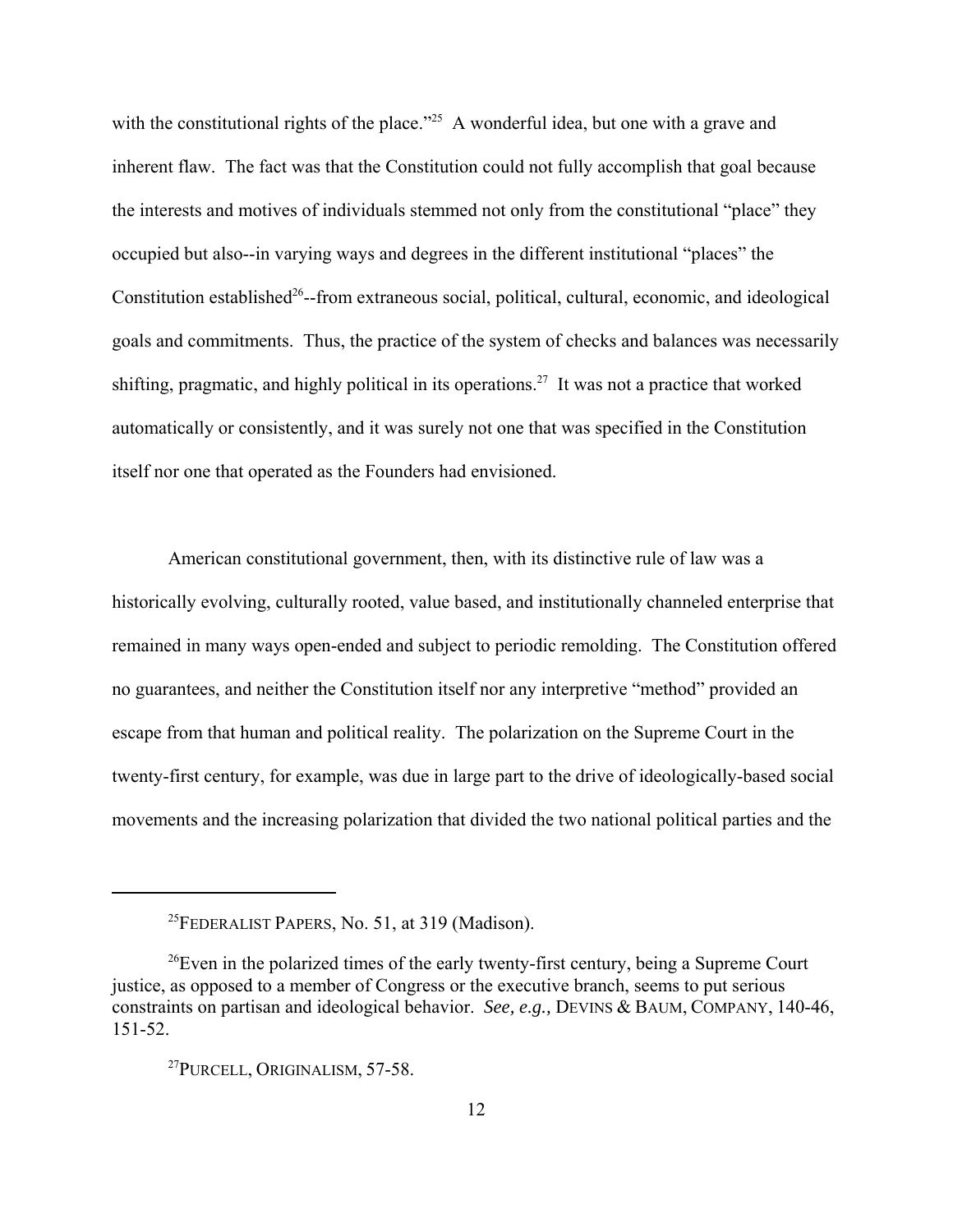with the constitutional rights of the place."[25] A wonderful idea, but one with a grave and inherent flaw. The fact was that the Constitution could not fully accomplish that goal because the interests and motives of individuals stemmed not only from the constitutional "place" they occupied but also--in varying ways and degrees in the different institutional "places" the Constitution established[26]--from extraneous social, political, cultural, economic, and ideological goals and commitments. Thus, the practice of the system of checks and balances was necessarily shifting, pragmatic, and highly political in its operations.[27] It was not a practice that worked automatically or consistently, and it was surely not one that was specified in the Constitution itself nor one that operated as the Founders had envisioned.

American constitutional government, then, with its distinctive rule of law was a historically evolving, culturally rooted, value based, and institutionally channeled enterprise that remained in many ways open-ended and subject to periodic remolding. The Constitution offered no guarantees, and neither the Constitution itself nor any interpretive "method" provided an escape from that human and political reality. The polarization on the Supreme Court in the twenty-first century, for example, was due in large part to the drive of ideologically-based social movements and the increasing polarization that divided the two national political parties and the

---

[25] FEDERALIST PAPERS, No. 51, at 319 (Madison).

[26] Even in the polarized times of the early twenty-first century, being a Supreme Court justice, as opposed to a member of Congress or the executive branch, seems to put serious constraints on partisan and ideological behavior. *See, e.g.,* DEVINS & BAUM, COMPANY, 140-46, 151-52.

[27] PURCELL, ORIGINALISM, 57-58.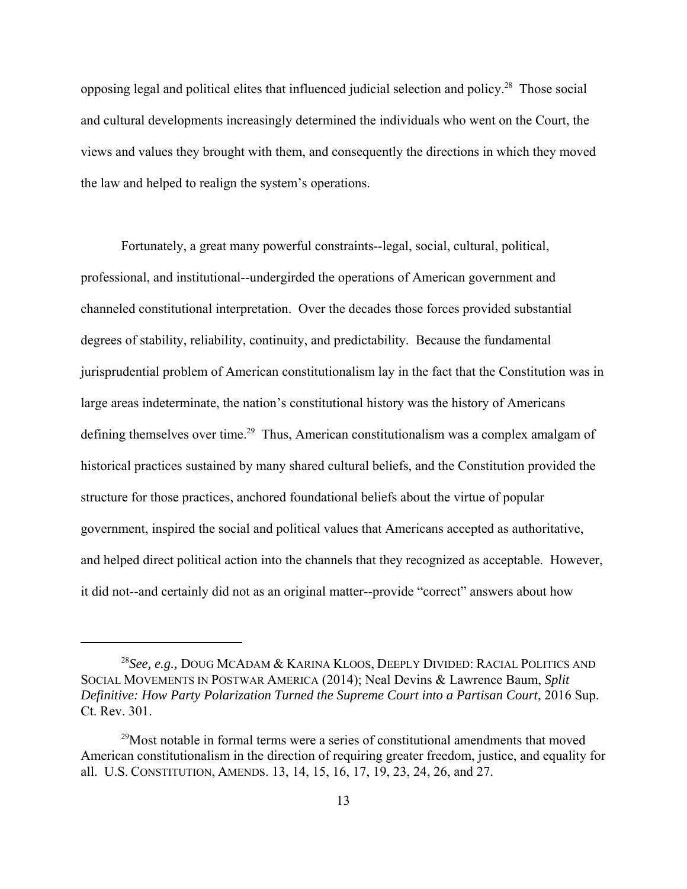opposing legal and political elites that influenced judicial selection and policy.[28] Those social and cultural developments increasingly determined the individuals who went on the Court, the views and values they brought with them, and consequently the directions in which they moved the law and helped to realign the system's operations.

Fortunately, a great many powerful constraints--legal, social, cultural, political, professional, and institutional--undergirded the operations of American government and channeled constitutional interpretation. Over the decades those forces provided substantial degrees of stability, reliability, continuity, and predictability. Because the fundamental jurisprudential problem of American constitutionalism lay in the fact that the Constitution was in large areas indeterminate, the nation's constitutional history was the history of Americans defining themselves over time.[29] Thus, American constitutionalism was a complex amalgam of historical practices sustained by many shared cultural beliefs, and the Constitution provided the structure for those practices, anchored foundational beliefs about the virtue of popular government, inspired the social and political values that Americans accepted as authoritative, and helped direct political action into the channels that they recognized as acceptable. However, it did not--and certainly did not as an original matter--provide "correct" answers about how

---

[28]*See, e.g.,* DOUG MCADAM & KARINA KLOOS, DEEPLY DIVIDED: RACIAL POLITICS AND SOCIAL MOVEMENTS IN POSTWAR AMERICA (2014); Neal Devins & Lawrence Baum, *Split Definitive: How Party Polarization Turned the Supreme Court into a Partisan Court*, 2016 Sup. Ct. Rev. 301.

[29]Most notable in formal terms were a series of constitutional amendments that moved American constitutionalism in the direction of requiring greater freedom, justice, and equality for all. U.S. CONSTITUTION, AMENDS. 13, 14, 15, 16, 17, 19, 23, 24, 26, and 27.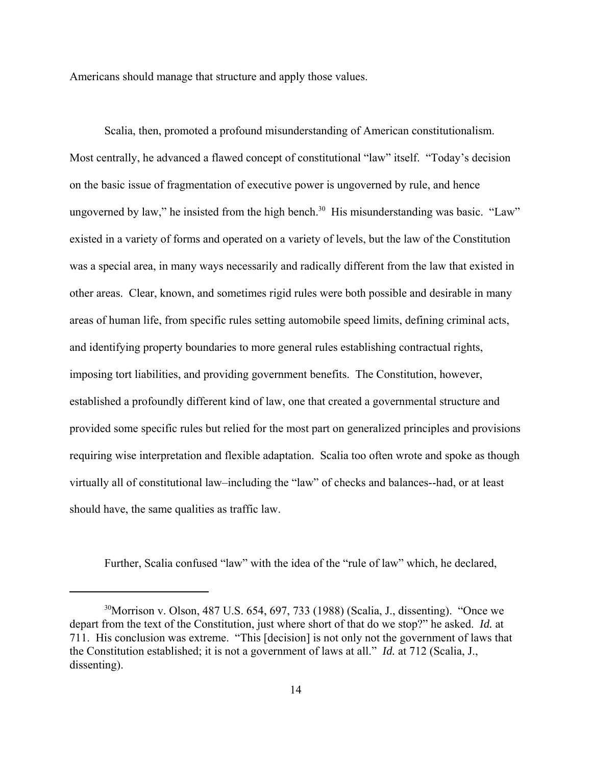Americans should manage that structure and apply those values.

Scalia, then, promoted a profound misunderstanding of American constitutionalism. Most centrally, he advanced a flawed concept of constitutional "law" itself. "Today's decision on the basic issue of fragmentation of executive power is ungoverned by rule, and hence ungoverned by law," he insisted from the high bench.[30] His misunderstanding was basic. "Law" existed in a variety of forms and operated on a variety of levels, but the law of the Constitution was a special area, in many ways necessarily and radically different from the law that existed in other areas. Clear, known, and sometimes rigid rules were both possible and desirable in many areas of human life, from specific rules setting automobile speed limits, defining criminal acts, and identifying property boundaries to more general rules establishing contractual rights, imposing tort liabilities, and providing government benefits. The Constitution, however, established a profoundly different kind of law, one that created a governmental structure and provided some specific rules but relied for the most part on generalized principles and provisions requiring wise interpretation and flexible adaptation. Scalia too often wrote and spoke as though virtually all of constitutional law–including the "law" of checks and balances--had, or at least should have, the same qualities as traffic law.

Further, Scalia confused "law" with the idea of the "rule of law" which, he declared,

---

[30]Morrison v. Olson, 487 U.S. 654, 697, 733 (1988) (Scalia, J., dissenting). "Once we depart from the text of the Constitution, just where short of that do we stop?" he asked. *Id.* at 711. His conclusion was extreme. "This [decision] is not only not the government of laws that the Constitution established; it is not a government of laws at all." *Id.* at 712 (Scalia, J., dissenting).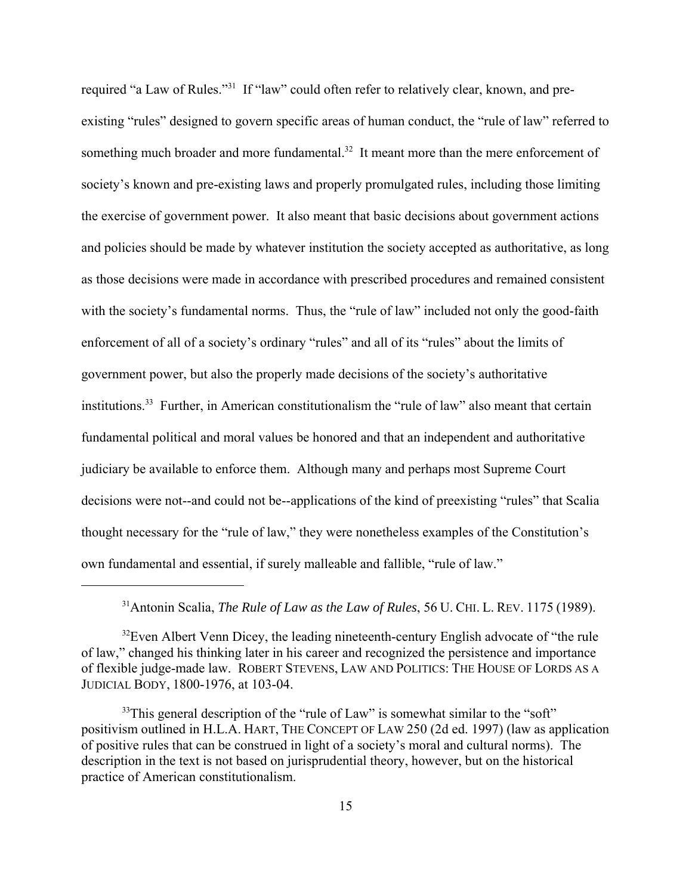required "a Law of Rules."[31] If "law" could often refer to relatively clear, known, and pre-existing "rules" designed to govern specific areas of human conduct, the "rule of law" referred to something much broader and more fundamental.[32] It meant more than the mere enforcement of society's known and pre-existing laws and properly promulgated rules, including those limiting the exercise of government power. It also meant that basic decisions about government actions and policies should be made by whatever institution the society accepted as authoritative, as long as those decisions were made in accordance with prescribed procedures and remained consistent with the society's fundamental norms. Thus, the "rule of law" included not only the good-faith enforcement of all of a society's ordinary "rules" and all of its "rules" about the limits of government power, but also the properly made decisions of the society's authoritative institutions.[33] Further, in American constitutionalism the "rule of law" also meant that certain fundamental political and moral values be honored and that an independent and authoritative judiciary be available to enforce them. Although many and perhaps most Supreme Court decisions were not--and could not be--applications of the kind of preexisting "rules" that Scalia thought necessary for the "rule of law," they were nonetheless examples of the Constitution's own fundamental and essential, if surely malleable and fallible, "rule of law."

---

[31] Antonin Scalia, *The Rule of Law as the Law of Rules*, 56 U. CHI. L. REV. 1175 (1989).

[32] Even Albert Venn Dicey, the leading nineteenth-century English advocate of "the rule of law," changed his thinking later in his career and recognized the persistence and importance of flexible judge-made law. ROBERT STEVENS, LAW AND POLITICS: THE HOUSE OF LORDS AS A JUDICIAL BODY, 1800-1976, at 103-04.

[33] This general description of the "rule of Law" is somewhat similar to the "soft" positivism outlined in H.L.A. HART, THE CONCEPT OF LAW 250 (2d ed. 1997) (law as application of positive rules that can be construed in light of a society's moral and cultural norms). The description in the text is not based on jurisprudential theory, however, but on the historical practice of American constitutionalism.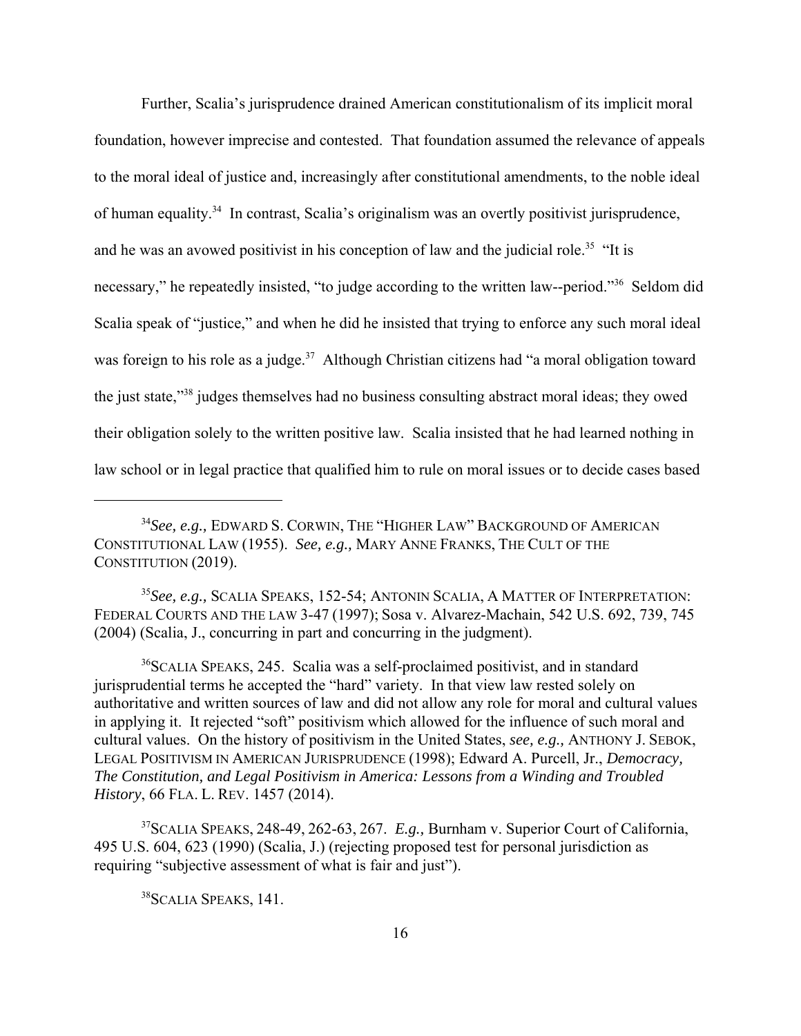Further, Scalia's jurisprudence drained American constitutionalism of its implicit moral foundation, however imprecise and contested. That foundation assumed the relevance of appeals to the moral ideal of justice and, increasingly after constitutional amendments, to the noble ideal of human equality.[34] In contrast, Scalia's originalism was an overtly positivist jurisprudence, and he was an avowed positivist in his conception of law and the judicial role.[35] "It is necessary," he repeatedly insisted, "to judge according to the written law--period."[36] Seldom did Scalia speak of "justice," and when he did he insisted that trying to enforce any such moral ideal was foreign to his role as a judge.[37] Although Christian citizens had "a moral obligation toward the just state,"[38] judges themselves had no business consulting abstract moral ideas; they owed their obligation solely to the written positive law. Scalia insisted that he had learned nothing in law school or in legal practice that qualified him to rule on moral issues or to decide cases based

---

[34] *See, e.g.,* EDWARD S. CORWIN, THE "HIGHER LAW" BACKGROUND OF AMERICAN CONSTITUTIONAL LAW (1955). *See, e.g.,* MARY ANNE FRANKS, THE CULT OF THE CONSTITUTION (2019).

[35] *See, e.g.,* SCALIA SPEAKS, 152-54; ANTONIN SCALIA, A MATTER OF INTERPRETATION: FEDERAL COURTS AND THE LAW 3-47 (1997); Sosa v. Alvarez-Machain, 542 U.S. 692, 739, 745 (2004) (Scalia, J., concurring in part and concurring in the judgment).

[36] SCALIA SPEAKS, 245. Scalia was a self-proclaimed positivist, and in standard jurisprudential terms he accepted the "hard" variety. In that view law rested solely on authoritative and written sources of law and did not allow any role for moral and cultural values in applying it. It rejected "soft" positivism which allowed for the influence of such moral and cultural values. On the history of positivism in the United States, *see, e.g.,* ANTHONY J. SEBOK, LEGAL POSITIVISM IN AMERICAN JURISPRUDENCE (1998); Edward A. Purcell, Jr., *Democracy, The Constitution, and Legal Positivism in America: Lessons from a Winding and Troubled History*, 66 FLA. L. REV. 1457 (2014).

[37] SCALIA SPEAKS, 248-49, 262-63, 267. *E.g.,* Burnham v. Superior Court of California, 495 U.S. 604, 623 (1990) (Scalia, J.) (rejecting proposed test for personal jurisdiction as requiring "subjective assessment of what is fair and just").

[38] SCALIA SPEAKS, 141.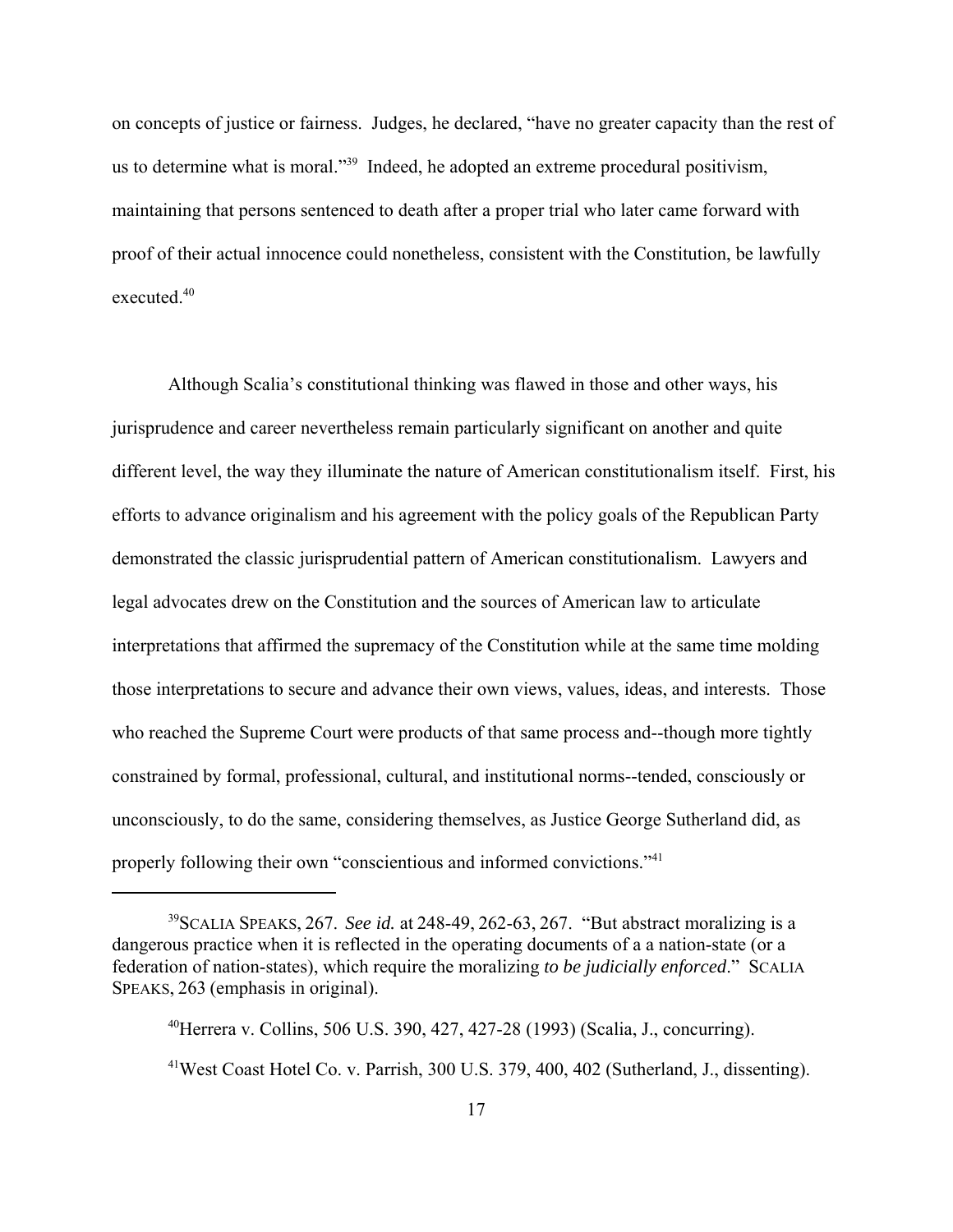on concepts of justice or fairness. Judges, he declared, "have no greater capacity than the rest of us to determine what is moral."[39] Indeed, he adopted an extreme procedural positivism, maintaining that persons sentenced to death after a proper trial who later came forward with proof of their actual innocence could nonetheless, consistent with the Constitution, be lawfully executed.[40]

Although Scalia's constitutional thinking was flawed in those and other ways, his jurisprudence and career nevertheless remain particularly significant on another and quite different level, the way they illuminate the nature of American constitutionalism itself. First, his efforts to advance originalism and his agreement with the policy goals of the Republican Party demonstrated the classic jurisprudential pattern of American constitutionalism. Lawyers and legal advocates drew on the Constitution and the sources of American law to articulate interpretations that affirmed the supremacy of the Constitution while at the same time molding those interpretations to secure and advance their own views, values, ideas, and interests. Those who reached the Supreme Court were products of that same process and--though more tightly constrained by formal, professional, cultural, and institutional norms--tended, consciously or unconsciously, to do the same, considering themselves, as Justice George Sutherland did, as properly following their own "conscientious and informed convictions."[41]

---

[39] SCALIA SPEAKS, 267. *See id.* at 248-49, 262-63, 267. "But abstract moralizing is a dangerous practice when it is reflected in the operating documents of a a nation-state (or a federation of nation-states), which require the moralizing *to be judicially enforced*." SCALIA SPEAKS, 263 (emphasis in original).

[40] Herrera v. Collins, 506 U.S. 390, 427, 427-28 (1993) (Scalia, J., concurring).

[41] West Coast Hotel Co. v. Parrish, 300 U.S. 379, 400, 402 (Sutherland, J., dissenting).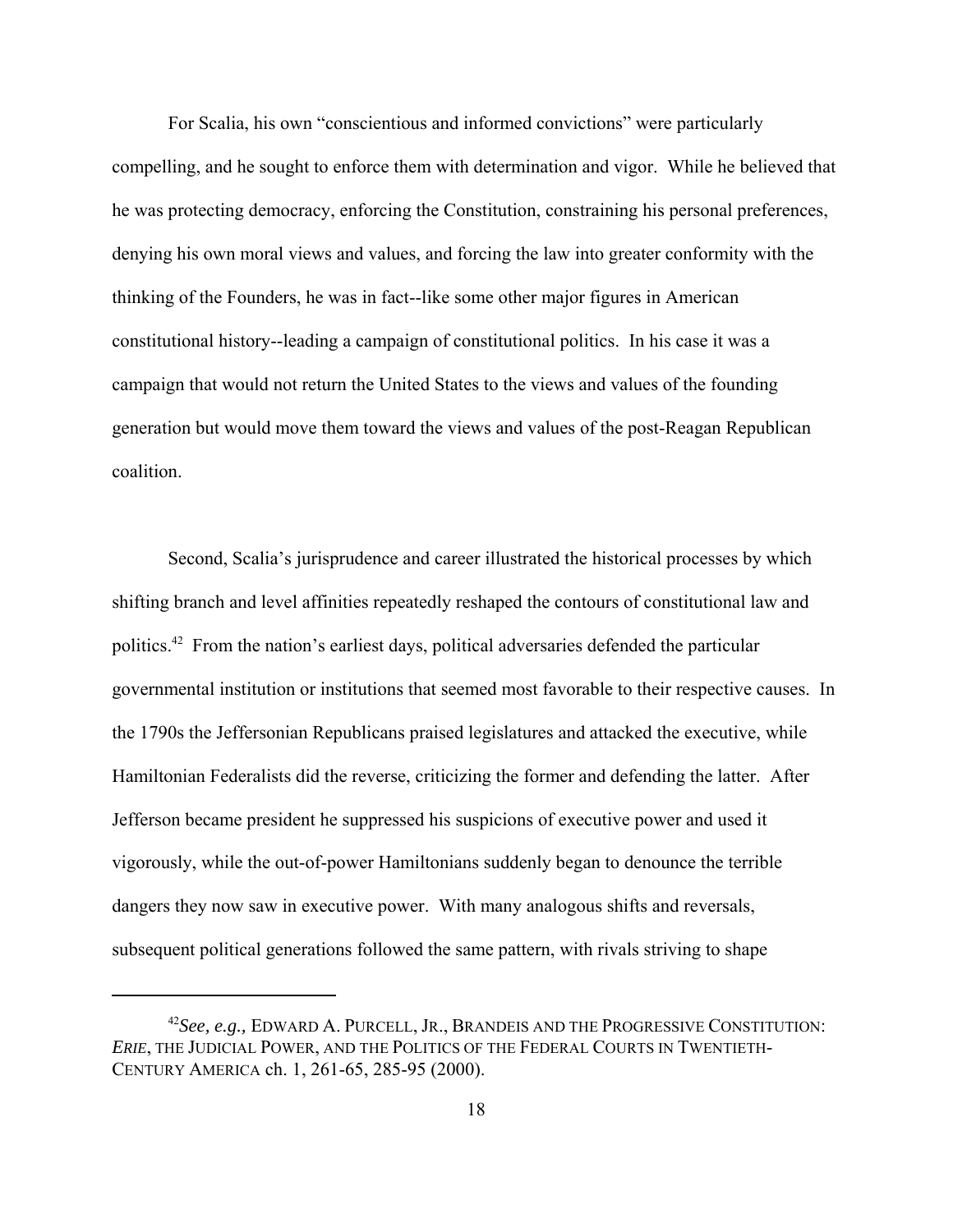For Scalia, his own "conscientious and informed convictions" were particularly compelling, and he sought to enforce them with determination and vigor. While he believed that he was protecting democracy, enforcing the Constitution, constraining his personal preferences, denying his own moral views and values, and forcing the law into greater conformity with the thinking of the Founders, he was in fact--like some other major figures in American constitutional history--leading a campaign of constitutional politics. In his case it was a campaign that would not return the United States to the views and values of the founding generation but would move them toward the views and values of the post-Reagan Republican coalition.

Second, Scalia's jurisprudence and career illustrated the historical processes by which shifting branch and level affinities repeatedly reshaped the contours of constitutional law and politics.[42] From the nation's earliest days, political adversaries defended the particular governmental institution or institutions that seemed most favorable to their respective causes. In the 1790s the Jeffersonian Republicans praised legislatures and attacked the executive, while Hamiltonian Federalists did the reverse, criticizing the former and defending the latter. After Jefferson became president he suppressed his suspicions of executive power and used it vigorously, while the out-of-power Hamiltonians suddenly began to denounce the terrible dangers they now saw in executive power. With many analogous shifts and reversals, subsequent political generations followed the same pattern, with rivals striving to shape

---

[42]*See, e.g.,* EDWARD A. PURCELL, JR., BRANDEIS AND THE PROGRESSIVE CONSTITUTION: *ERIE*, THE JUDICIAL POWER, AND THE POLITICS OF THE FEDERAL COURTS IN TWENTIETH-CENTURY AMERICA ch. 1, 261-65, 285-95 (2000).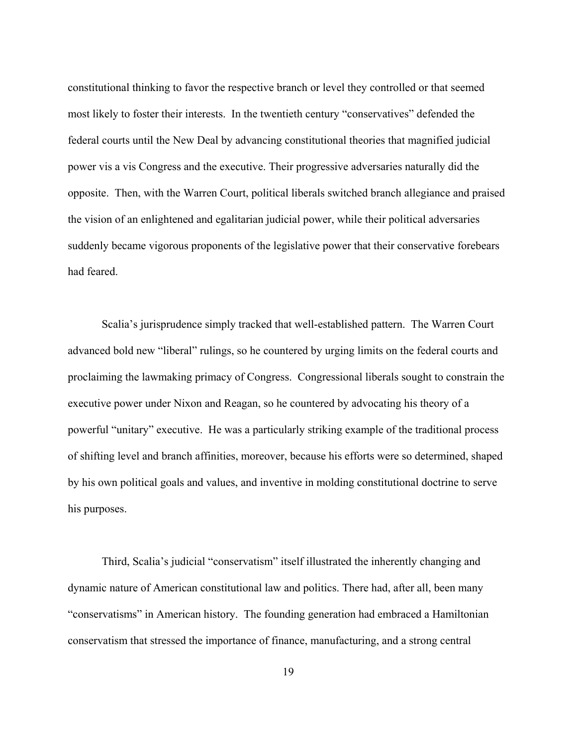constitutional thinking to favor the respective branch or level they controlled or that seemed most likely to foster their interests. In the twentieth century "conservatives" defended the federal courts until the New Deal by advancing constitutional theories that magnified judicial power vis a vis Congress and the executive. Their progressive adversaries naturally did the opposite. Then, with the Warren Court, political liberals switched branch allegiance and praised the vision of an enlightened and egalitarian judicial power, while their political adversaries suddenly became vigorous proponents of the legislative power that their conservative forebears had feared.

Scalia's jurisprudence simply tracked that well-established pattern. The Warren Court advanced bold new "liberal" rulings, so he countered by urging limits on the federal courts and proclaiming the lawmaking primacy of Congress. Congressional liberals sought to constrain the executive power under Nixon and Reagan, so he countered by advocating his theory of a powerful "unitary" executive. He was a particularly striking example of the traditional process of shifting level and branch affinities, moreover, because his efforts were so determined, shaped by his own political goals and values, and inventive in molding constitutional doctrine to serve his purposes.

Third, Scalia's judicial "conservatism" itself illustrated the inherently changing and dynamic nature of American constitutional law and politics. There had, after all, been many "conservatisms" in American history. The founding generation had embraced a Hamiltonian conservatism that stressed the importance of finance, manufacturing, and a strong central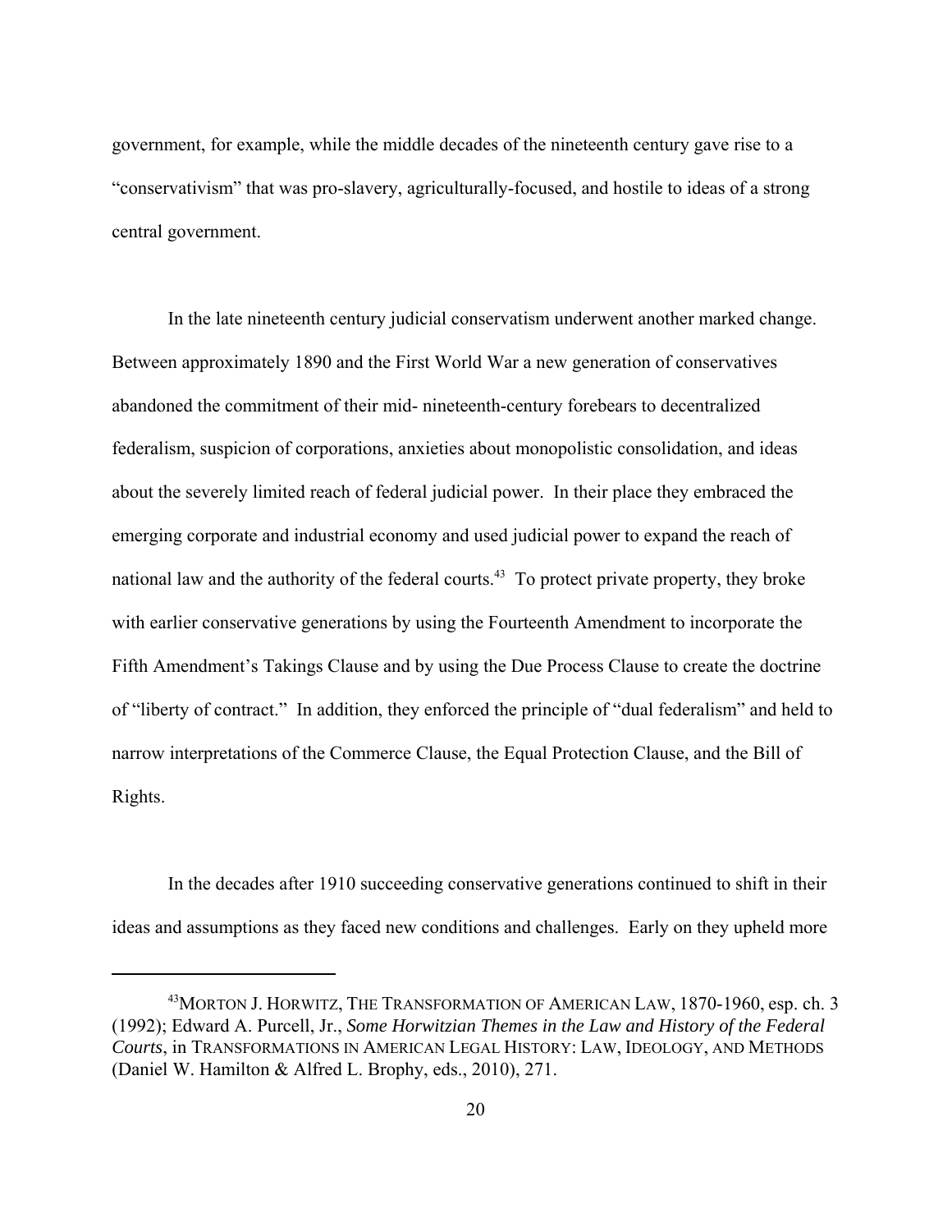government, for example, while the middle decades of the nineteenth century gave rise to a "conservativism" that was pro-slavery, agriculturally-focused, and hostile to ideas of a strong central government.

In the late nineteenth century judicial conservatism underwent another marked change. Between approximately 1890 and the First World War a new generation of conservatives abandoned the commitment of their mid- nineteenth-century forebears to decentralized federalism, suspicion of corporations, anxieties about monopolistic consolidation, and ideas about the severely limited reach of federal judicial power. In their place they embraced the emerging corporate and industrial economy and used judicial power to expand the reach of national law and the authority of the federal courts.[43] To protect private property, they broke with earlier conservative generations by using the Fourteenth Amendment to incorporate the Fifth Amendment's Takings Clause and by using the Due Process Clause to create the doctrine of "liberty of contract." In addition, they enforced the principle of "dual federalism" and held to narrow interpretations of the Commerce Clause, the Equal Protection Clause, and the Bill of Rights.

In the decades after 1910 succeeding conservative generations continued to shift in their ideas and assumptions as they faced new conditions and challenges. Early on they upheld more

---

[43] MORTON J. HORWITZ, THE TRANSFORMATION OF AMERICAN LAW, 1870-1960, esp. ch. 3 (1992); Edward A. Purcell, Jr., *Some Horwitzian Themes in the Law and History of the Federal Courts*, in TRANSFORMATIONS IN AMERICAN LEGAL HISTORY: LAW, IDEOLOGY, AND METHODS (Daniel W. Hamilton & Alfred L. Brophy, eds., 2010), 271.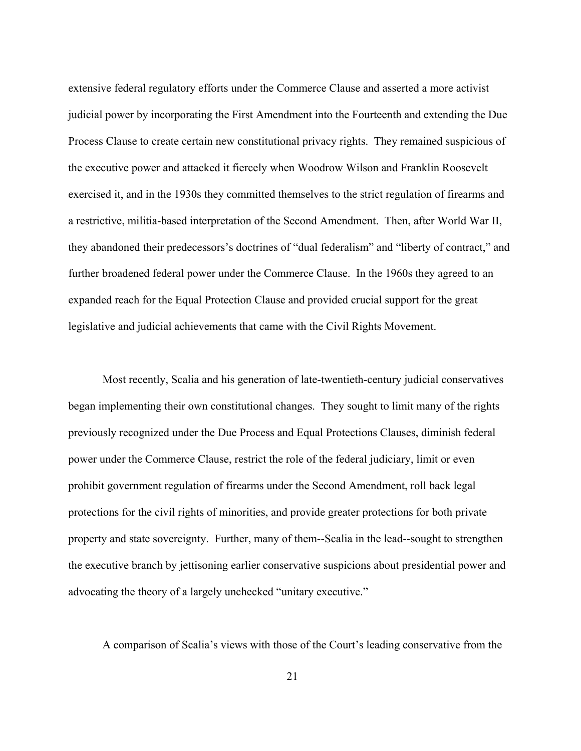extensive federal regulatory efforts under the Commerce Clause and asserted a more activist judicial power by incorporating the First Amendment into the Fourteenth and extending the Due Process Clause to create certain new constitutional privacy rights. They remained suspicious of the executive power and attacked it fiercely when Woodrow Wilson and Franklin Roosevelt exercised it, and in the 1930s they committed themselves to the strict regulation of firearms and a restrictive, militia-based interpretation of the Second Amendment. Then, after World War II, they abandoned their predecessors's doctrines of "dual federalism" and "liberty of contract," and further broadened federal power under the Commerce Clause. In the 1960s they agreed to an expanded reach for the Equal Protection Clause and provided crucial support for the great legislative and judicial achievements that came with the Civil Rights Movement.

Most recently, Scalia and his generation of late-twentieth-century judicial conservatives began implementing their own constitutional changes. They sought to limit many of the rights previously recognized under the Due Process and Equal Protections Clauses, diminish federal power under the Commerce Clause, restrict the role of the federal judiciary, limit or even prohibit government regulation of firearms under the Second Amendment, roll back legal protections for the civil rights of minorities, and provide greater protections for both private property and state sovereignty. Further, many of them--Scalia in the lead--sought to strengthen the executive branch by jettisoning earlier conservative suspicions about presidential power and advocating the theory of a largely unchecked "unitary executive."

A comparison of Scalia's views with those of the Court's leading conservative from the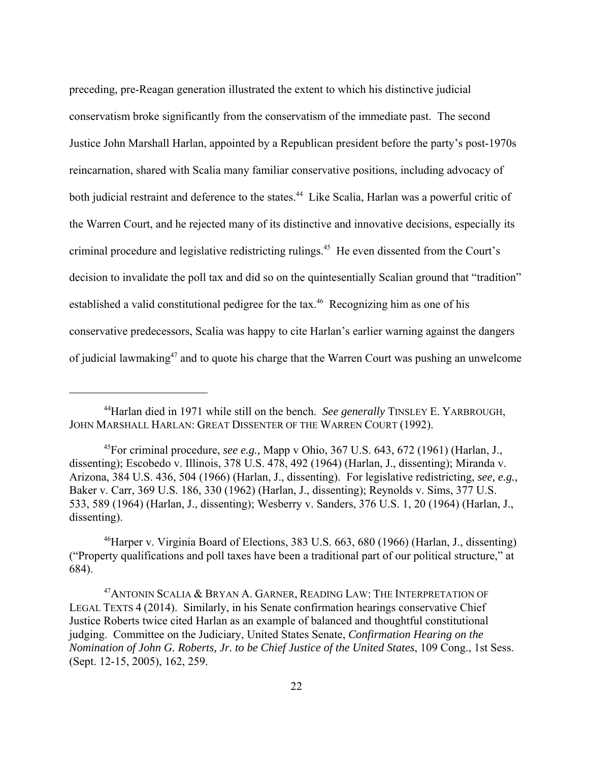preceding, pre-Reagan generation illustrated the extent to which his distinctive judicial conservatism broke significantly from the conservatism of the immediate past. The second Justice John Marshall Harlan, appointed by a Republican president before the party's post-1970s reincarnation, shared with Scalia many familiar conservative positions, including advocacy of both judicial restraint and deference to the states.[44] Like Scalia, Harlan was a powerful critic of the Warren Court, and he rejected many of its distinctive and innovative decisions, especially its criminal procedure and legislative redistricting rulings.[45] He even dissented from the Court's decision to invalidate the poll tax and did so on the quintessentially Scalian ground that "tradition" established a valid constitutional pedigree for the tax.[46] Recognizing him as one of his conservative predecessors, Scalia was happy to cite Harlan's earlier warning against the dangers of judicial lawmaking[47] and to quote his charge that the Warren Court was pushing an unwelcome

---

[44]Harlan died in 1971 while still on the bench. *See generally* TINSLEY E. YARBROUGH, JOHN MARSHALL HARLAN: GREAT DISSENTER OF THE WARREN COURT (1992).

[45]For criminal procedure, *see e.g.,* Mapp v Ohio, 367 U.S. 643, 672 (1961) (Harlan, J., dissenting); Escobedo v. Illinois, 378 U.S. 478, 492 (1964) (Harlan, J., dissenting); Miranda v. Arizona, 384 U.S. 436, 504 (1966) (Harlan, J., dissenting). For legislative redistricting, *see, e.g.,* Baker v. Carr, 369 U.S. 186, 330 (1962) (Harlan, J., dissenting); Reynolds v. Sims, 377 U.S. 533, 589 (1964) (Harlan, J., dissenting); Wesberry v. Sanders, 376 U.S. 1, 20 (1964) (Harlan, J., dissenting).

[46]Harper v. Virginia Board of Elections, 383 U.S. 663, 680 (1966) (Harlan, J., dissenting) ("Property qualifications and poll taxes have been a traditional part of our political structure," at 684).

[47]ANTONIN SCALIA & BRYAN A. GARNER, READING LAW: THE INTERPRETATION OF LEGAL TEXTS 4 (2014). Similarly, in his Senate confirmation hearings conservative Chief Justice Roberts twice cited Harlan as an example of balanced and thoughtful constitutional judging. Committee on the Judiciary, United States Senate, *Confirmation Hearing on the Nomination of John G. Roberts, Jr. to be Chief Justice of the United States*, 109 Cong., 1st Sess. (Sept. 12-15, 2005), 162, 259.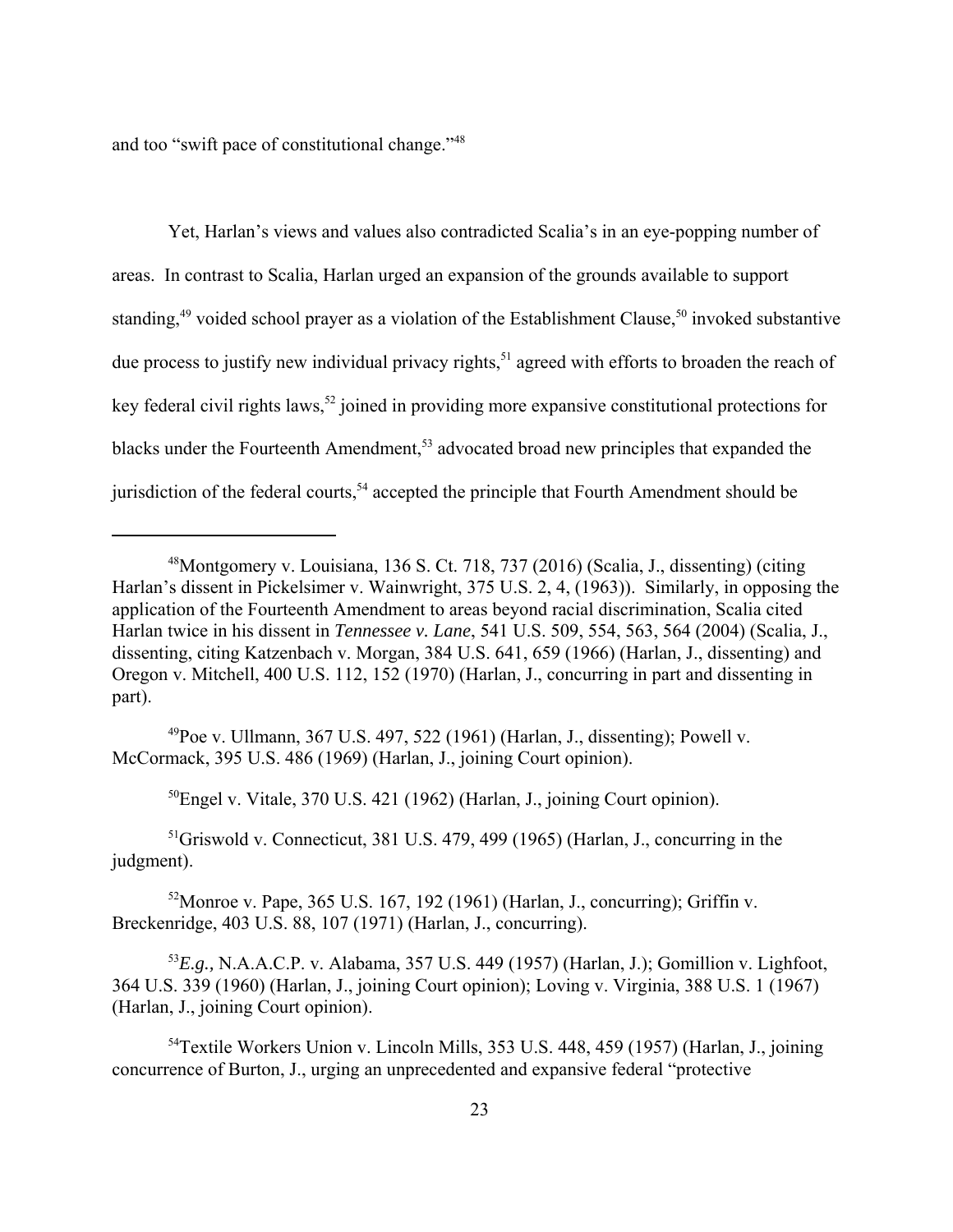and too "swift pace of constitutional change."[48]

Yet, Harlan's views and values also contradicted Scalia's in an eye-popping number of areas. In contrast to Scalia, Harlan urged an expansion of the grounds available to support standing,[49] voided school prayer as a violation of the Establishment Clause,[50] invoked substantive due process to justify new individual privacy rights,[51] agreed with efforts to broaden the reach of key federal civil rights laws,[52] joined in providing more expansive constitutional protections for blacks under the Fourteenth Amendment,[53] advocated broad new principles that expanded the jurisdiction of the federal courts,[54] accepted the principle that Fourth Amendment should be

---

[48]Montgomery v. Louisiana, 136 S. Ct. 718, 737 (2016) (Scalia, J., dissenting) (citing Harlan's dissent in Pickelsimer v. Wainwright, 375 U.S. 2, 4, (1963)). Similarly, in opposing the application of the Fourteenth Amendment to areas beyond racial discrimination, Scalia cited Harlan twice in his dissent in *Tennessee v. Lane*, 541 U.S. 509, 554, 563, 564 (2004) (Scalia, J., dissenting, citing Katzenbach v. Morgan, 384 U.S. 641, 659 (1966) (Harlan, J., dissenting) and Oregon v. Mitchell, 400 U.S. 112, 152 (1970) (Harlan, J., concurring in part and dissenting in part).

[49]Poe v. Ullmann, 367 U.S. 497, 522 (1961) (Harlan, J., dissenting); Powell v. McCormack, 395 U.S. 486 (1969) (Harlan, J., joining Court opinion).

[50]Engel v. Vitale, 370 U.S. 421 (1962) (Harlan, J., joining Court opinion).

[51]Griswold v. Connecticut, 381 U.S. 479, 499 (1965) (Harlan, J., concurring in the judgment).

[52]Monroe v. Pape, 365 U.S. 167, 192 (1961) (Harlan, J., concurring); Griffin v. Breckenridge, 403 U.S. 88, 107 (1971) (Harlan, J., concurring).

[53]*E.g.,* N.A.A.C.P. v. Alabama, 357 U.S. 449 (1957) (Harlan, J.); Gomillion v. Lighfoot, 364 U.S. 339 (1960) (Harlan, J., joining Court opinion); Loving v. Virginia, 388 U.S. 1 (1967) (Harlan, J., joining Court opinion).

[54]Textile Workers Union v. Lincoln Mills, 353 U.S. 448, 459 (1957) (Harlan, J., joining concurrence of Burton, J., urging an unprecedented and expansive federal "protective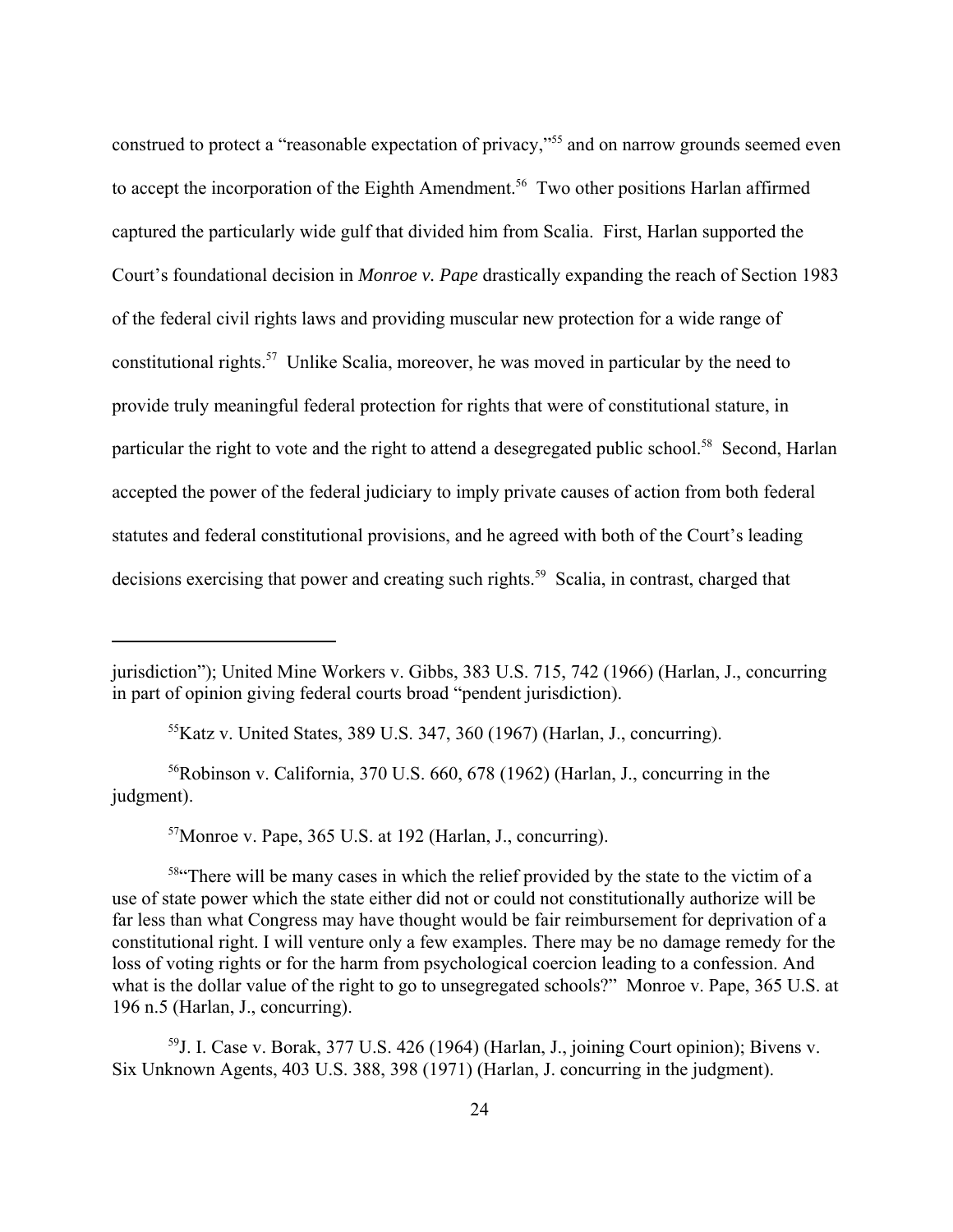construed to protect a "reasonable expectation of privacy,"[55] and on narrow grounds seemed even to accept the incorporation of the Eighth Amendment.[56] Two other positions Harlan affirmed captured the particularly wide gulf that divided him from Scalia. First, Harlan supported the Court's foundational decision in *Monroe v. Pape* drastically expanding the reach of Section 1983 of the federal civil rights laws and providing muscular new protection for a wide range of constitutional rights.[57] Unlike Scalia, moreover, he was moved in particular by the need to provide truly meaningful federal protection for rights that were of constitutional stature, in particular the right to vote and the right to attend a desegregated public school.[58] Second, Harlan accepted the power of the federal judiciary to imply private causes of action from both federal statutes and federal constitutional provisions, and he agreed with both of the Court's leading decisions exercising that power and creating such rights.[59] Scalia, in contrast, charged that

---

jurisdiction"); United Mine Workers v. Gibbs, 383 U.S. 715, 742 (1966) (Harlan, J., concurring in part of opinion giving federal courts broad "pendent jurisdiction).

[55]Katz v. United States, 389 U.S. 347, 360 (1967) (Harlan, J., concurring).

[56]Robinson v. California, 370 U.S. 660, 678 (1962) (Harlan, J., concurring in the judgment).

[57]Monroe v. Pape, 365 U.S. at 192 (Harlan, J., concurring).

[58]"There will be many cases in which the relief provided by the state to the victim of a use of state power which the state either did not or could not constitutionally authorize will be far less than what Congress may have thought would be fair reimbursement for deprivation of a constitutional right. I will venture only a few examples. There may be no damage remedy for the loss of voting rights or for the harm from psychological coercion leading to a confession. And what is the dollar value of the right to go to unsegregated schools?" Monroe v. Pape, 365 U.S. at 196 n.5 (Harlan, J., concurring).

[59]J. I. Case v. Borak, 377 U.S. 426 (1964) (Harlan, J., joining Court opinion); Bivens v. Six Unknown Agents, 403 U.S. 388, 398 (1971) (Harlan, J. concurring in the judgment).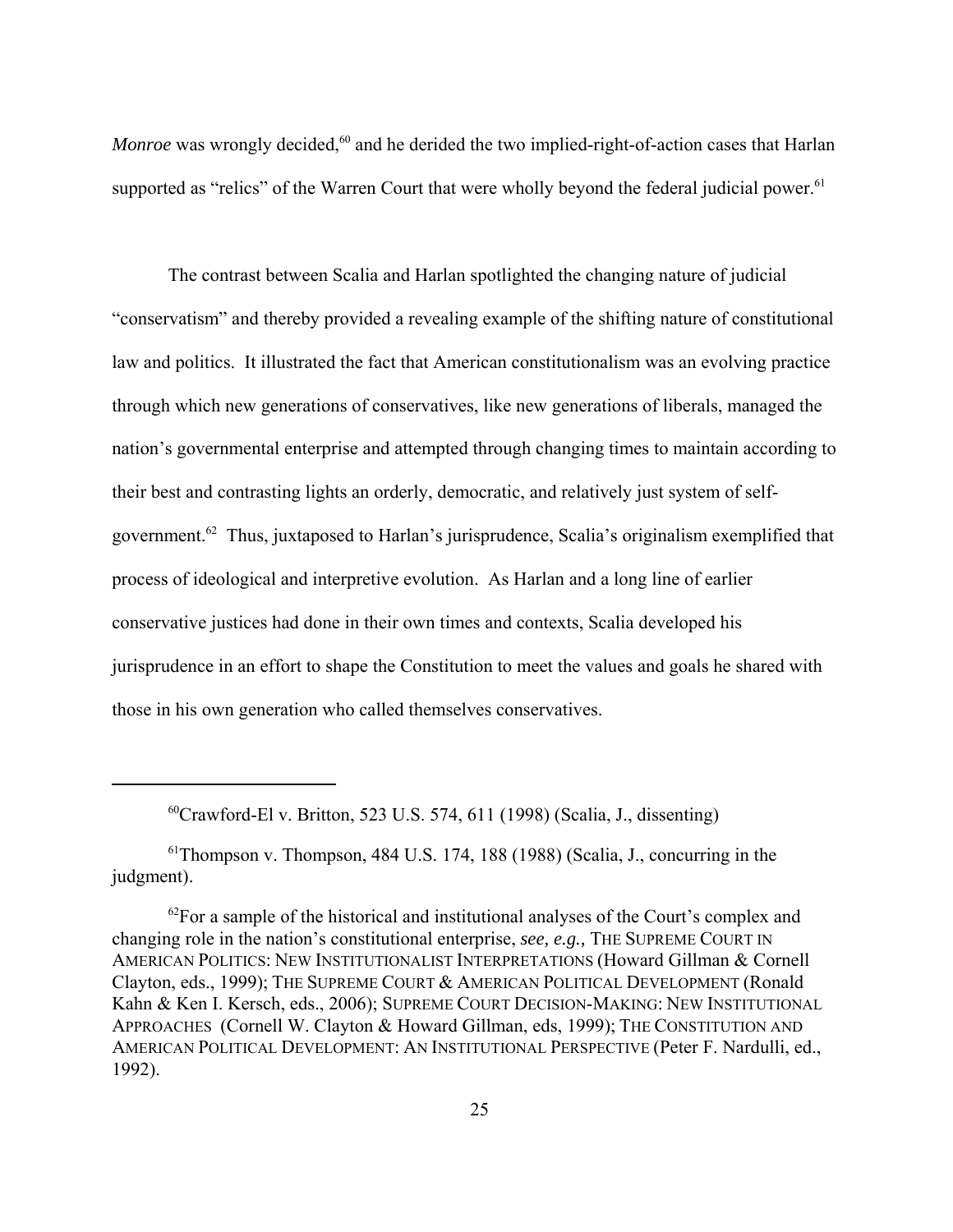*Monroe* was wrongly decided,[60] and he derided the two implied-right-of-action cases that Harlan supported as "relics" of the Warren Court that were wholly beyond the federal judicial power.[61]

The contrast between Scalia and Harlan spotlighted the changing nature of judicial "conservatism" and thereby provided a revealing example of the shifting nature of constitutional law and politics. It illustrated the fact that American constitutionalism was an evolving practice through which new generations of conservatives, like new generations of liberals, managed the nation's governmental enterprise and attempted through changing times to maintain according to their best and contrasting lights an orderly, democratic, and relatively just system of self-government.[62] Thus, juxtaposed to Harlan's jurisprudence, Scalia's originalism exemplified that process of ideological and interpretive evolution. As Harlan and a long line of earlier conservative justices had done in their own times and contexts, Scalia developed his jurisprudence in an effort to shape the Constitution to meet the values and goals he shared with those in his own generation who called themselves conservatives.

---

[60] Crawford-El v. Britton, 523 U.S. 574, 611 (1998) (Scalia, J., dissenting)

[61] Thompson v. Thompson, 484 U.S. 174, 188 (1988) (Scalia, J., concurring in the judgment).

[62] For a sample of the historical and institutional analyses of the Court's complex and changing role in the nation's constitutional enterprise, *see, e.g.,* THE SUPREME COURT IN AMERICAN POLITICS: NEW INSTITUTIONALIST INTERPRETATIONS (Howard Gillman & Cornell Clayton, eds., 1999); THE SUPREME COURT & AMERICAN POLITICAL DEVELOPMENT (Ronald Kahn & Ken I. Kersch, eds., 2006); SUPREME COURT DECISION-MAKING: NEW INSTITUTIONAL APPROACHES (Cornell W. Clayton & Howard Gillman, eds, 1999); THE CONSTITUTION AND AMERICAN POLITICAL DEVELOPMENT: AN INSTITUTIONAL PERSPECTIVE (Peter F. Nardulli, ed., 1992).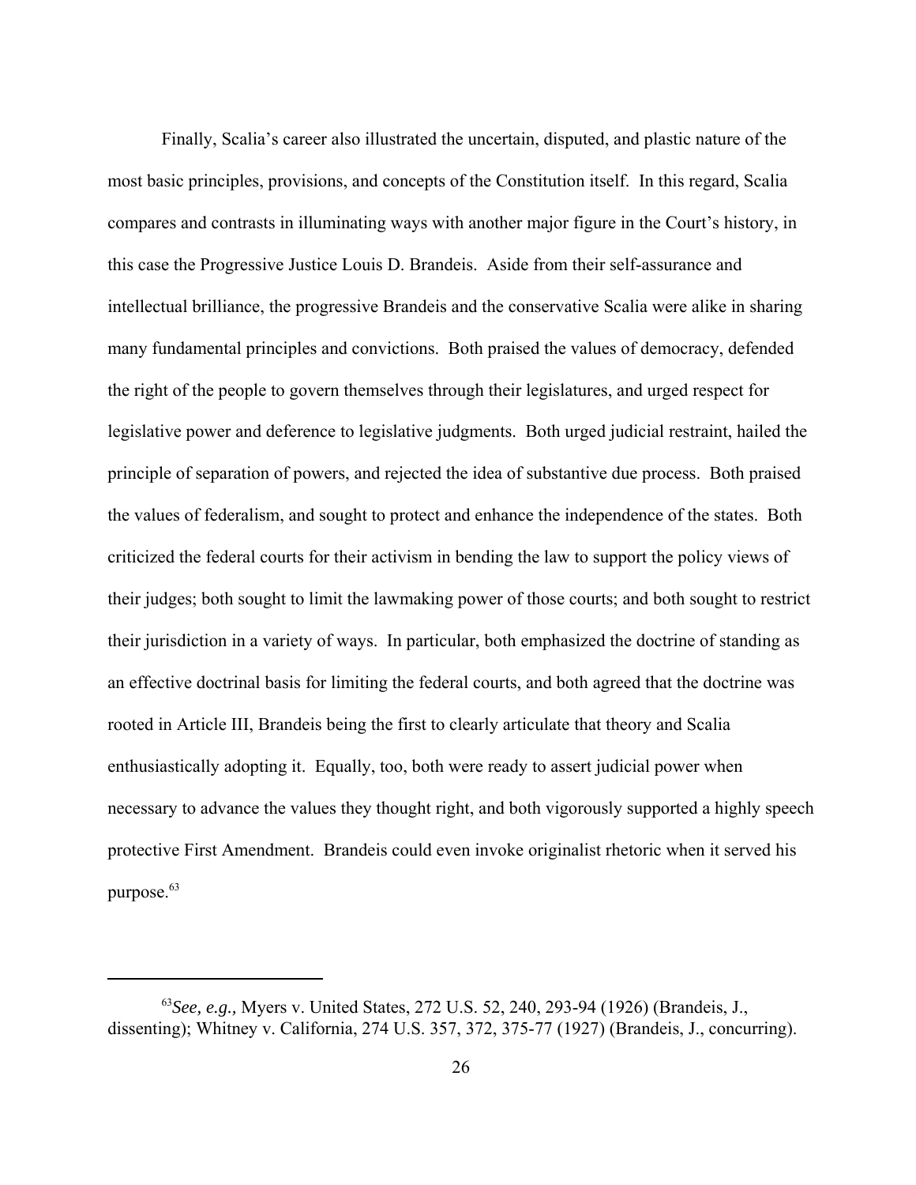Finally, Scalia's career also illustrated the uncertain, disputed, and plastic nature of the most basic principles, provisions, and concepts of the Constitution itself. In this regard, Scalia compares and contrasts in illuminating ways with another major figure in the Court's history, in this case the Progressive Justice Louis D. Brandeis. Aside from their self-assurance and intellectual brilliance, the progressive Brandeis and the conservative Scalia were alike in sharing many fundamental principles and convictions. Both praised the values of democracy, defended the right of the people to govern themselves through their legislatures, and urged respect for legislative power and deference to legislative judgments. Both urged judicial restraint, hailed the principle of separation of powers, and rejected the idea of substantive due process. Both praised the values of federalism, and sought to protect and enhance the independence of the states. Both criticized the federal courts for their activism in bending the law to support the policy views of their judges; both sought to limit the lawmaking power of those courts; and both sought to restrict their jurisdiction in a variety of ways. In particular, both emphasized the doctrine of standing as an effective doctrinal basis for limiting the federal courts, and both agreed that the doctrine was rooted in Article III, Brandeis being the first to clearly articulate that theory and Scalia enthusiastically adopting it. Equally, too, both were ready to assert judicial power when necessary to advance the values they thought right, and both vigorously supported a highly speech protective First Amendment. Brandeis could even invoke originalist rhetoric when it served his purpose.[63]

---

[63] *See, e.g.,* Myers v. United States, 272 U.S. 52, 240, 293-94 (1926) (Brandeis, J., dissenting); Whitney v. California, 274 U.S. 357, 372, 375-77 (1927) (Brandeis, J., concurring).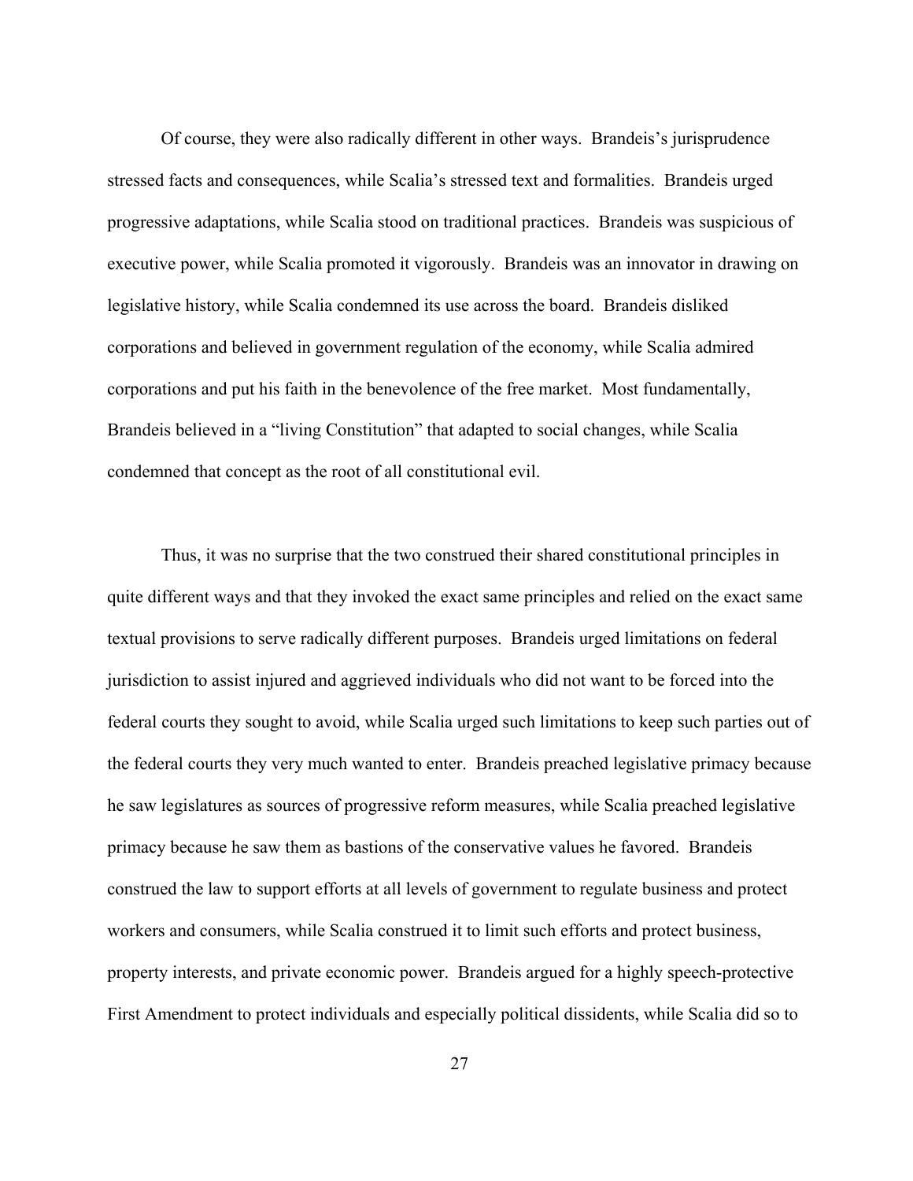Of course, they were also radically different in other ways. Brandeis's jurisprudence stressed facts and consequences, while Scalia's stressed text and formalities. Brandeis urged progressive adaptations, while Scalia stood on traditional practices. Brandeis was suspicious of executive power, while Scalia promoted it vigorously. Brandeis was an innovator in drawing on legislative history, while Scalia condemned its use across the board. Brandeis disliked corporations and believed in government regulation of the economy, while Scalia admired corporations and put his faith in the benevolence of the free market. Most fundamentally, Brandeis believed in a "living Constitution" that adapted to social changes, while Scalia condemned that concept as the root of all constitutional evil.

Thus, it was no surprise that the two construed their shared constitutional principles in quite different ways and that they invoked the exact same principles and relied on the exact same textual provisions to serve radically different purposes. Brandeis urged limitations on federal jurisdiction to assist injured and aggrieved individuals who did not want to be forced into the federal courts they sought to avoid, while Scalia urged such limitations to keep such parties out of the federal courts they very much wanted to enter. Brandeis preached legislative primacy because he saw legislatures as sources of progressive reform measures, while Scalia preached legislative primacy because he saw them as bastions of the conservative values he favored. Brandeis construed the law to support efforts at all levels of government to regulate business and protect workers and consumers, while Scalia construed it to limit such efforts and protect business, property interests, and private economic power. Brandeis argued for a highly speech-protective First Amendment to protect individuals and especially political dissidents, while Scalia did so to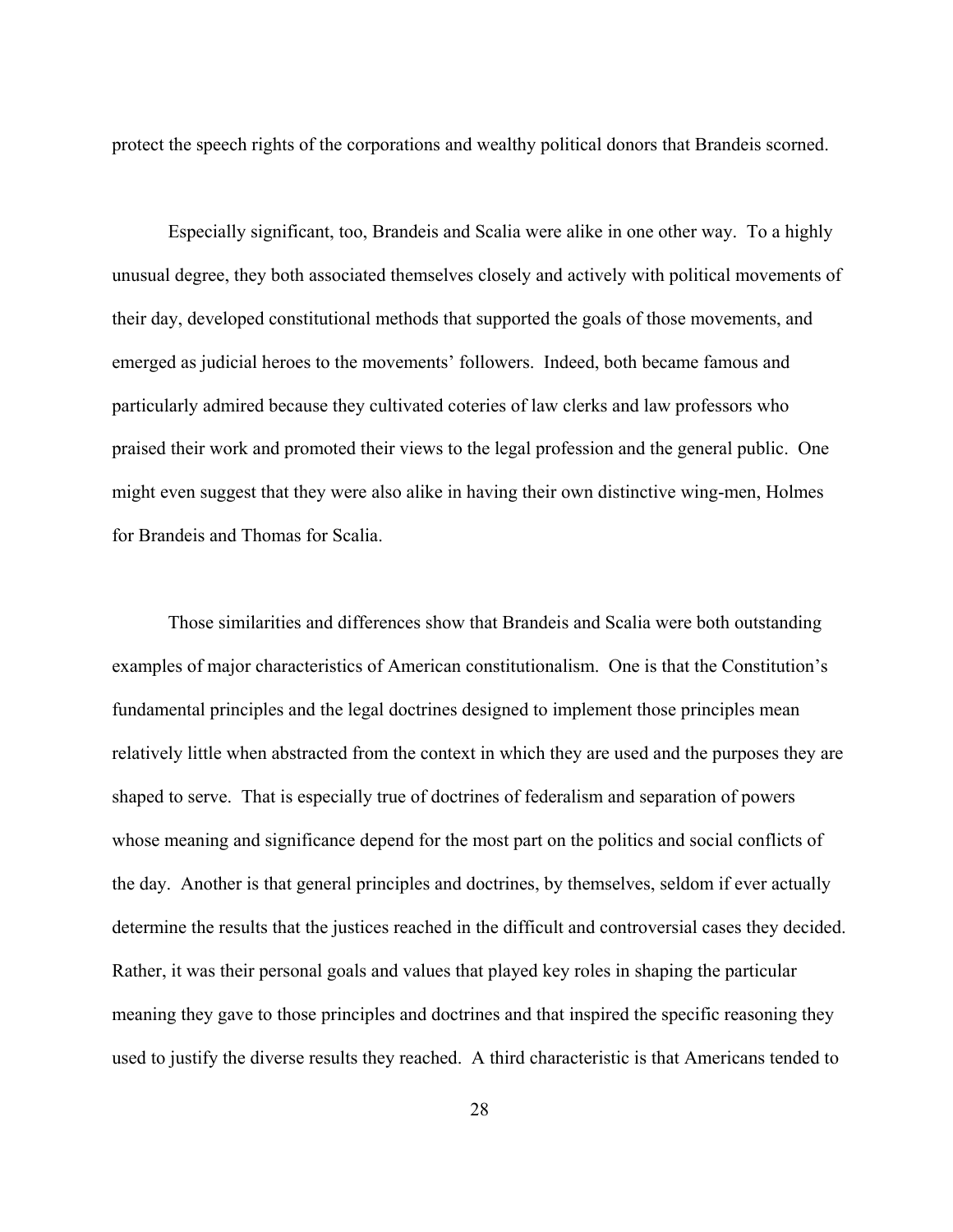protect the speech rights of the corporations and wealthy political donors that Brandeis scorned.

Especially significant, too, Brandeis and Scalia were alike in one other way. To a highly unusual degree, they both associated themselves closely and actively with political movements of their day, developed constitutional methods that supported the goals of those movements, and emerged as judicial heroes to the movements' followers. Indeed, both became famous and particularly admired because they cultivated coteries of law clerks and law professors who praised their work and promoted their views to the legal profession and the general public. One might even suggest that they were also alike in having their own distinctive wing-men, Holmes for Brandeis and Thomas for Scalia.

Those similarities and differences show that Brandeis and Scalia were both outstanding examples of major characteristics of American constitutionalism. One is that the Constitution's fundamental principles and the legal doctrines designed to implement those principles mean relatively little when abstracted from the context in which they are used and the purposes they are shaped to serve. That is especially true of doctrines of federalism and separation of powers whose meaning and significance depend for the most part on the politics and social conflicts of the day. Another is that general principles and doctrines, by themselves, seldom if ever actually determine the results that the justices reached in the difficult and controversial cases they decided. Rather, it was their personal goals and values that played key roles in shaping the particular meaning they gave to those principles and doctrines and that inspired the specific reasoning they used to justify the diverse results they reached. A third characteristic is that Americans tended to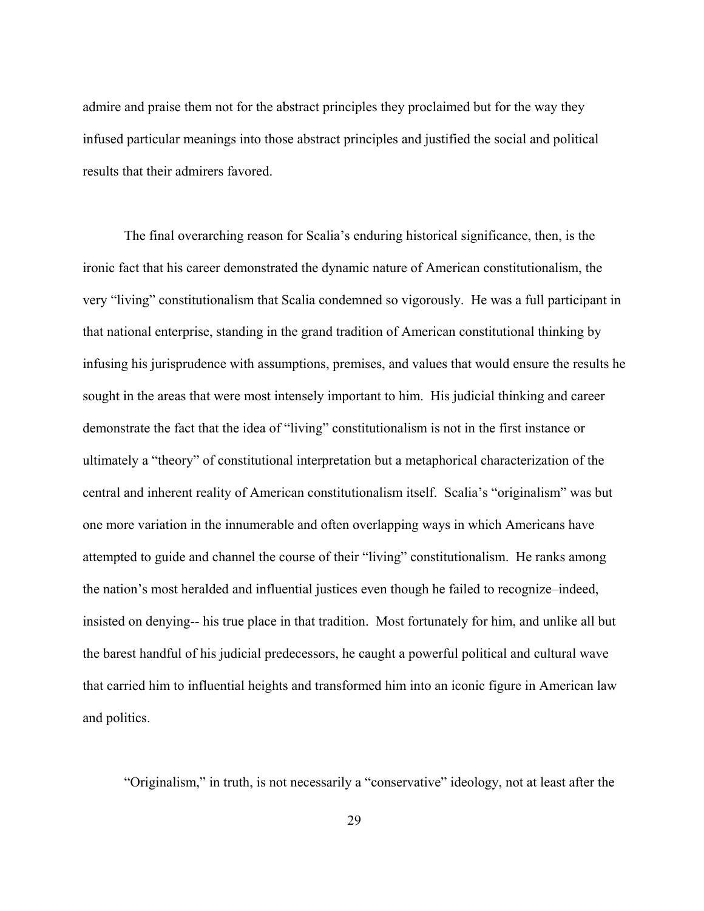admire and praise them not for the abstract principles they proclaimed but for the way they infused particular meanings into those abstract principles and justified the social and political results that their admirers favored.

The final overarching reason for Scalia's enduring historical significance, then, is the ironic fact that his career demonstrated the dynamic nature of American constitutionalism, the very "living" constitutionalism that Scalia condemned so vigorously. He was a full participant in that national enterprise, standing in the grand tradition of American constitutional thinking by infusing his jurisprudence with assumptions, premises, and values that would ensure the results he sought in the areas that were most intensely important to him. His judicial thinking and career demonstrate the fact that the idea of "living" constitutionalism is not in the first instance or ultimately a "theory" of constitutional interpretation but a metaphorical characterization of the central and inherent reality of American constitutionalism itself. Scalia's "originalism" was but one more variation in the innumerable and often overlapping ways in which Americans have attempted to guide and channel the course of their "living" constitutionalism. He ranks among the nation's most heralded and influential justices even though he failed to recognize–indeed, insisted on denying-- his true place in that tradition. Most fortunately for him, and unlike all but the barest handful of his judicial predecessors, he caught a powerful political and cultural wave that carried him to influential heights and transformed him into an iconic figure in American law and politics.

"Originalism," in truth, is not necessarily a "conservative" ideology, not at least after the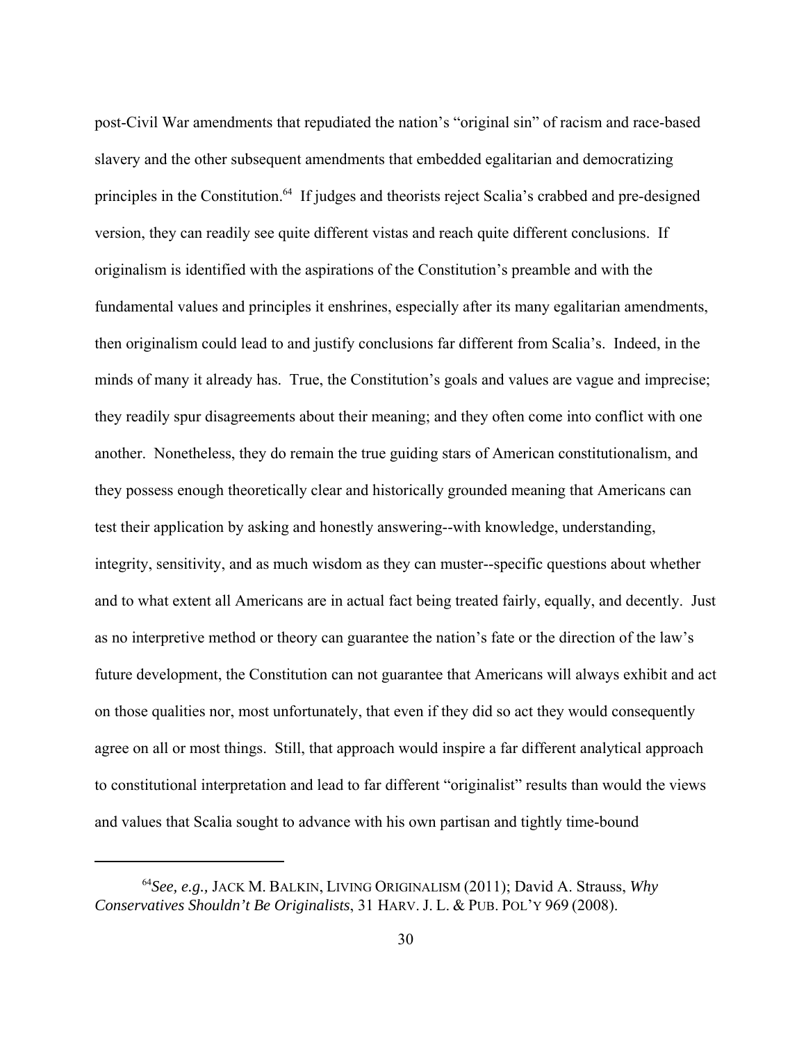post-Civil War amendments that repudiated the nation's "original sin" of racism and race-based slavery and the other subsequent amendments that embedded egalitarian and democratizing principles in the Constitution.[64] If judges and theorists reject Scalia's crabbed and pre-designed version, they can readily see quite different vistas and reach quite different conclusions. If originalism is identified with the aspirations of the Constitution's preamble and with the fundamental values and principles it enshrines, especially after its many egalitarian amendments, then originalism could lead to and justify conclusions far different from Scalia's. Indeed, in the minds of many it already has. True, the Constitution's goals and values are vague and imprecise; they readily spur disagreements about their meaning; and they often come into conflict with one another. Nonetheless, they do remain the true guiding stars of American constitutionalism, and they possess enough theoretically clear and historically grounded meaning that Americans can test their application by asking and honestly answering--with knowledge, understanding, integrity, sensitivity, and as much wisdom as they can muster--specific questions about whether and to what extent all Americans are in actual fact being treated fairly, equally, and decently. Just as no interpretive method or theory can guarantee the nation's fate or the direction of the law's future development, the Constitution can not guarantee that Americans will always exhibit and act on those qualities nor, most unfortunately, that even if they did so act they would consequently agree on all or most things. Still, that approach would inspire a far different analytical approach to constitutional interpretation and lead to far different "originalist" results than would the views and values that Scalia sought to advance with his own partisan and tightly time-bound

---

[64] *See, e.g.,* JACK M. BALKIN, LIVING ORIGINALISM (2011); David A. Strauss, *Why Conservatives Shouldn't Be Originalists*, 31 HARV. J. L. & PUB. POL'Y 969 (2008).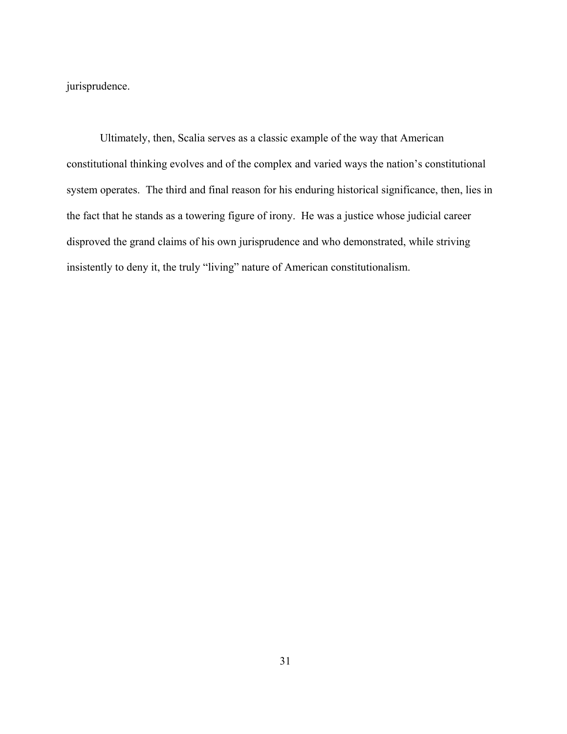jurisprudence.

Ultimately, then, Scalia serves as a classic example of the way that American constitutional thinking evolves and of the complex and varied ways the nation's constitutional system operates. The third and final reason for his enduring historical significance, then, lies in the fact that he stands as a towering figure of irony. He was a justice whose judicial career disproved the grand claims of his own jurisprudence and who demonstrated, while striving insistently to deny it, the truly "living" nature of American constitutionalism.